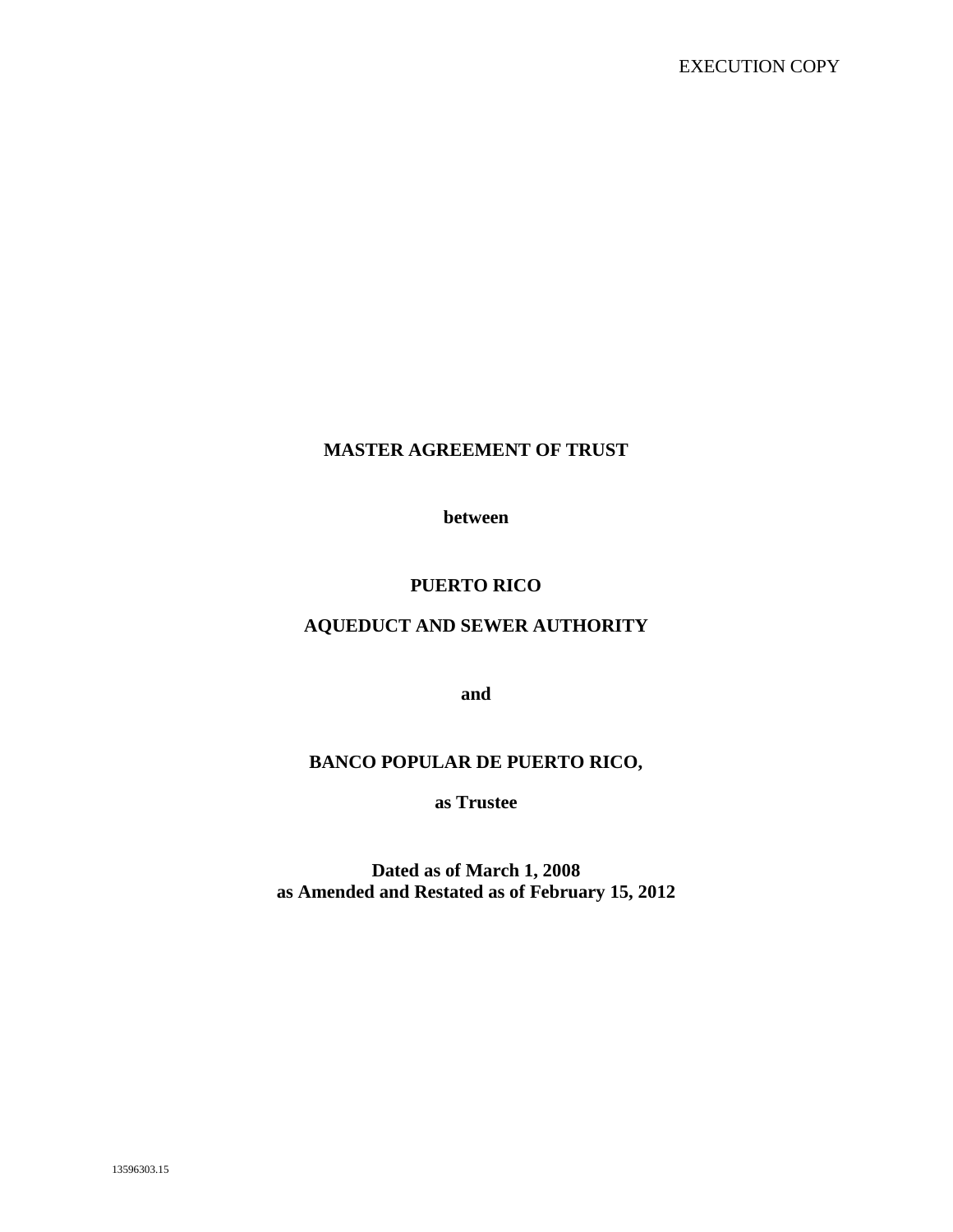EXECUTION COPY

# MASTER AGREEMENT OF TRUST

**between**

**PUERTO RICO**

**AQUEDUCT AND SEWER AUTHORITY**

**and**

**BANCO POPULAR DE PUERTO RICO,**

**as Trustee**

**Dated as of March 1, 2008**
**as Amended and Restated as of February 15, 2012**

13596303.15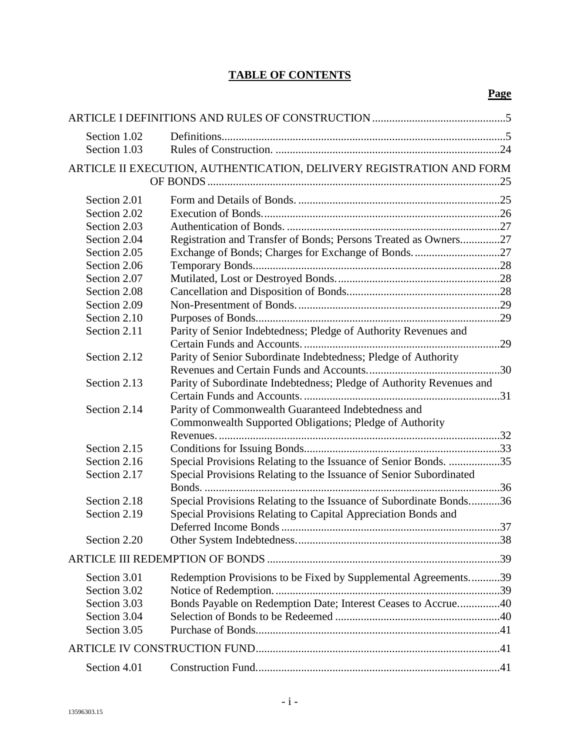# TABLE OF CONTENTS

| | | Page |
|---|---|---|
| ARTICLE I DEFINITIONS AND RULES OF CONSTRUCTION | | 5 |
| Section 1.02 | Definitions | 5 |
| Section 1.03 | Rules of Construction. | 24 |
| ARTICLE II EXECUTION, AUTHENTICATION, DELIVERY REGISTRATION AND FORM OF BONDS | | 25 |
| Section 2.01 | Form and Details of Bonds. | 25 |
| Section 2.02 | Execution of Bonds. | 26 |
| Section 2.03 | Authentication of Bonds. | 27 |
| Section 2.04 | Registration and Transfer of Bonds; Persons Treated as Owners | 27 |
| Section 2.05 | Exchange of Bonds; Charges for Exchange of Bonds. | 27 |
| Section 2.06 | Temporary Bonds. | 28 |
| Section 2.07 | Mutilated, Lost or Destroyed Bonds. | 28 |
| Section 2.08 | Cancellation and Disposition of Bonds. | 28 |
| Section 2.09 | Non-Presentment of Bonds. | 29 |
| Section 2.10 | Purposes of Bonds. | 29 |
| Section 2.11 | Parity of Senior Indebtedness; Pledge of Authority Revenues and Certain Funds and Accounts. | 29 |
| Section 2.12 | Parity of Senior Subordinate Indebtedness; Pledge of Authority Revenues and Certain Funds and Accounts. | 30 |
| Section 2.13 | Parity of Subordinate Indebtedness; Pledge of Authority Revenues and Certain Funds and Accounts. | 31 |
| Section 2.14 | Parity of Commonwealth Guaranteed Indebtedness and Commonwealth Supported Obligations; Pledge of Authority Revenues. | 32 |
| Section 2.15 | Conditions for Issuing Bonds. | 33 |
| Section 2.16 | Special Provisions Relating to the Issuance of Senior Bonds. | 35 |
| Section 2.17 | Special Provisions Relating to the Issuance of Senior Subordinated Bonds. | 36 |
| Section 2.18 | Special Provisions Relating to the Issuance of Subordinate Bonds. | 36 |
| Section 2.19 | Special Provisions Relating to Capital Appreciation Bonds and Deferred Income Bonds | 37 |
| Section 2.20 | Other System Indebtedness. | 38 |
| ARTICLE III REDEMPTION OF BONDS | | 39 |
| Section 3.01 | Redemption Provisions to be Fixed by Supplemental Agreements. | 39 |
| Section 3.02 | Notice of Redemption. | 39 |
| Section 3.03 | Bonds Payable on Redemption Date; Interest Ceases to Accrue | 40 |
| Section 3.04 | Selection of Bonds to be Redeemed | 40 |
| Section 3.05 | Purchase of Bonds. | 41 |
| ARTICLE IV CONSTRUCTION FUND | | 41 |
| Section 4.01 | Construction Fund. | 41 |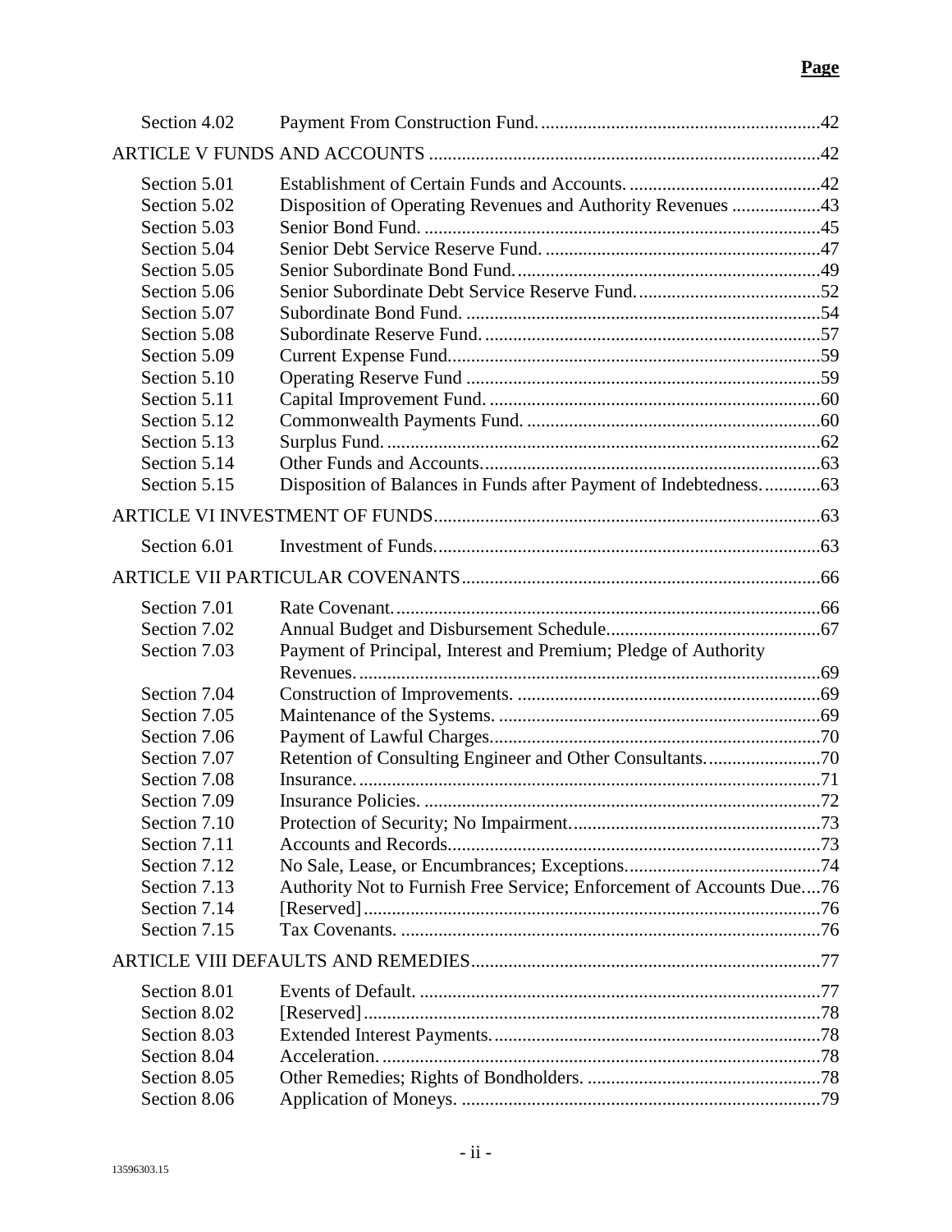| | | Page |
|---|---|---|
| Section 4.02 | Payment From Construction Fund. | 42 |
| ARTICLE V FUNDS AND ACCOUNTS | | 42 |
| Section 5.01 | Establishment of Certain Funds and Accounts. | 42 |
| Section 5.02 | Disposition of Operating Revenues and Authority Revenues | 43 |
| Section 5.03 | Senior Bond Fund. | 45 |
| Section 5.04 | Senior Debt Service Reserve Fund. | 47 |
| Section 5.05 | Senior Subordinate Bond Fund. | 49 |
| Section 5.06 | Senior Subordinate Debt Service Reserve Fund. | 52 |
| Section 5.07 | Subordinate Bond Fund. | 54 |
| Section 5.08 | Subordinate Reserve Fund. | 57 |
| Section 5.09 | Current Expense Fund. | 59 |
| Section 5.10 | Operating Reserve Fund | 59 |
| Section 5.11 | Capital Improvement Fund. | 60 |
| Section 5.12 | Commonwealth Payments Fund. | 60 |
| Section 5.13 | Surplus Fund. | 62 |
| Section 5.14 | Other Funds and Accounts. | 63 |
| Section 5.15 | Disposition of Balances in Funds after Payment of Indebtedness. | 63 |
| ARTICLE VI INVESTMENT OF FUNDS | | 63 |
| Section 6.01 | Investment of Funds. | 63 |
| ARTICLE VII PARTICULAR COVENANTS | | 66 |
| Section 7.01 | Rate Covenant. | 66 |
| Section 7.02 | Annual Budget and Disbursement Schedule. | 67 |
| Section 7.03 | Payment of Principal, Interest and Premium; Pledge of Authority Revenues. | 69 |
| Section 7.04 | Construction of Improvements. | 69 |
| Section 7.05 | Maintenance of the Systems. | 69 |
| Section 7.06 | Payment of Lawful Charges. | 70 |
| Section 7.07 | Retention of Consulting Engineer and Other Consultants. | 70 |
| Section 7.08 | Insurance. | 71 |
| Section 7.09 | Insurance Policies. | 72 |
| Section 7.10 | Protection of Security; No Impairment. | 73 |
| Section 7.11 | Accounts and Records. | 73 |
| Section 7.12 | No Sale, Lease, or Encumbrances; Exceptions. | 74 |
| Section 7.13 | Authority Not to Furnish Free Service; Enforcement of Accounts Due. | 76 |
| Section 7.14 | [Reserved] | 76 |
| Section 7.15 | Tax Covenants. | 76 |
| ARTICLE VIII DEFAULTS AND REMEDIES | | 77 |
| Section 8.01 | Events of Default. | 77 |
| Section 8.02 | [Reserved] | 78 |
| Section 8.03 | Extended Interest Payments. | 78 |
| Section 8.04 | Acceleration. | 78 |
| Section 8.05 | Other Remedies; Rights of Bondholders. | 78 |
| Section 8.06 | Application of Moneys. | 79 |

13596303.15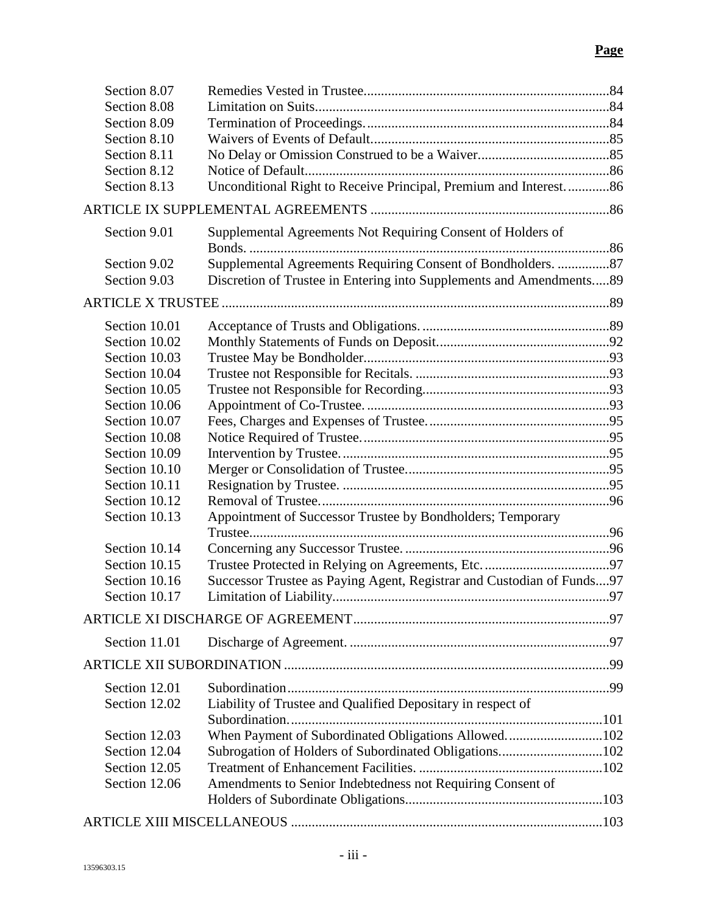| | | Page |
|---|---|---|
| Section 8.07 | Remedies Vested in Trustee | 84 |
| Section 8.08 | Limitation on Suits | 84 |
| Section 8.09 | Termination of Proceedings. | 84 |
| Section 8.10 | Waivers of Events of Default | 85 |
| Section 8.11 | No Delay or Omission Construed to be a Waiver | 85 |
| Section 8.12 | Notice of Default | 86 |
| Section 8.13 | Unconditional Right to Receive Principal, Premium and Interest. | 86 |
| ARTICLE IX SUPPLEMENTAL AGREEMENTS | | 86 |
| Section 9.01 | Supplemental Agreements Not Requiring Consent of Holders of Bonds. | 86 |
| Section 9.02 | Supplemental Agreements Requiring Consent of Bondholders. | 87 |
| Section 9.03 | Discretion of Trustee in Entering into Supplements and Amendments | 89 |
| ARTICLE X TRUSTEE | | 89 |
| Section 10.01 | Acceptance of Trusts and Obligations. | 89 |
| Section 10.02 | Monthly Statements of Funds on Deposit. | 92 |
| Section 10.03 | Trustee May be Bondholder | 93 |
| Section 10.04 | Trustee not Responsible for Recitals. | 93 |
| Section 10.05 | Trustee not Responsible for Recording | 93 |
| Section 10.06 | Appointment of Co-Trustee. | 93 |
| Section 10.07 | Fees, Charges and Expenses of Trustee. | 95 |
| Section 10.08 | Notice Required of Trustee. | 95 |
| Section 10.09 | Intervention by Trustee. | 95 |
| Section 10.10 | Merger or Consolidation of Trustee | 95 |
| Section 10.11 | Resignation by Trustee. | 95 |
| Section 10.12 | Removal of Trustee. | 96 |
| Section 10.13 | Appointment of Successor Trustee by Bondholders; Temporary Trustee | 96 |
| Section 10.14 | Concerning any Successor Trustee. | 96 |
| Section 10.15 | Trustee Protected in Relying on Agreements, Etc. | 97 |
| Section 10.16 | Successor Trustee as Paying Agent, Registrar and Custodian of Funds | 97 |
| Section 10.17 | Limitation of Liability | 97 |
| ARTICLE XI DISCHARGE OF AGREEMENT | | 97 |
| Section 11.01 | Discharge of Agreement. | 97 |
| ARTICLE XII SUBORDINATION | | 99 |
| Section 12.01 | Subordination | 99 |
| Section 12.02 | Liability of Trustee and Qualified Depositary in respect of Subordination. | 101 |
| Section 12.03 | When Payment of Subordinated Obligations Allowed. | 102 |
| Section 12.04 | Subrogation of Holders of Subordinated Obligations | 102 |
| Section 12.05 | Treatment of Enhancement Facilities. | 102 |
| Section 12.06 | Amendments to Senior Indebtedness not Requiring Consent of Holders of Subordinate Obligations | 103 |
| ARTICLE XIII MISCELLANEOUS | | 103 |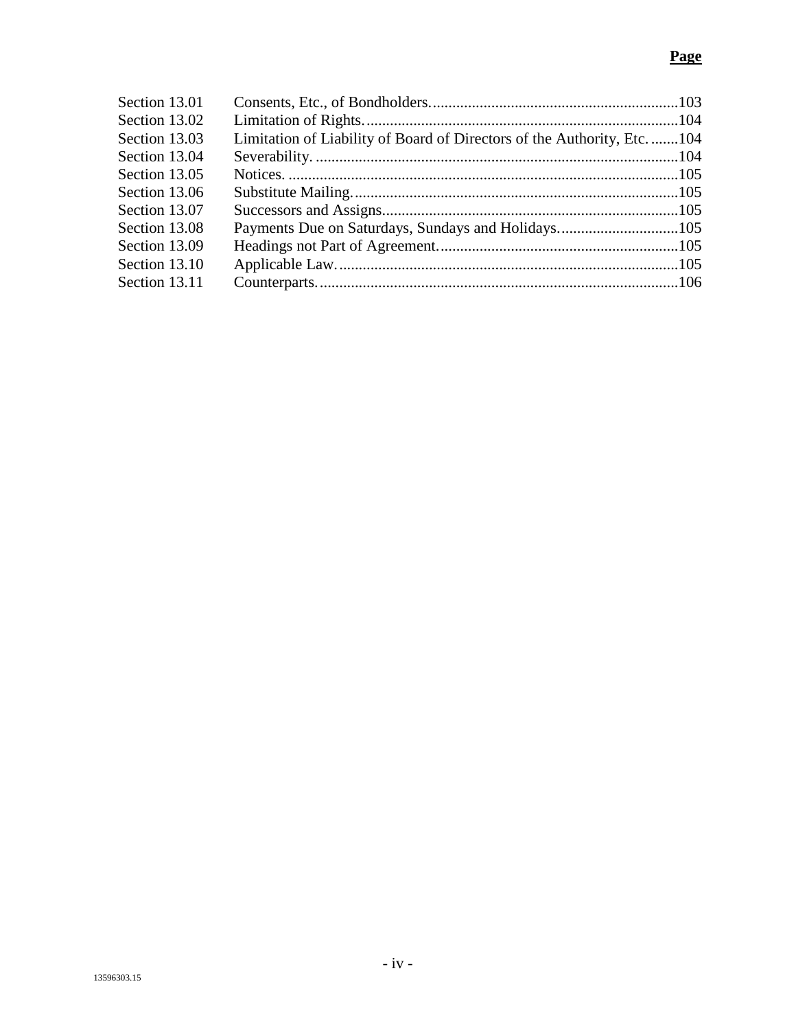| | | **Page** |
|---|---|---|
| Section 13.01 | Consents, Etc., of Bondholders. | 103 |
| Section 13.02 | Limitation of Rights. | 104 |
| Section 13.03 | Limitation of Liability of Board of Directors of the Authority, Etc. | 104 |
| Section 13.04 | Severability. | 104 |
| Section 13.05 | Notices. | 105 |
| Section 13.06 | Substitute Mailing. | 105 |
| Section 13.07 | Successors and Assigns | 105 |
| Section 13.08 | Payments Due on Saturdays, Sundays and Holidays. | 105 |
| Section 13.09 | Headings not Part of Agreement. | 105 |
| Section 13.10 | Applicable Law. | 105 |
| Section 13.11 | Counterparts. | 106 |

13596303.15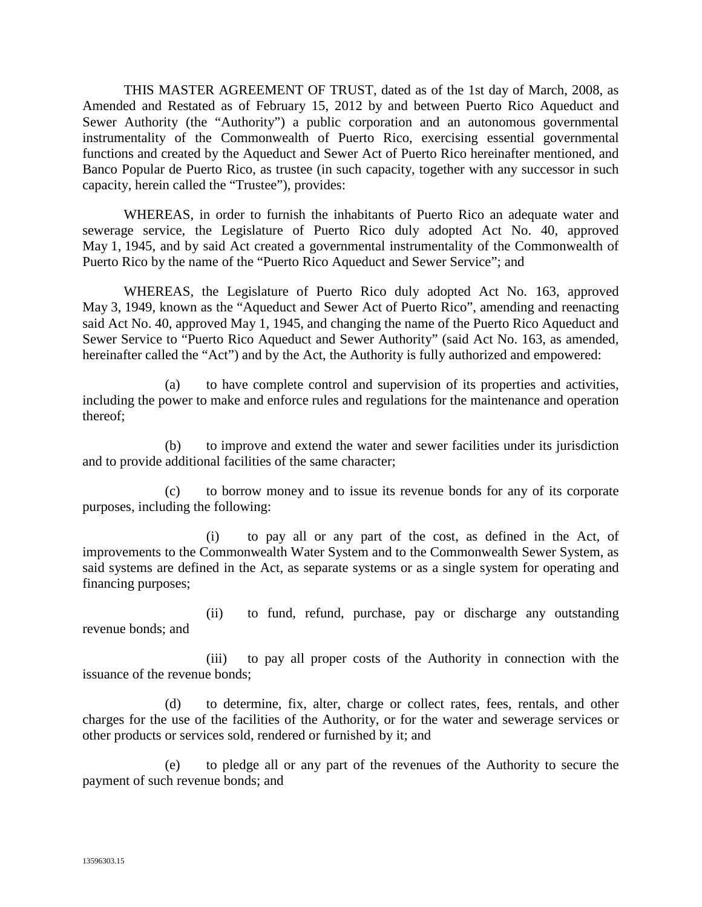THIS MASTER AGREEMENT OF TRUST, dated as of the 1st day of March, 2008, as Amended and Restated as of February 15, 2012 by and between Puerto Rico Aqueduct and Sewer Authority (the "Authority") a public corporation and an autonomous governmental instrumentality of the Commonwealth of Puerto Rico, exercising essential governmental functions and created by the Aqueduct and Sewer Act of Puerto Rico hereinafter mentioned, and Banco Popular de Puerto Rico, as trustee (in such capacity, together with any successor in such capacity, herein called the "Trustee"), provides:

WHEREAS, in order to furnish the inhabitants of Puerto Rico an adequate water and sewerage service, the Legislature of Puerto Rico duly adopted Act No. 40, approved May 1, 1945, and by said Act created a governmental instrumentality of the Commonwealth of Puerto Rico by the name of the "Puerto Rico Aqueduct and Sewer Service"; and

WHEREAS, the Legislature of Puerto Rico duly adopted Act No. 163, approved May 3, 1949, known as the "Aqueduct and Sewer Act of Puerto Rico", amending and reenacting said Act No. 40, approved May 1, 1945, and changing the name of the Puerto Rico Aqueduct and Sewer Service to "Puerto Rico Aqueduct and Sewer Authority" (said Act No. 163, as amended, hereinafter called the "Act") and by the Act, the Authority is fully authorized and empowered:

(a) to have complete control and supervision of its properties and activities, including the power to make and enforce rules and regulations for the maintenance and operation thereof;

(b) to improve and extend the water and sewer facilities under its jurisdiction and to provide additional facilities of the same character;

(c) to borrow money and to issue its revenue bonds for any of its corporate purposes, including the following:

(i) to pay all or any part of the cost, as defined in the Act, of improvements to the Commonwealth Water System and to the Commonwealth Sewer System, as said systems are defined in the Act, as separate systems or as a single system for operating and financing purposes;

(ii) to fund, refund, purchase, pay or discharge any outstanding revenue bonds; and

(iii) to pay all proper costs of the Authority in connection with the issuance of the revenue bonds;

(d) to determine, fix, alter, charge or collect rates, fees, rentals, and other charges for the use of the facilities of the Authority, or for the water and sewerage services or other products or services sold, rendered or furnished by it; and

(e) to pledge all or any part of the revenues of the Authority to secure the payment of such revenue bonds; and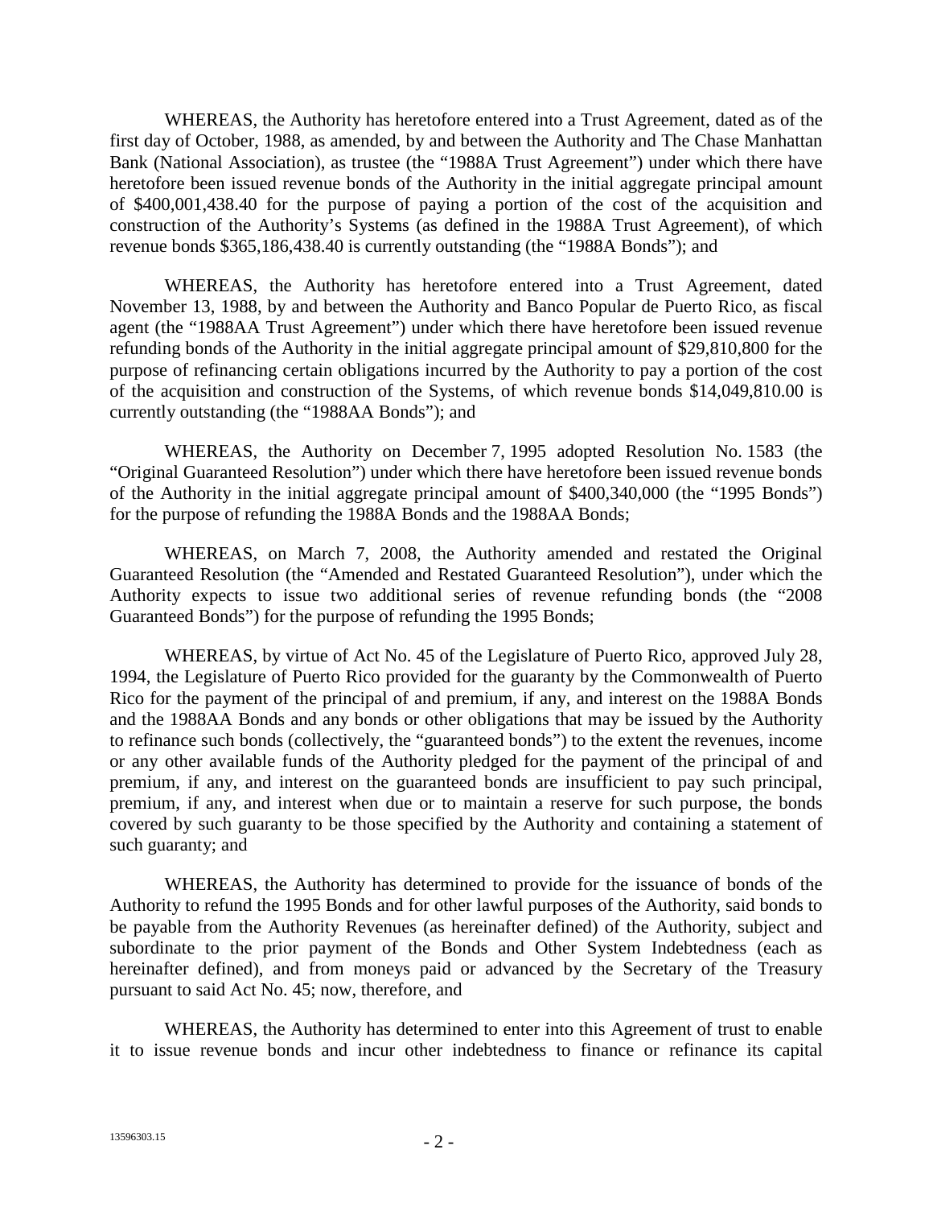WHEREAS, the Authority has heretofore entered into a Trust Agreement, dated as of the first day of October, 1988, as amended, by and between the Authority and The Chase Manhattan Bank (National Association), as trustee (the "1988A Trust Agreement") under which there have heretofore been issued revenue bonds of the Authority in the initial aggregate principal amount of $400,001,438.40 for the purpose of paying a portion of the cost of the acquisition and construction of the Authority's Systems (as defined in the 1988A Trust Agreement), of which revenue bonds $365,186,438.40 is currently outstanding (the "1988A Bonds"); and

WHEREAS, the Authority has heretofore entered into a Trust Agreement, dated November 13, 1988, by and between the Authority and Banco Popular de Puerto Rico, as fiscal agent (the "1988AA Trust Agreement") under which there have heretofore been issued revenue refunding bonds of the Authority in the initial aggregate principal amount of $29,810,800 for the purpose of refinancing certain obligations incurred by the Authority to pay a portion of the cost of the acquisition and construction of the Systems, of which revenue bonds $14,049,810.00 is currently outstanding (the "1988AA Bonds"); and

WHEREAS, the Authority on December 7, 1995 adopted Resolution No. 1583 (the "Original Guaranteed Resolution") under which there have heretofore been issued revenue bonds of the Authority in the initial aggregate principal amount of $400,340,000 (the "1995 Bonds") for the purpose of refunding the 1988A Bonds and the 1988AA Bonds;

WHEREAS, on March 7, 2008, the Authority amended and restated the Original Guaranteed Resolution (the "Amended and Restated Guaranteed Resolution"), under which the Authority expects to issue two additional series of revenue refunding bonds (the "2008 Guaranteed Bonds") for the purpose of refunding the 1995 Bonds;

WHEREAS, by virtue of Act No. 45 of the Legislature of Puerto Rico, approved July 28, 1994, the Legislature of Puerto Rico provided for the guaranty by the Commonwealth of Puerto Rico for the payment of the principal of and premium, if any, and interest on the 1988A Bonds and the 1988AA Bonds and any bonds or other obligations that may be issued by the Authority to refinance such bonds (collectively, the "guaranteed bonds") to the extent the revenues, income or any other available funds of the Authority pledged for the payment of the principal of and premium, if any, and interest on the guaranteed bonds are insufficient to pay such principal, premium, if any, and interest when due or to maintain a reserve for such purpose, the bonds covered by such guaranty to be those specified by the Authority and containing a statement of such guaranty; and

WHEREAS, the Authority has determined to provide for the issuance of bonds of the Authority to refund the 1995 Bonds and for other lawful purposes of the Authority, said bonds to be payable from the Authority Revenues (as hereinafter defined) of the Authority, subject and subordinate to the prior payment of the Bonds and Other System Indebtedness (each as hereinafter defined), and from moneys paid or advanced by the Secretary of the Treasury pursuant to said Act No. 45; now, therefore, and

WHEREAS, the Authority has determined to enter into this Agreement of trust to enable it to issue revenue bonds and incur other indebtedness to finance or refinance its capital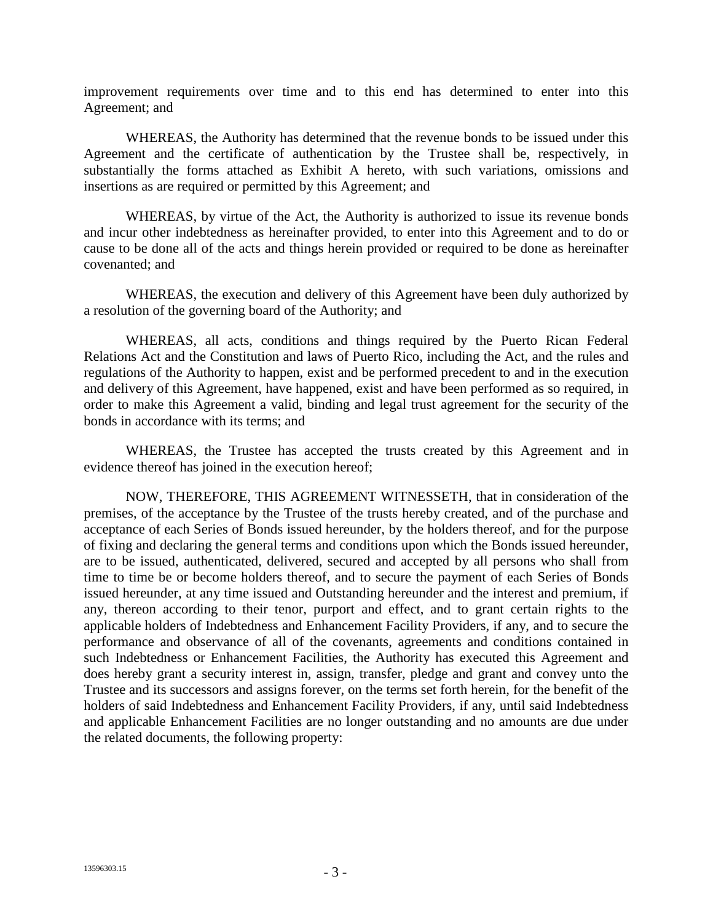improvement requirements over time and to this end has determined to enter into this Agreement; and

WHEREAS, the Authority has determined that the revenue bonds to be issued under this Agreement and the certificate of authentication by the Trustee shall be, respectively, in substantially the forms attached as Exhibit A hereto, with such variations, omissions and insertions as are required or permitted by this Agreement; and

WHEREAS, by virtue of the Act, the Authority is authorized to issue its revenue bonds and incur other indebtedness as hereinafter provided, to enter into this Agreement and to do or cause to be done all of the acts and things herein provided or required to be done as hereinafter covenanted; and

WHEREAS, the execution and delivery of this Agreement have been duly authorized by a resolution of the governing board of the Authority; and

WHEREAS, all acts, conditions and things required by the Puerto Rican Federal Relations Act and the Constitution and laws of Puerto Rico, including the Act, and the rules and regulations of the Authority to happen, exist and be performed precedent to and in the execution and delivery of this Agreement, have happened, exist and have been performed as so required, in order to make this Agreement a valid, binding and legal trust agreement for the security of the bonds in accordance with its terms; and

WHEREAS, the Trustee has accepted the trusts created by this Agreement and in evidence thereof has joined in the execution hereof;

NOW, THEREFORE, THIS AGREEMENT WITNESSETH, that in consideration of the premises, of the acceptance by the Trustee of the trusts hereby created, and of the purchase and acceptance of each Series of Bonds issued hereunder, by the holders thereof, and for the purpose of fixing and declaring the general terms and conditions upon which the Bonds issued hereunder, are to be issued, authenticated, delivered, secured and accepted by all persons who shall from time to time be or become holders thereof, and to secure the payment of each Series of Bonds issued hereunder, at any time issued and Outstanding hereunder and the interest and premium, if any, thereon according to their tenor, purport and effect, and to grant certain rights to the applicable holders of Indebtedness and Enhancement Facility Providers, if any, and to secure the performance and observance of all of the covenants, agreements and conditions contained in such Indebtedness or Enhancement Facilities, the Authority has executed this Agreement and does hereby grant a security interest in, assign, transfer, pledge and grant and convey unto the Trustee and its successors and assigns forever, on the terms set forth herein, for the benefit of the holders of said Indebtedness and Enhancement Facility Providers, if any, until said Indebtedness and applicable Enhancement Facilities are no longer outstanding and no amounts are due under the related documents, the following property: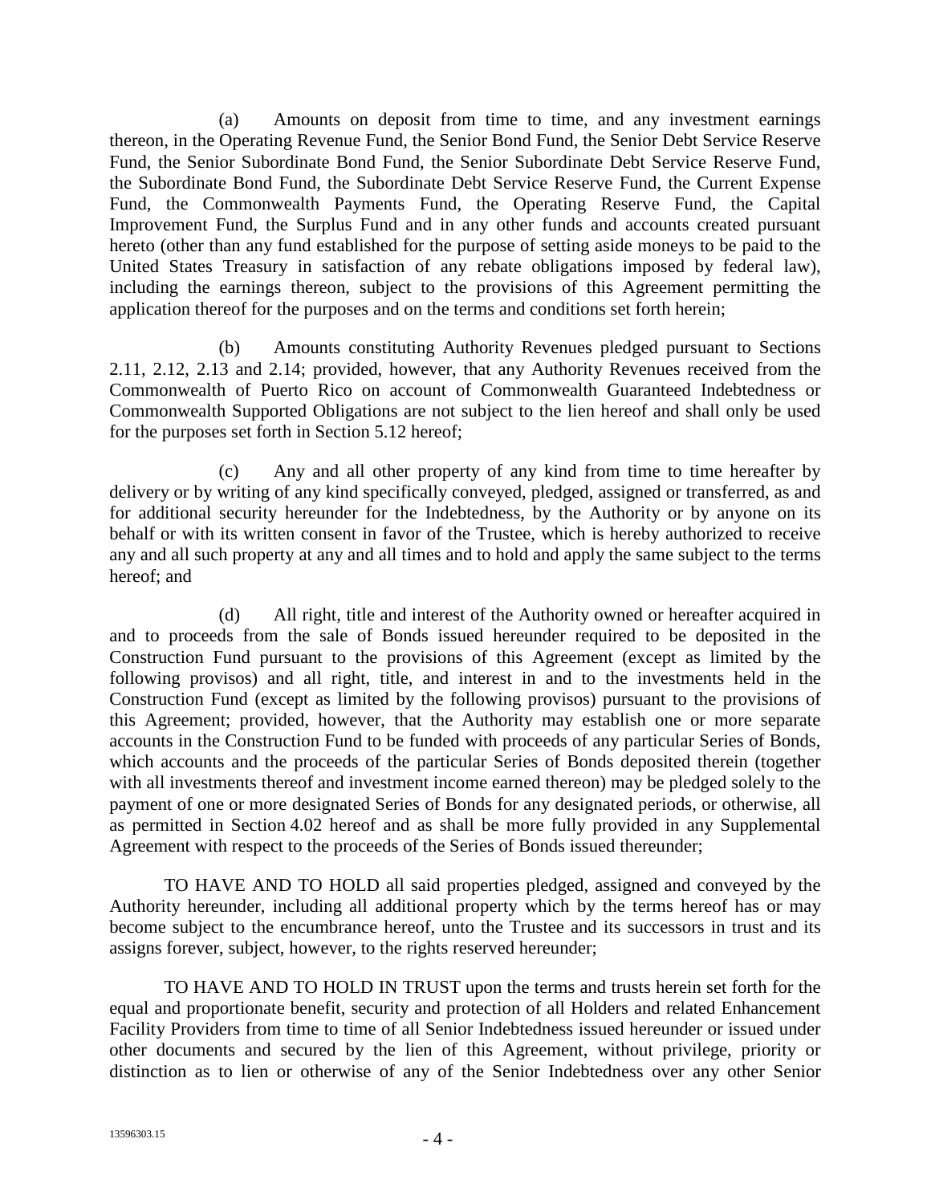(a) Amounts on deposit from time to time, and any investment earnings thereon, in the Operating Revenue Fund, the Senior Bond Fund, the Senior Debt Service Reserve Fund, the Senior Subordinate Bond Fund, the Senior Subordinate Debt Service Reserve Fund, the Subordinate Bond Fund, the Subordinate Debt Service Reserve Fund, the Current Expense Fund, the Commonwealth Payments Fund, the Operating Reserve Fund, the Capital Improvement Fund, the Surplus Fund and in any other funds and accounts created pursuant hereto (other than any fund established for the purpose of setting aside moneys to be paid to the United States Treasury in satisfaction of any rebate obligations imposed by federal law), including the earnings thereon, subject to the provisions of this Agreement permitting the application thereof for the purposes and on the terms and conditions set forth herein;

(b) Amounts constituting Authority Revenues pledged pursuant to Sections 2.11, 2.12, 2.13 and 2.14; provided, however, that any Authority Revenues received from the Commonwealth of Puerto Rico on account of Commonwealth Guaranteed Indebtedness or Commonwealth Supported Obligations are not subject to the lien hereof and shall only be used for the purposes set forth in Section 5.12 hereof;

(c) Any and all other property of any kind from time to time hereafter by delivery or by writing of any kind specifically conveyed, pledged, assigned or transferred, as and for additional security hereunder for the Indebtedness, by the Authority or by anyone on its behalf or with its written consent in favor of the Trustee, which is hereby authorized to receive any and all such property at any and all times and to hold and apply the same subject to the terms hereof; and

(d) All right, title and interest of the Authority owned or hereafter acquired in and to proceeds from the sale of Bonds issued hereunder required to be deposited in the Construction Fund pursuant to the provisions of this Agreement (except as limited by the following provisos) and all right, title, and interest in and to the investments held in the Construction Fund (except as limited by the following provisos) pursuant to the provisions of this Agreement; provided, however, that the Authority may establish one or more separate accounts in the Construction Fund to be funded with proceeds of any particular Series of Bonds, which accounts and the proceeds of the particular Series of Bonds deposited therein (together with all investments thereof and investment income earned thereon) may be pledged solely to the payment of one or more designated Series of Bonds for any designated periods, or otherwise, all as permitted in Section 4.02 hereof and as shall be more fully provided in any Supplemental Agreement with respect to the proceeds of the Series of Bonds issued thereunder;

TO HAVE AND TO HOLD all said properties pledged, assigned and conveyed by the Authority hereunder, including all additional property which by the terms hereof has or may become subject to the encumbrance hereof, unto the Trustee and its successors in trust and its assigns forever, subject, however, to the rights reserved hereunder;

TO HAVE AND TO HOLD IN TRUST upon the terms and trusts herein set forth for the equal and proportionate benefit, security and protection of all Holders and related Enhancement Facility Providers from time to time of all Senior Indebtedness issued hereunder or issued under other documents and secured by the lien of this Agreement, without privilege, priority or distinction as to lien or otherwise of any of the Senior Indebtedness over any other Senior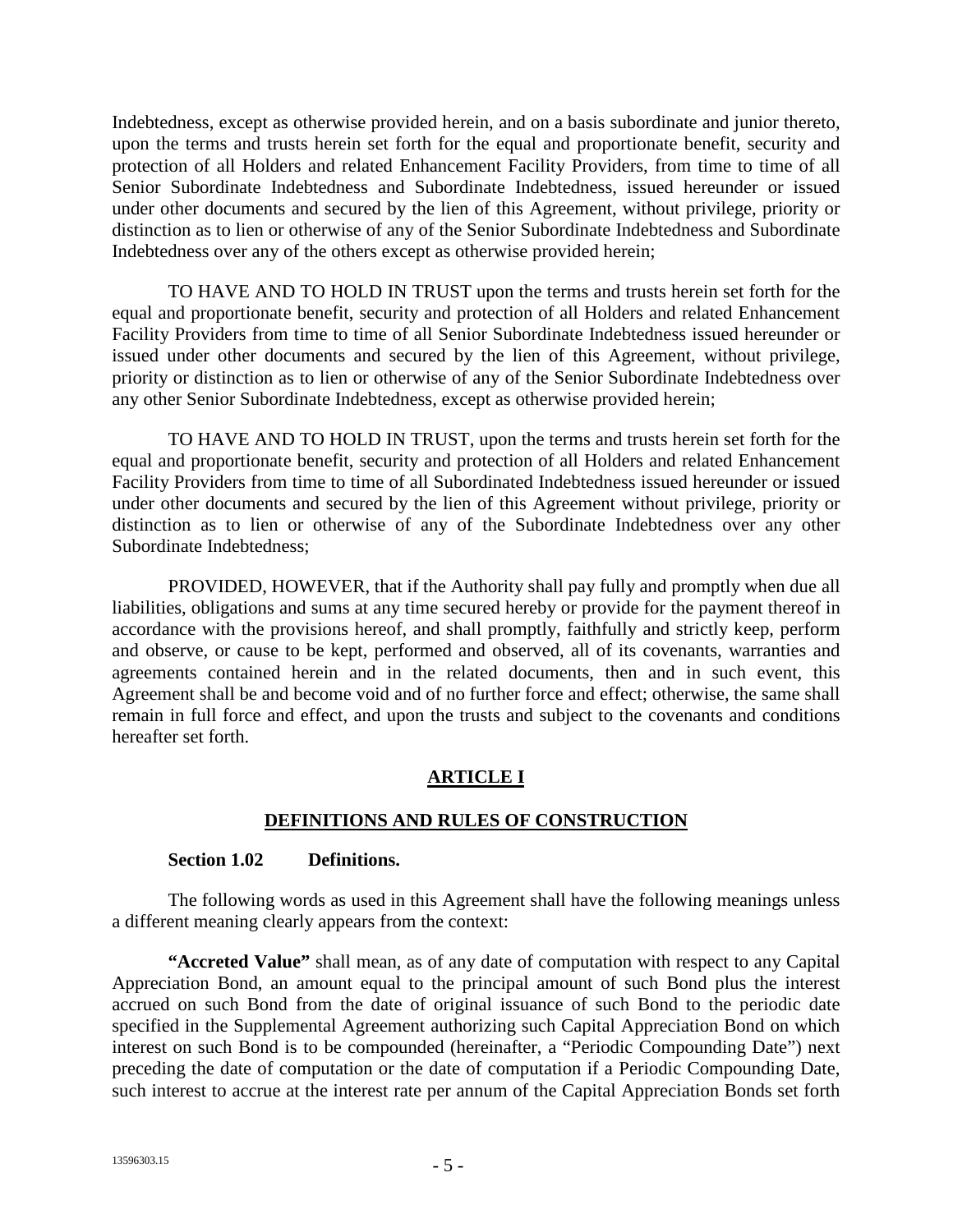Indebtedness, except as otherwise provided herein, and on a basis subordinate and junior thereto, upon the terms and trusts herein set forth for the equal and proportionate benefit, security and protection of all Holders and related Enhancement Facility Providers, from time to time of all Senior Subordinate Indebtedness and Subordinate Indebtedness, issued hereunder or issued under other documents and secured by the lien of this Agreement, without privilege, priority or distinction as to lien or otherwise of any of the Senior Subordinate Indebtedness and Subordinate Indebtedness over any of the others except as otherwise provided herein;

TO HAVE AND TO HOLD IN TRUST upon the terms and trusts herein set forth for the equal and proportionate benefit, security and protection of all Holders and related Enhancement Facility Providers from time to time of all Senior Subordinate Indebtedness issued hereunder or issued under other documents and secured by the lien of this Agreement, without privilege, priority or distinction as to lien or otherwise of any of the Senior Subordinate Indebtedness over any other Senior Subordinate Indebtedness, except as otherwise provided herein;

TO HAVE AND TO HOLD IN TRUST, upon the terms and trusts herein set forth for the equal and proportionate benefit, security and protection of all Holders and related Enhancement Facility Providers from time to time of all Subordinated Indebtedness issued hereunder or issued under other documents and secured by the lien of this Agreement without privilege, priority or distinction as to lien or otherwise of any of the Subordinate Indebtedness over any other Subordinate Indebtedness;

PROVIDED, HOWEVER, that if the Authority shall pay fully and promptly when due all liabilities, obligations and sums at any time secured hereby or provide for the payment thereof in accordance with the provisions hereof, and shall promptly, faithfully and strictly keep, perform and observe, or cause to be kept, performed and observed, all of its covenants, warranties and agreements contained herein and in the related documents, then and in such event, this Agreement shall be and become void and of no further force and effect; otherwise, the same shall remain in full force and effect, and upon the trusts and subject to the covenants and conditions hereafter set forth.

## ARTICLE I

## DEFINITIONS AND RULES OF CONSTRUCTION

### Section 1.02 Definitions.

The following words as used in this Agreement shall have the following meanings unless a different meaning clearly appears from the context:

**"Accreted Value"** shall mean, as of any date of computation with respect to any Capital Appreciation Bond, an amount equal to the principal amount of such Bond plus the interest accrued on such Bond from the date of original issuance of such Bond to the periodic date specified in the Supplemental Agreement authorizing such Capital Appreciation Bond on which interest on such Bond is to be compounded (hereinafter, a "Periodic Compounding Date") next preceding the date of computation or the date of computation if a Periodic Compounding Date, such interest to accrue at the interest rate per annum of the Capital Appreciation Bonds set forth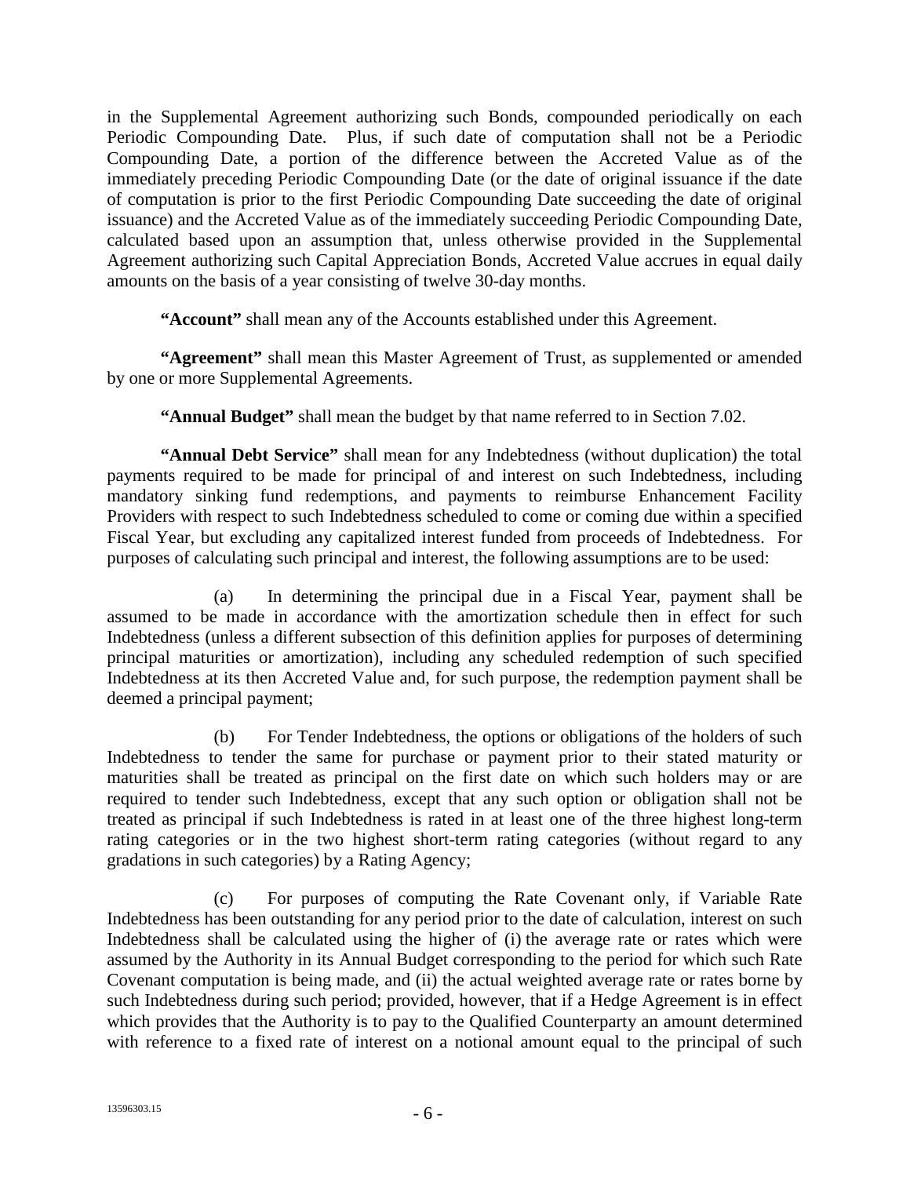in the Supplemental Agreement authorizing such Bonds, compounded periodically on each Periodic Compounding Date. Plus, if such date of computation shall not be a Periodic Compounding Date, a portion of the difference between the Accreted Value as of the immediately preceding Periodic Compounding Date (or the date of original issuance if the date of computation is prior to the first Periodic Compounding Date succeeding the date of original issuance) and the Accreted Value as of the immediately succeeding Periodic Compounding Date, calculated based upon an assumption that, unless otherwise provided in the Supplemental Agreement authorizing such Capital Appreciation Bonds, Accreted Value accrues in equal daily amounts on the basis of a year consisting of twelve 30-day months.

**"Account"** shall mean any of the Accounts established under this Agreement.

**"Agreement"** shall mean this Master Agreement of Trust, as supplemented or amended by one or more Supplemental Agreements.

**"Annual Budget"** shall mean the budget by that name referred to in Section 7.02.

**"Annual Debt Service"** shall mean for any Indebtedness (without duplication) the total payments required to be made for principal of and interest on such Indebtedness, including mandatory sinking fund redemptions, and payments to reimburse Enhancement Facility Providers with respect to such Indebtedness scheduled to come or coming due within a specified Fiscal Year, but excluding any capitalized interest funded from proceeds of Indebtedness. For purposes of calculating such principal and interest, the following assumptions are to be used:

(a) In determining the principal due in a Fiscal Year, payment shall be assumed to be made in accordance with the amortization schedule then in effect for such Indebtedness (unless a different subsection of this definition applies for purposes of determining principal maturities or amortization), including any scheduled redemption of such specified Indebtedness at its then Accreted Value and, for such purpose, the redemption payment shall be deemed a principal payment;

(b) For Tender Indebtedness, the options or obligations of the holders of such Indebtedness to tender the same for purchase or payment prior to their stated maturity or maturities shall be treated as principal on the first date on which such holders may or are required to tender such Indebtedness, except that any such option or obligation shall not be treated as principal if such Indebtedness is rated in at least one of the three highest long-term rating categories or in the two highest short-term rating categories (without regard to any gradations in such categories) by a Rating Agency;

(c) For purposes of computing the Rate Covenant only, if Variable Rate Indebtedness has been outstanding for any period prior to the date of calculation, interest on such Indebtedness shall be calculated using the higher of (i) the average rate or rates which were assumed by the Authority in its Annual Budget corresponding to the period for which such Rate Covenant computation is being made, and (ii) the actual weighted average rate or rates borne by such Indebtedness during such period; provided, however, that if a Hedge Agreement is in effect which provides that the Authority is to pay to the Qualified Counterparty an amount determined with reference to a fixed rate of interest on a notional amount equal to the principal of such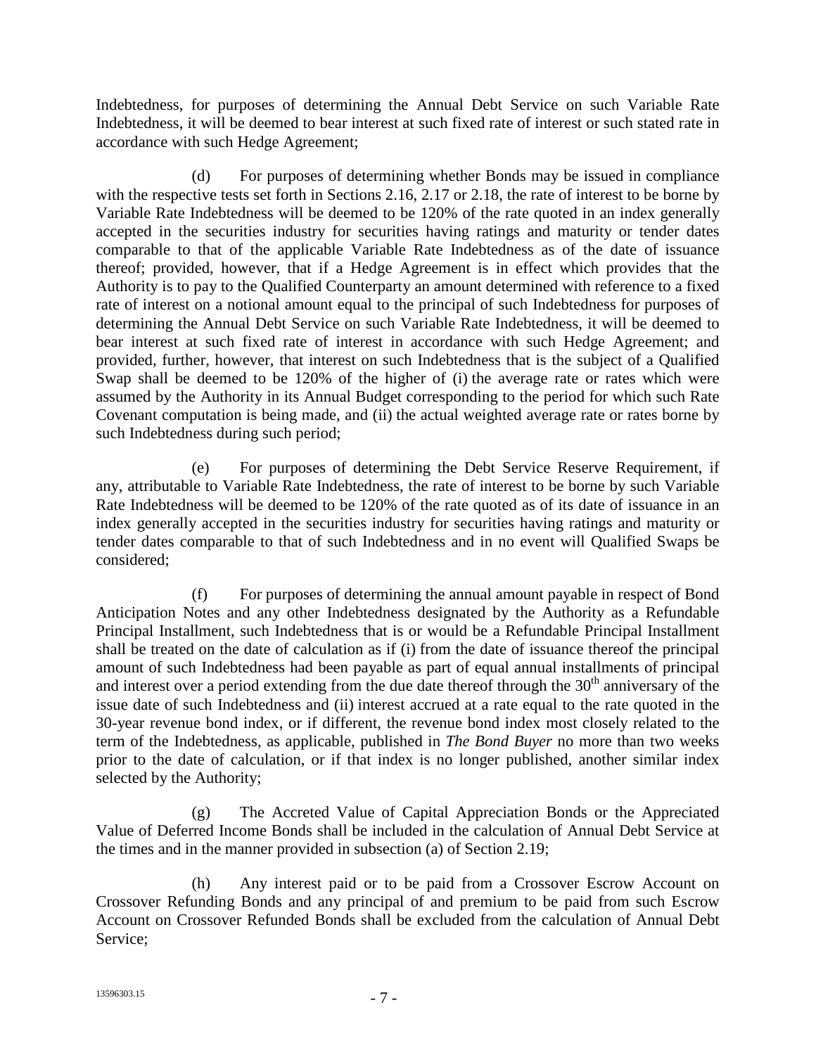Indebtedness, for purposes of determining the Annual Debt Service on such Variable Rate Indebtedness, it will be deemed to bear interest at such fixed rate of interest or such stated rate in accordance with such Hedge Agreement;

(d) For purposes of determining whether Bonds may be issued in compliance with the respective tests set forth in Sections 2.16, 2.17 or 2.18, the rate of interest to be borne by Variable Rate Indebtedness will be deemed to be 120% of the rate quoted in an index generally accepted in the securities industry for securities having ratings and maturity or tender dates comparable to that of the applicable Variable Rate Indebtedness as of the date of issuance thereof; provided, however, that if a Hedge Agreement is in effect which provides that the Authority is to pay to the Qualified Counterparty an amount determined with reference to a fixed rate of interest on a notional amount equal to the principal of such Indebtedness for purposes of determining the Annual Debt Service on such Variable Rate Indebtedness, it will be deemed to bear interest at such fixed rate of interest in accordance with such Hedge Agreement; and provided, further, however, that interest on such Indebtedness that is the subject of a Qualified Swap shall be deemed to be 120% of the higher of (i) the average rate or rates which were assumed by the Authority in its Annual Budget corresponding to the period for which such Rate Covenant computation is being made, and (ii) the actual weighted average rate or rates borne by such Indebtedness during such period;

(e) For purposes of determining the Debt Service Reserve Requirement, if any, attributable to Variable Rate Indebtedness, the rate of interest to be borne by such Variable Rate Indebtedness will be deemed to be 120% of the rate quoted as of its date of issuance in an index generally accepted in the securities industry for securities having ratings and maturity or tender dates comparable to that of such Indebtedness and in no event will Qualified Swaps be considered;

(f) For purposes of determining the annual amount payable in respect of Bond Anticipation Notes and any other Indebtedness designated by the Authority as a Refundable Principal Installment, such Indebtedness that is or would be a Refundable Principal Installment shall be treated on the date of calculation as if (i) from the date of issuance thereof the principal amount of such Indebtedness had been payable as part of equal annual installments of principal and interest over a period extending from the due date thereof through the 30th anniversary of the issue date of such Indebtedness and (ii) interest accrued at a rate equal to the rate quoted in the 30-year revenue bond index, or if different, the revenue bond index most closely related to the term of the Indebtedness, as applicable, published in *The Bond Buyer* no more than two weeks prior to the date of calculation, or if that index is no longer published, another similar index selected by the Authority;

(g) The Accreted Value of Capital Appreciation Bonds or the Appreciated Value of Deferred Income Bonds shall be included in the calculation of Annual Debt Service at the times and in the manner provided in subsection (a) of Section 2.19;

(h) Any interest paid or to be paid from a Crossover Escrow Account on Crossover Refunding Bonds and any principal of and premium to be paid from such Escrow Account on Crossover Refunded Bonds shall be excluded from the calculation of Annual Debt Service;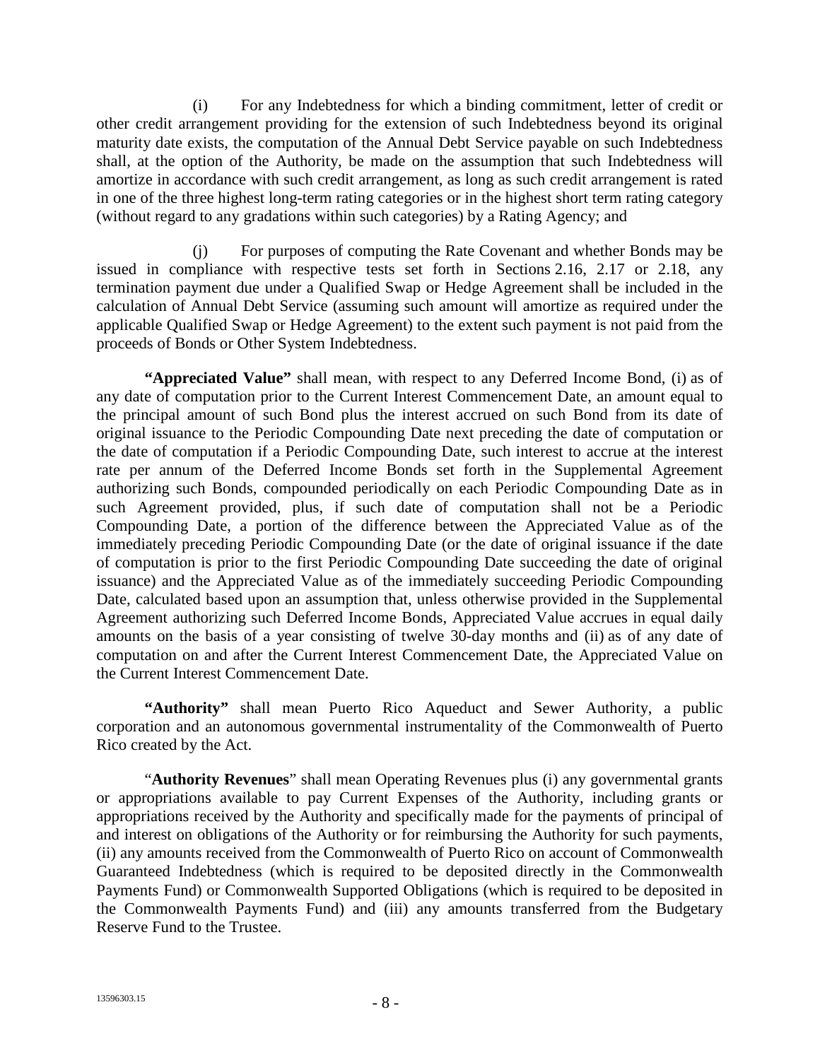(i) For any Indebtedness for which a binding commitment, letter of credit or other credit arrangement providing for the extension of such Indebtedness beyond its original maturity date exists, the computation of the Annual Debt Service payable on such Indebtedness shall, at the option of the Authority, be made on the assumption that such Indebtedness will amortize in accordance with such credit arrangement, as long as such credit arrangement is rated in one of the three highest long-term rating categories or in the highest short term rating category (without regard to any gradations within such categories) by a Rating Agency; and

(j) For purposes of computing the Rate Covenant and whether Bonds may be issued in compliance with respective tests set forth in Sections 2.16, 2.17 or 2.18, any termination payment due under a Qualified Swap or Hedge Agreement shall be included in the calculation of Annual Debt Service (assuming such amount will amortize as required under the applicable Qualified Swap or Hedge Agreement) to the extent such payment is not paid from the proceeds of Bonds or Other System Indebtedness.

**"Appreciated Value"** shall mean, with respect to any Deferred Income Bond, (i) as of any date of computation prior to the Current Interest Commencement Date, an amount equal to the principal amount of such Bond plus the interest accrued on such Bond from its date of original issuance to the Periodic Compounding Date next preceding the date of computation or the date of computation if a Periodic Compounding Date, such interest to accrue at the interest rate per annum of the Deferred Income Bonds set forth in the Supplemental Agreement authorizing such Bonds, compounded periodically on each Periodic Compounding Date as in such Agreement provided, plus, if such date of computation shall not be a Periodic Compounding Date, a portion of the difference between the Appreciated Value as of the immediately preceding Periodic Compounding Date (or the date of original issuance if the date of computation is prior to the first Periodic Compounding Date succeeding the date of original issuance) and the Appreciated Value as of the immediately succeeding Periodic Compounding Date, calculated based upon an assumption that, unless otherwise provided in the Supplemental Agreement authorizing such Deferred Income Bonds, Appreciated Value accrues in equal daily amounts on the basis of a year consisting of twelve 30-day months and (ii) as of any date of computation on and after the Current Interest Commencement Date, the Appreciated Value on the Current Interest Commencement Date.

**"Authority"** shall mean Puerto Rico Aqueduct and Sewer Authority, a public corporation and an autonomous governmental instrumentality of the Commonwealth of Puerto Rico created by the Act.

"**Authority Revenues**" shall mean Operating Revenues plus (i) any governmental grants or appropriations available to pay Current Expenses of the Authority, including grants or appropriations received by the Authority and specifically made for the payments of principal of and interest on obligations of the Authority or for reimbursing the Authority for such payments, (ii) any amounts received from the Commonwealth of Puerto Rico on account of Commonwealth Guaranteed Indebtedness (which is required to be deposited directly in the Commonwealth Payments Fund) or Commonwealth Supported Obligations (which is required to be deposited in the Commonwealth Payments Fund) and (iii) any amounts transferred from the Budgetary Reserve Fund to the Trustee.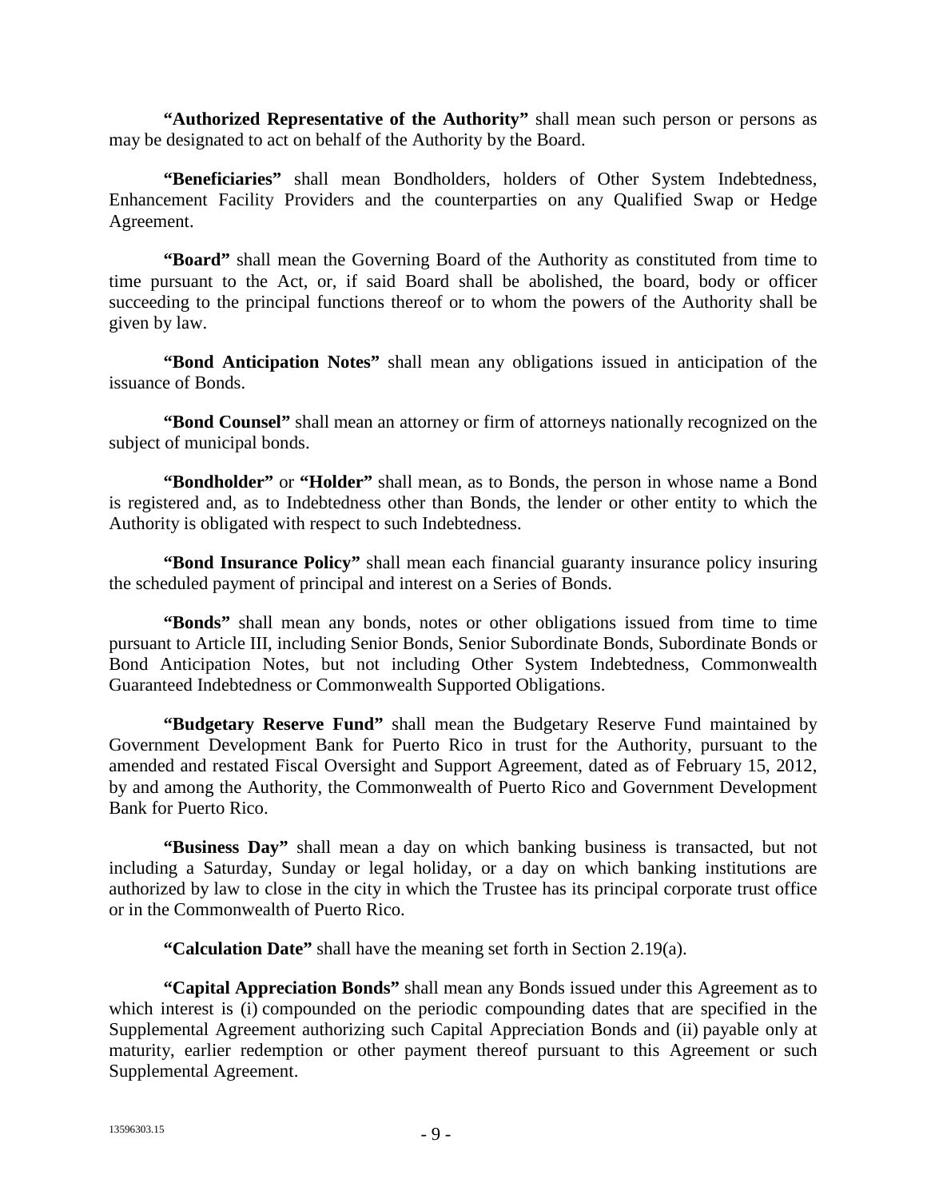**"Authorized Representative of the Authority"** shall mean such person or persons as may be designated to act on behalf of the Authority by the Board.

**"Beneficiaries"** shall mean Bondholders, holders of Other System Indebtedness, Enhancement Facility Providers and the counterparties on any Qualified Swap or Hedge Agreement.

**"Board"** shall mean the Governing Board of the Authority as constituted from time to time pursuant to the Act, or, if said Board shall be abolished, the board, body or officer succeeding to the principal functions thereof or to whom the powers of the Authority shall be given by law.

**"Bond Anticipation Notes"** shall mean any obligations issued in anticipation of the issuance of Bonds.

**"Bond Counsel"** shall mean an attorney or firm of attorneys nationally recognized on the subject of municipal bonds.

**"Bondholder"** or **"Holder"** shall mean, as to Bonds, the person in whose name a Bond is registered and, as to Indebtedness other than Bonds, the lender or other entity to which the Authority is obligated with respect to such Indebtedness.

**"Bond Insurance Policy"** shall mean each financial guaranty insurance policy insuring the scheduled payment of principal and interest on a Series of Bonds.

**"Bonds"** shall mean any bonds, notes or other obligations issued from time to time pursuant to Article III, including Senior Bonds, Senior Subordinate Bonds, Subordinate Bonds or Bond Anticipation Notes, but not including Other System Indebtedness, Commonwealth Guaranteed Indebtedness or Commonwealth Supported Obligations.

**"Budgetary Reserve Fund"** shall mean the Budgetary Reserve Fund maintained by Government Development Bank for Puerto Rico in trust for the Authority, pursuant to the amended and restated Fiscal Oversight and Support Agreement, dated as of February 15, 2012, by and among the Authority, the Commonwealth of Puerto Rico and Government Development Bank for Puerto Rico.

**"Business Day"** shall mean a day on which banking business is transacted, but not including a Saturday, Sunday or legal holiday, or a day on which banking institutions are authorized by law to close in the city in which the Trustee has its principal corporate trust office or in the Commonwealth of Puerto Rico.

**"Calculation Date"** shall have the meaning set forth in Section 2.19(a).

**"Capital Appreciation Bonds"** shall mean any Bonds issued under this Agreement as to which interest is (i) compounded on the periodic compounding dates that are specified in the Supplemental Agreement authorizing such Capital Appreciation Bonds and (ii) payable only at maturity, earlier redemption or other payment thereof pursuant to this Agreement or such Supplemental Agreement.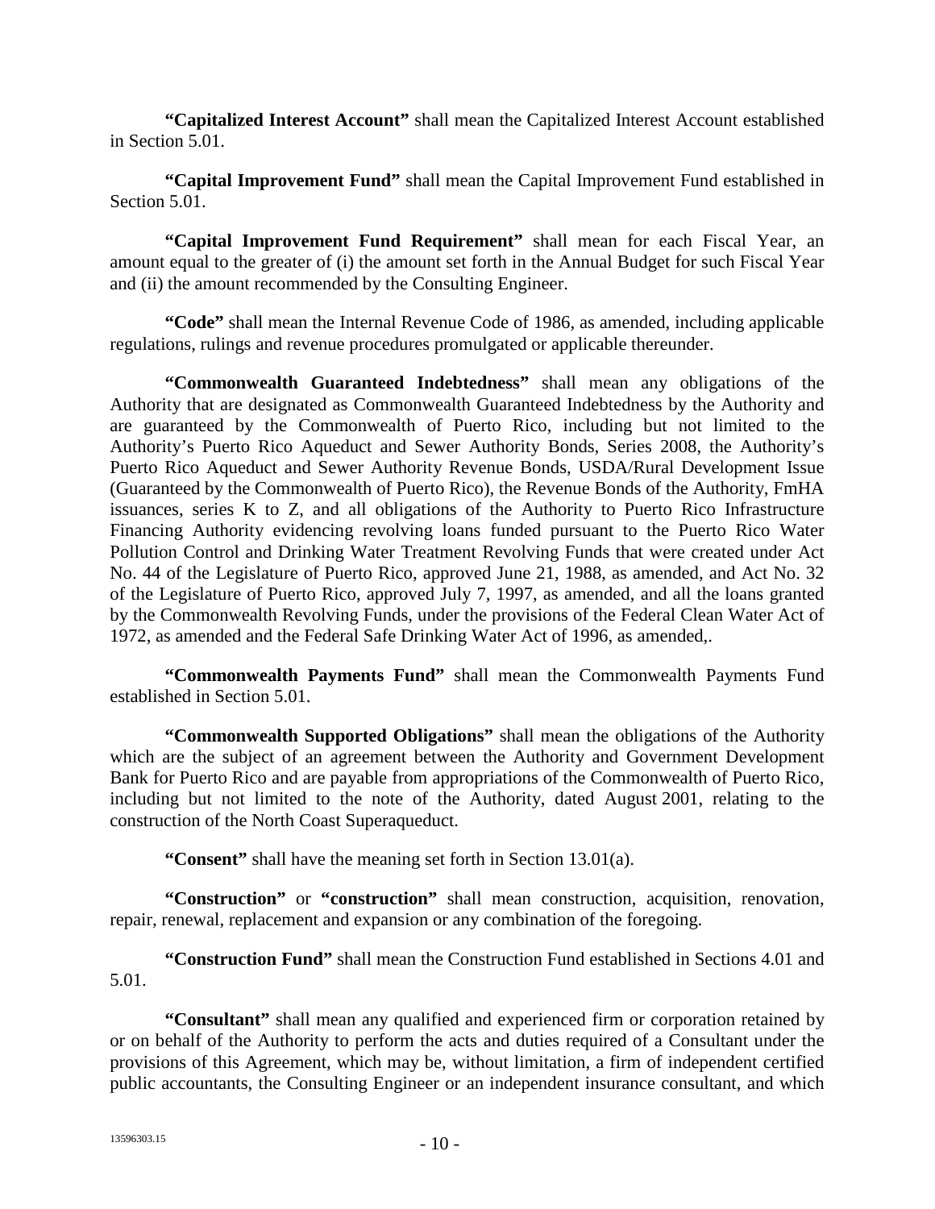**"Capitalized Interest Account"** shall mean the Capitalized Interest Account established in Section 5.01.

**"Capital Improvement Fund"** shall mean the Capital Improvement Fund established in Section 5.01.

**"Capital Improvement Fund Requirement"** shall mean for each Fiscal Year, an amount equal to the greater of (i) the amount set forth in the Annual Budget for such Fiscal Year and (ii) the amount recommended by the Consulting Engineer.

**"Code"** shall mean the Internal Revenue Code of 1986, as amended, including applicable regulations, rulings and revenue procedures promulgated or applicable thereunder.

**"Commonwealth Guaranteed Indebtedness"** shall mean any obligations of the Authority that are designated as Commonwealth Guaranteed Indebtedness by the Authority and are guaranteed by the Commonwealth of Puerto Rico, including but not limited to the Authority's Puerto Rico Aqueduct and Sewer Authority Bonds, Series 2008, the Authority's Puerto Rico Aqueduct and Sewer Authority Revenue Bonds, USDA/Rural Development Issue (Guaranteed by the Commonwealth of Puerto Rico), the Revenue Bonds of the Authority, FmHA issuances, series K to Z, and all obligations of the Authority to Puerto Rico Infrastructure Financing Authority evidencing revolving loans funded pursuant to the Puerto Rico Water Pollution Control and Drinking Water Treatment Revolving Funds that were created under Act No. 44 of the Legislature of Puerto Rico, approved June 21, 1988, as amended, and Act No. 32 of the Legislature of Puerto Rico, approved July 7, 1997, as amended, and all the loans granted by the Commonwealth Revolving Funds, under the provisions of the Federal Clean Water Act of 1972, as amended and the Federal Safe Drinking Water Act of 1996, as amended,.

**"Commonwealth Payments Fund"** shall mean the Commonwealth Payments Fund established in Section 5.01.

**"Commonwealth Supported Obligations"** shall mean the obligations of the Authority which are the subject of an agreement between the Authority and Government Development Bank for Puerto Rico and are payable from appropriations of the Commonwealth of Puerto Rico, including but not limited to the note of the Authority, dated August 2001, relating to the construction of the North Coast Superaqueduct.

**"Consent"** shall have the meaning set forth in Section 13.01(a).

**"Construction"** or **"construction"** shall mean construction, acquisition, renovation, repair, renewal, replacement and expansion or any combination of the foregoing.

**"Construction Fund"** shall mean the Construction Fund established in Sections 4.01 and 5.01.

**"Consultant"** shall mean any qualified and experienced firm or corporation retained by or on behalf of the Authority to perform the acts and duties required of a Consultant under the provisions of this Agreement, which may be, without limitation, a firm of independent certified public accountants, the Consulting Engineer or an independent insurance consultant, and which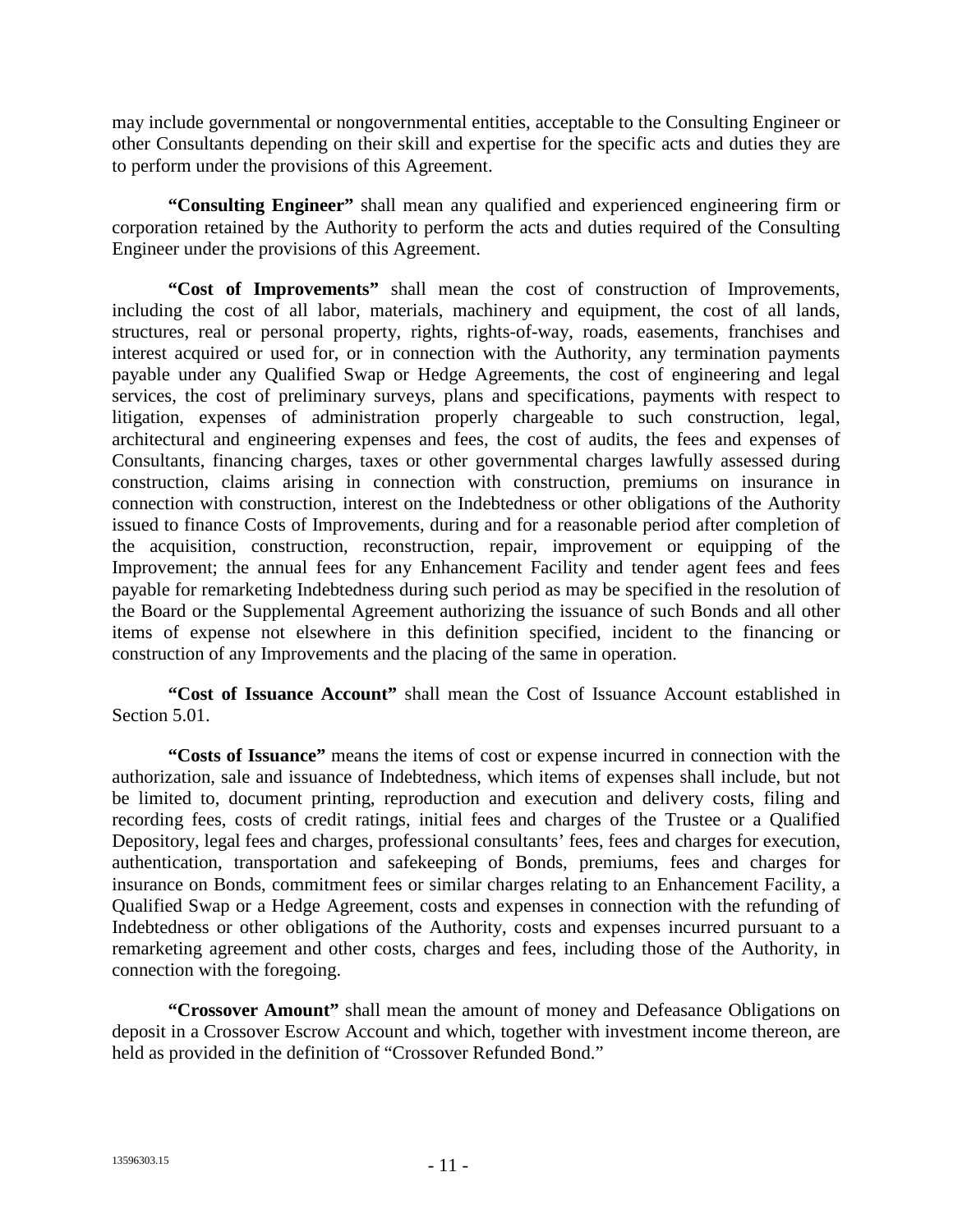may include governmental or nongovernmental entities, acceptable to the Consulting Engineer or other Consultants depending on their skill and expertise for the specific acts and duties they are to perform under the provisions of this Agreement.

**"Consulting Engineer"** shall mean any qualified and experienced engineering firm or corporation retained by the Authority to perform the acts and duties required of the Consulting Engineer under the provisions of this Agreement.

**"Cost of Improvements"** shall mean the cost of construction of Improvements, including the cost of all labor, materials, machinery and equipment, the cost of all lands, structures, real or personal property, rights, rights-of-way, roads, easements, franchises and interest acquired or used for, or in connection with the Authority, any termination payments payable under any Qualified Swap or Hedge Agreements, the cost of engineering and legal services, the cost of preliminary surveys, plans and specifications, payments with respect to litigation, expenses of administration properly chargeable to such construction, legal, architectural and engineering expenses and fees, the cost of audits, the fees and expenses of Consultants, financing charges, taxes or other governmental charges lawfully assessed during construction, claims arising in connection with construction, premiums on insurance in connection with construction, interest on the Indebtedness or other obligations of the Authority issued to finance Costs of Improvements, during and for a reasonable period after completion of the acquisition, construction, reconstruction, repair, improvement or equipping of the Improvement; the annual fees for any Enhancement Facility and tender agent fees and fees payable for remarketing Indebtedness during such period as may be specified in the resolution of the Board or the Supplemental Agreement authorizing the issuance of such Bonds and all other items of expense not elsewhere in this definition specified, incident to the financing or construction of any Improvements and the placing of the same in operation.

**"Cost of Issuance Account"** shall mean the Cost of Issuance Account established in Section 5.01.

**"Costs of Issuance"** means the items of cost or expense incurred in connection with the authorization, sale and issuance of Indebtedness, which items of expenses shall include, but not be limited to, document printing, reproduction and execution and delivery costs, filing and recording fees, costs of credit ratings, initial fees and charges of the Trustee or a Qualified Depository, legal fees and charges, professional consultants' fees, fees and charges for execution, authentication, transportation and safekeeping of Bonds, premiums, fees and charges for insurance on Bonds, commitment fees or similar charges relating to an Enhancement Facility, a Qualified Swap or a Hedge Agreement, costs and expenses in connection with the refunding of Indebtedness or other obligations of the Authority, costs and expenses incurred pursuant to a remarketing agreement and other costs, charges and fees, including those of the Authority, in connection with the foregoing.

**"Crossover Amount"** shall mean the amount of money and Defeasance Obligations on deposit in a Crossover Escrow Account and which, together with investment income thereon, are held as provided in the definition of "Crossover Refunded Bond."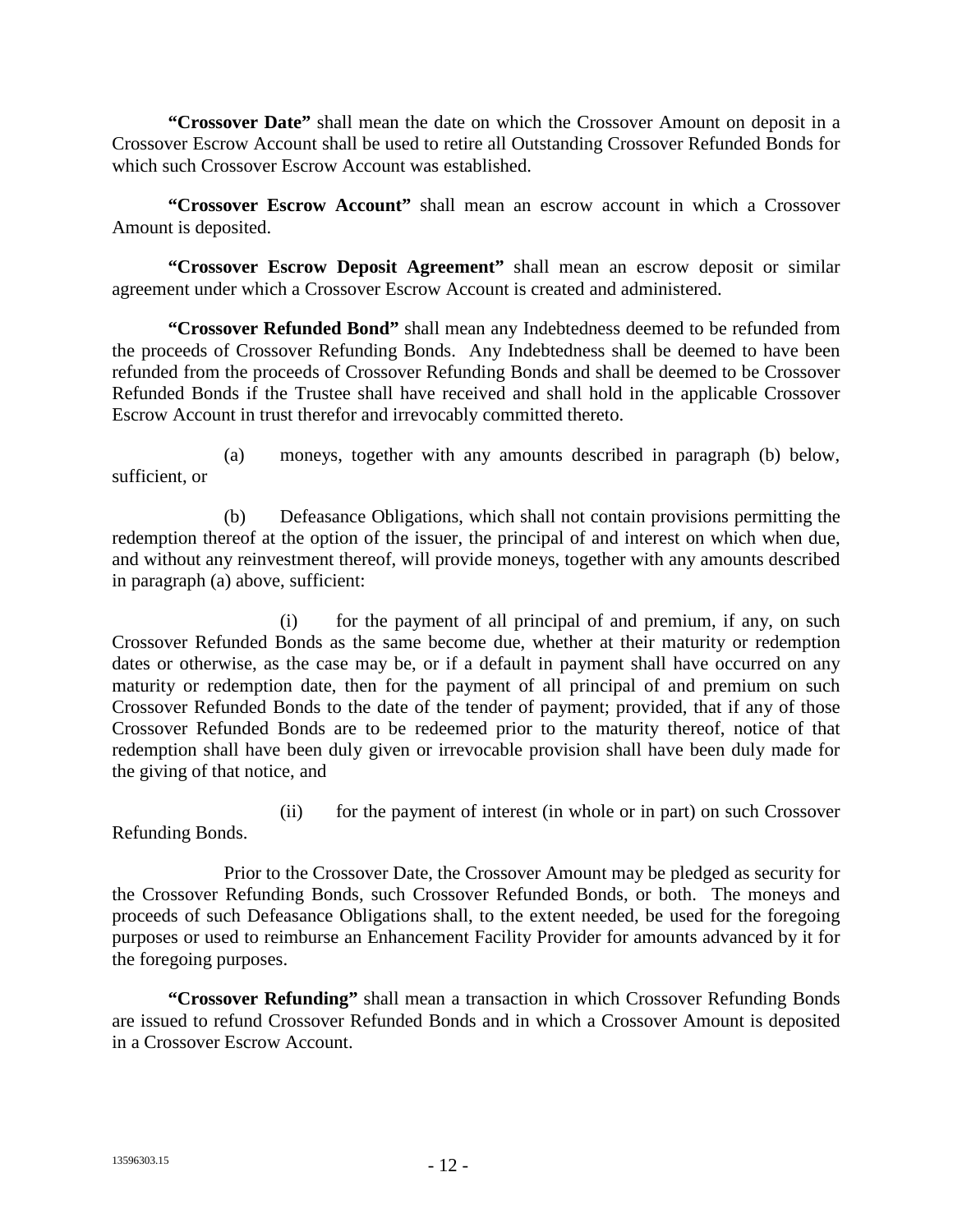**"Crossover Date"** shall mean the date on which the Crossover Amount on deposit in a Crossover Escrow Account shall be used to retire all Outstanding Crossover Refunded Bonds for which such Crossover Escrow Account was established.

**"Crossover Escrow Account"** shall mean an escrow account in which a Crossover Amount is deposited.

**"Crossover Escrow Deposit Agreement"** shall mean an escrow deposit or similar agreement under which a Crossover Escrow Account is created and administered.

**"Crossover Refunded Bond"** shall mean any Indebtedness deemed to be refunded from the proceeds of Crossover Refunding Bonds. Any Indebtedness shall be deemed to have been refunded from the proceeds of Crossover Refunding Bonds and shall be deemed to be Crossover Refunded Bonds if the Trustee shall have received and shall hold in the applicable Crossover Escrow Account in trust therefor and irrevocably committed thereto.

(a) moneys, together with any amounts described in paragraph (b) below, sufficient, or

(b) Defeasance Obligations, which shall not contain provisions permitting the redemption thereof at the option of the issuer, the principal of and interest on which when due, and without any reinvestment thereof, will provide moneys, together with any amounts described in paragraph (a) above, sufficient:

(i) for the payment of all principal of and premium, if any, on such Crossover Refunded Bonds as the same become due, whether at their maturity or redemption dates or otherwise, as the case may be, or if a default in payment shall have occurred on any maturity or redemption date, then for the payment of all principal of and premium on such Crossover Refunded Bonds to the date of the tender of payment; provided, that if any of those Crossover Refunded Bonds are to be redeemed prior to the maturity thereof, notice of that redemption shall have been duly given or irrevocable provision shall have been duly made for the giving of that notice, and

(ii) for the payment of interest (in whole or in part) on such Crossover Refunding Bonds.

Prior to the Crossover Date, the Crossover Amount may be pledged as security for the Crossover Refunding Bonds, such Crossover Refunded Bonds, or both. The moneys and proceeds of such Defeasance Obligations shall, to the extent needed, be used for the foregoing purposes or used to reimburse an Enhancement Facility Provider for amounts advanced by it for the foregoing purposes.

**"Crossover Refunding"** shall mean a transaction in which Crossover Refunding Bonds are issued to refund Crossover Refunded Bonds and in which a Crossover Amount is deposited in a Crossover Escrow Account.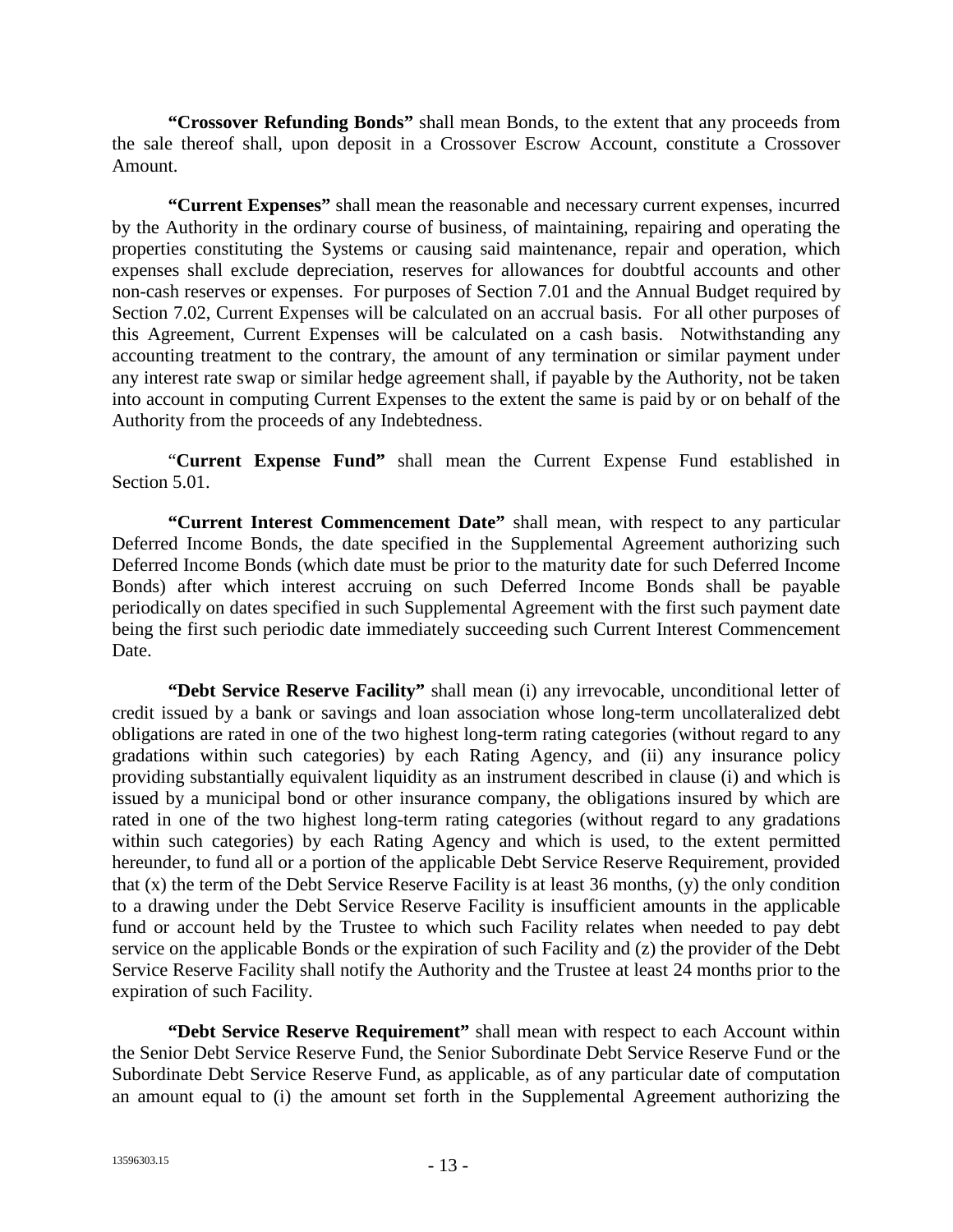**"Crossover Refunding Bonds"** shall mean Bonds, to the extent that any proceeds from the sale thereof shall, upon deposit in a Crossover Escrow Account, constitute a Crossover Amount.

**"Current Expenses"** shall mean the reasonable and necessary current expenses, incurred by the Authority in the ordinary course of business, of maintaining, repairing and operating the properties constituting the Systems or causing said maintenance, repair and operation, which expenses shall exclude depreciation, reserves for allowances for doubtful accounts and other non-cash reserves or expenses. For purposes of Section 7.01 and the Annual Budget required by Section 7.02, Current Expenses will be calculated on an accrual basis. For all other purposes of this Agreement, Current Expenses will be calculated on a cash basis. Notwithstanding any accounting treatment to the contrary, the amount of any termination or similar payment under any interest rate swap or similar hedge agreement shall, if payable by the Authority, not be taken into account in computing Current Expenses to the extent the same is paid by or on behalf of the Authority from the proceeds of any Indebtedness.

"**Current Expense Fund"** shall mean the Current Expense Fund established in Section 5.01.

**"Current Interest Commencement Date"** shall mean, with respect to any particular Deferred Income Bonds, the date specified in the Supplemental Agreement authorizing such Deferred Income Bonds (which date must be prior to the maturity date for such Deferred Income Bonds) after which interest accruing on such Deferred Income Bonds shall be payable periodically on dates specified in such Supplemental Agreement with the first such payment date being the first such periodic date immediately succeeding such Current Interest Commencement Date.

**"Debt Service Reserve Facility"** shall mean (i) any irrevocable, unconditional letter of credit issued by a bank or savings and loan association whose long-term uncollateralized debt obligations are rated in one of the two highest long-term rating categories (without regard to any gradations within such categories) by each Rating Agency, and (ii) any insurance policy providing substantially equivalent liquidity as an instrument described in clause (i) and which is issued by a municipal bond or other insurance company, the obligations insured by which are rated in one of the two highest long-term rating categories (without regard to any gradations within such categories) by each Rating Agency and which is used, to the extent permitted hereunder, to fund all or a portion of the applicable Debt Service Reserve Requirement, provided that (x) the term of the Debt Service Reserve Facility is at least 36 months, (y) the only condition to a drawing under the Debt Service Reserve Facility is insufficient amounts in the applicable fund or account held by the Trustee to which such Facility relates when needed to pay debt service on the applicable Bonds or the expiration of such Facility and (z) the provider of the Debt Service Reserve Facility shall notify the Authority and the Trustee at least 24 months prior to the expiration of such Facility.

**"Debt Service Reserve Requirement"** shall mean with respect to each Account within the Senior Debt Service Reserve Fund, the Senior Subordinate Debt Service Reserve Fund or the Subordinate Debt Service Reserve Fund, as applicable, as of any particular date of computation an amount equal to (i) the amount set forth in the Supplemental Agreement authorizing the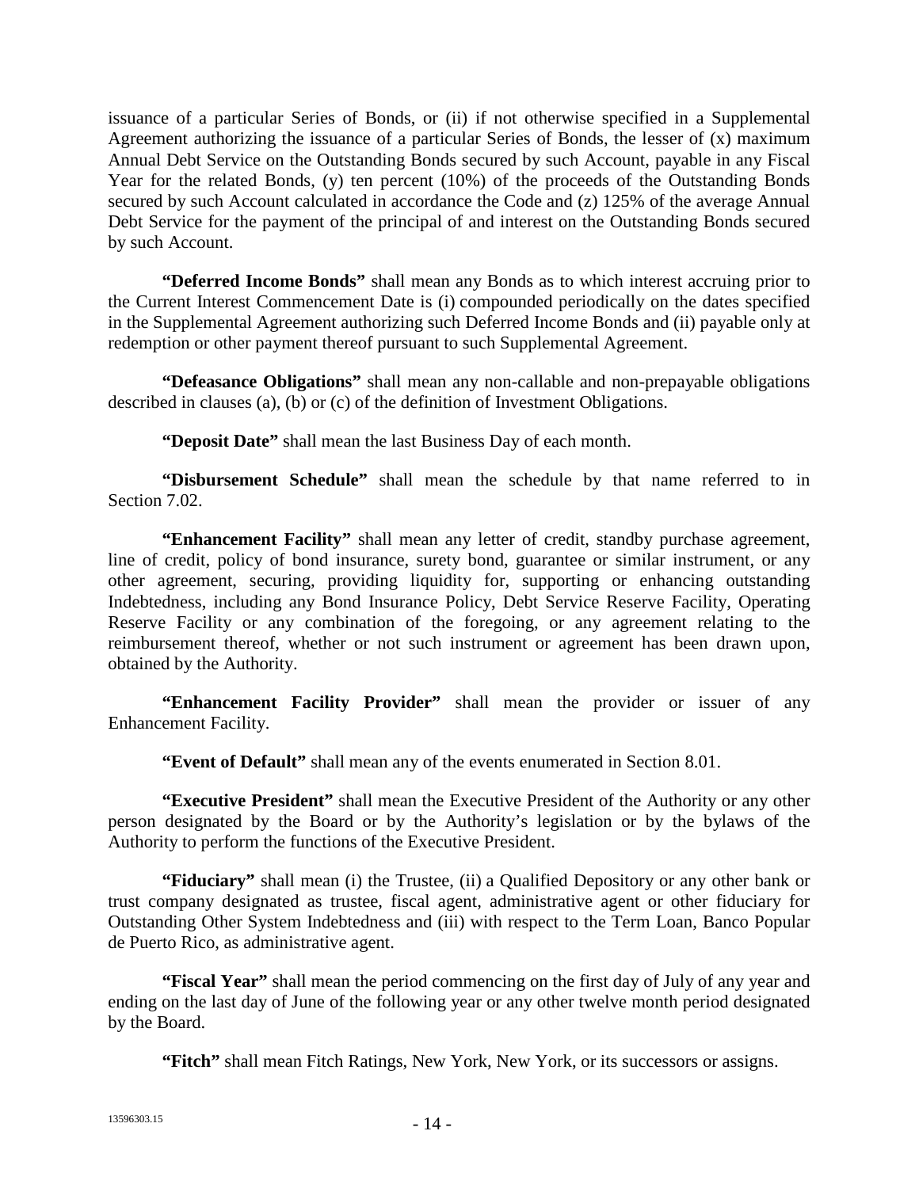issuance of a particular Series of Bonds, or (ii) if not otherwise specified in a Supplemental Agreement authorizing the issuance of a particular Series of Bonds, the lesser of (x) maximum Annual Debt Service on the Outstanding Bonds secured by such Account, payable in any Fiscal Year for the related Bonds, (y) ten percent (10%) of the proceeds of the Outstanding Bonds secured by such Account calculated in accordance the Code and (z) 125% of the average Annual Debt Service for the payment of the principal of and interest on the Outstanding Bonds secured by such Account.

**"Deferred Income Bonds"** shall mean any Bonds as to which interest accruing prior to the Current Interest Commencement Date is (i) compounded periodically on the dates specified in the Supplemental Agreement authorizing such Deferred Income Bonds and (ii) payable only at redemption or other payment thereof pursuant to such Supplemental Agreement.

**"Defeasance Obligations"** shall mean any non-callable and non-prepayable obligations described in clauses (a), (b) or (c) of the definition of Investment Obligations.

**"Deposit Date"** shall mean the last Business Day of each month.

**"Disbursement Schedule"** shall mean the schedule by that name referred to in Section 7.02.

**"Enhancement Facility"** shall mean any letter of credit, standby purchase agreement, line of credit, policy of bond insurance, surety bond, guarantee or similar instrument, or any other agreement, securing, providing liquidity for, supporting or enhancing outstanding Indebtedness, including any Bond Insurance Policy, Debt Service Reserve Facility, Operating Reserve Facility or any combination of the foregoing, or any agreement relating to the reimbursement thereof, whether or not such instrument or agreement has been drawn upon, obtained by the Authority.

**"Enhancement Facility Provider"** shall mean the provider or issuer of any Enhancement Facility.

**"Event of Default"** shall mean any of the events enumerated in Section 8.01.

**"Executive President"** shall mean the Executive President of the Authority or any other person designated by the Board or by the Authority's legislation or by the bylaws of the Authority to perform the functions of the Executive President.

**"Fiduciary"** shall mean (i) the Trustee, (ii) a Qualified Depository or any other bank or trust company designated as trustee, fiscal agent, administrative agent or other fiduciary for Outstanding Other System Indebtedness and (iii) with respect to the Term Loan, Banco Popular de Puerto Rico, as administrative agent.

**"Fiscal Year"** shall mean the period commencing on the first day of July of any year and ending on the last day of June of the following year or any other twelve month period designated by the Board.

**"Fitch"** shall mean Fitch Ratings, New York, New York, or its successors or assigns.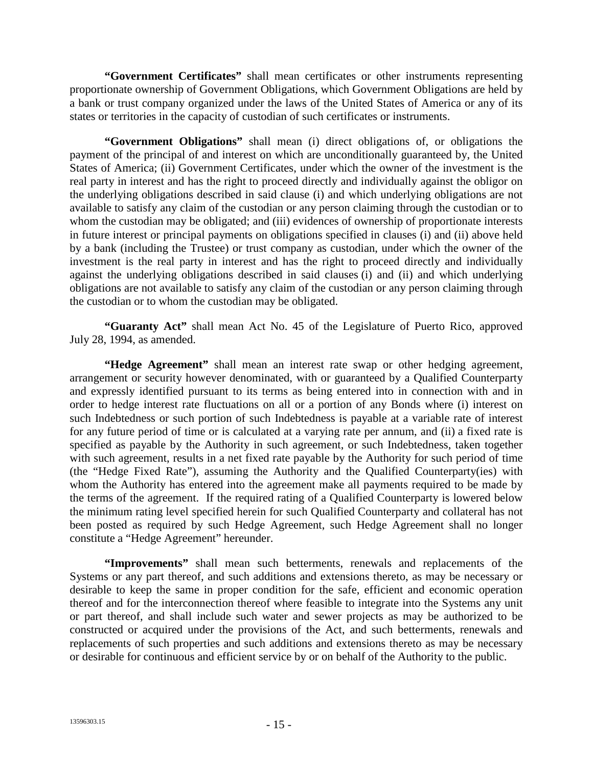**"Government Certificates"** shall mean certificates or other instruments representing proportionate ownership of Government Obligations, which Government Obligations are held by a bank or trust company organized under the laws of the United States of America or any of its states or territories in the capacity of custodian of such certificates or instruments.

**"Government Obligations"** shall mean (i) direct obligations of, or obligations the payment of the principal of and interest on which are unconditionally guaranteed by, the United States of America; (ii) Government Certificates, under which the owner of the investment is the real party in interest and has the right to proceed directly and individually against the obligor on the underlying obligations described in said clause (i) and which underlying obligations are not available to satisfy any claim of the custodian or any person claiming through the custodian or to whom the custodian may be obligated; and (iii) evidences of ownership of proportionate interests in future interest or principal payments on obligations specified in clauses (i) and (ii) above held by a bank (including the Trustee) or trust company as custodian, under which the owner of the investment is the real party in interest and has the right to proceed directly and individually against the underlying obligations described in said clauses (i) and (ii) and which underlying obligations are not available to satisfy any claim of the custodian or any person claiming through the custodian or to whom the custodian may be obligated.

**"Guaranty Act"** shall mean Act No. 45 of the Legislature of Puerto Rico, approved July 28, 1994, as amended.

**"Hedge Agreement"** shall mean an interest rate swap or other hedging agreement, arrangement or security however denominated, with or guaranteed by a Qualified Counterparty and expressly identified pursuant to its terms as being entered into in connection with and in order to hedge interest rate fluctuations on all or a portion of any Bonds where (i) interest on such Indebtedness or such portion of such Indebtedness is payable at a variable rate of interest for any future period of time or is calculated at a varying rate per annum, and (ii) a fixed rate is specified as payable by the Authority in such agreement, or such Indebtedness, taken together with such agreement, results in a net fixed rate payable by the Authority for such period of time (the "Hedge Fixed Rate"), assuming the Authority and the Qualified Counterparty(ies) with whom the Authority has entered into the agreement make all payments required to be made by the terms of the agreement. If the required rating of a Qualified Counterparty is lowered below the minimum rating level specified herein for such Qualified Counterparty and collateral has not been posted as required by such Hedge Agreement, such Hedge Agreement shall no longer constitute a "Hedge Agreement" hereunder.

**"Improvements"** shall mean such betterments, renewals and replacements of the Systems or any part thereof, and such additions and extensions thereto, as may be necessary or desirable to keep the same in proper condition for the safe, efficient and economic operation thereof and for the interconnection thereof where feasible to integrate into the Systems any unit or part thereof, and shall include such water and sewer projects as may be authorized to be constructed or acquired under the provisions of the Act, and such betterments, renewals and replacements of such properties and such additions and extensions thereto as may be necessary or desirable for continuous and efficient service by or on behalf of the Authority to the public.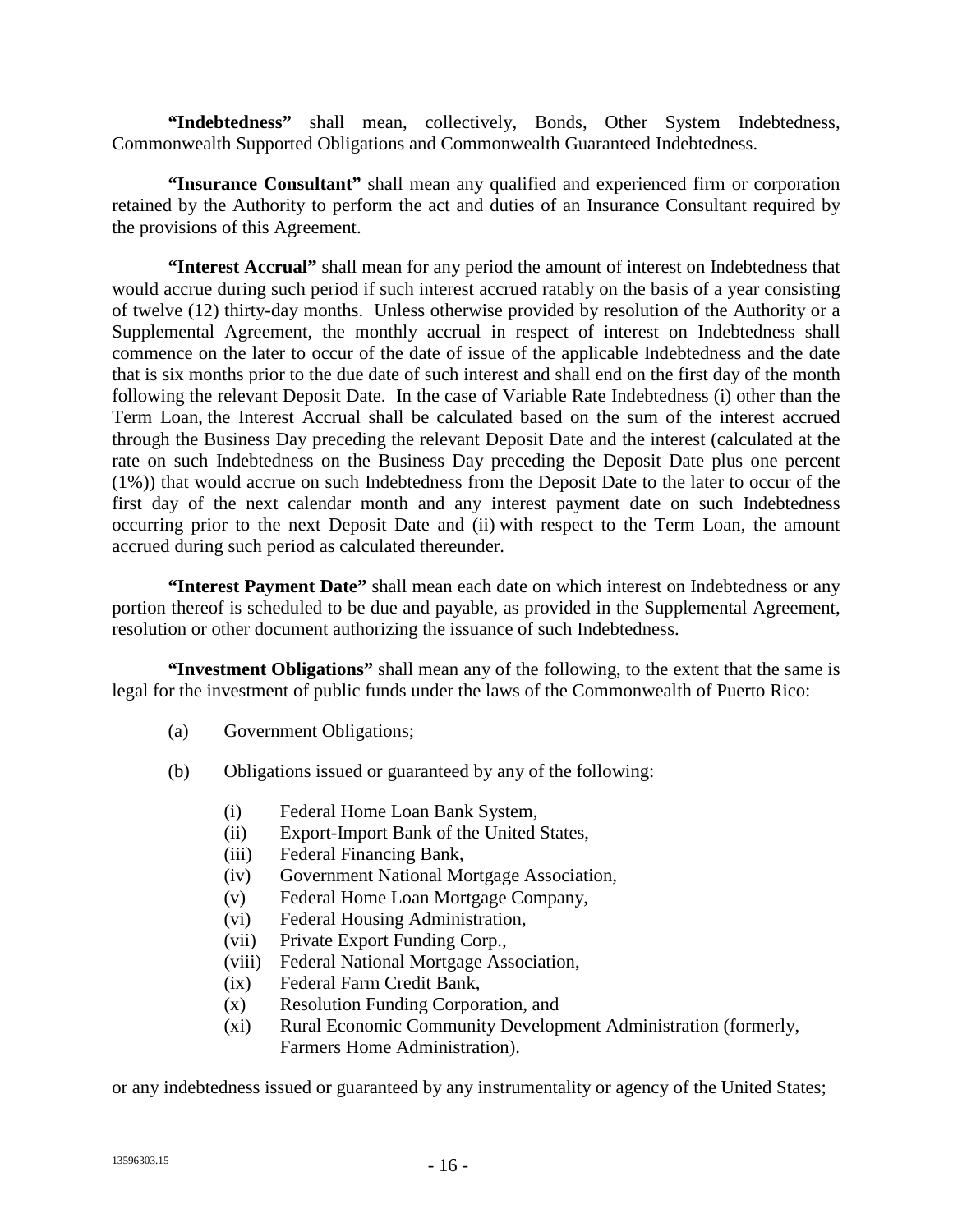**"Indebtedness"** shall mean, collectively, Bonds, Other System Indebtedness, Commonwealth Supported Obligations and Commonwealth Guaranteed Indebtedness.

**"Insurance Consultant"** shall mean any qualified and experienced firm or corporation retained by the Authority to perform the act and duties of an Insurance Consultant required by the provisions of this Agreement.

**"Interest Accrual"** shall mean for any period the amount of interest on Indebtedness that would accrue during such period if such interest accrued ratably on the basis of a year consisting of twelve (12) thirty-day months. Unless otherwise provided by resolution of the Authority or a Supplemental Agreement, the monthly accrual in respect of interest on Indebtedness shall commence on the later to occur of the date of issue of the applicable Indebtedness and the date that is six months prior to the due date of such interest and shall end on the first day of the month following the relevant Deposit Date. In the case of Variable Rate Indebtedness (i) other than the Term Loan, the Interest Accrual shall be calculated based on the sum of the interest accrued through the Business Day preceding the relevant Deposit Date and the interest (calculated at the rate on such Indebtedness on the Business Day preceding the Deposit Date plus one percent (1%)) that would accrue on such Indebtedness from the Deposit Date to the later to occur of the first day of the next calendar month and any interest payment date on such Indebtedness occurring prior to the next Deposit Date and (ii) with respect to the Term Loan, the amount accrued during such period as calculated thereunder.

**"Interest Payment Date"** shall mean each date on which interest on Indebtedness or any portion thereof is scheduled to be due and payable, as provided in the Supplemental Agreement, resolution or other document authorizing the issuance of such Indebtedness.

**"Investment Obligations"** shall mean any of the following, to the extent that the same is legal for the investment of public funds under the laws of the Commonwealth of Puerto Rico:

(a) Government Obligations;

(b) Obligations issued or guaranteed by any of the following:

  (i) Federal Home Loan Bank System,
  (ii) Export-Import Bank of the United States,
  (iii) Federal Financing Bank,
  (iv) Government National Mortgage Association,
  (v) Federal Home Loan Mortgage Company,
  (vi) Federal Housing Administration,
  (vii) Private Export Funding Corp.,
  (viii) Federal National Mortgage Association,
  (ix) Federal Farm Credit Bank,
  (x) Resolution Funding Corporation, and
  (xi) Rural Economic Community Development Administration (formerly, Farmers Home Administration).

or any indebtedness issued or guaranteed by any instrumentality or agency of the United States;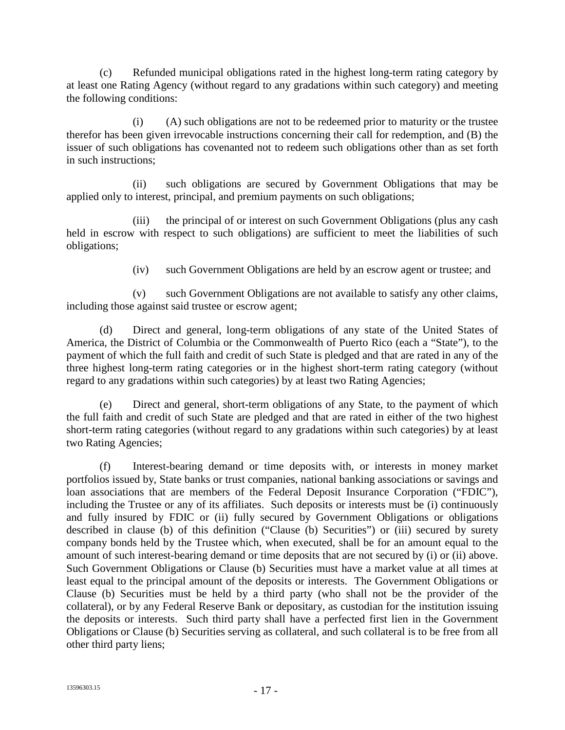(c) Refunded municipal obligations rated in the highest long-term rating category by at least one Rating Agency (without regard to any gradations within such category) and meeting the following conditions:

(i) (A) such obligations are not to be redeemed prior to maturity or the trustee therefor has been given irrevocable instructions concerning their call for redemption, and (B) the issuer of such obligations has covenanted not to redeem such obligations other than as set forth in such instructions;

(ii) such obligations are secured by Government Obligations that may be applied only to interest, principal, and premium payments on such obligations;

(iii) the principal of or interest on such Government Obligations (plus any cash held in escrow with respect to such obligations) are sufficient to meet the liabilities of such obligations;

(iv) such Government Obligations are held by an escrow agent or trustee; and

(v) such Government Obligations are not available to satisfy any other claims, including those against said trustee or escrow agent;

(d) Direct and general, long-term obligations of any state of the United States of America, the District of Columbia or the Commonwealth of Puerto Rico (each a "State"), to the payment of which the full faith and credit of such State is pledged and that are rated in any of the three highest long-term rating categories or in the highest short-term rating category (without regard to any gradations within such categories) by at least two Rating Agencies;

(e) Direct and general, short-term obligations of any State, to the payment of which the full faith and credit of such State are pledged and that are rated in either of the two highest short-term rating categories (without regard to any gradations within such categories) by at least two Rating Agencies;

(f) Interest-bearing demand or time deposits with, or interests in money market portfolios issued by, State banks or trust companies, national banking associations or savings and loan associations that are members of the Federal Deposit Insurance Corporation ("FDIC"), including the Trustee or any of its affiliates. Such deposits or interests must be (i) continuously and fully insured by FDIC or (ii) fully secured by Government Obligations or obligations described in clause (b) of this definition ("Clause (b) Securities") or (iii) secured by surety company bonds held by the Trustee which, when executed, shall be for an amount equal to the amount of such interest-bearing demand or time deposits that are not secured by (i) or (ii) above. Such Government Obligations or Clause (b) Securities must have a market value at all times at least equal to the principal amount of the deposits or interests. The Government Obligations or Clause (b) Securities must be held by a third party (who shall not be the provider of the collateral), or by any Federal Reserve Bank or depositary, as custodian for the institution issuing the deposits or interests. Such third party shall have a perfected first lien in the Government Obligations or Clause (b) Securities serving as collateral, and such collateral is to be free from all other third party liens;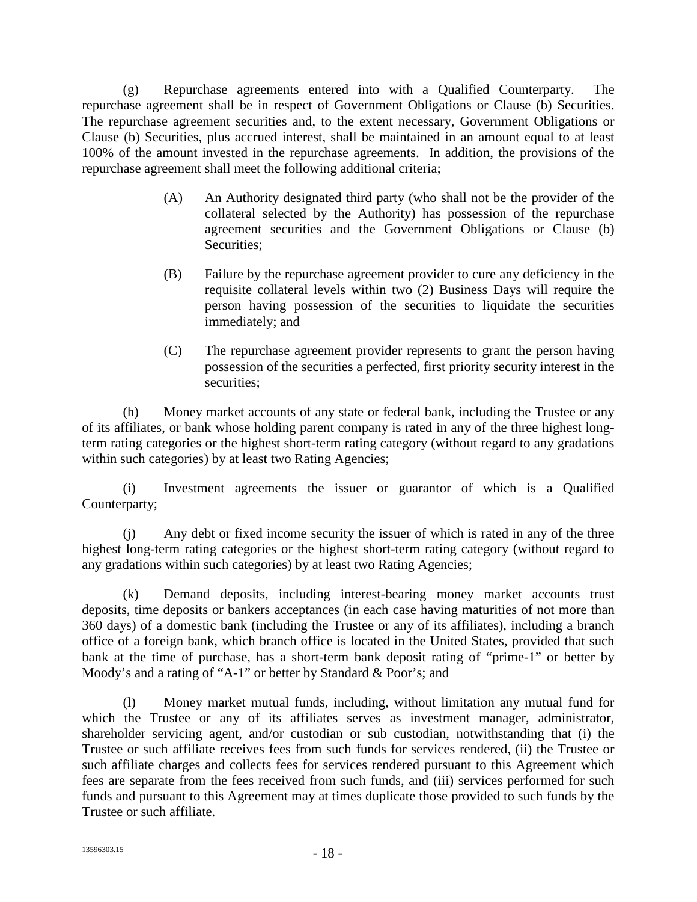(g) Repurchase agreements entered into with a Qualified Counterparty. The repurchase agreement shall be in respect of Government Obligations or Clause (b) Securities. The repurchase agreement securities and, to the extent necessary, Government Obligations or Clause (b) Securities, plus accrued interest, shall be maintained in an amount equal to at least 100% of the amount invested in the repurchase agreements. In addition, the provisions of the repurchase agreement shall meet the following additional criteria;

> (A) An Authority designated third party (who shall not be the provider of the collateral selected by the Authority) has possession of the repurchase agreement securities and the Government Obligations or Clause (b) Securities;
>
> (B) Failure by the repurchase agreement provider to cure any deficiency in the requisite collateral levels within two (2) Business Days will require the person having possession of the securities to liquidate the securities immediately; and
>
> (C) The repurchase agreement provider represents to grant the person having possession of the securities a perfected, first priority security interest in the securities;

(h) Money market accounts of any state or federal bank, including the Trustee or any of its affiliates, or bank whose holding parent company is rated in any of the three highest long-term rating categories or the highest short-term rating category (without regard to any gradations within such categories) by at least two Rating Agencies;

(i) Investment agreements the issuer or guarantor of which is a Qualified Counterparty;

(j) Any debt or fixed income security the issuer of which is rated in any of the three highest long-term rating categories or the highest short-term rating category (without regard to any gradations within such categories) by at least two Rating Agencies;

(k) Demand deposits, including interest-bearing money market accounts trust deposits, time deposits or bankers acceptances (in each case having maturities of not more than 360 days) of a domestic bank (including the Trustee or any of its affiliates), including a branch office of a foreign bank, which branch office is located in the United States, provided that such bank at the time of purchase, has a short-term bank deposit rating of "prime-1" or better by Moody's and a rating of "A-1" or better by Standard & Poor's; and

(l) Money market mutual funds, including, without limitation any mutual fund for which the Trustee or any of its affiliates serves as investment manager, administrator, shareholder servicing agent, and/or custodian or sub custodian, notwithstanding that (i) the Trustee or such affiliate receives fees from such funds for services rendered, (ii) the Trustee or such affiliate charges and collects fees for services rendered pursuant to this Agreement which fees are separate from the fees received from such funds, and (iii) services performed for such funds and pursuant to this Agreement may at times duplicate those provided to such funds by the Trustee or such affiliate.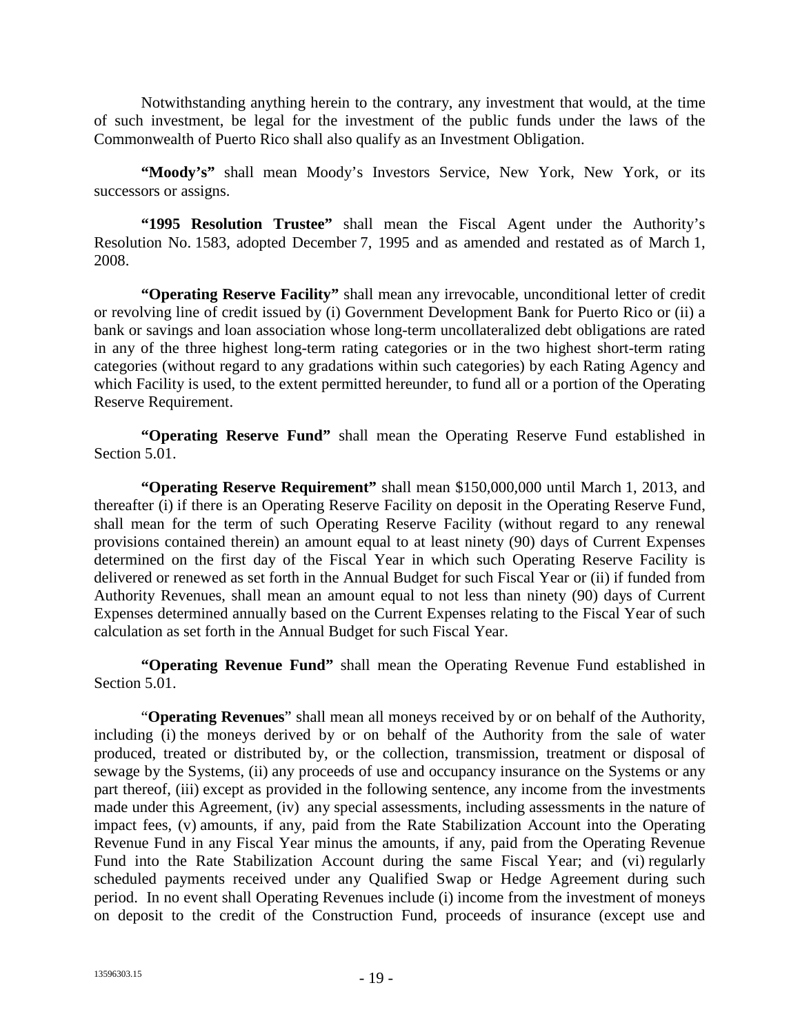Notwithstanding anything herein to the contrary, any investment that would, at the time of such investment, be legal for the investment of the public funds under the laws of the Commonwealth of Puerto Rico shall also qualify as an Investment Obligation.

**"Moody's"** shall mean Moody's Investors Service, New York, New York, or its successors or assigns.

**"1995 Resolution Trustee"** shall mean the Fiscal Agent under the Authority's Resolution No. 1583, adopted December 7, 1995 and as amended and restated as of March 1, 2008.

**"Operating Reserve Facility"** shall mean any irrevocable, unconditional letter of credit or revolving line of credit issued by (i) Government Development Bank for Puerto Rico or (ii) a bank or savings and loan association whose long-term uncollateralized debt obligations are rated in any of the three highest long-term rating categories or in the two highest short-term rating categories (without regard to any gradations within such categories) by each Rating Agency and which Facility is used, to the extent permitted hereunder, to fund all or a portion of the Operating Reserve Requirement.

**"Operating Reserve Fund"** shall mean the Operating Reserve Fund established in Section 5.01.

**"Operating Reserve Requirement"** shall mean $150,000,000 until March 1, 2013, and thereafter (i) if there is an Operating Reserve Facility on deposit in the Operating Reserve Fund, shall mean for the term of such Operating Reserve Facility (without regard to any renewal provisions contained therein) an amount equal to at least ninety (90) days of Current Expenses determined on the first day of the Fiscal Year in which such Operating Reserve Facility is delivered or renewed as set forth in the Annual Budget for such Fiscal Year or (ii) if funded from Authority Revenues, shall mean an amount equal to not less than ninety (90) days of Current Expenses determined annually based on the Current Expenses relating to the Fiscal Year of such calculation as set forth in the Annual Budget for such Fiscal Year.

**"Operating Revenue Fund"** shall mean the Operating Revenue Fund established in Section 5.01.

"**Operating Revenues**" shall mean all moneys received by or on behalf of the Authority, including (i) the moneys derived by or on behalf of the Authority from the sale of water produced, treated or distributed by, or the collection, transmission, treatment or disposal of sewage by the Systems, (ii) any proceeds of use and occupancy insurance on the Systems or any part thereof, (iii) except as provided in the following sentence, any income from the investments made under this Agreement, (iv) any special assessments, including assessments in the nature of impact fees, (v) amounts, if any, paid from the Rate Stabilization Account into the Operating Revenue Fund in any Fiscal Year minus the amounts, if any, paid from the Operating Revenue Fund into the Rate Stabilization Account during the same Fiscal Year; and (vi) regularly scheduled payments received under any Qualified Swap or Hedge Agreement during such period. In no event shall Operating Revenues include (i) income from the investment of moneys on deposit to the credit of the Construction Fund, proceeds of insurance (except use and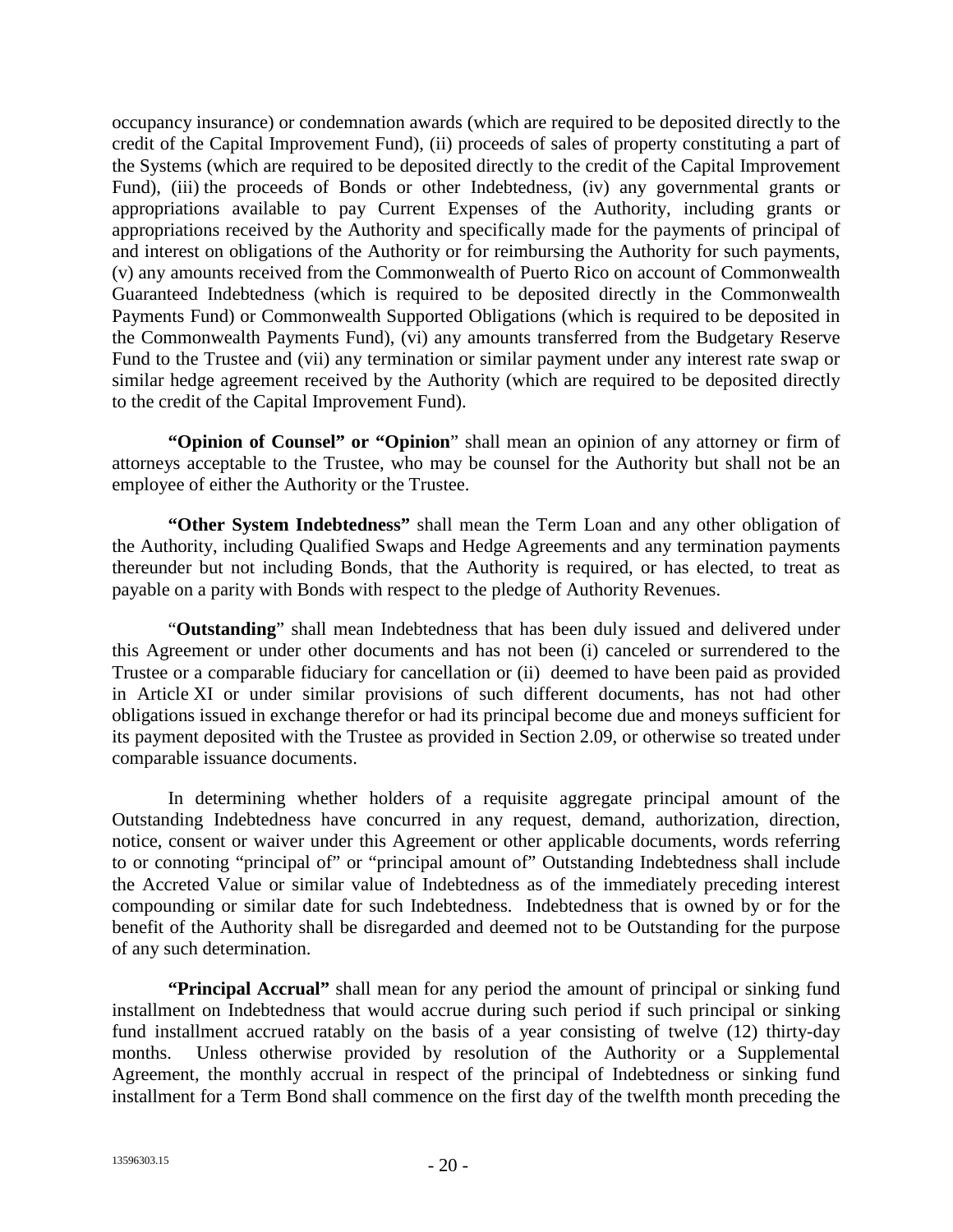occupancy insurance) or condemnation awards (which are required to be deposited directly to the credit of the Capital Improvement Fund), (ii) proceeds of sales of property constituting a part of the Systems (which are required to be deposited directly to the credit of the Capital Improvement Fund), (iii) the proceeds of Bonds or other Indebtedness, (iv) any governmental grants or appropriations available to pay Current Expenses of the Authority, including grants or appropriations received by the Authority and specifically made for the payments of principal of and interest on obligations of the Authority or for reimbursing the Authority for such payments, (v) any amounts received from the Commonwealth of Puerto Rico on account of Commonwealth Guaranteed Indebtedness (which is required to be deposited directly in the Commonwealth Payments Fund) or Commonwealth Supported Obligations (which is required to be deposited in the Commonwealth Payments Fund), (vi) any amounts transferred from the Budgetary Reserve Fund to the Trustee and (vii) any termination or similar payment under any interest rate swap or similar hedge agreement received by the Authority (which are required to be deposited directly to the credit of the Capital Improvement Fund).

**"Opinion of Counsel" or "Opinion**" shall mean an opinion of any attorney or firm of attorneys acceptable to the Trustee, who may be counsel for the Authority but shall not be an employee of either the Authority or the Trustee.

**"Other System Indebtedness"** shall mean the Term Loan and any other obligation of the Authority, including Qualified Swaps and Hedge Agreements and any termination payments thereunder but not including Bonds, that the Authority is required, or has elected, to treat as payable on a parity with Bonds with respect to the pledge of Authority Revenues.

"**Outstanding**" shall mean Indebtedness that has been duly issued and delivered under this Agreement or under other documents and has not been (i) canceled or surrendered to the Trustee or a comparable fiduciary for cancellation or (ii) deemed to have been paid as provided in Article XI or under similar provisions of such different documents, has not had other obligations issued in exchange therefor or had its principal become due and moneys sufficient for its payment deposited with the Trustee as provided in Section 2.09, or otherwise so treated under comparable issuance documents.

In determining whether holders of a requisite aggregate principal amount of the Outstanding Indebtedness have concurred in any request, demand, authorization, direction, notice, consent or waiver under this Agreement or other applicable documents, words referring to or connoting "principal of" or "principal amount of" Outstanding Indebtedness shall include the Accreted Value or similar value of Indebtedness as of the immediately preceding interest compounding or similar date for such Indebtedness. Indebtedness that is owned by or for the benefit of the Authority shall be disregarded and deemed not to be Outstanding for the purpose of any such determination.

**"Principal Accrual"** shall mean for any period the amount of principal or sinking fund installment on Indebtedness that would accrue during such period if such principal or sinking fund installment accrued ratably on the basis of a year consisting of twelve (12) thirty-day months. Unless otherwise provided by resolution of the Authority or a Supplemental Agreement, the monthly accrual in respect of the principal of Indebtedness or sinking fund installment for a Term Bond shall commence on the first day of the twelfth month preceding the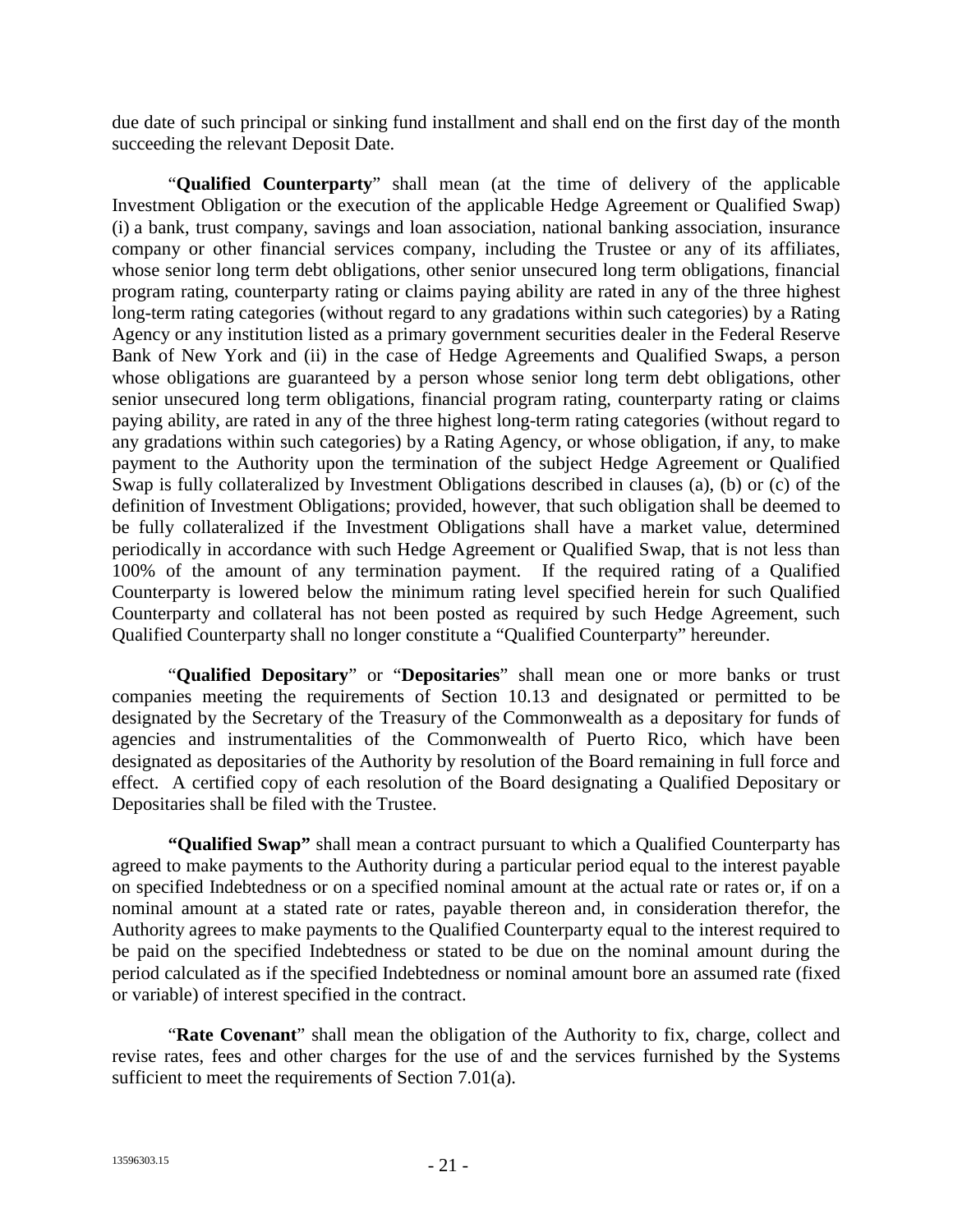due date of such principal or sinking fund installment and shall end on the first day of the month succeeding the relevant Deposit Date.

"**Qualified Counterparty**" shall mean (at the time of delivery of the applicable Investment Obligation or the execution of the applicable Hedge Agreement or Qualified Swap) (i) a bank, trust company, savings and loan association, national banking association, insurance company or other financial services company, including the Trustee or any of its affiliates, whose senior long term debt obligations, other senior unsecured long term obligations, financial program rating, counterparty rating or claims paying ability are rated in any of the three highest long-term rating categories (without regard to any gradations within such categories) by a Rating Agency or any institution listed as a primary government securities dealer in the Federal Reserve Bank of New York and (ii) in the case of Hedge Agreements and Qualified Swaps, a person whose obligations are guaranteed by a person whose senior long term debt obligations, other senior unsecured long term obligations, financial program rating, counterparty rating or claims paying ability, are rated in any of the three highest long-term rating categories (without regard to any gradations within such categories) by a Rating Agency, or whose obligation, if any, to make payment to the Authority upon the termination of the subject Hedge Agreement or Qualified Swap is fully collateralized by Investment Obligations described in clauses (a), (b) or (c) of the definition of Investment Obligations; provided, however, that such obligation shall be deemed to be fully collateralized if the Investment Obligations shall have a market value, determined periodically in accordance with such Hedge Agreement or Qualified Swap, that is not less than 100% of the amount of any termination payment. If the required rating of a Qualified Counterparty is lowered below the minimum rating level specified herein for such Qualified Counterparty and collateral has not been posted as required by such Hedge Agreement, such Qualified Counterparty shall no longer constitute a "Qualified Counterparty" hereunder.

"**Qualified Depositary**" or "**Depositaries**" shall mean one or more banks or trust companies meeting the requirements of Section 10.13 and designated or permitted to be designated by the Secretary of the Treasury of the Commonwealth as a depositary for funds of agencies and instrumentalities of the Commonwealth of Puerto Rico, which have been designated as depositaries of the Authority by resolution of the Board remaining in full force and effect. A certified copy of each resolution of the Board designating a Qualified Depositary or Depositaries shall be filed with the Trustee.

**"Qualified Swap"** shall mean a contract pursuant to which a Qualified Counterparty has agreed to make payments to the Authority during a particular period equal to the interest payable on specified Indebtedness or on a specified nominal amount at the actual rate or rates or, if on a nominal amount at a stated rate or rates, payable thereon and, in consideration therefor, the Authority agrees to make payments to the Qualified Counterparty equal to the interest required to be paid on the specified Indebtedness or stated to be due on the nominal amount during the period calculated as if the specified Indebtedness or nominal amount bore an assumed rate (fixed or variable) of interest specified in the contract.

"**Rate Covenant**" shall mean the obligation of the Authority to fix, charge, collect and revise rates, fees and other charges for the use of and the services furnished by the Systems sufficient to meet the requirements of Section 7.01(a).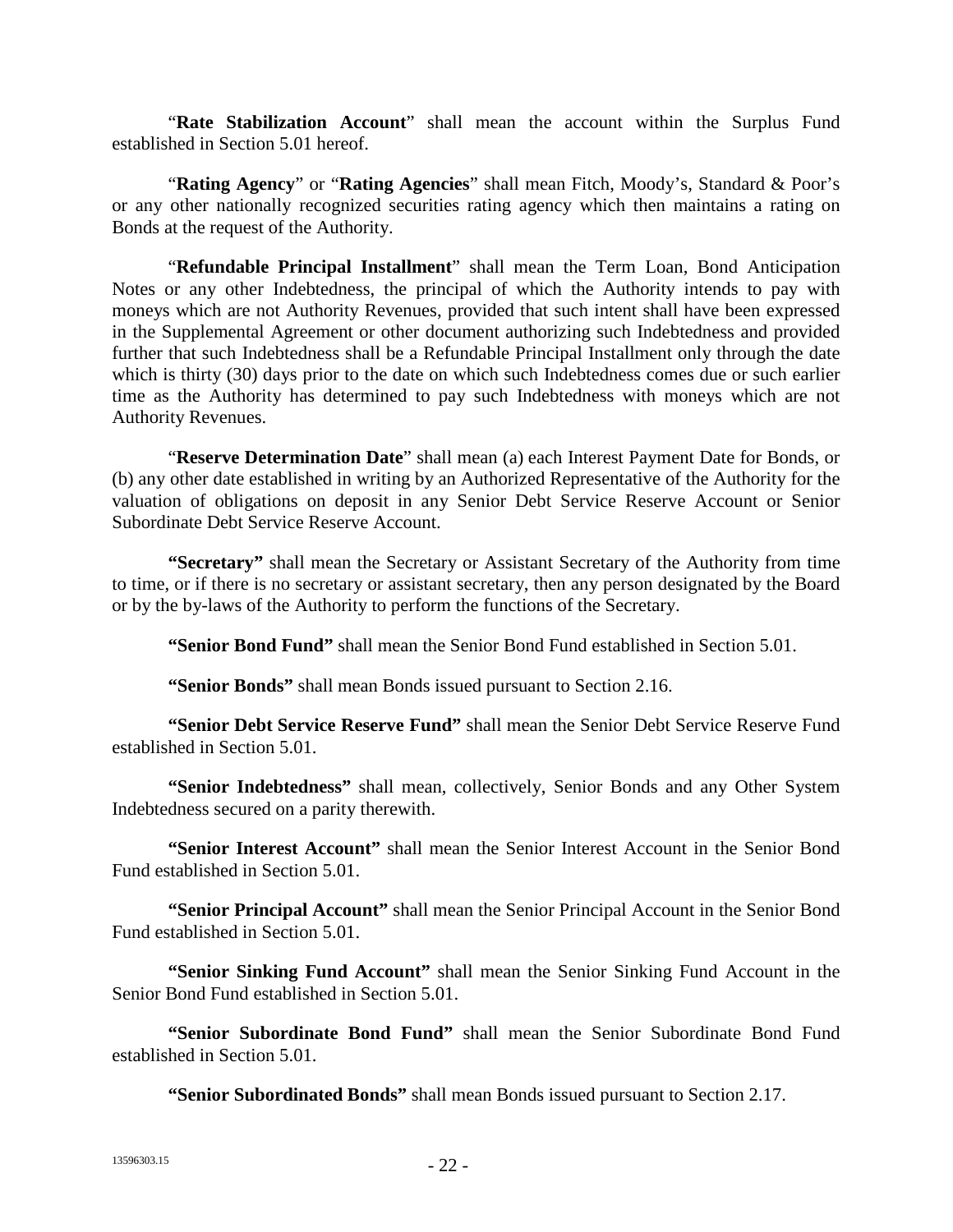"**Rate Stabilization Account**" shall mean the account within the Surplus Fund established in Section 5.01 hereof.

"**Rating Agency**" or "**Rating Agencies**" shall mean Fitch, Moody's, Standard & Poor's or any other nationally recognized securities rating agency which then maintains a rating on Bonds at the request of the Authority.

"**Refundable Principal Installment**" shall mean the Term Loan, Bond Anticipation Notes or any other Indebtedness, the principal of which the Authority intends to pay with moneys which are not Authority Revenues, provided that such intent shall have been expressed in the Supplemental Agreement or other document authorizing such Indebtedness and provided further that such Indebtedness shall be a Refundable Principal Installment only through the date which is thirty (30) days prior to the date on which such Indebtedness comes due or such earlier time as the Authority has determined to pay such Indebtedness with moneys which are not Authority Revenues.

"**Reserve Determination Date**" shall mean (a) each Interest Payment Date for Bonds, or (b) any other date established in writing by an Authorized Representative of the Authority for the valuation of obligations on deposit in any Senior Debt Service Reserve Account or Senior Subordinate Debt Service Reserve Account.

**"Secretary"** shall mean the Secretary or Assistant Secretary of the Authority from time to time, or if there is no secretary or assistant secretary, then any person designated by the Board or by the by-laws of the Authority to perform the functions of the Secretary.

**"Senior Bond Fund"** shall mean the Senior Bond Fund established in Section 5.01.

**"Senior Bonds"** shall mean Bonds issued pursuant to Section 2.16.

**"Senior Debt Service Reserve Fund"** shall mean the Senior Debt Service Reserve Fund established in Section 5.01.

**"Senior Indebtedness"** shall mean, collectively, Senior Bonds and any Other System Indebtedness secured on a parity therewith.

**"Senior Interest Account"** shall mean the Senior Interest Account in the Senior Bond Fund established in Section 5.01.

**"Senior Principal Account"** shall mean the Senior Principal Account in the Senior Bond Fund established in Section 5.01.

**"Senior Sinking Fund Account"** shall mean the Senior Sinking Fund Account in the Senior Bond Fund established in Section 5.01.

**"Senior Subordinate Bond Fund"** shall mean the Senior Subordinate Bond Fund established in Section 5.01.

**"Senior Subordinated Bonds"** shall mean Bonds issued pursuant to Section 2.17.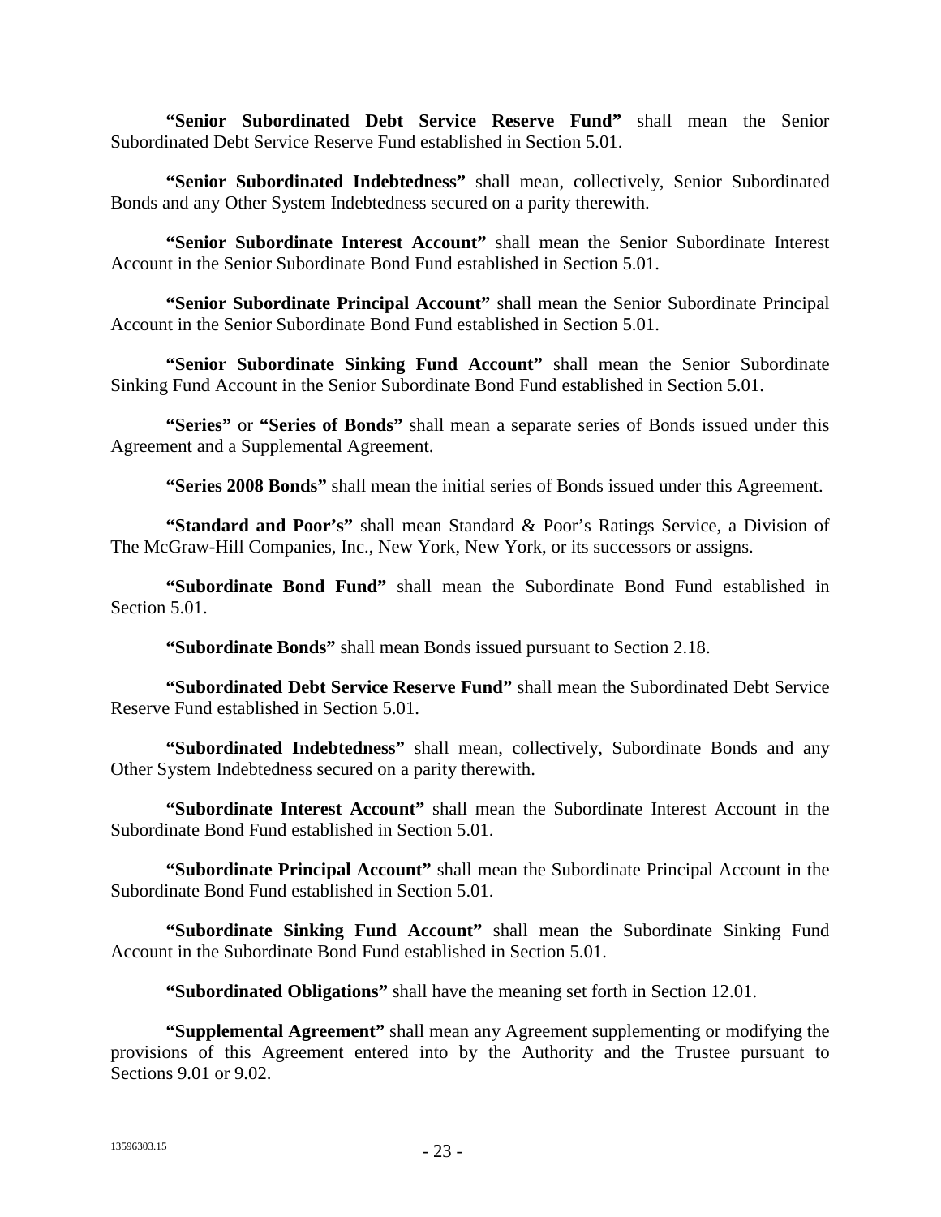**"Senior Subordinated Debt Service Reserve Fund"** shall mean the Senior Subordinated Debt Service Reserve Fund established in Section 5.01.

**"Senior Subordinated Indebtedness"** shall mean, collectively, Senior Subordinated Bonds and any Other System Indebtedness secured on a parity therewith.

**"Senior Subordinate Interest Account"** shall mean the Senior Subordinate Interest Account in the Senior Subordinate Bond Fund established in Section 5.01.

**"Senior Subordinate Principal Account"** shall mean the Senior Subordinate Principal Account in the Senior Subordinate Bond Fund established in Section 5.01.

**"Senior Subordinate Sinking Fund Account"** shall mean the Senior Subordinate Sinking Fund Account in the Senior Subordinate Bond Fund established in Section 5.01.

**"Series"** or **"Series of Bonds"** shall mean a separate series of Bonds issued under this Agreement and a Supplemental Agreement.

**"Series 2008 Bonds"** shall mean the initial series of Bonds issued under this Agreement.

**"Standard and Poor's"** shall mean Standard & Poor's Ratings Service, a Division of The McGraw-Hill Companies, Inc., New York, New York, or its successors or assigns.

**"Subordinate Bond Fund"** shall mean the Subordinate Bond Fund established in Section 5.01.

**"Subordinate Bonds"** shall mean Bonds issued pursuant to Section 2.18.

**"Subordinated Debt Service Reserve Fund"** shall mean the Subordinated Debt Service Reserve Fund established in Section 5.01.

**"Subordinated Indebtedness"** shall mean, collectively, Subordinate Bonds and any Other System Indebtedness secured on a parity therewith.

**"Subordinate Interest Account"** shall mean the Subordinate Interest Account in the Subordinate Bond Fund established in Section 5.01.

**"Subordinate Principal Account"** shall mean the Subordinate Principal Account in the Subordinate Bond Fund established in Section 5.01.

**"Subordinate Sinking Fund Account"** shall mean the Subordinate Sinking Fund Account in the Subordinate Bond Fund established in Section 5.01.

**"Subordinated Obligations"** shall have the meaning set forth in Section 12.01.

**"Supplemental Agreement"** shall mean any Agreement supplementing or modifying the provisions of this Agreement entered into by the Authority and the Trustee pursuant to Sections 9.01 or 9.02.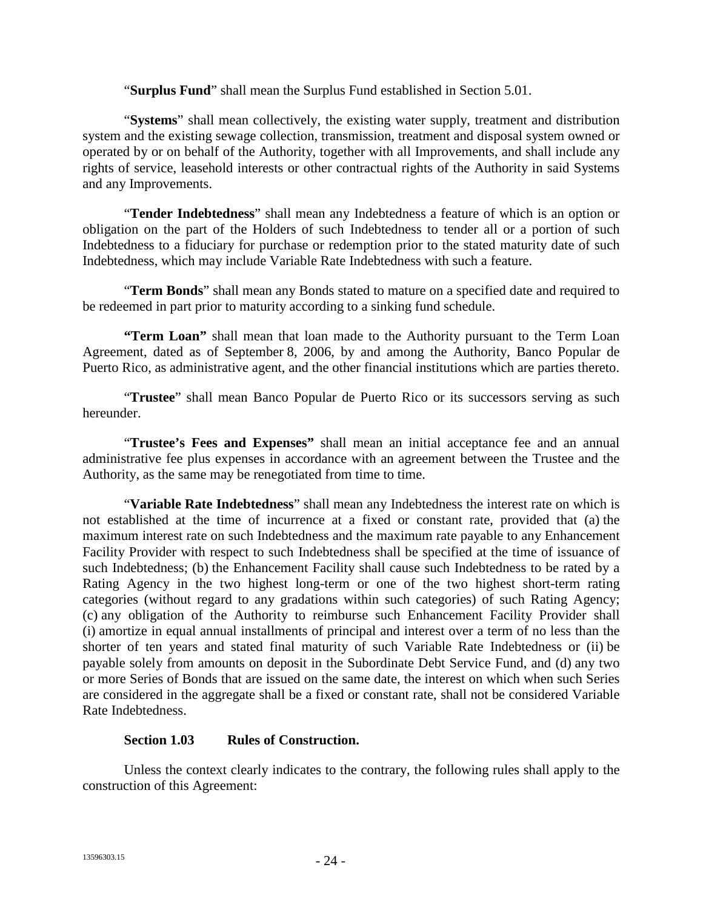"**Surplus Fund**" shall mean the Surplus Fund established in Section 5.01.

"**Systems**" shall mean collectively, the existing water supply, treatment and distribution system and the existing sewage collection, transmission, treatment and disposal system owned or operated by or on behalf of the Authority, together with all Improvements, and shall include any rights of service, leasehold interests or other contractual rights of the Authority in said Systems and any Improvements.

"**Tender Indebtedness**" shall mean any Indebtedness a feature of which is an option or obligation on the part of the Holders of such Indebtedness to tender all or a portion of such Indebtedness to a fiduciary for purchase or redemption prior to the stated maturity date of such Indebtedness, which may include Variable Rate Indebtedness with such a feature.

"**Term Bonds**" shall mean any Bonds stated to mature on a specified date and required to be redeemed in part prior to maturity according to a sinking fund schedule.

**"Term Loan"** shall mean that loan made to the Authority pursuant to the Term Loan Agreement, dated as of September 8, 2006, by and among the Authority, Banco Popular de Puerto Rico, as administrative agent, and the other financial institutions which are parties thereto.

"**Trustee**" shall mean Banco Popular de Puerto Rico or its successors serving as such hereunder.

"**Trustee's Fees and Expenses"** shall mean an initial acceptance fee and an annual administrative fee plus expenses in accordance with an agreement between the Trustee and the Authority, as the same may be renegotiated from time to time.

"**Variable Rate Indebtedness**" shall mean any Indebtedness the interest rate on which is not established at the time of incurrence at a fixed or constant rate, provided that (a) the maximum interest rate on such Indebtedness and the maximum rate payable to any Enhancement Facility Provider with respect to such Indebtedness shall be specified at the time of issuance of such Indebtedness; (b) the Enhancement Facility shall cause such Indebtedness to be rated by a Rating Agency in the two highest long-term or one of the two highest short-term rating categories (without regard to any gradations within such categories) of such Rating Agency; (c) any obligation of the Authority to reimburse such Enhancement Facility Provider shall (i) amortize in equal annual installments of principal and interest over a term of no less than the shorter of ten years and stated final maturity of such Variable Rate Indebtedness or (ii) be payable solely from amounts on deposit in the Subordinate Debt Service Fund, and (d) any two or more Series of Bonds that are issued on the same date, the interest on which when such Series are considered in the aggregate shall be a fixed or constant rate, shall not be considered Variable Rate Indebtedness.

### Section 1.03 Rules of Construction.

Unless the context clearly indicates to the contrary, the following rules shall apply to the construction of this Agreement: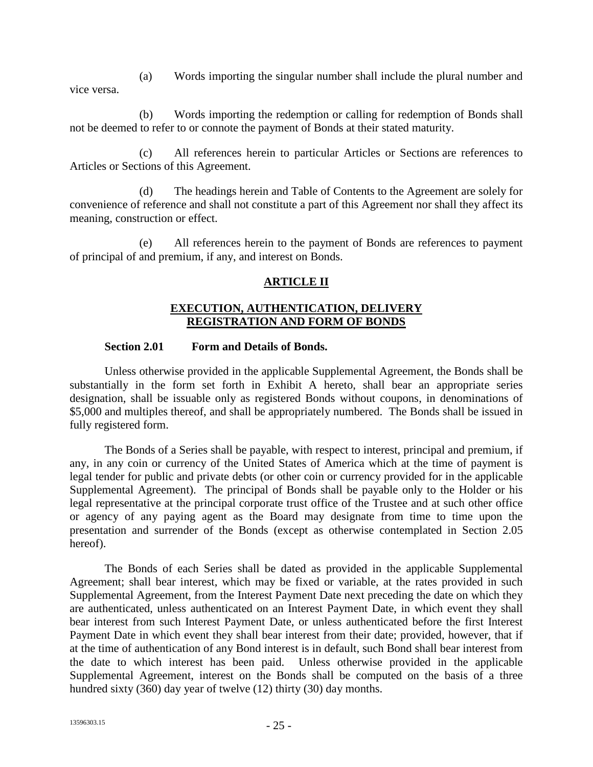(a) Words importing the singular number shall include the plural number and vice versa.

(b) Words importing the redemption or calling for redemption of Bonds shall not be deemed to refer to or connote the payment of Bonds at their stated maturity.

(c) All references herein to particular Articles or Sections are references to Articles or Sections of this Agreement.

(d) The headings herein and Table of Contents to the Agreement are solely for convenience of reference and shall not constitute a part of this Agreement nor shall they affect its meaning, construction or effect.

(e) All references herein to the payment of Bonds are references to payment of principal of and premium, if any, and interest on Bonds.

## ARTICLE II

## EXECUTION, AUTHENTICATION, DELIVERY REGISTRATION AND FORM OF BONDS

**Section 2.01 Form and Details of Bonds.**

Unless otherwise provided in the applicable Supplemental Agreement, the Bonds shall be substantially in the form set forth in Exhibit A hereto, shall bear an appropriate series designation, shall be issuable only as registered Bonds without coupons, in denominations of $5,000 and multiples thereof, and shall be appropriately numbered. The Bonds shall be issued in fully registered form.

The Bonds of a Series shall be payable, with respect to interest, principal and premium, if any, in any coin or currency of the United States of America which at the time of payment is legal tender for public and private debts (or other coin or currency provided for in the applicable Supplemental Agreement). The principal of Bonds shall be payable only to the Holder or his legal representative at the principal corporate trust office of the Trustee and at such other office or agency of any paying agent as the Board may designate from time to time upon the presentation and surrender of the Bonds (except as otherwise contemplated in Section 2.05 hereof).

The Bonds of each Series shall be dated as provided in the applicable Supplemental Agreement; shall bear interest, which may be fixed or variable, at the rates provided in such Supplemental Agreement, from the Interest Payment Date next preceding the date on which they are authenticated, unless authenticated on an Interest Payment Date, in which event they shall bear interest from such Interest Payment Date, or unless authenticated before the first Interest Payment Date in which event they shall bear interest from their date; provided, however, that if at the time of authentication of any Bond interest is in default, such Bond shall bear interest from the date to which interest has been paid. Unless otherwise provided in the applicable Supplemental Agreement, interest on the Bonds shall be computed on the basis of a three hundred sixty (360) day year of twelve (12) thirty (30) day months.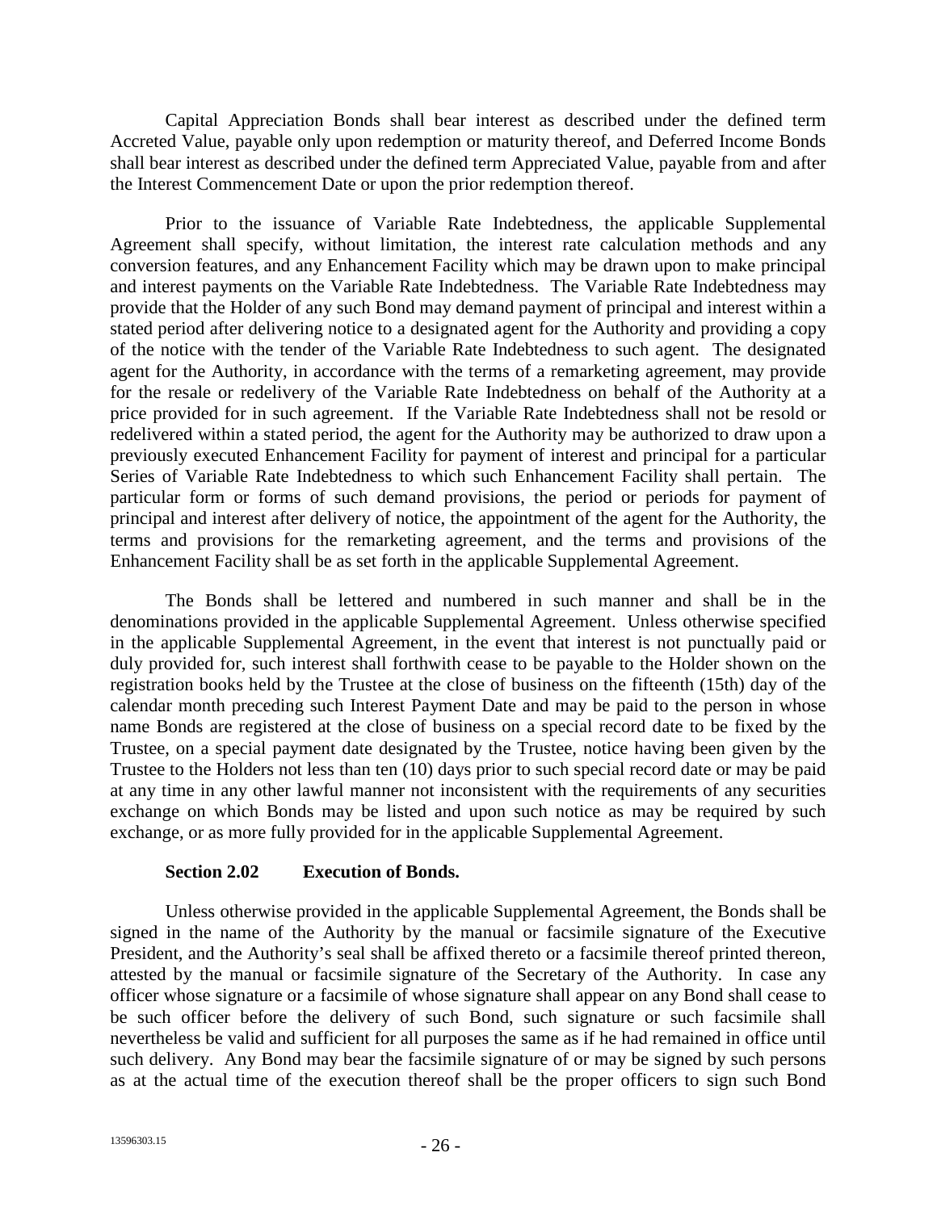Capital Appreciation Bonds shall bear interest as described under the defined term Accreted Value, payable only upon redemption or maturity thereof, and Deferred Income Bonds shall bear interest as described under the defined term Appreciated Value, payable from and after the Interest Commencement Date or upon the prior redemption thereof.

Prior to the issuance of Variable Rate Indebtedness, the applicable Supplemental Agreement shall specify, without limitation, the interest rate calculation methods and any conversion features, and any Enhancement Facility which may be drawn upon to make principal and interest payments on the Variable Rate Indebtedness. The Variable Rate Indebtedness may provide that the Holder of any such Bond may demand payment of principal and interest within a stated period after delivering notice to a designated agent for the Authority and providing a copy of the notice with the tender of the Variable Rate Indebtedness to such agent. The designated agent for the Authority, in accordance with the terms of a remarketing agreement, may provide for the resale or redelivery of the Variable Rate Indebtedness on behalf of the Authority at a price provided for in such agreement. If the Variable Rate Indebtedness shall not be resold or redelivered within a stated period, the agent for the Authority may be authorized to draw upon a previously executed Enhancement Facility for payment of interest and principal for a particular Series of Variable Rate Indebtedness to which such Enhancement Facility shall pertain. The particular form or forms of such demand provisions, the period or periods for payment of principal and interest after delivery of notice, the appointment of the agent for the Authority, the terms and provisions for the remarketing agreement, and the terms and provisions of the Enhancement Facility shall be as set forth in the applicable Supplemental Agreement.

The Bonds shall be lettered and numbered in such manner and shall be in the denominations provided in the applicable Supplemental Agreement. Unless otherwise specified in the applicable Supplemental Agreement, in the event that interest is not punctually paid or duly provided for, such interest shall forthwith cease to be payable to the Holder shown on the registration books held by the Trustee at the close of business on the fifteenth (15th) day of the calendar month preceding such Interest Payment Date and may be paid to the person in whose name Bonds are registered at the close of business on a special record date to be fixed by the Trustee, on a special payment date designated by the Trustee, notice having been given by the Trustee to the Holders not less than ten (10) days prior to such special record date or may be paid at any time in any other lawful manner not inconsistent with the requirements of any securities exchange on which Bonds may be listed and upon such notice as may be required by such exchange, or as more fully provided for in the applicable Supplemental Agreement.

**Section 2.02 Execution of Bonds.**

Unless otherwise provided in the applicable Supplemental Agreement, the Bonds shall be signed in the name of the Authority by the manual or facsimile signature of the Executive President, and the Authority's seal shall be affixed thereto or a facsimile thereof printed thereon, attested by the manual or facsimile signature of the Secretary of the Authority. In case any officer whose signature or a facsimile of whose signature shall appear on any Bond shall cease to be such officer before the delivery of such Bond, such signature or such facsimile shall nevertheless be valid and sufficient for all purposes the same as if he had remained in office until such delivery. Any Bond may bear the facsimile signature of or may be signed by such persons as at the actual time of the execution thereof shall be the proper officers to sign such Bond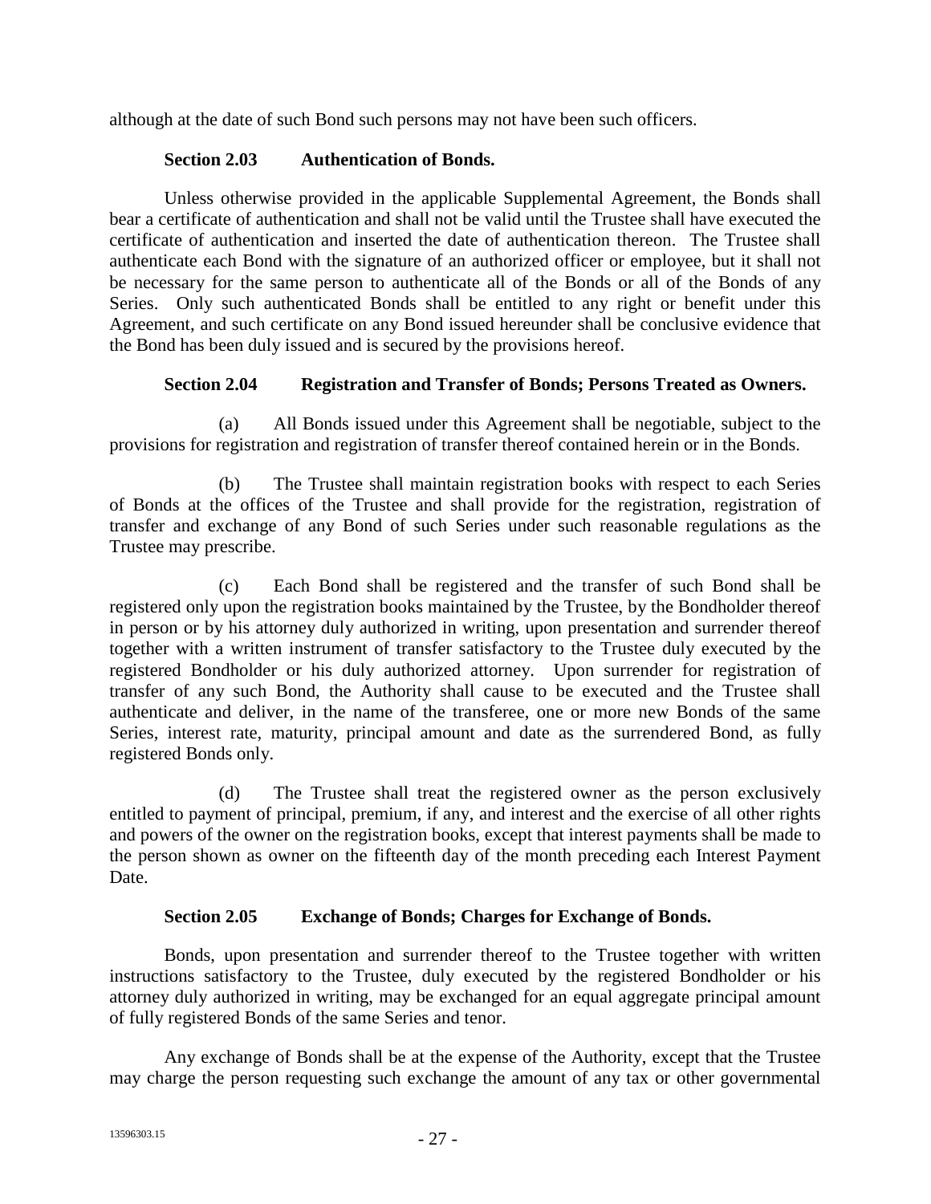although at the date of such Bond such persons may not have been such officers.

**Section 2.03 Authentication of Bonds.**

Unless otherwise provided in the applicable Supplemental Agreement, the Bonds shall bear a certificate of authentication and shall not be valid until the Trustee shall have executed the certificate of authentication and inserted the date of authentication thereon. The Trustee shall authenticate each Bond with the signature of an authorized officer or employee, but it shall not be necessary for the same person to authenticate all of the Bonds or all of the Bonds of any Series. Only such authenticated Bonds shall be entitled to any right or benefit under this Agreement, and such certificate on any Bond issued hereunder shall be conclusive evidence that the Bond has been duly issued and is secured by the provisions hereof.

**Section 2.04 Registration and Transfer of Bonds; Persons Treated as Owners.**

(a) All Bonds issued under this Agreement shall be negotiable, subject to the provisions for registration and registration of transfer thereof contained herein or in the Bonds.

(b) The Trustee shall maintain registration books with respect to each Series of Bonds at the offices of the Trustee and shall provide for the registration, registration of transfer and exchange of any Bond of such Series under such reasonable regulations as the Trustee may prescribe.

(c) Each Bond shall be registered and the transfer of such Bond shall be registered only upon the registration books maintained by the Trustee, by the Bondholder thereof in person or by his attorney duly authorized in writing, upon presentation and surrender thereof together with a written instrument of transfer satisfactory to the Trustee duly executed by the registered Bondholder or his duly authorized attorney. Upon surrender for registration of transfer of any such Bond, the Authority shall cause to be executed and the Trustee shall authenticate and deliver, in the name of the transferee, one or more new Bonds of the same Series, interest rate, maturity, principal amount and date as the surrendered Bond, as fully registered Bonds only.

(d) The Trustee shall treat the registered owner as the person exclusively entitled to payment of principal, premium, if any, and interest and the exercise of all other rights and powers of the owner on the registration books, except that interest payments shall be made to the person shown as owner on the fifteenth day of the month preceding each Interest Payment Date.

**Section 2.05 Exchange of Bonds; Charges for Exchange of Bonds.**

Bonds, upon presentation and surrender thereof to the Trustee together with written instructions satisfactory to the Trustee, duly executed by the registered Bondholder or his attorney duly authorized in writing, may be exchanged for an equal aggregate principal amount of fully registered Bonds of the same Series and tenor.

Any exchange of Bonds shall be at the expense of the Authority, except that the Trustee may charge the person requesting such exchange the amount of any tax or other governmental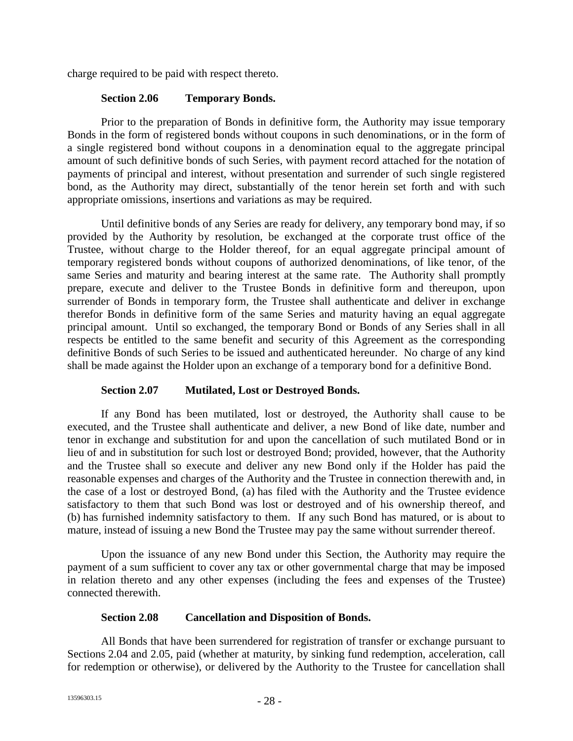charge required to be paid with respect thereto.

### Section 2.06 Temporary Bonds.

Prior to the preparation of Bonds in definitive form, the Authority may issue temporary Bonds in the form of registered bonds without coupons in such denominations, or in the form of a single registered bond without coupons in a denomination equal to the aggregate principal amount of such definitive bonds of such Series, with payment record attached for the notation of payments of principal and interest, without presentation and surrender of such single registered bond, as the Authority may direct, substantially of the tenor herein set forth and with such appropriate omissions, insertions and variations as may be required.

Until definitive bonds of any Series are ready for delivery, any temporary bond may, if so provided by the Authority by resolution, be exchanged at the corporate trust office of the Trustee, without charge to the Holder thereof, for an equal aggregate principal amount of temporary registered bonds without coupons of authorized denominations, of like tenor, of the same Series and maturity and bearing interest at the same rate. The Authority shall promptly prepare, execute and deliver to the Trustee Bonds in definitive form and thereupon, upon surrender of Bonds in temporary form, the Trustee shall authenticate and deliver in exchange therefor Bonds in definitive form of the same Series and maturity having an equal aggregate principal amount. Until so exchanged, the temporary Bond or Bonds of any Series shall in all respects be entitled to the same benefit and security of this Agreement as the corresponding definitive Bonds of such Series to be issued and authenticated hereunder. No charge of any kind shall be made against the Holder upon an exchange of a temporary bond for a definitive Bond.

### Section 2.07 Mutilated, Lost or Destroyed Bonds.

If any Bond has been mutilated, lost or destroyed, the Authority shall cause to be executed, and the Trustee shall authenticate and deliver, a new Bond of like date, number and tenor in exchange and substitution for and upon the cancellation of such mutilated Bond or in lieu of and in substitution for such lost or destroyed Bond; provided, however, that the Authority and the Trustee shall so execute and deliver any new Bond only if the Holder has paid the reasonable expenses and charges of the Authority and the Trustee in connection therewith and, in the case of a lost or destroyed Bond, (a) has filed with the Authority and the Trustee evidence satisfactory to them that such Bond was lost or destroyed and of his ownership thereof, and (b) has furnished indemnity satisfactory to them. If any such Bond has matured, or is about to mature, instead of issuing a new Bond the Trustee may pay the same without surrender thereof.

Upon the issuance of any new Bond under this Section, the Authority may require the payment of a sum sufficient to cover any tax or other governmental charge that may be imposed in relation thereto and any other expenses (including the fees and expenses of the Trustee) connected therewith.

### Section 2.08 Cancellation and Disposition of Bonds.

All Bonds that have been surrendered for registration of transfer or exchange pursuant to Sections 2.04 and 2.05, paid (whether at maturity, by sinking fund redemption, acceleration, call for redemption or otherwise), or delivered by the Authority to the Trustee for cancellation shall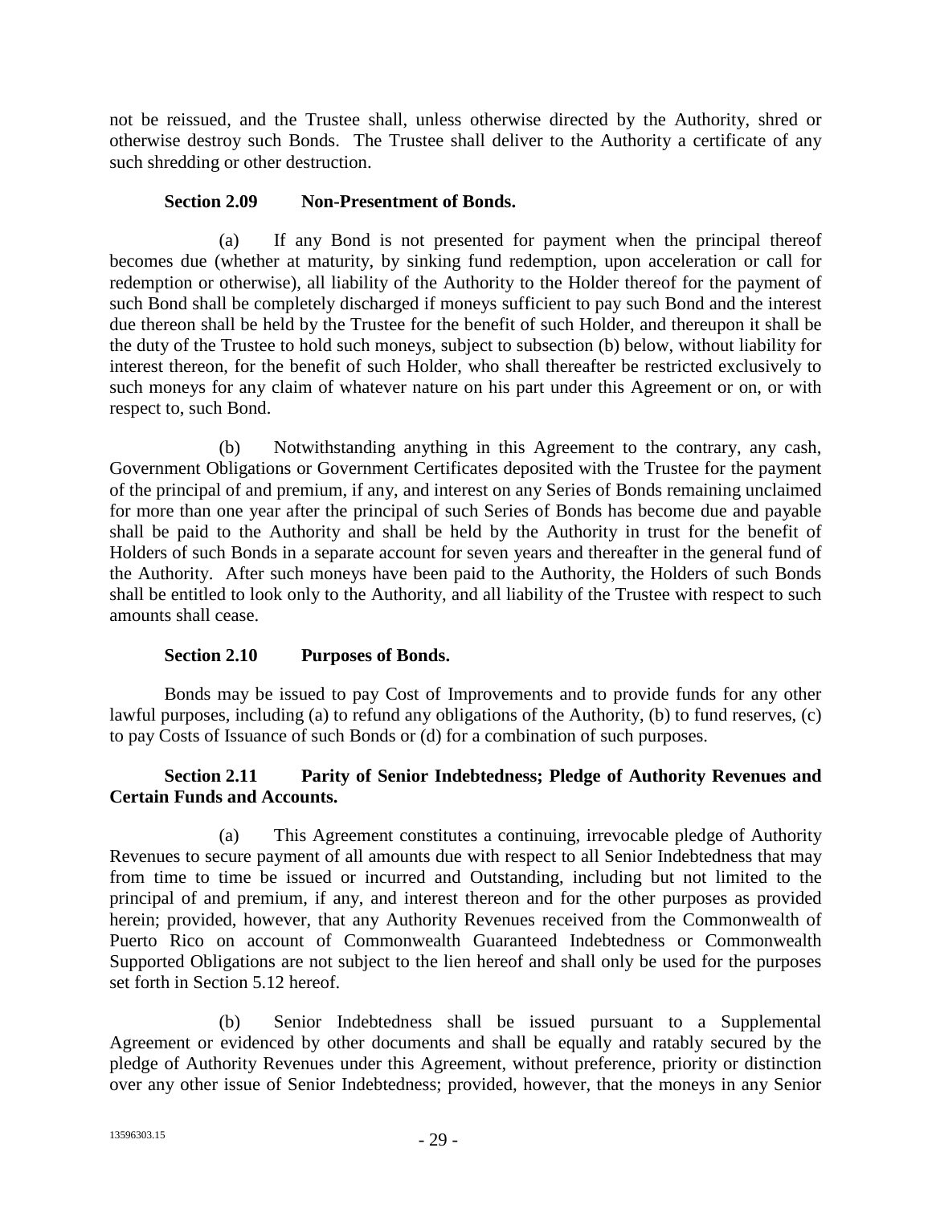not be reissued, and the Trustee shall, unless otherwise directed by the Authority, shred or otherwise destroy such Bonds. The Trustee shall deliver to the Authority a certificate of any such shredding or other destruction.

**Section 2.09 Non-Presentment of Bonds.**

(a) If any Bond is not presented for payment when the principal thereof becomes due (whether at maturity, by sinking fund redemption, upon acceleration or call for redemption or otherwise), all liability of the Authority to the Holder thereof for the payment of such Bond shall be completely discharged if moneys sufficient to pay such Bond and the interest due thereon shall be held by the Trustee for the benefit of such Holder, and thereupon it shall be the duty of the Trustee to hold such moneys, subject to subsection (b) below, without liability for interest thereon, for the benefit of such Holder, who shall thereafter be restricted exclusively to such moneys for any claim of whatever nature on his part under this Agreement or on, or with respect to, such Bond.

(b) Notwithstanding anything in this Agreement to the contrary, any cash, Government Obligations or Government Certificates deposited with the Trustee for the payment of the principal of and premium, if any, and interest on any Series of Bonds remaining unclaimed for more than one year after the principal of such Series of Bonds has become due and payable shall be paid to the Authority and shall be held by the Authority in trust for the benefit of Holders of such Bonds in a separate account for seven years and thereafter in the general fund of the Authority. After such moneys have been paid to the Authority, the Holders of such Bonds shall be entitled to look only to the Authority, and all liability of the Trustee with respect to such amounts shall cease.

**Section 2.10 Purposes of Bonds.**

Bonds may be issued to pay Cost of Improvements and to provide funds for any other lawful purposes, including (a) to refund any obligations of the Authority, (b) to fund reserves, (c) to pay Costs of Issuance of such Bonds or (d) for a combination of such purposes.

**Section 2.11 Parity of Senior Indebtedness; Pledge of Authority Revenues and Certain Funds and Accounts.**

(a) This Agreement constitutes a continuing, irrevocable pledge of Authority Revenues to secure payment of all amounts due with respect to all Senior Indebtedness that may from time to time be issued or incurred and Outstanding, including but not limited to the principal of and premium, if any, and interest thereon and for the other purposes as provided herein; provided, however, that any Authority Revenues received from the Commonwealth of Puerto Rico on account of Commonwealth Guaranteed Indebtedness or Commonwealth Supported Obligations are not subject to the lien hereof and shall only be used for the purposes set forth in Section 5.12 hereof.

(b) Senior Indebtedness shall be issued pursuant to a Supplemental Agreement or evidenced by other documents and shall be equally and ratably secured by the pledge of Authority Revenues under this Agreement, without preference, priority or distinction over any other issue of Senior Indebtedness; provided, however, that the moneys in any Senior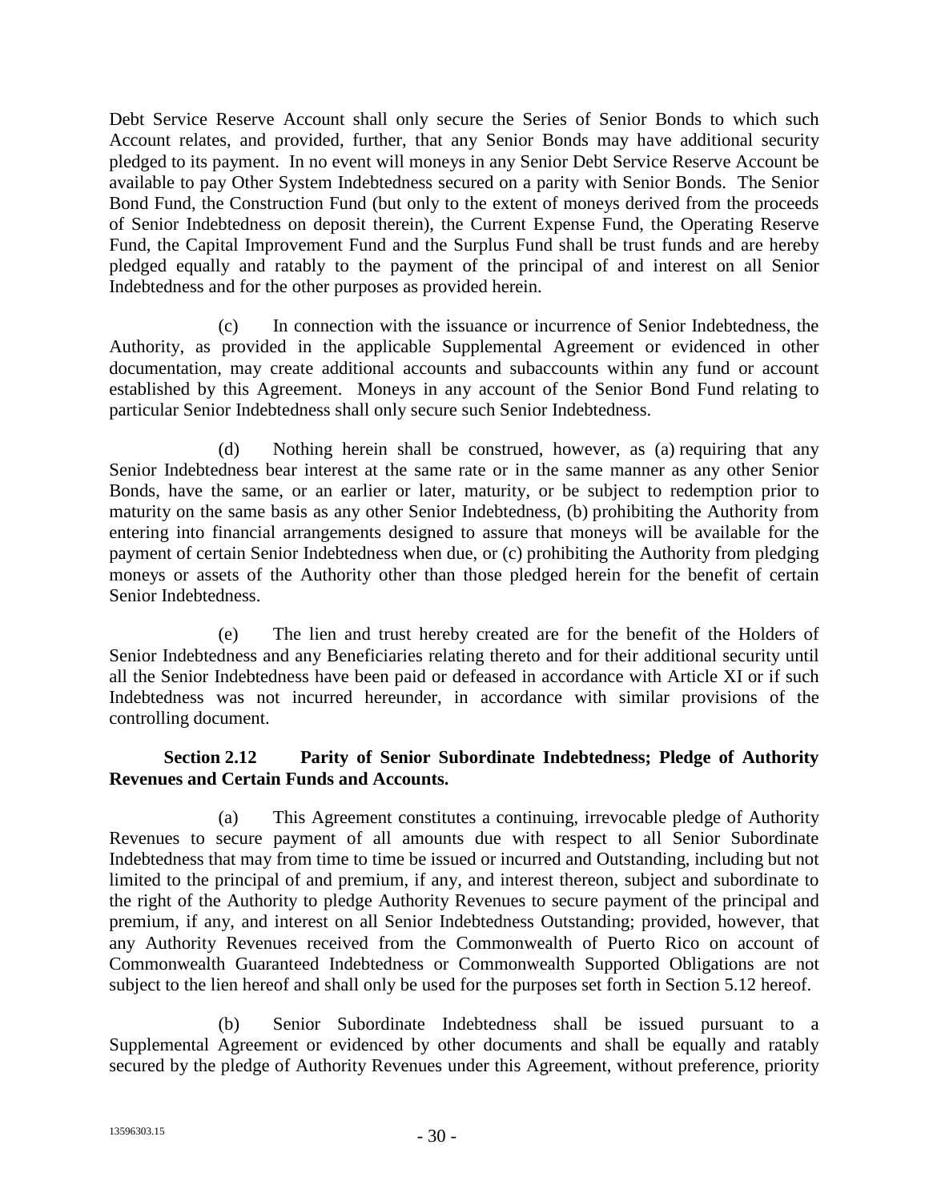Debt Service Reserve Account shall only secure the Series of Senior Bonds to which such Account relates, and provided, further, that any Senior Bonds may have additional security pledged to its payment. In no event will moneys in any Senior Debt Service Reserve Account be available to pay Other System Indebtedness secured on a parity with Senior Bonds. The Senior Bond Fund, the Construction Fund (but only to the extent of moneys derived from the proceeds of Senior Indebtedness on deposit therein), the Current Expense Fund, the Operating Reserve Fund, the Capital Improvement Fund and the Surplus Fund shall be trust funds and are hereby pledged equally and ratably to the payment of the principal of and interest on all Senior Indebtedness and for the other purposes as provided herein.

(c) In connection with the issuance or incurrence of Senior Indebtedness, the Authority, as provided in the applicable Supplemental Agreement or evidenced in other documentation, may create additional accounts and subaccounts within any fund or account established by this Agreement. Moneys in any account of the Senior Bond Fund relating to particular Senior Indebtedness shall only secure such Senior Indebtedness.

(d) Nothing herein shall be construed, however, as (a) requiring that any Senior Indebtedness bear interest at the same rate or in the same manner as any other Senior Bonds, have the same, or an earlier or later, maturity, or be subject to redemption prior to maturity on the same basis as any other Senior Indebtedness, (b) prohibiting the Authority from entering into financial arrangements designed to assure that moneys will be available for the payment of certain Senior Indebtedness when due, or (c) prohibiting the Authority from pledging moneys or assets of the Authority other than those pledged herein for the benefit of certain Senior Indebtedness.

(e) The lien and trust hereby created are for the benefit of the Holders of Senior Indebtedness and any Beneficiaries relating thereto and for their additional security until all the Senior Indebtedness have been paid or defeased in accordance with Article XI or if such Indebtedness was not incurred hereunder, in accordance with similar provisions of the controlling document.

**Section 2.12 Parity of Senior Subordinate Indebtedness; Pledge of Authority Revenues and Certain Funds and Accounts.**

(a) This Agreement constitutes a continuing, irrevocable pledge of Authority Revenues to secure payment of all amounts due with respect to all Senior Subordinate Indebtedness that may from time to time be issued or incurred and Outstanding, including but not limited to the principal of and premium, if any, and interest thereon, subject and subordinate to the right of the Authority to pledge Authority Revenues to secure payment of the principal and premium, if any, and interest on all Senior Indebtedness Outstanding; provided, however, that any Authority Revenues received from the Commonwealth of Puerto Rico on account of Commonwealth Guaranteed Indebtedness or Commonwealth Supported Obligations are not subject to the lien hereof and shall only be used for the purposes set forth in Section 5.12 hereof.

(b) Senior Subordinate Indebtedness shall be issued pursuant to a Supplemental Agreement or evidenced by other documents and shall be equally and ratably secured by the pledge of Authority Revenues under this Agreement, without preference, priority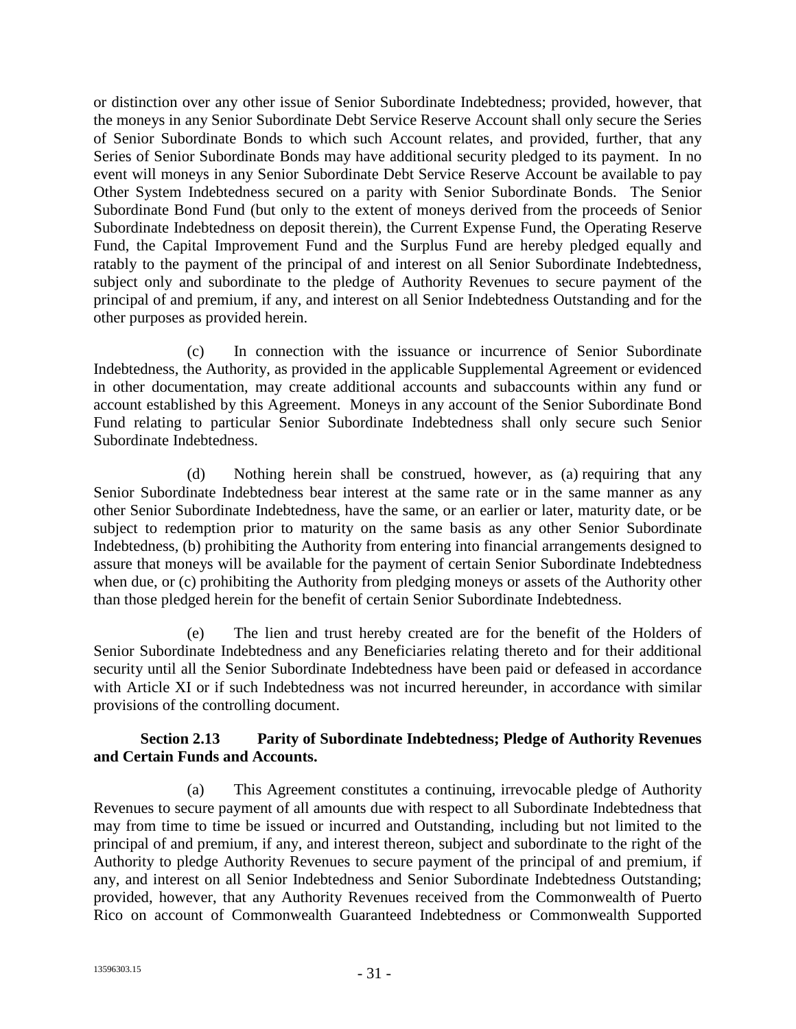or distinction over any other issue of Senior Subordinate Indebtedness; provided, however, that the moneys in any Senior Subordinate Debt Service Reserve Account shall only secure the Series of Senior Subordinate Bonds to which such Account relates, and provided, further, that any Series of Senior Subordinate Bonds may have additional security pledged to its payment. In no event will moneys in any Senior Subordinate Debt Service Reserve Account be available to pay Other System Indebtedness secured on a parity with Senior Subordinate Bonds. The Senior Subordinate Bond Fund (but only to the extent of moneys derived from the proceeds of Senior Subordinate Indebtedness on deposit therein), the Current Expense Fund, the Operating Reserve Fund, the Capital Improvement Fund and the Surplus Fund are hereby pledged equally and ratably to the payment of the principal of and interest on all Senior Subordinate Indebtedness, subject only and subordinate to the pledge of Authority Revenues to secure payment of the principal of and premium, if any, and interest on all Senior Indebtedness Outstanding and for the other purposes as provided herein.

(c) In connection with the issuance or incurrence of Senior Subordinate Indebtedness, the Authority, as provided in the applicable Supplemental Agreement or evidenced in other documentation, may create additional accounts and subaccounts within any fund or account established by this Agreement. Moneys in any account of the Senior Subordinate Bond Fund relating to particular Senior Subordinate Indebtedness shall only secure such Senior Subordinate Indebtedness.

(d) Nothing herein shall be construed, however, as (a) requiring that any Senior Subordinate Indebtedness bear interest at the same rate or in the same manner as any other Senior Subordinate Indebtedness, have the same, or an earlier or later, maturity date, or be subject to redemption prior to maturity on the same basis as any other Senior Subordinate Indebtedness, (b) prohibiting the Authority from entering into financial arrangements designed to assure that moneys will be available for the payment of certain Senior Subordinate Indebtedness when due, or (c) prohibiting the Authority from pledging moneys or assets of the Authority other than those pledged herein for the benefit of certain Senior Subordinate Indebtedness.

(e) The lien and trust hereby created are for the benefit of the Holders of Senior Subordinate Indebtedness and any Beneficiaries relating thereto and for their additional security until all the Senior Subordinate Indebtedness have been paid or defeased in accordance with Article XI or if such Indebtedness was not incurred hereunder, in accordance with similar provisions of the controlling document.

**Section 2.13 Parity of Subordinate Indebtedness; Pledge of Authority Revenues and Certain Funds and Accounts.**

(a) This Agreement constitutes a continuing, irrevocable pledge of Authority Revenues to secure payment of all amounts due with respect to all Subordinate Indebtedness that may from time to time be issued or incurred and Outstanding, including but not limited to the principal of and premium, if any, and interest thereon, subject and subordinate to the right of the Authority to pledge Authority Revenues to secure payment of the principal of and premium, if any, and interest on all Senior Indebtedness and Senior Subordinate Indebtedness Outstanding; provided, however, that any Authority Revenues received from the Commonwealth of Puerto Rico on account of Commonwealth Guaranteed Indebtedness or Commonwealth Supported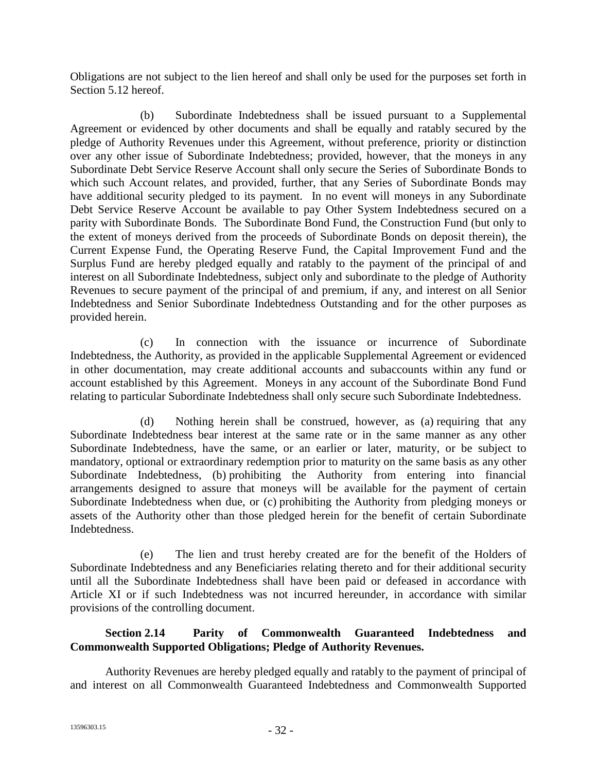Obligations are not subject to the lien hereof and shall only be used for the purposes set forth in Section 5.12 hereof.

(b) Subordinate Indebtedness shall be issued pursuant to a Supplemental Agreement or evidenced by other documents and shall be equally and ratably secured by the pledge of Authority Revenues under this Agreement, without preference, priority or distinction over any other issue of Subordinate Indebtedness; provided, however, that the moneys in any Subordinate Debt Service Reserve Account shall only secure the Series of Subordinate Bonds to which such Account relates, and provided, further, that any Series of Subordinate Bonds may have additional security pledged to its payment. In no event will moneys in any Subordinate Debt Service Reserve Account be available to pay Other System Indebtedness secured on a parity with Subordinate Bonds. The Subordinate Bond Fund, the Construction Fund (but only to the extent of moneys derived from the proceeds of Subordinate Bonds on deposit therein), the Current Expense Fund, the Operating Reserve Fund, the Capital Improvement Fund and the Surplus Fund are hereby pledged equally and ratably to the payment of the principal of and interest on all Subordinate Indebtedness, subject only and subordinate to the pledge of Authority Revenues to secure payment of the principal of and premium, if any, and interest on all Senior Indebtedness and Senior Subordinate Indebtedness Outstanding and for the other purposes as provided herein.

(c) In connection with the issuance or incurrence of Subordinate Indebtedness, the Authority, as provided in the applicable Supplemental Agreement or evidenced in other documentation, may create additional accounts and subaccounts within any fund or account established by this Agreement. Moneys in any account of the Subordinate Bond Fund relating to particular Subordinate Indebtedness shall only secure such Subordinate Indebtedness.

(d) Nothing herein shall be construed, however, as (a) requiring that any Subordinate Indebtedness bear interest at the same rate or in the same manner as any other Subordinate Indebtedness, have the same, or an earlier or later, maturity, or be subject to mandatory, optional or extraordinary redemption prior to maturity on the same basis as any other Subordinate Indebtedness, (b) prohibiting the Authority from entering into financial arrangements designed to assure that moneys will be available for the payment of certain Subordinate Indebtedness when due, or (c) prohibiting the Authority from pledging moneys or assets of the Authority other than those pledged herein for the benefit of certain Subordinate Indebtedness.

(e) The lien and trust hereby created are for the benefit of the Holders of Subordinate Indebtedness and any Beneficiaries relating thereto and for their additional security until all the Subordinate Indebtedness shall have been paid or defeased in accordance with Article XI or if such Indebtedness was not incurred hereunder, in accordance with similar provisions of the controlling document.

**Section 2.14 Parity of Commonwealth Guaranteed Indebtedness and Commonwealth Supported Obligations; Pledge of Authority Revenues.**

Authority Revenues are hereby pledged equally and ratably to the payment of principal of and interest on all Commonwealth Guaranteed Indebtedness and Commonwealth Supported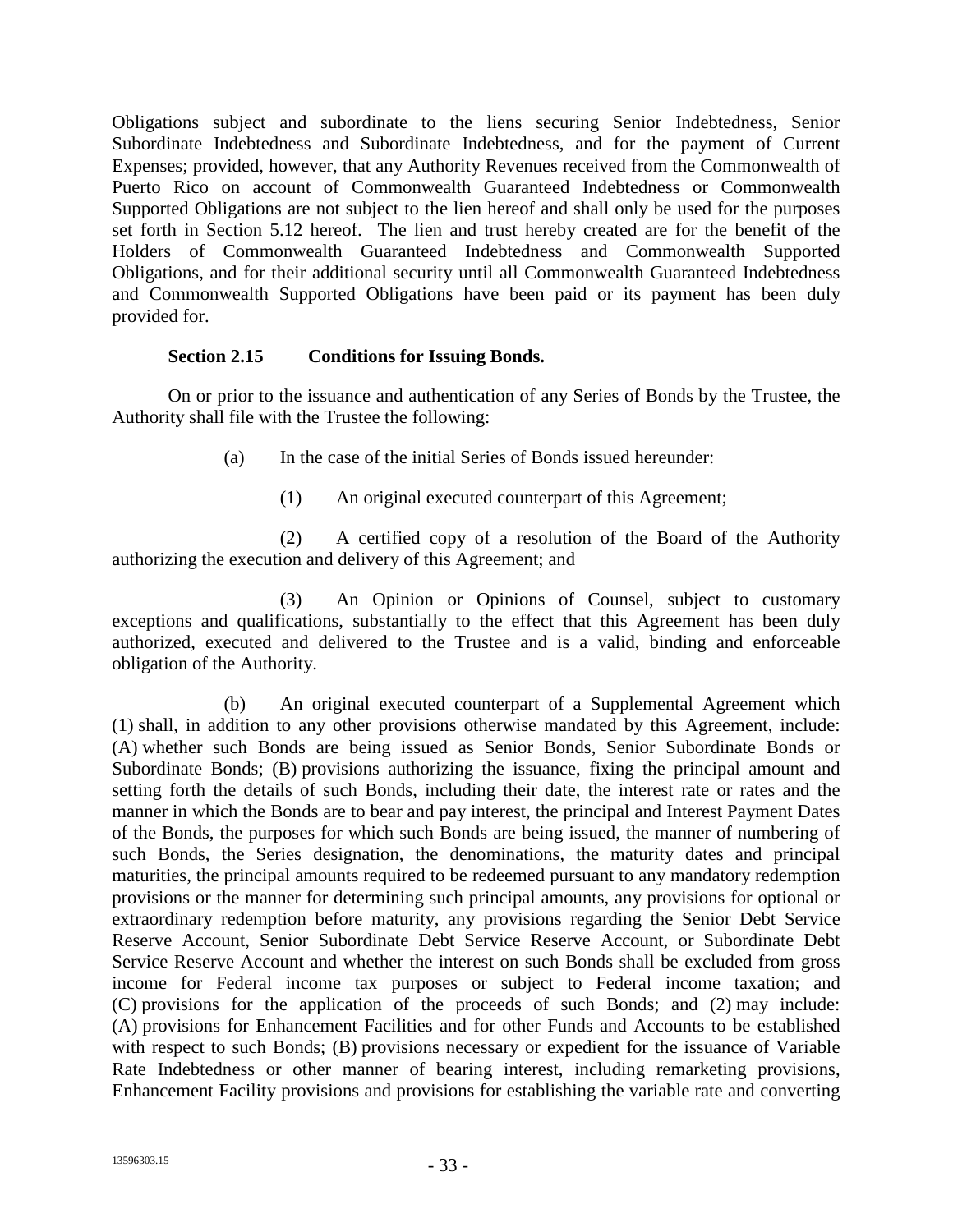Obligations subject and subordinate to the liens securing Senior Indebtedness, Senior Subordinate Indebtedness and Subordinate Indebtedness, and for the payment of Current Expenses; provided, however, that any Authority Revenues received from the Commonwealth of Puerto Rico on account of Commonwealth Guaranteed Indebtedness or Commonwealth Supported Obligations are not subject to the lien hereof and shall only be used for the purposes set forth in Section 5.12 hereof. The lien and trust hereby created are for the benefit of the Holders of Commonwealth Guaranteed Indebtedness and Commonwealth Supported Obligations, and for their additional security until all Commonwealth Guaranteed Indebtedness and Commonwealth Supported Obligations have been paid or its payment has been duly provided for.

**Section 2.15 Conditions for Issuing Bonds.**

On or prior to the issuance and authentication of any Series of Bonds by the Trustee, the Authority shall file with the Trustee the following:

(a) In the case of the initial Series of Bonds issued hereunder:

(1) An original executed counterpart of this Agreement;

(2) A certified copy of a resolution of the Board of the Authority authorizing the execution and delivery of this Agreement; and

(3) An Opinion or Opinions of Counsel, subject to customary exceptions and qualifications, substantially to the effect that this Agreement has been duly authorized, executed and delivered to the Trustee and is a valid, binding and enforceable obligation of the Authority.

(b) An original executed counterpart of a Supplemental Agreement which (1) shall, in addition to any other provisions otherwise mandated by this Agreement, include: (A) whether such Bonds are being issued as Senior Bonds, Senior Subordinate Bonds or Subordinate Bonds; (B) provisions authorizing the issuance, fixing the principal amount and setting forth the details of such Bonds, including their date, the interest rate or rates and the manner in which the Bonds are to bear and pay interest, the principal and Interest Payment Dates of the Bonds, the purposes for which such Bonds are being issued, the manner of numbering of such Bonds, the Series designation, the denominations, the maturity dates and principal maturities, the principal amounts required to be redeemed pursuant to any mandatory redemption provisions or the manner for determining such principal amounts, any provisions for optional or extraordinary redemption before maturity, any provisions regarding the Senior Debt Service Reserve Account, Senior Subordinate Debt Service Reserve Account, or Subordinate Debt Service Reserve Account and whether the interest on such Bonds shall be excluded from gross income for Federal income tax purposes or subject to Federal income taxation; and (C) provisions for the application of the proceeds of such Bonds; and (2) may include: (A) provisions for Enhancement Facilities and for other Funds and Accounts to be established with respect to such Bonds; (B) provisions necessary or expedient for the issuance of Variable Rate Indebtedness or other manner of bearing interest, including remarketing provisions, Enhancement Facility provisions and provisions for establishing the variable rate and converting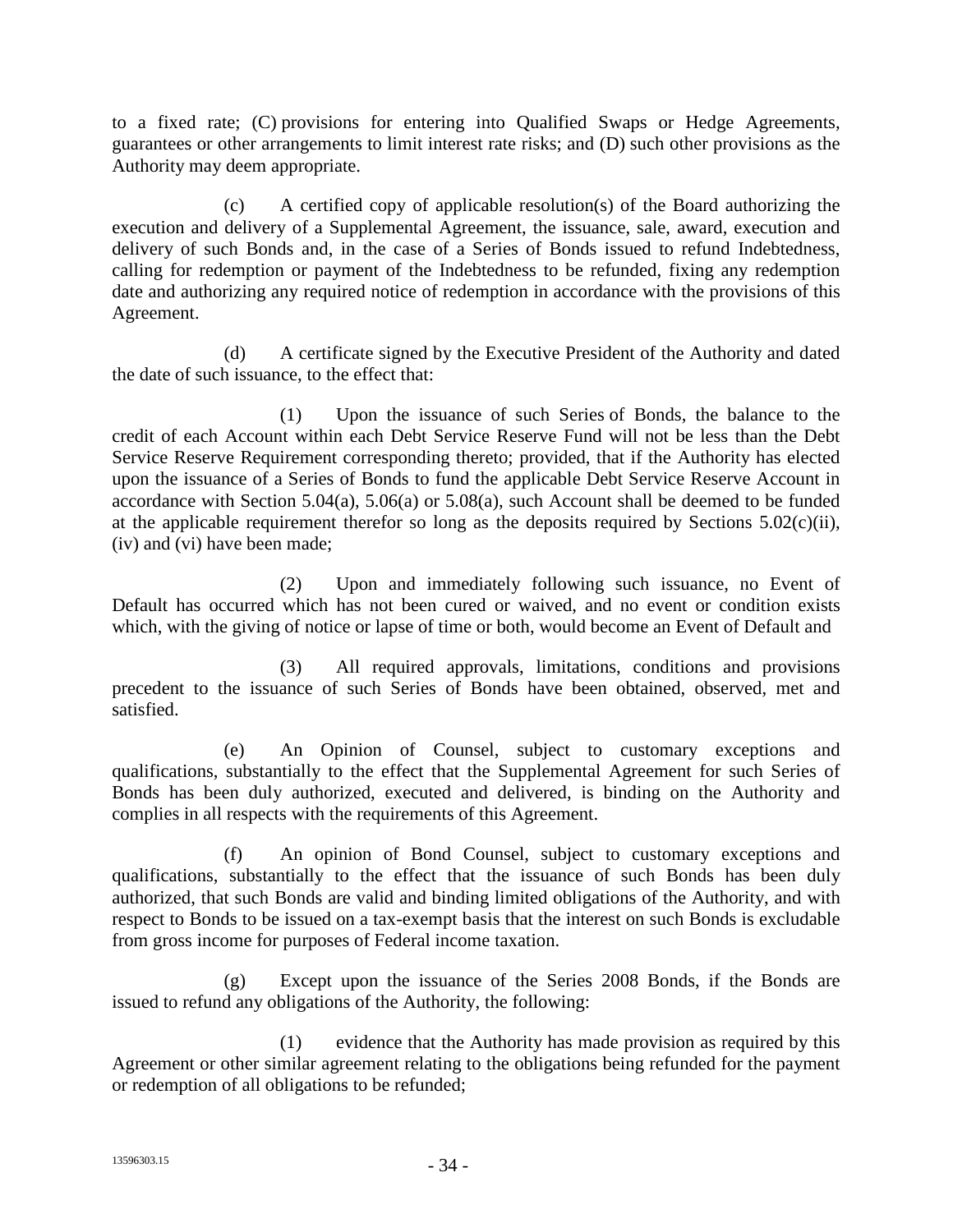to a fixed rate; (C) provisions for entering into Qualified Swaps or Hedge Agreements, guarantees or other arrangements to limit interest rate risks; and (D) such other provisions as the Authority may deem appropriate.

(c) A certified copy of applicable resolution(s) of the Board authorizing the execution and delivery of a Supplemental Agreement, the issuance, sale, award, execution and delivery of such Bonds and, in the case of a Series of Bonds issued to refund Indebtedness, calling for redemption or payment of the Indebtedness to be refunded, fixing any redemption date and authorizing any required notice of redemption in accordance with the provisions of this Agreement.

(d) A certificate signed by the Executive President of the Authority and dated the date of such issuance, to the effect that:

(1) Upon the issuance of such Series of Bonds, the balance to the credit of each Account within each Debt Service Reserve Fund will not be less than the Debt Service Reserve Requirement corresponding thereto; provided, that if the Authority has elected upon the issuance of a Series of Bonds to fund the applicable Debt Service Reserve Account in accordance with Section 5.04(a), 5.06(a) or 5.08(a), such Account shall be deemed to be funded at the applicable requirement therefor so long as the deposits required by Sections 5.02(c)(ii), (iv) and (vi) have been made;

(2) Upon and immediately following such issuance, no Event of Default has occurred which has not been cured or waived, and no event or condition exists which, with the giving of notice or lapse of time or both, would become an Event of Default and

(3) All required approvals, limitations, conditions and provisions precedent to the issuance of such Series of Bonds have been obtained, observed, met and satisfied.

(e) An Opinion of Counsel, subject to customary exceptions and qualifications, substantially to the effect that the Supplemental Agreement for such Series of Bonds has been duly authorized, executed and delivered, is binding on the Authority and complies in all respects with the requirements of this Agreement.

(f) An opinion of Bond Counsel, subject to customary exceptions and qualifications, substantially to the effect that the issuance of such Bonds has been duly authorized, that such Bonds are valid and binding limited obligations of the Authority, and with respect to Bonds to be issued on a tax-exempt basis that the interest on such Bonds is excludable from gross income for purposes of Federal income taxation.

(g) Except upon the issuance of the Series 2008 Bonds, if the Bonds are issued to refund any obligations of the Authority, the following:

(1) evidence that the Authority has made provision as required by this Agreement or other similar agreement relating to the obligations being refunded for the payment or redemption of all obligations to be refunded;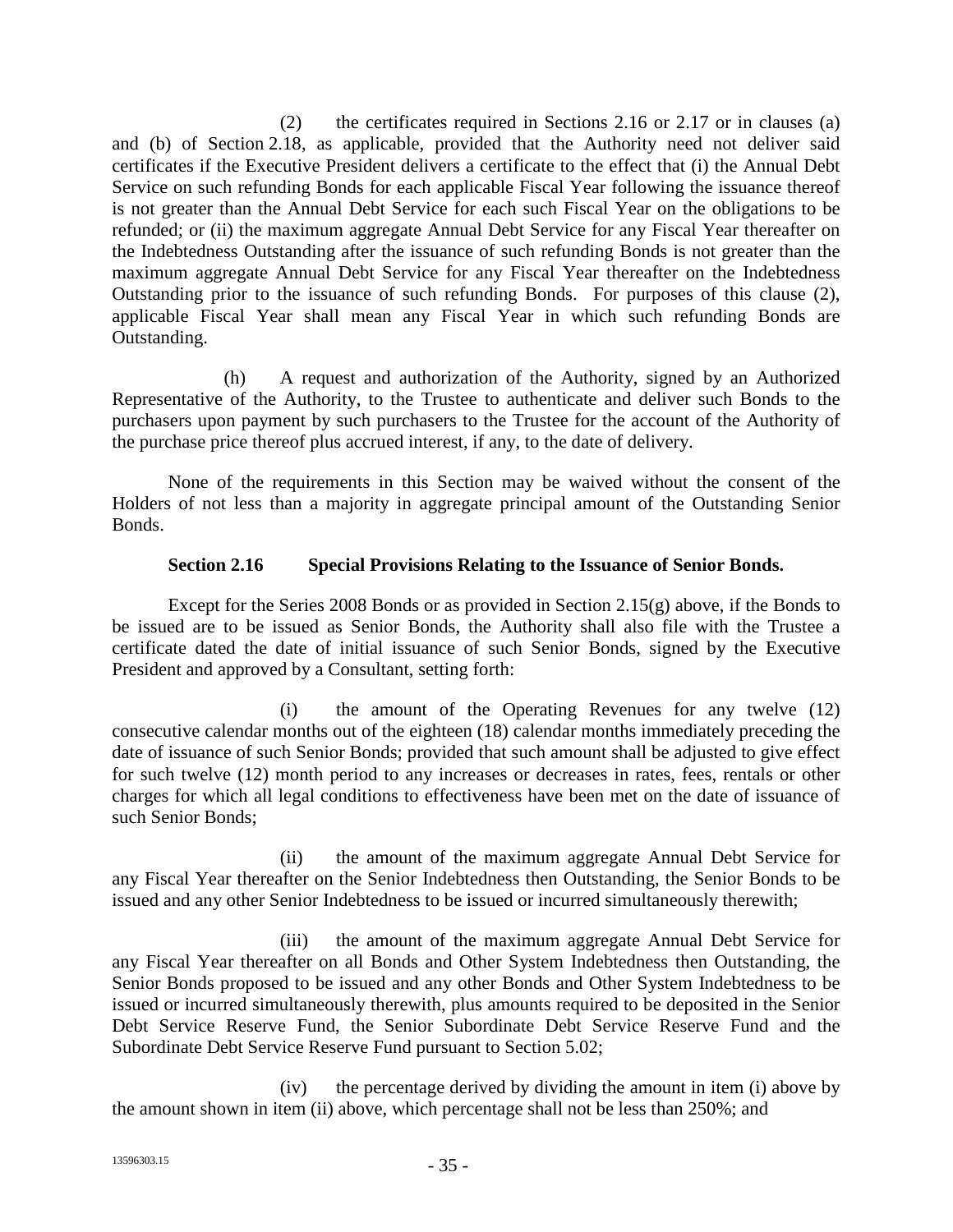(2) the certificates required in Sections 2.16 or 2.17 or in clauses (a) and (b) of Section 2.18, as applicable, provided that the Authority need not deliver said certificates if the Executive President delivers a certificate to the effect that (i) the Annual Debt Service on such refunding Bonds for each applicable Fiscal Year following the issuance thereof is not greater than the Annual Debt Service for each such Fiscal Year on the obligations to be refunded; or (ii) the maximum aggregate Annual Debt Service for any Fiscal Year thereafter on the Indebtedness Outstanding after the issuance of such refunding Bonds is not greater than the maximum aggregate Annual Debt Service for any Fiscal Year thereafter on the Indebtedness Outstanding prior to the issuance of such refunding Bonds. For purposes of this clause (2), applicable Fiscal Year shall mean any Fiscal Year in which such refunding Bonds are Outstanding.

(h) A request and authorization of the Authority, signed by an Authorized Representative of the Authority, to the Trustee to authenticate and deliver such Bonds to the purchasers upon payment by such purchasers to the Trustee for the account of the Authority of the purchase price thereof plus accrued interest, if any, to the date of delivery.

None of the requirements in this Section may be waived without the consent of the Holders of not less than a majority in aggregate principal amount of the Outstanding Senior Bonds.

### Section 2.16 Special Provisions Relating to the Issuance of Senior Bonds.

Except for the Series 2008 Bonds or as provided in Section 2.15(g) above, if the Bonds to be issued are to be issued as Senior Bonds, the Authority shall also file with the Trustee a certificate dated the date of initial issuance of such Senior Bonds, signed by the Executive President and approved by a Consultant, setting forth:

(i) the amount of the Operating Revenues for any twelve (12) consecutive calendar months out of the eighteen (18) calendar months immediately preceding the date of issuance of such Senior Bonds; provided that such amount shall be adjusted to give effect for such twelve (12) month period to any increases or decreases in rates, fees, rentals or other charges for which all legal conditions to effectiveness have been met on the date of issuance of such Senior Bonds;

(ii) the amount of the maximum aggregate Annual Debt Service for any Fiscal Year thereafter on the Senior Indebtedness then Outstanding, the Senior Bonds to be issued and any other Senior Indebtedness to be issued or incurred simultaneously therewith;

(iii) the amount of the maximum aggregate Annual Debt Service for any Fiscal Year thereafter on all Bonds and Other System Indebtedness then Outstanding, the Senior Bonds proposed to be issued and any other Bonds and Other System Indebtedness to be issued or incurred simultaneously therewith, plus amounts required to be deposited in the Senior Debt Service Reserve Fund, the Senior Subordinate Debt Service Reserve Fund and the Subordinate Debt Service Reserve Fund pursuant to Section 5.02;

(iv) the percentage derived by dividing the amount in item (i) above by the amount shown in item (ii) above, which percentage shall not be less than 250%; and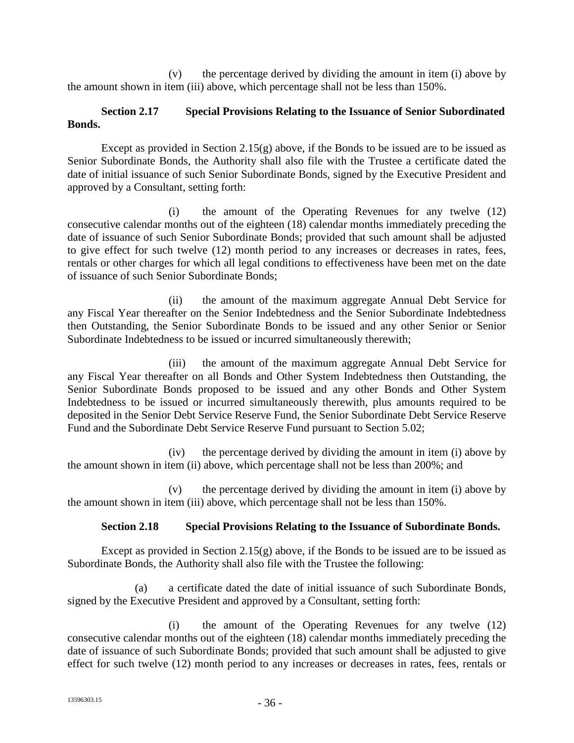(v) the percentage derived by dividing the amount in item (i) above by the amount shown in item (iii) above, which percentage shall not be less than 150%.

**Section 2.17 Special Provisions Relating to the Issuance of Senior Subordinated Bonds.**

Except as provided in Section 2.15(g) above, if the Bonds to be issued are to be issued as Senior Subordinate Bonds, the Authority shall also file with the Trustee a certificate dated the date of initial issuance of such Senior Subordinate Bonds, signed by the Executive President and approved by a Consultant, setting forth:

(i) the amount of the Operating Revenues for any twelve (12) consecutive calendar months out of the eighteen (18) calendar months immediately preceding the date of issuance of such Senior Subordinate Bonds; provided that such amount shall be adjusted to give effect for such twelve (12) month period to any increases or decreases in rates, fees, rentals or other charges for which all legal conditions to effectiveness have been met on the date of issuance of such Senior Subordinate Bonds;

(ii) the amount of the maximum aggregate Annual Debt Service for any Fiscal Year thereafter on the Senior Indebtedness and the Senior Subordinate Indebtedness then Outstanding, the Senior Subordinate Bonds to be issued and any other Senior or Senior Subordinate Indebtedness to be issued or incurred simultaneously therewith;

(iii) the amount of the maximum aggregate Annual Debt Service for any Fiscal Year thereafter on all Bonds and Other System Indebtedness then Outstanding, the Senior Subordinate Bonds proposed to be issued and any other Bonds and Other System Indebtedness to be issued or incurred simultaneously therewith, plus amounts required to be deposited in the Senior Debt Service Reserve Fund, the Senior Subordinate Debt Service Reserve Fund and the Subordinate Debt Service Reserve Fund pursuant to Section 5.02;

(iv) the percentage derived by dividing the amount in item (i) above by the amount shown in item (ii) above, which percentage shall not be less than 200%; and

(v) the percentage derived by dividing the amount in item (i) above by the amount shown in item (iii) above, which percentage shall not be less than 150%.

**Section 2.18 Special Provisions Relating to the Issuance of Subordinate Bonds.**

Except as provided in Section 2.15(g) above, if the Bonds to be issued are to be issued as Subordinate Bonds, the Authority shall also file with the Trustee the following:

(a) a certificate dated the date of initial issuance of such Subordinate Bonds, signed by the Executive President and approved by a Consultant, setting forth:

(i) the amount of the Operating Revenues for any twelve (12) consecutive calendar months out of the eighteen (18) calendar months immediately preceding the date of issuance of such Subordinate Bonds; provided that such amount shall be adjusted to give effect for such twelve (12) month period to any increases or decreases in rates, fees, rentals or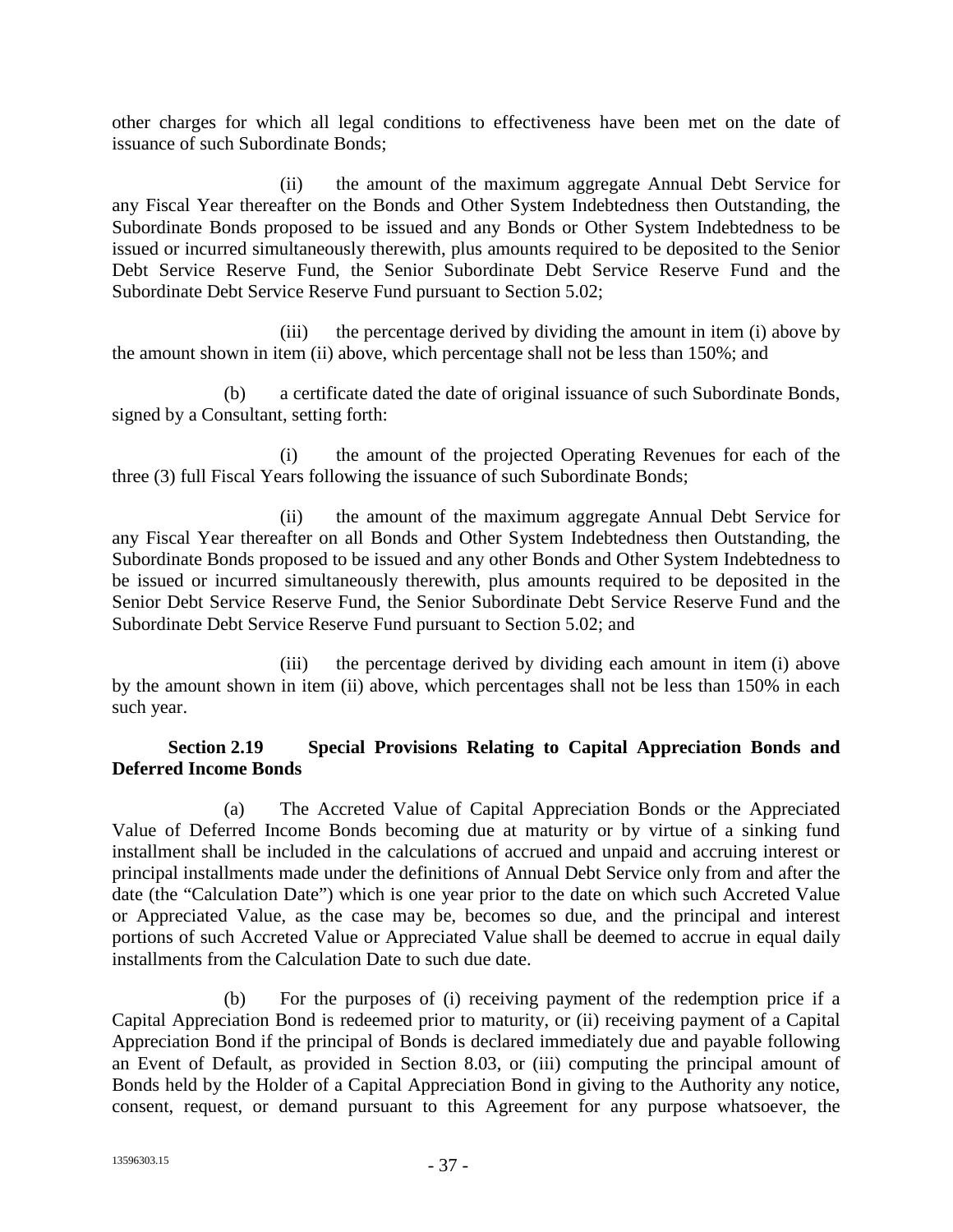other charges for which all legal conditions to effectiveness have been met on the date of issuance of such Subordinate Bonds;

(ii) the amount of the maximum aggregate Annual Debt Service for any Fiscal Year thereafter on the Bonds and Other System Indebtedness then Outstanding, the Subordinate Bonds proposed to be issued and any Bonds or Other System Indebtedness to be issued or incurred simultaneously therewith, plus amounts required to be deposited to the Senior Debt Service Reserve Fund, the Senior Subordinate Debt Service Reserve Fund and the Subordinate Debt Service Reserve Fund pursuant to Section 5.02;

(iii) the percentage derived by dividing the amount in item (i) above by the amount shown in item (ii) above, which percentage shall not be less than 150%; and

(b) a certificate dated the date of original issuance of such Subordinate Bonds, signed by a Consultant, setting forth:

(i) the amount of the projected Operating Revenues for each of the three (3) full Fiscal Years following the issuance of such Subordinate Bonds;

(ii) the amount of the maximum aggregate Annual Debt Service for any Fiscal Year thereafter on all Bonds and Other System Indebtedness then Outstanding, the Subordinate Bonds proposed to be issued and any other Bonds and Other System Indebtedness to be issued or incurred simultaneously therewith, plus amounts required to be deposited in the Senior Debt Service Reserve Fund, the Senior Subordinate Debt Service Reserve Fund and the Subordinate Debt Service Reserve Fund pursuant to Section 5.02; and

(iii) the percentage derived by dividing each amount in item (i) above by the amount shown in item (ii) above, which percentages shall not be less than 150% in each such year.

### Section 2.19 Special Provisions Relating to Capital Appreciation Bonds and Deferred Income Bonds

(a) The Accreted Value of Capital Appreciation Bonds or the Appreciated Value of Deferred Income Bonds becoming due at maturity or by virtue of a sinking fund installment shall be included in the calculations of accrued and unpaid and accruing interest or principal installments made under the definitions of Annual Debt Service only from and after the date (the "Calculation Date") which is one year prior to the date on which such Accreted Value or Appreciated Value, as the case may be, becomes so due, and the principal and interest portions of such Accreted Value or Appreciated Value shall be deemed to accrue in equal daily installments from the Calculation Date to such due date.

(b) For the purposes of (i) receiving payment of the redemption price if a Capital Appreciation Bond is redeemed prior to maturity, or (ii) receiving payment of a Capital Appreciation Bond if the principal of Bonds is declared immediately due and payable following an Event of Default, as provided in Section 8.03, or (iii) computing the principal amount of Bonds held by the Holder of a Capital Appreciation Bond in giving to the Authority any notice, consent, request, or demand pursuant to this Agreement for any purpose whatsoever, the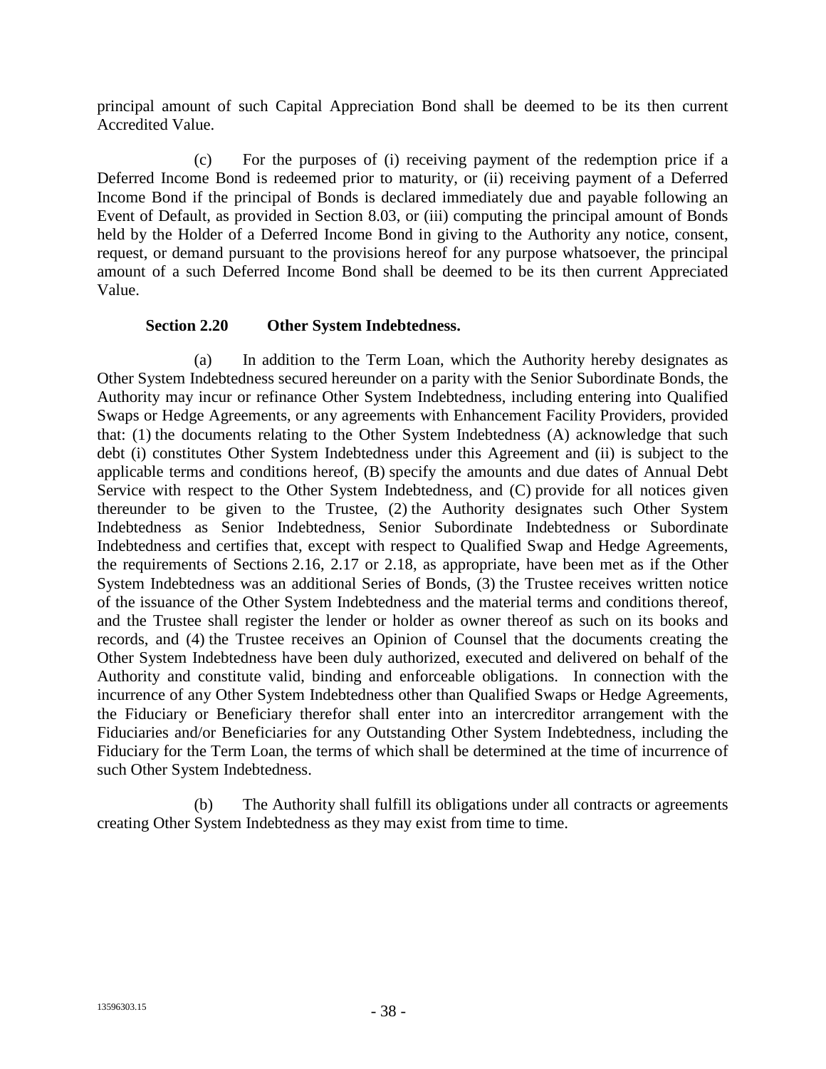principal amount of such Capital Appreciation Bond shall be deemed to be its then current Accredited Value.

(c) For the purposes of (i) receiving payment of the redemption price if a Deferred Income Bond is redeemed prior to maturity, or (ii) receiving payment of a Deferred Income Bond if the principal of Bonds is declared immediately due and payable following an Event of Default, as provided in Section 8.03, or (iii) computing the principal amount of Bonds held by the Holder of a Deferred Income Bond in giving to the Authority any notice, consent, request, or demand pursuant to the provisions hereof for any purpose whatsoever, the principal amount of a such Deferred Income Bond shall be deemed to be its then current Appreciated Value.

**Section 2.20 Other System Indebtedness.**

(a) In addition to the Term Loan, which the Authority hereby designates as Other System Indebtedness secured hereunder on a parity with the Senior Subordinate Bonds, the Authority may incur or refinance Other System Indebtedness, including entering into Qualified Swaps or Hedge Agreements, or any agreements with Enhancement Facility Providers, provided that: (1) the documents relating to the Other System Indebtedness (A) acknowledge that such debt (i) constitutes Other System Indebtedness under this Agreement and (ii) is subject to the applicable terms and conditions hereof, (B) specify the amounts and due dates of Annual Debt Service with respect to the Other System Indebtedness, and (C) provide for all notices given thereunder to be given to the Trustee, (2) the Authority designates such Other System Indebtedness as Senior Indebtedness, Senior Subordinate Indebtedness or Subordinate Indebtedness and certifies that, except with respect to Qualified Swap and Hedge Agreements, the requirements of Sections 2.16, 2.17 or 2.18, as appropriate, have been met as if the Other System Indebtedness was an additional Series of Bonds, (3) the Trustee receives written notice of the issuance of the Other System Indebtedness and the material terms and conditions thereof, and the Trustee shall register the lender or holder as owner thereof as such on its books and records, and (4) the Trustee receives an Opinion of Counsel that the documents creating the Other System Indebtedness have been duly authorized, executed and delivered on behalf of the Authority and constitute valid, binding and enforceable obligations. In connection with the incurrence of any Other System Indebtedness other than Qualified Swaps or Hedge Agreements, the Fiduciary or Beneficiary therefor shall enter into an intercreditor arrangement with the Fiduciaries and/or Beneficiaries for any Outstanding Other System Indebtedness, including the Fiduciary for the Term Loan, the terms of which shall be determined at the time of incurrence of such Other System Indebtedness.

(b) The Authority shall fulfill its obligations under all contracts or agreements creating Other System Indebtedness as they may exist from time to time.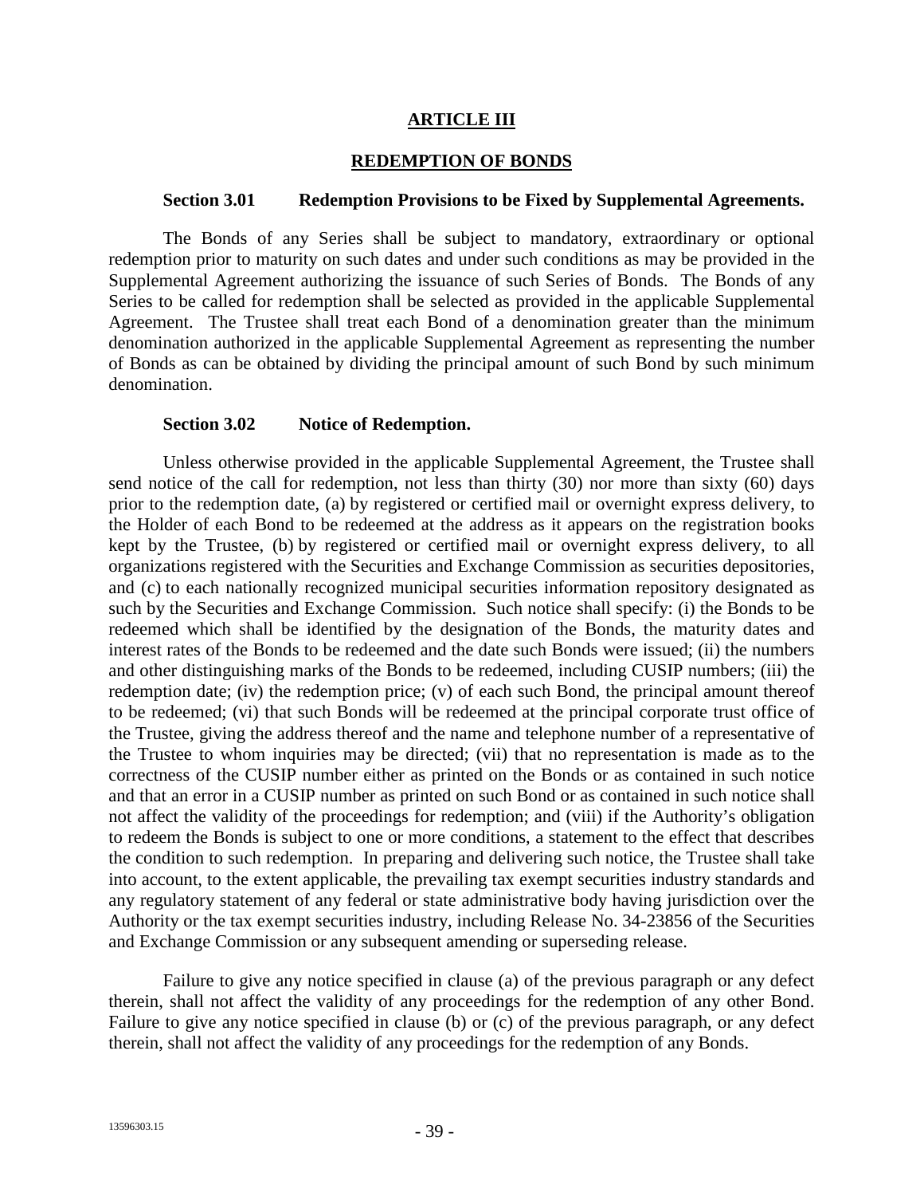# ARTICLE III

## REDEMPTION OF BONDS

### Section 3.01 Redemption Provisions to be Fixed by Supplemental Agreements.

The Bonds of any Series shall be subject to mandatory, extraordinary or optional redemption prior to maturity on such dates and under such conditions as may be provided in the Supplemental Agreement authorizing the issuance of such Series of Bonds. The Bonds of any Series to be called for redemption shall be selected as provided in the applicable Supplemental Agreement. The Trustee shall treat each Bond of a denomination greater than the minimum denomination authorized in the applicable Supplemental Agreement as representing the number of Bonds as can be obtained by dividing the principal amount of such Bond by such minimum denomination.

### Section 3.02 Notice of Redemption.

Unless otherwise provided in the applicable Supplemental Agreement, the Trustee shall send notice of the call for redemption, not less than thirty (30) nor more than sixty (60) days prior to the redemption date, (a) by registered or certified mail or overnight express delivery, to the Holder of each Bond to be redeemed at the address as it appears on the registration books kept by the Trustee, (b) by registered or certified mail or overnight express delivery, to all organizations registered with the Securities and Exchange Commission as securities depositories, and (c) to each nationally recognized municipal securities information repository designated as such by the Securities and Exchange Commission. Such notice shall specify: (i) the Bonds to be redeemed which shall be identified by the designation of the Bonds, the maturity dates and interest rates of the Bonds to be redeemed and the date such Bonds were issued; (ii) the numbers and other distinguishing marks of the Bonds to be redeemed, including CUSIP numbers; (iii) the redemption date; (iv) the redemption price; (v) of each such Bond, the principal amount thereof to be redeemed; (vi) that such Bonds will be redeemed at the principal corporate trust office of the Trustee, giving the address thereof and the name and telephone number of a representative of the Trustee to whom inquiries may be directed; (vii) that no representation is made as to the correctness of the CUSIP number either as printed on the Bonds or as contained in such notice and that an error in a CUSIP number as printed on such Bond or as contained in such notice shall not affect the validity of the proceedings for redemption; and (viii) if the Authority's obligation to redeem the Bonds is subject to one or more conditions, a statement to the effect that describes the condition to such redemption. In preparing and delivering such notice, the Trustee shall take into account, to the extent applicable, the prevailing tax exempt securities industry standards and any regulatory statement of any federal or state administrative body having jurisdiction over the Authority or the tax exempt securities industry, including Release No. 34-23856 of the Securities and Exchange Commission or any subsequent amending or superseding release.

Failure to give any notice specified in clause (a) of the previous paragraph or any defect therein, shall not affect the validity of any proceedings for the redemption of any other Bond. Failure to give any notice specified in clause (b) or (c) of the previous paragraph, or any defect therein, shall not affect the validity of any proceedings for the redemption of any Bonds.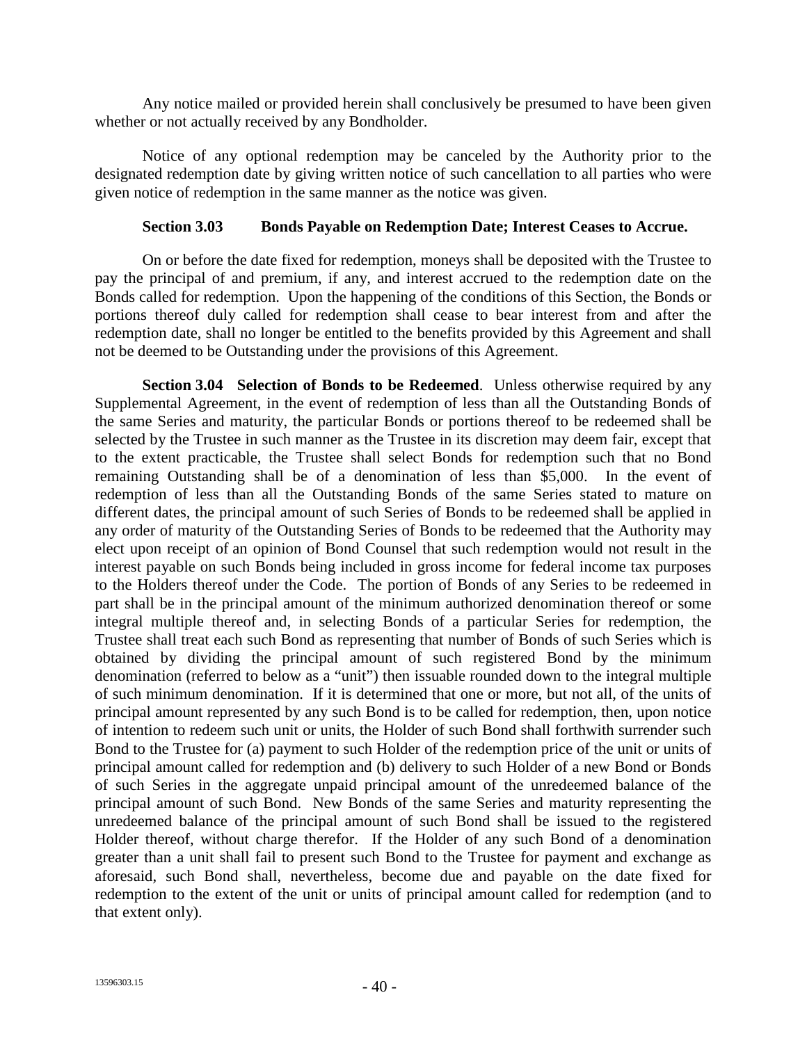Any notice mailed or provided herein shall conclusively be presumed to have been given whether or not actually received by any Bondholder.

Notice of any optional redemption may be canceled by the Authority prior to the designated redemption date by giving written notice of such cancellation to all parties who were given notice of redemption in the same manner as the notice was given.

**Section 3.03 Bonds Payable on Redemption Date; Interest Ceases to Accrue.**

On or before the date fixed for redemption, moneys shall be deposited with the Trustee to pay the principal of and premium, if any, and interest accrued to the redemption date on the Bonds called for redemption. Upon the happening of the conditions of this Section, the Bonds or portions thereof duly called for redemption shall cease to bear interest from and after the redemption date, shall no longer be entitled to the benefits provided by this Agreement and shall not be deemed to be Outstanding under the provisions of this Agreement.

**Section 3.04 Selection of Bonds to be Redeemed**. Unless otherwise required by any Supplemental Agreement, in the event of redemption of less than all the Outstanding Bonds of the same Series and maturity, the particular Bonds or portions thereof to be redeemed shall be selected by the Trustee in such manner as the Trustee in its discretion may deem fair, except that to the extent practicable, the Trustee shall select Bonds for redemption such that no Bond remaining Outstanding shall be of a denomination of less than $5,000. In the event of redemption of less than all the Outstanding Bonds of the same Series stated to mature on different dates, the principal amount of such Series of Bonds to be redeemed shall be applied in any order of maturity of the Outstanding Series of Bonds to be redeemed that the Authority may elect upon receipt of an opinion of Bond Counsel that such redemption would not result in the interest payable on such Bonds being included in gross income for federal income tax purposes to the Holders thereof under the Code. The portion of Bonds of any Series to be redeemed in part shall be in the principal amount of the minimum authorized denomination thereof or some integral multiple thereof and, in selecting Bonds of a particular Series for redemption, the Trustee shall treat each such Bond as representing that number of Bonds of such Series which is obtained by dividing the principal amount of such registered Bond by the minimum denomination (referred to below as a "unit") then issuable rounded down to the integral multiple of such minimum denomination. If it is determined that one or more, but not all, of the units of principal amount represented by any such Bond is to be called for redemption, then, upon notice of intention to redeem such unit or units, the Holder of such Bond shall forthwith surrender such Bond to the Trustee for (a) payment to such Holder of the redemption price of the unit or units of principal amount called for redemption and (b) delivery to such Holder of a new Bond or Bonds of such Series in the aggregate unpaid principal amount of the unredeemed balance of the principal amount of such Bond. New Bonds of the same Series and maturity representing the unredeemed balance of the principal amount of such Bond shall be issued to the registered Holder thereof, without charge therefor. If the Holder of any such Bond of a denomination greater than a unit shall fail to present such Bond to the Trustee for payment and exchange as aforesaid, such Bond shall, nevertheless, become due and payable on the date fixed for redemption to the extent of the unit or units of principal amount called for redemption (and to that extent only).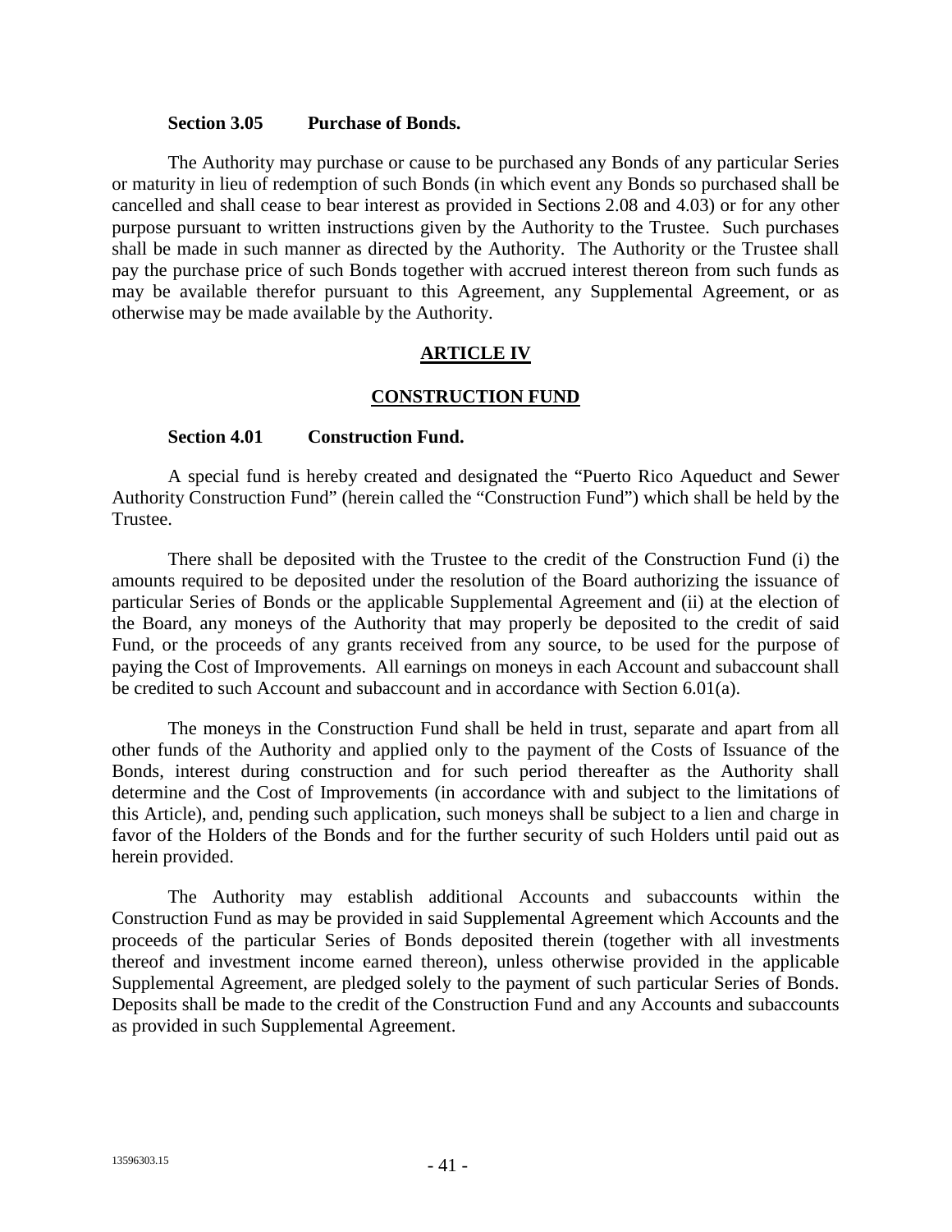### Section 3.05 Purchase of Bonds.

The Authority may purchase or cause to be purchased any Bonds of any particular Series or maturity in lieu of redemption of such Bonds (in which event any Bonds so purchased shall be cancelled and shall cease to bear interest as provided in Sections 2.08 and 4.03) or for any other purpose pursuant to written instructions given by the Authority to the Trustee. Such purchases shall be made in such manner as directed by the Authority. The Authority or the Trustee shall pay the purchase price of such Bonds together with accrued interest thereon from such funds as may be available therefor pursuant to this Agreement, any Supplemental Agreement, or as otherwise may be made available by the Authority.

## ARTICLE IV

## CONSTRUCTION FUND

### Section 4.01 Construction Fund.

A special fund is hereby created and designated the "Puerto Rico Aqueduct and Sewer Authority Construction Fund" (herein called the "Construction Fund") which shall be held by the Trustee.

There shall be deposited with the Trustee to the credit of the Construction Fund (i) the amounts required to be deposited under the resolution of the Board authorizing the issuance of particular Series of Bonds or the applicable Supplemental Agreement and (ii) at the election of the Board, any moneys of the Authority that may properly be deposited to the credit of said Fund, or the proceeds of any grants received from any source, to be used for the purpose of paying the Cost of Improvements. All earnings on moneys in each Account and subaccount shall be credited to such Account and subaccount and in accordance with Section 6.01(a).

The moneys in the Construction Fund shall be held in trust, separate and apart from all other funds of the Authority and applied only to the payment of the Costs of Issuance of the Bonds, interest during construction and for such period thereafter as the Authority shall determine and the Cost of Improvements (in accordance with and subject to the limitations of this Article), and, pending such application, such moneys shall be subject to a lien and charge in favor of the Holders of the Bonds and for the further security of such Holders until paid out as herein provided.

The Authority may establish additional Accounts and subaccounts within the Construction Fund as may be provided in said Supplemental Agreement which Accounts and the proceeds of the particular Series of Bonds deposited therein (together with all investments thereof and investment income earned thereon), unless otherwise provided in the applicable Supplemental Agreement, are pledged solely to the payment of such particular Series of Bonds. Deposits shall be made to the credit of the Construction Fund and any Accounts and subaccounts as provided in such Supplemental Agreement.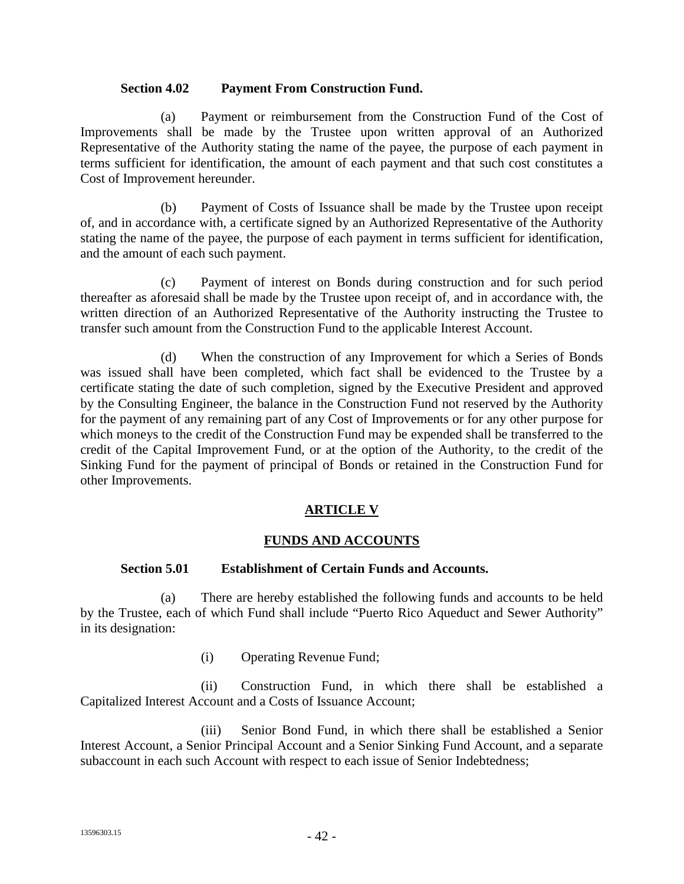**Section 4.02 Payment From Construction Fund.**

(a) Payment or reimbursement from the Construction Fund of the Cost of Improvements shall be made by the Trustee upon written approval of an Authorized Representative of the Authority stating the name of the payee, the purpose of each payment in terms sufficient for identification, the amount of each payment and that such cost constitutes a Cost of Improvement hereunder.

(b) Payment of Costs of Issuance shall be made by the Trustee upon receipt of, and in accordance with, a certificate signed by an Authorized Representative of the Authority stating the name of the payee, the purpose of each payment in terms sufficient for identification, and the amount of each such payment.

(c) Payment of interest on Bonds during construction and for such period thereafter as aforesaid shall be made by the Trustee upon receipt of, and in accordance with, the written direction of an Authorized Representative of the Authority instructing the Trustee to transfer such amount from the Construction Fund to the applicable Interest Account.

(d) When the construction of any Improvement for which a Series of Bonds was issued shall have been completed, which fact shall be evidenced to the Trustee by a certificate stating the date of such completion, signed by the Executive President and approved by the Consulting Engineer, the balance in the Construction Fund not reserved by the Authority for the payment of any remaining part of any Cost of Improvements or for any other purpose for which moneys to the credit of the Construction Fund may be expended shall be transferred to the credit of the Capital Improvement Fund, or at the option of the Authority, to the credit of the Sinking Fund for the payment of principal of Bonds or retained in the Construction Fund for other Improvements.

## ARTICLE V

## FUNDS AND ACCOUNTS

**Section 5.01 Establishment of Certain Funds and Accounts.**

(a) There are hereby established the following funds and accounts to be held by the Trustee, each of which Fund shall include "Puerto Rico Aqueduct and Sewer Authority" in its designation:

(i) Operating Revenue Fund;

(ii) Construction Fund, in which there shall be established a Capitalized Interest Account and a Costs of Issuance Account;

(iii) Senior Bond Fund, in which there shall be established a Senior Interest Account, a Senior Principal Account and a Senior Sinking Fund Account, and a separate subaccount in each such Account with respect to each issue of Senior Indebtedness;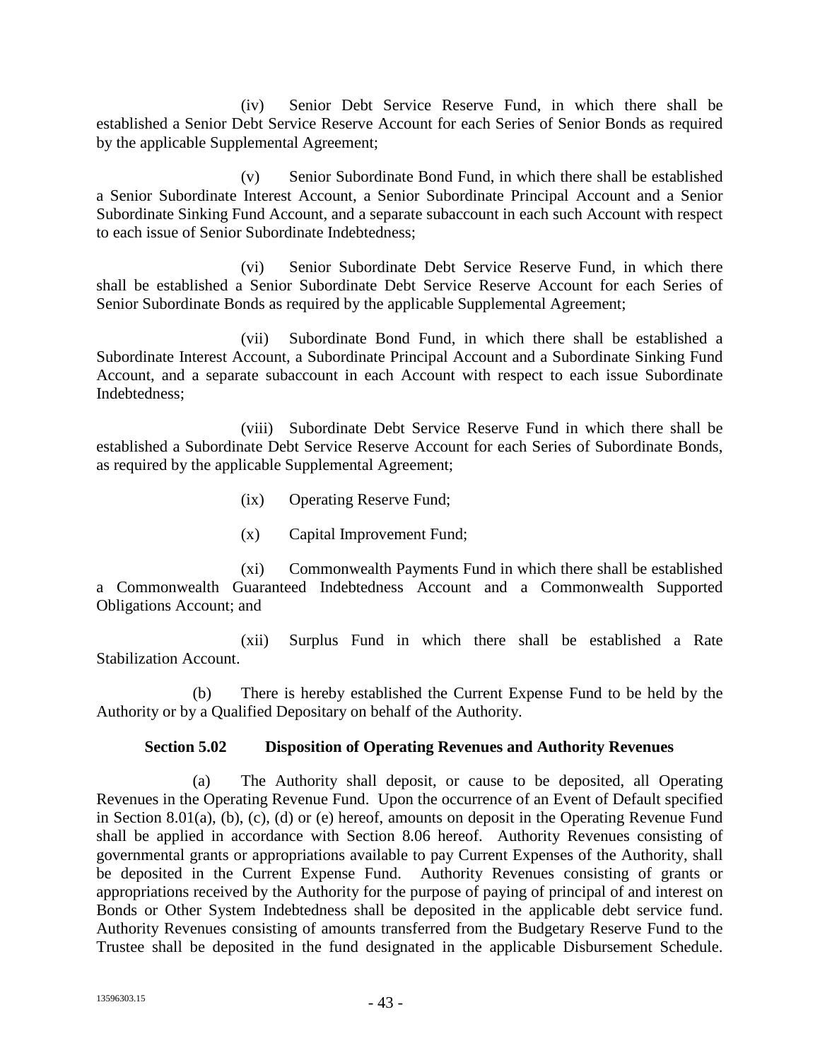(iv) Senior Debt Service Reserve Fund, in which there shall be established a Senior Debt Service Reserve Account for each Series of Senior Bonds as required by the applicable Supplemental Agreement;

(v) Senior Subordinate Bond Fund, in which there shall be established a Senior Subordinate Interest Account, a Senior Subordinate Principal Account and a Senior Subordinate Sinking Fund Account, and a separate subaccount in each such Account with respect to each issue of Senior Subordinate Indebtedness;

(vi) Senior Subordinate Debt Service Reserve Fund, in which there shall be established a Senior Subordinate Debt Service Reserve Account for each Series of Senior Subordinate Bonds as required by the applicable Supplemental Agreement;

(vii) Subordinate Bond Fund, in which there shall be established a Subordinate Interest Account, a Subordinate Principal Account and a Subordinate Sinking Fund Account, and a separate subaccount in each Account with respect to each issue Subordinate Indebtedness;

(viii) Subordinate Debt Service Reserve Fund in which there shall be established a Subordinate Debt Service Reserve Account for each Series of Subordinate Bonds, as required by the applicable Supplemental Agreement;

(ix) Operating Reserve Fund;

(x) Capital Improvement Fund;

(xi) Commonwealth Payments Fund in which there shall be established a Commonwealth Guaranteed Indebtedness Account and a Commonwealth Supported Obligations Account; and

(xii) Surplus Fund in which there shall be established a Rate Stabilization Account.

(b) There is hereby established the Current Expense Fund to be held by the Authority or by a Qualified Depositary on behalf of the Authority.

**Section 5.02 Disposition of Operating Revenues and Authority Revenues**

(a) The Authority shall deposit, or cause to be deposited, all Operating Revenues in the Operating Revenue Fund. Upon the occurrence of an Event of Default specified in Section 8.01(a), (b), (c), (d) or (e) hereof, amounts on deposit in the Operating Revenue Fund shall be applied in accordance with Section 8.06 hereof. Authority Revenues consisting of governmental grants or appropriations available to pay Current Expenses of the Authority, shall be deposited in the Current Expense Fund. Authority Revenues consisting of grants or appropriations received by the Authority for the purpose of paying of principal of and interest on Bonds or Other System Indebtedness shall be deposited in the applicable debt service fund. Authority Revenues consisting of amounts transferred from the Budgetary Reserve Fund to the Trustee shall be deposited in the fund designated in the applicable Disbursement Schedule.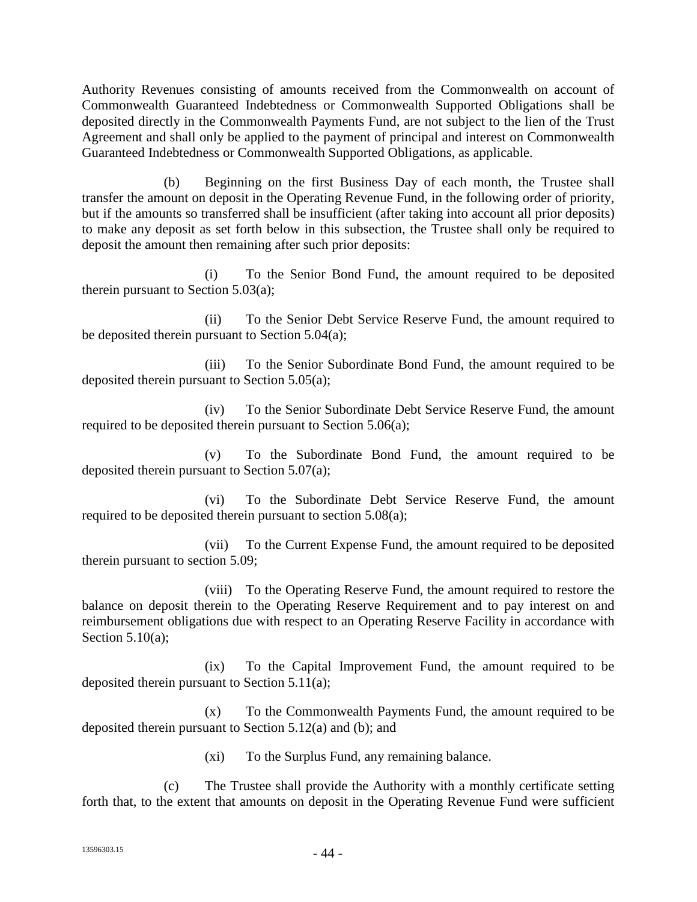Authority Revenues consisting of amounts received from the Commonwealth on account of Commonwealth Guaranteed Indebtedness or Commonwealth Supported Obligations shall be deposited directly in the Commonwealth Payments Fund, are not subject to the lien of the Trust Agreement and shall only be applied to the payment of principal and interest on Commonwealth Guaranteed Indebtedness or Commonwealth Supported Obligations, as applicable.

(b) Beginning on the first Business Day of each month, the Trustee shall transfer the amount on deposit in the Operating Revenue Fund, in the following order of priority, but if the amounts so transferred shall be insufficient (after taking into account all prior deposits) to make any deposit as set forth below in this subsection, the Trustee shall only be required to deposit the amount then remaining after such prior deposits:

(i) To the Senior Bond Fund, the amount required to be deposited therein pursuant to Section 5.03(a);

(ii) To the Senior Debt Service Reserve Fund, the amount required to be deposited therein pursuant to Section 5.04(a);

(iii) To the Senior Subordinate Bond Fund, the amount required to be deposited therein pursuant to Section 5.05(a);

(iv) To the Senior Subordinate Debt Service Reserve Fund, the amount required to be deposited therein pursuant to Section 5.06(a);

(v) To the Subordinate Bond Fund, the amount required to be deposited therein pursuant to Section 5.07(a);

(vi) To the Subordinate Debt Service Reserve Fund, the amount required to be deposited therein pursuant to section 5.08(a);

(vii) To the Current Expense Fund, the amount required to be deposited therein pursuant to section 5.09;

(viii) To the Operating Reserve Fund, the amount required to restore the balance on deposit therein to the Operating Reserve Requirement and to pay interest on and reimbursement obligations due with respect to an Operating Reserve Facility in accordance with Section 5.10(a);

(ix) To the Capital Improvement Fund, the amount required to be deposited therein pursuant to Section 5.11(a);

(x) To the Commonwealth Payments Fund, the amount required to be deposited therein pursuant to Section 5.12(a) and (b); and

(xi) To the Surplus Fund, any remaining balance.

(c) The Trustee shall provide the Authority with a monthly certificate setting forth that, to the extent that amounts on deposit in the Operating Revenue Fund were sufficient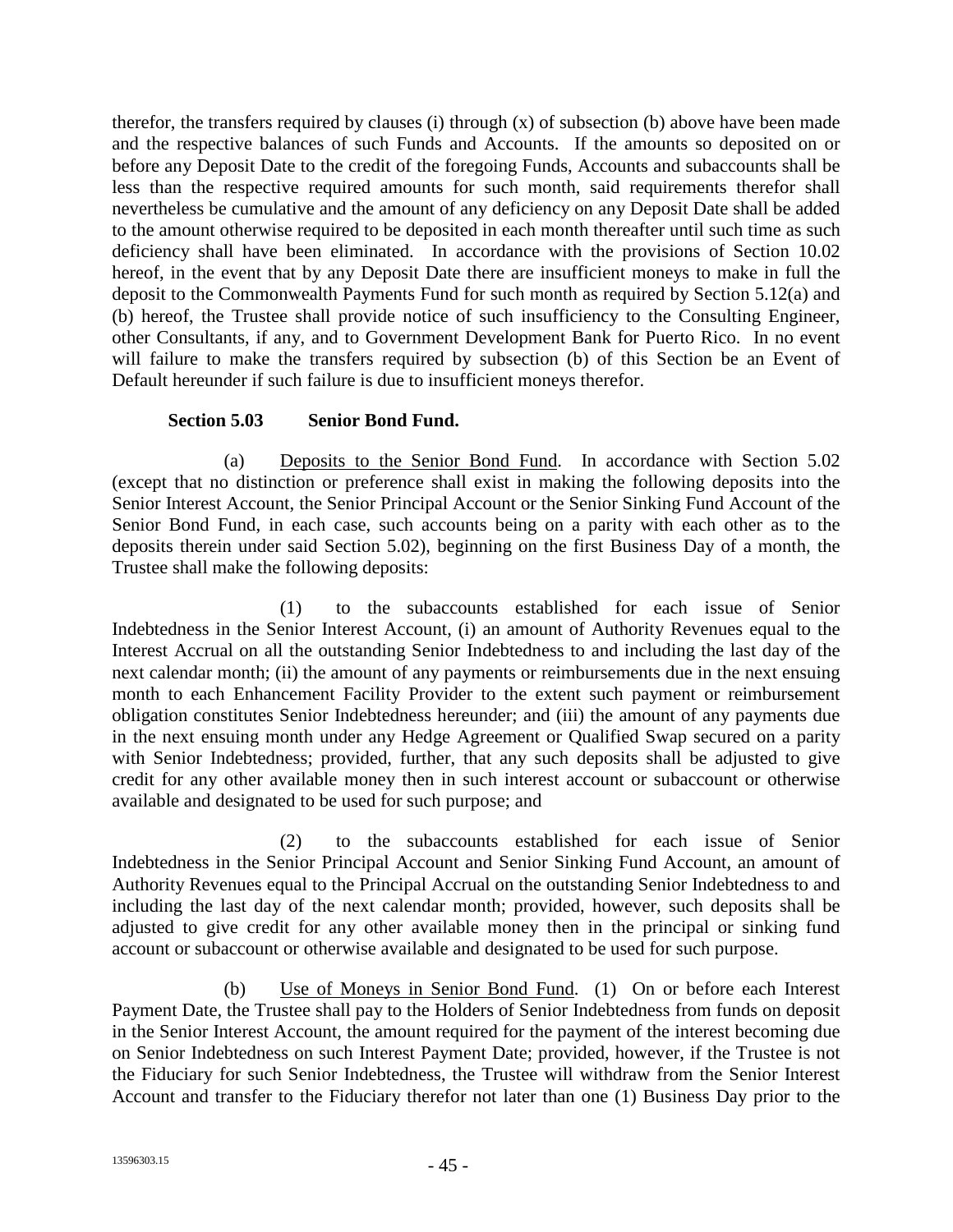therefor, the transfers required by clauses (i) through (x) of subsection (b) above have been made and the respective balances of such Funds and Accounts. If the amounts so deposited on or before any Deposit Date to the credit of the foregoing Funds, Accounts and subaccounts shall be less than the respective required amounts for such month, said requirements therefor shall nevertheless be cumulative and the amount of any deficiency on any Deposit Date shall be added to the amount otherwise required to be deposited in each month thereafter until such time as such deficiency shall have been eliminated. In accordance with the provisions of Section 10.02 hereof, in the event that by any Deposit Date there are insufficient moneys to make in full the deposit to the Commonwealth Payments Fund for such month as required by Section 5.12(a) and (b) hereof, the Trustee shall provide notice of such insufficiency to the Consulting Engineer, other Consultants, if any, and to Government Development Bank for Puerto Rico. In no event will failure to make the transfers required by subsection (b) of this Section be an Event of Default hereunder if such failure is due to insufficient moneys therefor.

**Section 5.03 Senior Bond Fund.**

(a) Deposits to the Senior Bond Fund. In accordance with Section 5.02 (except that no distinction or preference shall exist in making the following deposits into the Senior Interest Account, the Senior Principal Account or the Senior Sinking Fund Account of the Senior Bond Fund, in each case, such accounts being on a parity with each other as to the deposits therein under said Section 5.02), beginning on the first Business Day of a month, the Trustee shall make the following deposits:

(1) to the subaccounts established for each issue of Senior Indebtedness in the Senior Interest Account, (i) an amount of Authority Revenues equal to the Interest Accrual on all the outstanding Senior Indebtedness to and including the last day of the next calendar month; (ii) the amount of any payments or reimbursements due in the next ensuing month to each Enhancement Facility Provider to the extent such payment or reimbursement obligation constitutes Senior Indebtedness hereunder; and (iii) the amount of any payments due in the next ensuing month under any Hedge Agreement or Qualified Swap secured on a parity with Senior Indebtedness; provided, further, that any such deposits shall be adjusted to give credit for any other available money then in such interest account or subaccount or otherwise available and designated to be used for such purpose; and

(2) to the subaccounts established for each issue of Senior Indebtedness in the Senior Principal Account and Senior Sinking Fund Account, an amount of Authority Revenues equal to the Principal Accrual on the outstanding Senior Indebtedness to and including the last day of the next calendar month; provided, however, such deposits shall be adjusted to give credit for any other available money then in the principal or sinking fund account or subaccount or otherwise available and designated to be used for such purpose.

(b) Use of Moneys in Senior Bond Fund. (1) On or before each Interest Payment Date, the Trustee shall pay to the Holders of Senior Indebtedness from funds on deposit in the Senior Interest Account, the amount required for the payment of the interest becoming due on Senior Indebtedness on such Interest Payment Date; provided, however, if the Trustee is not the Fiduciary for such Senior Indebtedness, the Trustee will withdraw from the Senior Interest Account and transfer to the Fiduciary therefor not later than one (1) Business Day prior to the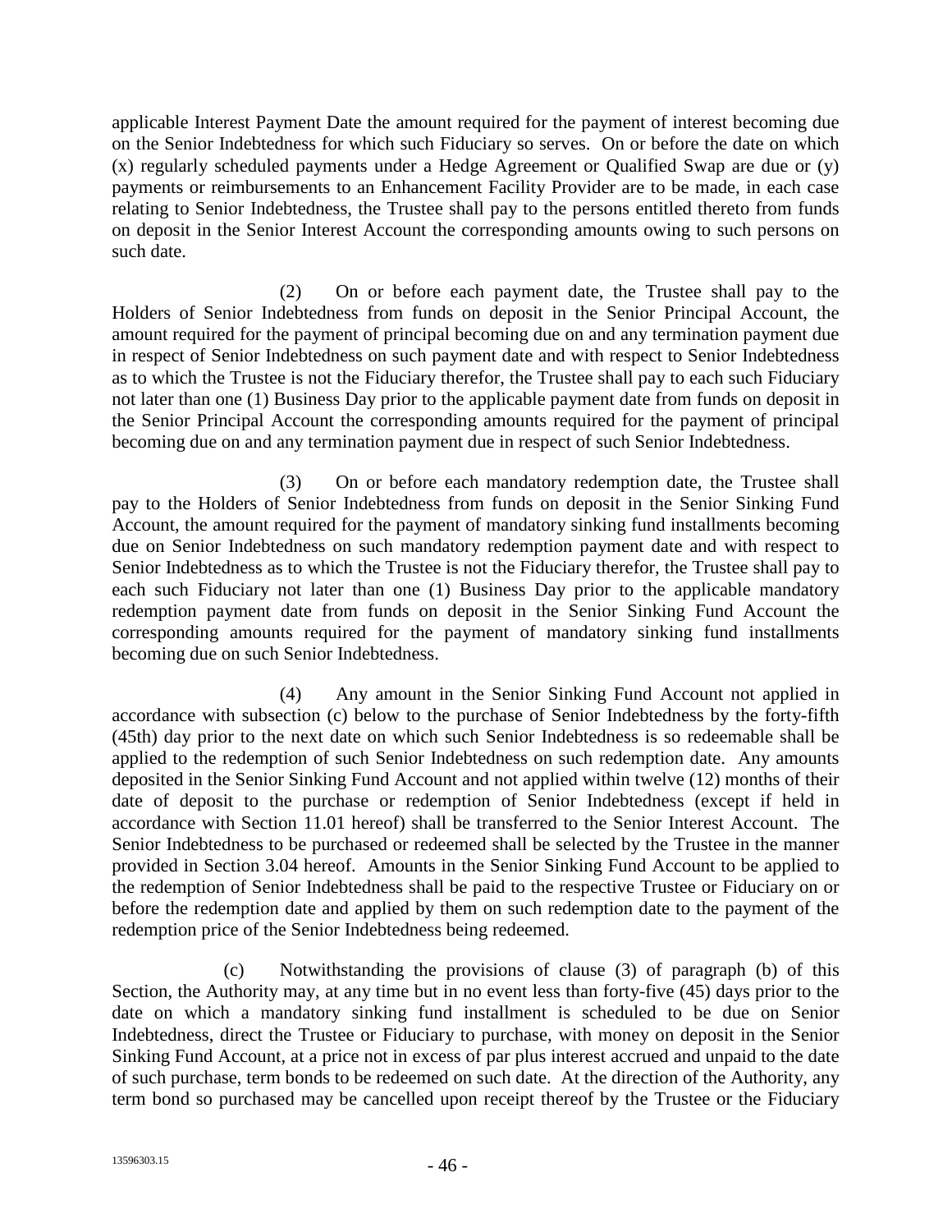applicable Interest Payment Date the amount required for the payment of interest becoming due on the Senior Indebtedness for which such Fiduciary so serves. On or before the date on which (x) regularly scheduled payments under a Hedge Agreement or Qualified Swap are due or (y) payments or reimbursements to an Enhancement Facility Provider are to be made, in each case relating to Senior Indebtedness, the Trustee shall pay to the persons entitled thereto from funds on deposit in the Senior Interest Account the corresponding amounts owing to such persons on such date.

(2) On or before each payment date, the Trustee shall pay to the Holders of Senior Indebtedness from funds on deposit in the Senior Principal Account, the amount required for the payment of principal becoming due on and any termination payment due in respect of Senior Indebtedness on such payment date and with respect to Senior Indebtedness as to which the Trustee is not the Fiduciary therefor, the Trustee shall pay to each such Fiduciary not later than one (1) Business Day prior to the applicable payment date from funds on deposit in the Senior Principal Account the corresponding amounts required for the payment of principal becoming due on and any termination payment due in respect of such Senior Indebtedness.

(3) On or before each mandatory redemption date, the Trustee shall pay to the Holders of Senior Indebtedness from funds on deposit in the Senior Sinking Fund Account, the amount required for the payment of mandatory sinking fund installments becoming due on Senior Indebtedness on such mandatory redemption payment date and with respect to Senior Indebtedness as to which the Trustee is not the Fiduciary therefor, the Trustee shall pay to each such Fiduciary not later than one (1) Business Day prior to the applicable mandatory redemption payment date from funds on deposit in the Senior Sinking Fund Account the corresponding amounts required for the payment of mandatory sinking fund installments becoming due on such Senior Indebtedness.

(4) Any amount in the Senior Sinking Fund Account not applied in accordance with subsection (c) below to the purchase of Senior Indebtedness by the forty-fifth (45th) day prior to the next date on which such Senior Indebtedness is so redeemable shall be applied to the redemption of such Senior Indebtedness on such redemption date. Any amounts deposited in the Senior Sinking Fund Account and not applied within twelve (12) months of their date of deposit to the purchase or redemption of Senior Indebtedness (except if held in accordance with Section 11.01 hereof) shall be transferred to the Senior Interest Account. The Senior Indebtedness to be purchased or redeemed shall be selected by the Trustee in the manner provided in Section 3.04 hereof. Amounts in the Senior Sinking Fund Account to be applied to the redemption of Senior Indebtedness shall be paid to the respective Trustee or Fiduciary on or before the redemption date and applied by them on such redemption date to the payment of the redemption price of the Senior Indebtedness being redeemed.

(c) Notwithstanding the provisions of clause (3) of paragraph (b) of this Section, the Authority may, at any time but in no event less than forty-five (45) days prior to the date on which a mandatory sinking fund installment is scheduled to be due on Senior Indebtedness, direct the Trustee or Fiduciary to purchase, with money on deposit in the Senior Sinking Fund Account, at a price not in excess of par plus interest accrued and unpaid to the date of such purchase, term bonds to be redeemed on such date. At the direction of the Authority, any term bond so purchased may be cancelled upon receipt thereof by the Trustee or the Fiduciary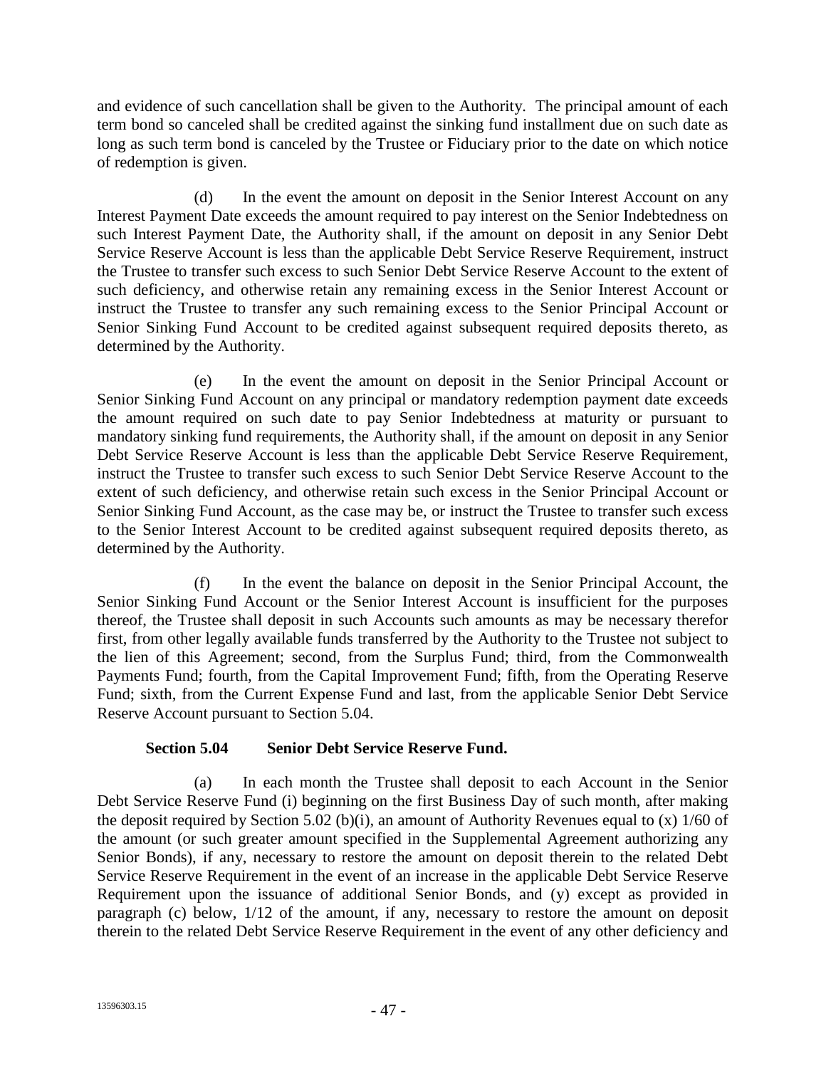and evidence of such cancellation shall be given to the Authority. The principal amount of each term bond so canceled shall be credited against the sinking fund installment due on such date as long as such term bond is canceled by the Trustee or Fiduciary prior to the date on which notice of redemption is given.

(d) In the event the amount on deposit in the Senior Interest Account on any Interest Payment Date exceeds the amount required to pay interest on the Senior Indebtedness on such Interest Payment Date, the Authority shall, if the amount on deposit in any Senior Debt Service Reserve Account is less than the applicable Debt Service Reserve Requirement, instruct the Trustee to transfer such excess to such Senior Debt Service Reserve Account to the extent of such deficiency, and otherwise retain any remaining excess in the Senior Interest Account or instruct the Trustee to transfer any such remaining excess to the Senior Principal Account or Senior Sinking Fund Account to be credited against subsequent required deposits thereto, as determined by the Authority.

(e) In the event the amount on deposit in the Senior Principal Account or Senior Sinking Fund Account on any principal or mandatory redemption payment date exceeds the amount required on such date to pay Senior Indebtedness at maturity or pursuant to mandatory sinking fund requirements, the Authority shall, if the amount on deposit in any Senior Debt Service Reserve Account is less than the applicable Debt Service Reserve Requirement, instruct the Trustee to transfer such excess to such Senior Debt Service Reserve Account to the extent of such deficiency, and otherwise retain such excess in the Senior Principal Account or Senior Sinking Fund Account, as the case may be, or instruct the Trustee to transfer such excess to the Senior Interest Account to be credited against subsequent required deposits thereto, as determined by the Authority.

(f) In the event the balance on deposit in the Senior Principal Account, the Senior Sinking Fund Account or the Senior Interest Account is insufficient for the purposes thereof, the Trustee shall deposit in such Accounts such amounts as may be necessary therefor first, from other legally available funds transferred by the Authority to the Trustee not subject to the lien of this Agreement; second, from the Surplus Fund; third, from the Commonwealth Payments Fund; fourth, from the Capital Improvement Fund; fifth, from the Operating Reserve Fund; sixth, from the Current Expense Fund and last, from the applicable Senior Debt Service Reserve Account pursuant to Section 5.04.

**Section 5.04 Senior Debt Service Reserve Fund.**

(a) In each month the Trustee shall deposit to each Account in the Senior Debt Service Reserve Fund (i) beginning on the first Business Day of such month, after making the deposit required by Section 5.02 (b)(i), an amount of Authority Revenues equal to (x) 1/60 of the amount (or such greater amount specified in the Supplemental Agreement authorizing any Senior Bonds), if any, necessary to restore the amount on deposit therein to the related Debt Service Reserve Requirement in the event of an increase in the applicable Debt Service Reserve Requirement upon the issuance of additional Senior Bonds, and (y) except as provided in paragraph (c) below, 1/12 of the amount, if any, necessary to restore the amount on deposit therein to the related Debt Service Reserve Requirement in the event of any other deficiency and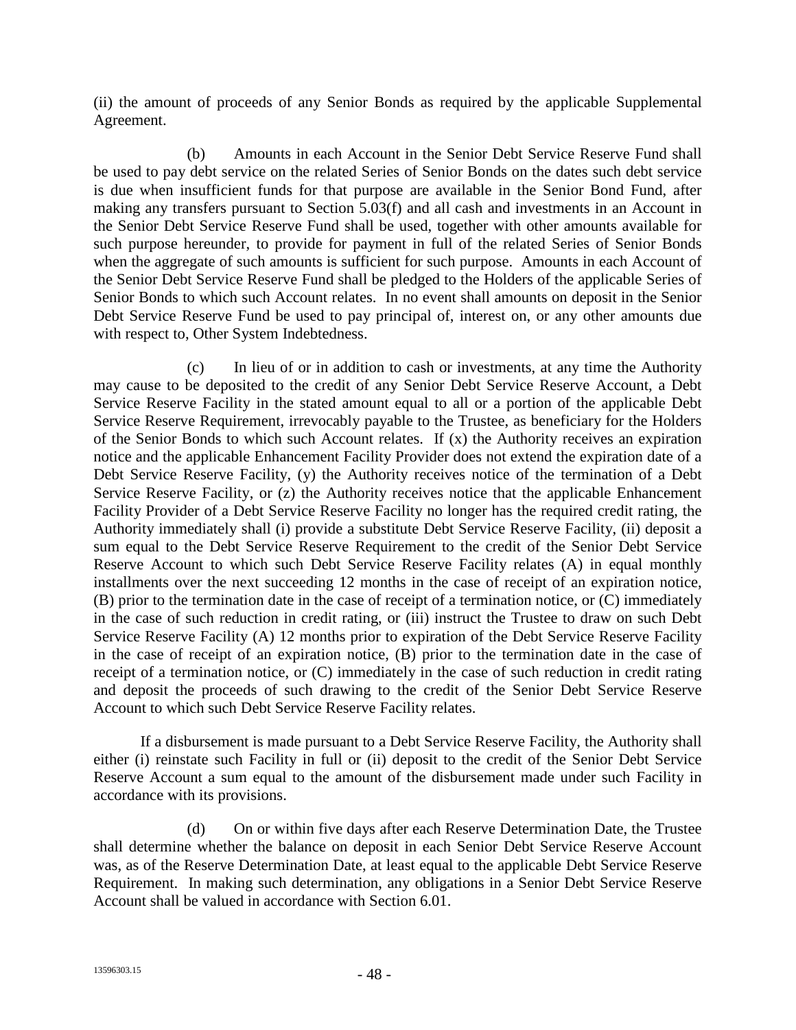(ii) the amount of proceeds of any Senior Bonds as required by the applicable Supplemental Agreement.

(b) Amounts in each Account in the Senior Debt Service Reserve Fund shall be used to pay debt service on the related Series of Senior Bonds on the dates such debt service is due when insufficient funds for that purpose are available in the Senior Bond Fund, after making any transfers pursuant to Section 5.03(f) and all cash and investments in an Account in the Senior Debt Service Reserve Fund shall be used, together with other amounts available for such purpose hereunder, to provide for payment in full of the related Series of Senior Bonds when the aggregate of such amounts is sufficient for such purpose. Amounts in each Account of the Senior Debt Service Reserve Fund shall be pledged to the Holders of the applicable Series of Senior Bonds to which such Account relates. In no event shall amounts on deposit in the Senior Debt Service Reserve Fund be used to pay principal of, interest on, or any other amounts due with respect to, Other System Indebtedness.

(c) In lieu of or in addition to cash or investments, at any time the Authority may cause to be deposited to the credit of any Senior Debt Service Reserve Account, a Debt Service Reserve Facility in the stated amount equal to all or a portion of the applicable Debt Service Reserve Requirement, irrevocably payable to the Trustee, as beneficiary for the Holders of the Senior Bonds to which such Account relates. If (x) the Authority receives an expiration notice and the applicable Enhancement Facility Provider does not extend the expiration date of a Debt Service Reserve Facility, (y) the Authority receives notice of the termination of a Debt Service Reserve Facility, or (z) the Authority receives notice that the applicable Enhancement Facility Provider of a Debt Service Reserve Facility no longer has the required credit rating, the Authority immediately shall (i) provide a substitute Debt Service Reserve Facility, (ii) deposit a sum equal to the Debt Service Reserve Requirement to the credit of the Senior Debt Service Reserve Account to which such Debt Service Reserve Facility relates (A) in equal monthly installments over the next succeeding 12 months in the case of receipt of an expiration notice, (B) prior to the termination date in the case of receipt of a termination notice, or (C) immediately in the case of such reduction in credit rating, or (iii) instruct the Trustee to draw on such Debt Service Reserve Facility (A) 12 months prior to expiration of the Debt Service Reserve Facility in the case of receipt of an expiration notice, (B) prior to the termination date in the case of receipt of a termination notice, or (C) immediately in the case of such reduction in credit rating and deposit the proceeds of such drawing to the credit of the Senior Debt Service Reserve Account to which such Debt Service Reserve Facility relates.

If a disbursement is made pursuant to a Debt Service Reserve Facility, the Authority shall either (i) reinstate such Facility in full or (ii) deposit to the credit of the Senior Debt Service Reserve Account a sum equal to the amount of the disbursement made under such Facility in accordance with its provisions.

(d) On or within five days after each Reserve Determination Date, the Trustee shall determine whether the balance on deposit in each Senior Debt Service Reserve Account was, as of the Reserve Determination Date, at least equal to the applicable Debt Service Reserve Requirement. In making such determination, any obligations in a Senior Debt Service Reserve Account shall be valued in accordance with Section 6.01.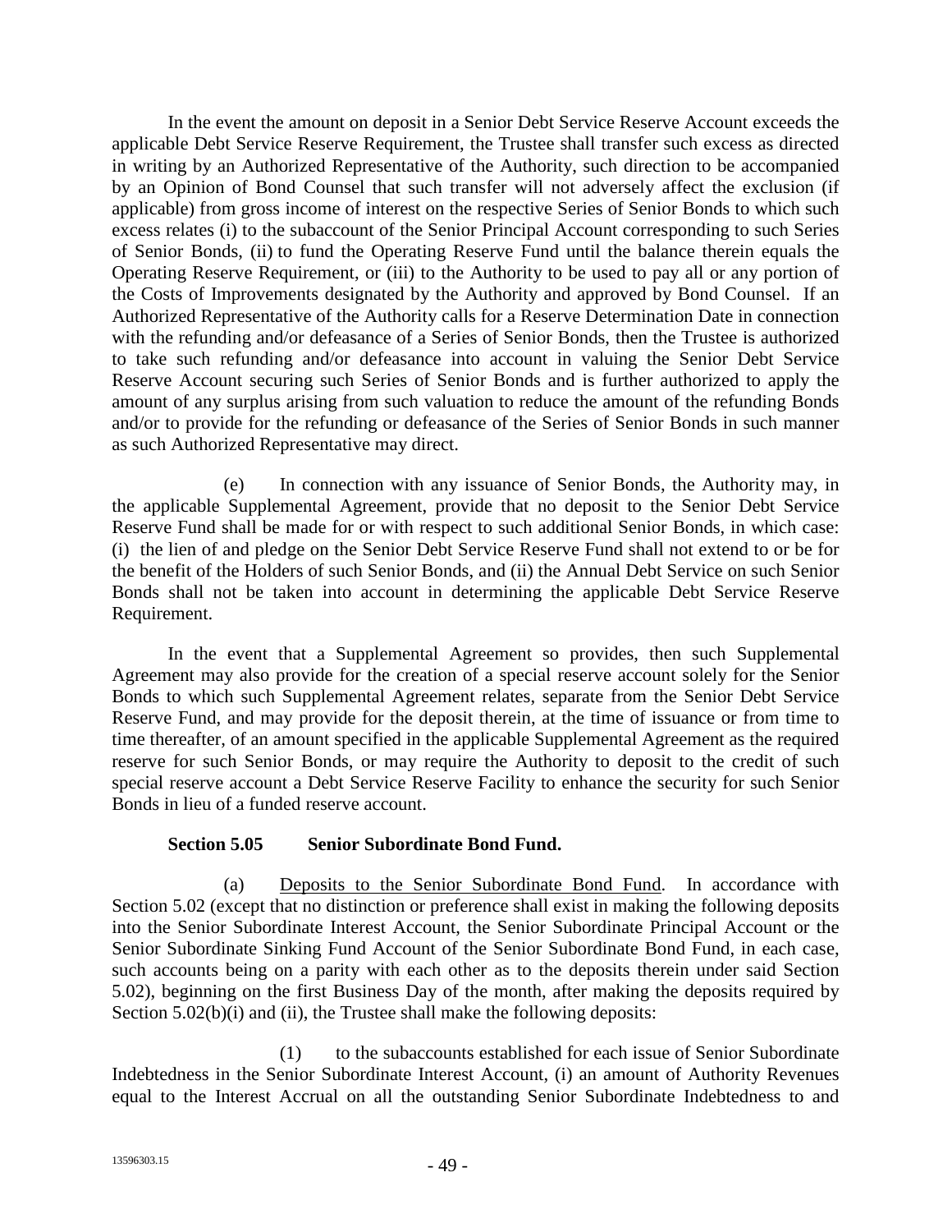In the event the amount on deposit in a Senior Debt Service Reserve Account exceeds the applicable Debt Service Reserve Requirement, the Trustee shall transfer such excess as directed in writing by an Authorized Representative of the Authority, such direction to be accompanied by an Opinion of Bond Counsel that such transfer will not adversely affect the exclusion (if applicable) from gross income of interest on the respective Series of Senior Bonds to which such excess relates (i) to the subaccount of the Senior Principal Account corresponding to such Series of Senior Bonds, (ii) to fund the Operating Reserve Fund until the balance therein equals the Operating Reserve Requirement, or (iii) to the Authority to be used to pay all or any portion of the Costs of Improvements designated by the Authority and approved by Bond Counsel. If an Authorized Representative of the Authority calls for a Reserve Determination Date in connection with the refunding and/or defeasance of a Series of Senior Bonds, then the Trustee is authorized to take such refunding and/or defeasance into account in valuing the Senior Debt Service Reserve Account securing such Series of Senior Bonds and is further authorized to apply the amount of any surplus arising from such valuation to reduce the amount of the refunding Bonds and/or to provide for the refunding or defeasance of the Series of Senior Bonds in such manner as such Authorized Representative may direct.

(e) In connection with any issuance of Senior Bonds, the Authority may, in the applicable Supplemental Agreement, provide that no deposit to the Senior Debt Service Reserve Fund shall be made for or with respect to such additional Senior Bonds, in which case: (i) the lien of and pledge on the Senior Debt Service Reserve Fund shall not extend to or be for the benefit of the Holders of such Senior Bonds, and (ii) the Annual Debt Service on such Senior Bonds shall not be taken into account in determining the applicable Debt Service Reserve Requirement.

In the event that a Supplemental Agreement so provides, then such Supplemental Agreement may also provide for the creation of a special reserve account solely for the Senior Bonds to which such Supplemental Agreement relates, separate from the Senior Debt Service Reserve Fund, and may provide for the deposit therein, at the time of issuance or from time to time thereafter, of an amount specified in the applicable Supplemental Agreement as the required reserve for such Senior Bonds, or may require the Authority to deposit to the credit of such special reserve account a Debt Service Reserve Facility to enhance the security for such Senior Bonds in lieu of a funded reserve account.

**Section 5.05 Senior Subordinate Bond Fund.**

(a) Deposits to the Senior Subordinate Bond Fund. In accordance with Section 5.02 (except that no distinction or preference shall exist in making the following deposits into the Senior Subordinate Interest Account, the Senior Subordinate Principal Account or the Senior Subordinate Sinking Fund Account of the Senior Subordinate Bond Fund, in each case, such accounts being on a parity with each other as to the deposits therein under said Section 5.02), beginning on the first Business Day of the month, after making the deposits required by Section 5.02(b)(i) and (ii), the Trustee shall make the following deposits:

(1) to the subaccounts established for each issue of Senior Subordinate Indebtedness in the Senior Subordinate Interest Account, (i) an amount of Authority Revenues equal to the Interest Accrual on all the outstanding Senior Subordinate Indebtedness to and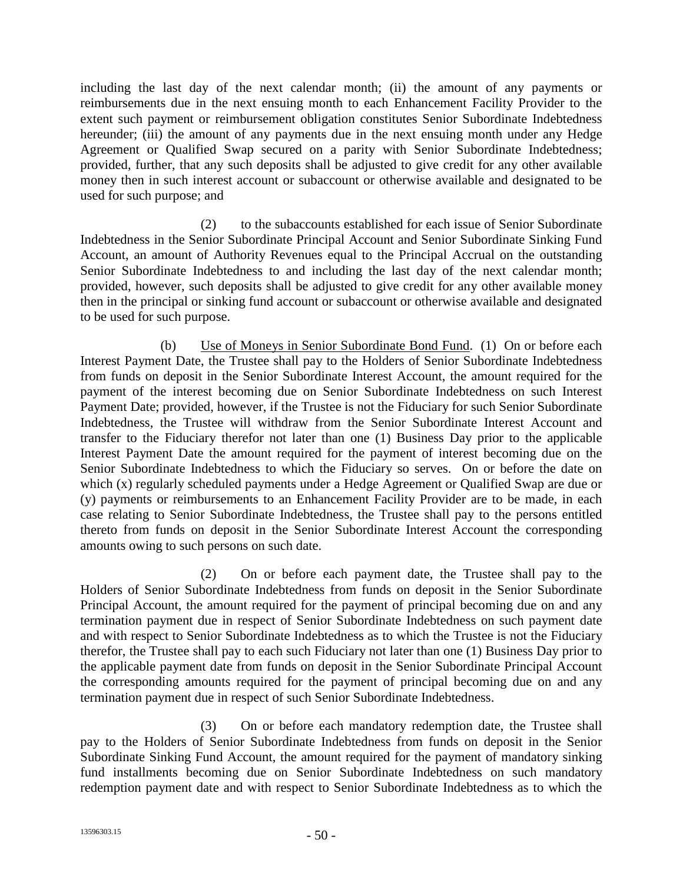including the last day of the next calendar month; (ii) the amount of any payments or reimbursements due in the next ensuing month to each Enhancement Facility Provider to the extent such payment or reimbursement obligation constitutes Senior Subordinate Indebtedness hereunder; (iii) the amount of any payments due in the next ensuing month under any Hedge Agreement or Qualified Swap secured on a parity with Senior Subordinate Indebtedness; provided, further, that any such deposits shall be adjusted to give credit for any other available money then in such interest account or subaccount or otherwise available and designated to be used for such purpose; and

(2) to the subaccounts established for each issue of Senior Subordinate Indebtedness in the Senior Subordinate Principal Account and Senior Subordinate Sinking Fund Account, an amount of Authority Revenues equal to the Principal Accrual on the outstanding Senior Subordinate Indebtedness to and including the last day of the next calendar month; provided, however, such deposits shall be adjusted to give credit for any other available money then in the principal or sinking fund account or subaccount or otherwise available and designated to be used for such purpose.

(b) Use of Moneys in Senior Subordinate Bond Fund. (1) On or before each Interest Payment Date, the Trustee shall pay to the Holders of Senior Subordinate Indebtedness from funds on deposit in the Senior Subordinate Interest Account, the amount required for the payment of the interest becoming due on Senior Subordinate Indebtedness on such Interest Payment Date; provided, however, if the Trustee is not the Fiduciary for such Senior Subordinate Indebtedness, the Trustee will withdraw from the Senior Subordinate Interest Account and transfer to the Fiduciary therefor not later than one (1) Business Day prior to the applicable Interest Payment Date the amount required for the payment of interest becoming due on the Senior Subordinate Indebtedness to which the Fiduciary so serves. On or before the date on which (x) regularly scheduled payments under a Hedge Agreement or Qualified Swap are due or (y) payments or reimbursements to an Enhancement Facility Provider are to be made, in each case relating to Senior Subordinate Indebtedness, the Trustee shall pay to the persons entitled thereto from funds on deposit in the Senior Subordinate Interest Account the corresponding amounts owing to such persons on such date.

(2) On or before each payment date, the Trustee shall pay to the Holders of Senior Subordinate Indebtedness from funds on deposit in the Senior Subordinate Principal Account, the amount required for the payment of principal becoming due on and any termination payment due in respect of Senior Subordinate Indebtedness on such payment date and with respect to Senior Subordinate Indebtedness as to which the Trustee is not the Fiduciary therefor, the Trustee shall pay to each such Fiduciary not later than one (1) Business Day prior to the applicable payment date from funds on deposit in the Senior Subordinate Principal Account the corresponding amounts required for the payment of principal becoming due on and any termination payment due in respect of such Senior Subordinate Indebtedness.

(3) On or before each mandatory redemption date, the Trustee shall pay to the Holders of Senior Subordinate Indebtedness from funds on deposit in the Senior Subordinate Sinking Fund Account, the amount required for the payment of mandatory sinking fund installments becoming due on Senior Subordinate Indebtedness on such mandatory redemption payment date and with respect to Senior Subordinate Indebtedness as to which the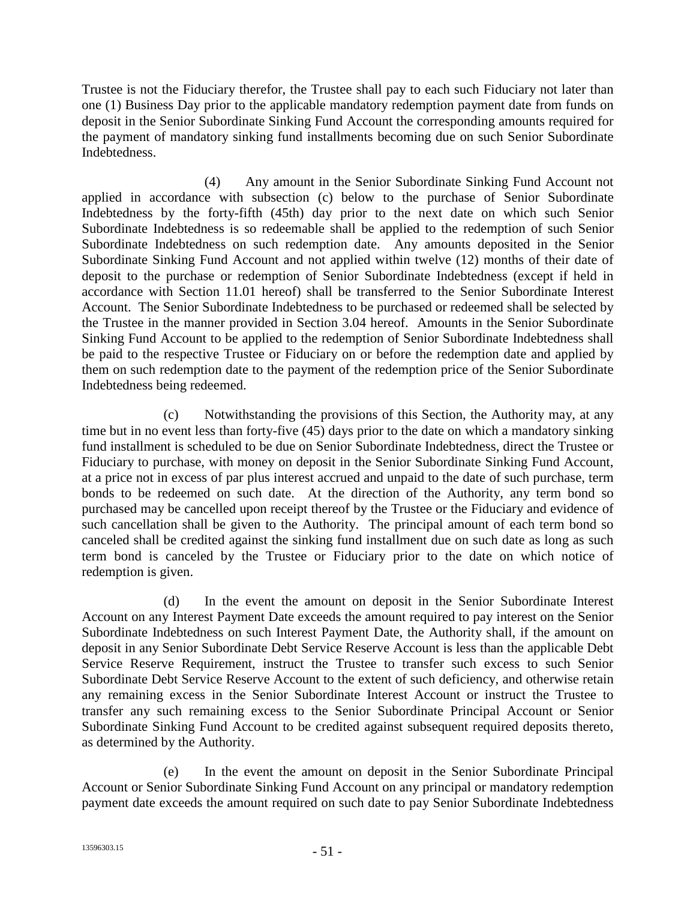Trustee is not the Fiduciary therefor, the Trustee shall pay to each such Fiduciary not later than one (1) Business Day prior to the applicable mandatory redemption payment date from funds on deposit in the Senior Subordinate Sinking Fund Account the corresponding amounts required for the payment of mandatory sinking fund installments becoming due on such Senior Subordinate Indebtedness.

(4) Any amount in the Senior Subordinate Sinking Fund Account not applied in accordance with subsection (c) below to the purchase of Senior Subordinate Indebtedness by the forty-fifth (45th) day prior to the next date on which such Senior Subordinate Indebtedness is so redeemable shall be applied to the redemption of such Senior Subordinate Indebtedness on such redemption date. Any amounts deposited in the Senior Subordinate Sinking Fund Account and not applied within twelve (12) months of their date of deposit to the purchase or redemption of Senior Subordinate Indebtedness (except if held in accordance with Section 11.01 hereof) shall be transferred to the Senior Subordinate Interest Account. The Senior Subordinate Indebtedness to be purchased or redeemed shall be selected by the Trustee in the manner provided in Section 3.04 hereof. Amounts in the Senior Subordinate Sinking Fund Account to be applied to the redemption of Senior Subordinate Indebtedness shall be paid to the respective Trustee or Fiduciary on or before the redemption date and applied by them on such redemption date to the payment of the redemption price of the Senior Subordinate Indebtedness being redeemed.

(c) Notwithstanding the provisions of this Section, the Authority may, at any time but in no event less than forty-five (45) days prior to the date on which a mandatory sinking fund installment is scheduled to be due on Senior Subordinate Indebtedness, direct the Trustee or Fiduciary to purchase, with money on deposit in the Senior Subordinate Sinking Fund Account, at a price not in excess of par plus interest accrued and unpaid to the date of such purchase, term bonds to be redeemed on such date. At the direction of the Authority, any term bond so purchased may be cancelled upon receipt thereof by the Trustee or the Fiduciary and evidence of such cancellation shall be given to the Authority. The principal amount of each term bond so canceled shall be credited against the sinking fund installment due on such date as long as such term bond is canceled by the Trustee or Fiduciary prior to the date on which notice of redemption is given.

(d) In the event the amount on deposit in the Senior Subordinate Interest Account on any Interest Payment Date exceeds the amount required to pay interest on the Senior Subordinate Indebtedness on such Interest Payment Date, the Authority shall, if the amount on deposit in any Senior Subordinate Debt Service Reserve Account is less than the applicable Debt Service Reserve Requirement, instruct the Trustee to transfer such excess to such Senior Subordinate Debt Service Reserve Account to the extent of such deficiency, and otherwise retain any remaining excess in the Senior Subordinate Interest Account or instruct the Trustee to transfer any such remaining excess to the Senior Subordinate Principal Account or Senior Subordinate Sinking Fund Account to be credited against subsequent required deposits thereto, as determined by the Authority.

(e) In the event the amount on deposit in the Senior Subordinate Principal Account or Senior Subordinate Sinking Fund Account on any principal or mandatory redemption payment date exceeds the amount required on such date to pay Senior Subordinate Indebtedness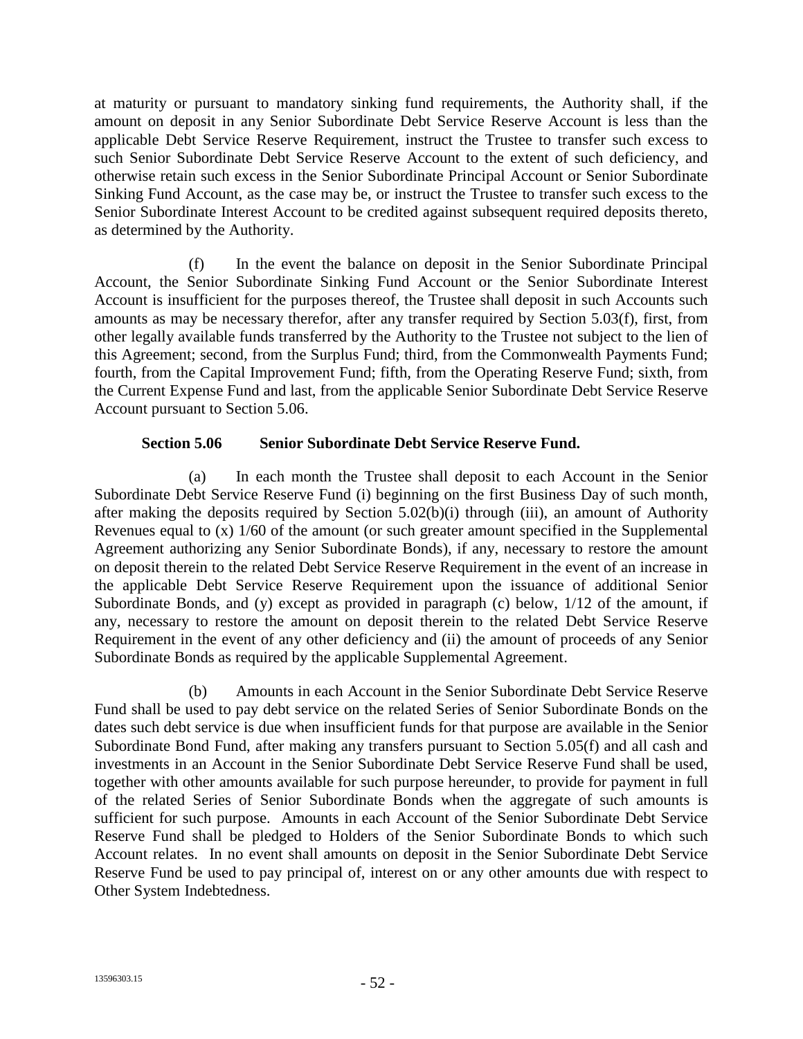at maturity or pursuant to mandatory sinking fund requirements, the Authority shall, if the amount on deposit in any Senior Subordinate Debt Service Reserve Account is less than the applicable Debt Service Reserve Requirement, instruct the Trustee to transfer such excess to such Senior Subordinate Debt Service Reserve Account to the extent of such deficiency, and otherwise retain such excess in the Senior Subordinate Principal Account or Senior Subordinate Sinking Fund Account, as the case may be, or instruct the Trustee to transfer such excess to the Senior Subordinate Interest Account to be credited against subsequent required deposits thereto, as determined by the Authority.

(f) In the event the balance on deposit in the Senior Subordinate Principal Account, the Senior Subordinate Sinking Fund Account or the Senior Subordinate Interest Account is insufficient for the purposes thereof, the Trustee shall deposit in such Accounts such amounts as may be necessary therefor, after any transfer required by Section 5.03(f), first, from other legally available funds transferred by the Authority to the Trustee not subject to the lien of this Agreement; second, from the Surplus Fund; third, from the Commonwealth Payments Fund; fourth, from the Capital Improvement Fund; fifth, from the Operating Reserve Fund; sixth, from the Current Expense Fund and last, from the applicable Senior Subordinate Debt Service Reserve Account pursuant to Section 5.06.

**Section 5.06 Senior Subordinate Debt Service Reserve Fund.**

(a) In each month the Trustee shall deposit to each Account in the Senior Subordinate Debt Service Reserve Fund (i) beginning on the first Business Day of such month, after making the deposits required by Section 5.02(b)(i) through (iii), an amount of Authority Revenues equal to (x) 1/60 of the amount (or such greater amount specified in the Supplemental Agreement authorizing any Senior Subordinate Bonds), if any, necessary to restore the amount on deposit therein to the related Debt Service Reserve Requirement in the event of an increase in the applicable Debt Service Reserve Requirement upon the issuance of additional Senior Subordinate Bonds, and (y) except as provided in paragraph (c) below, 1/12 of the amount, if any, necessary to restore the amount on deposit therein to the related Debt Service Reserve Requirement in the event of any other deficiency and (ii) the amount of proceeds of any Senior Subordinate Bonds as required by the applicable Supplemental Agreement.

(b) Amounts in each Account in the Senior Subordinate Debt Service Reserve Fund shall be used to pay debt service on the related Series of Senior Subordinate Bonds on the dates such debt service is due when insufficient funds for that purpose are available in the Senior Subordinate Bond Fund, after making any transfers pursuant to Section 5.05(f) and all cash and investments in an Account in the Senior Subordinate Debt Service Reserve Fund shall be used, together with other amounts available for such purpose hereunder, to provide for payment in full of the related Series of Senior Subordinate Bonds when the aggregate of such amounts is sufficient for such purpose. Amounts in each Account of the Senior Subordinate Debt Service Reserve Fund shall be pledged to Holders of the Senior Subordinate Bonds to which such Account relates. In no event shall amounts on deposit in the Senior Subordinate Debt Service Reserve Fund be used to pay principal of, interest on or any other amounts due with respect to Other System Indebtedness.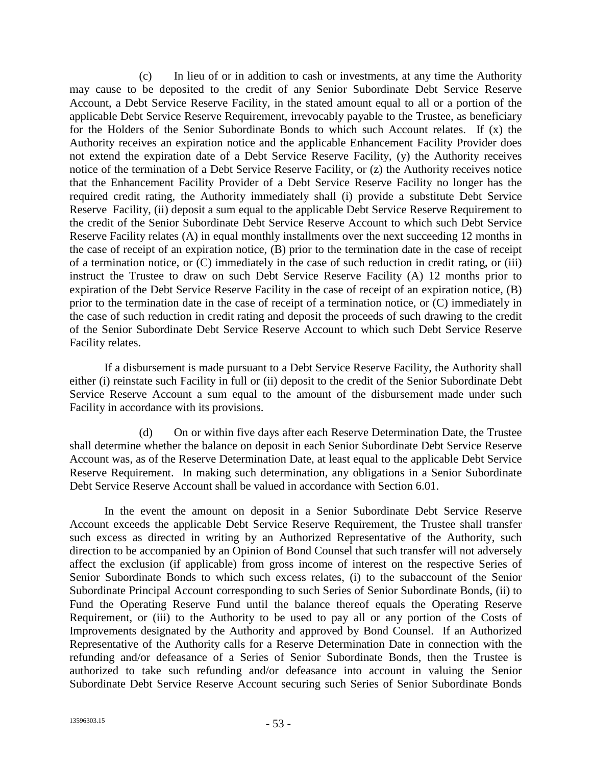(c) In lieu of or in addition to cash or investments, at any time the Authority may cause to be deposited to the credit of any Senior Subordinate Debt Service Reserve Account, a Debt Service Reserve Facility, in the stated amount equal to all or a portion of the applicable Debt Service Reserve Requirement, irrevocably payable to the Trustee, as beneficiary for the Holders of the Senior Subordinate Bonds to which such Account relates. If (x) the Authority receives an expiration notice and the applicable Enhancement Facility Provider does not extend the expiration date of a Debt Service Reserve Facility, (y) the Authority receives notice of the termination of a Debt Service Reserve Facility, or (z) the Authority receives notice that the Enhancement Facility Provider of a Debt Service Reserve Facility no longer has the required credit rating, the Authority immediately shall (i) provide a substitute Debt Service Reserve Facility, (ii) deposit a sum equal to the applicable Debt Service Reserve Requirement to the credit of the Senior Subordinate Debt Service Reserve Account to which such Debt Service Reserve Facility relates (A) in equal monthly installments over the next succeeding 12 months in the case of receipt of an expiration notice, (B) prior to the termination date in the case of receipt of a termination notice, or (C) immediately in the case of such reduction in credit rating, or (iii) instruct the Trustee to draw on such Debt Service Reserve Facility (A) 12 months prior to expiration of the Debt Service Reserve Facility in the case of receipt of an expiration notice, (B) prior to the termination date in the case of receipt of a termination notice, or (C) immediately in the case of such reduction in credit rating and deposit the proceeds of such drawing to the credit of the Senior Subordinate Debt Service Reserve Account to which such Debt Service Reserve Facility relates.

If a disbursement is made pursuant to a Debt Service Reserve Facility, the Authority shall either (i) reinstate such Facility in full or (ii) deposit to the credit of the Senior Subordinate Debt Service Reserve Account a sum equal to the amount of the disbursement made under such Facility in accordance with its provisions.

(d) On or within five days after each Reserve Determination Date, the Trustee shall determine whether the balance on deposit in each Senior Subordinate Debt Service Reserve Account was, as of the Reserve Determination Date, at least equal to the applicable Debt Service Reserve Requirement. In making such determination, any obligations in a Senior Subordinate Debt Service Reserve Account shall be valued in accordance with Section 6.01.

In the event the amount on deposit in a Senior Subordinate Debt Service Reserve Account exceeds the applicable Debt Service Reserve Requirement, the Trustee shall transfer such excess as directed in writing by an Authorized Representative of the Authority, such direction to be accompanied by an Opinion of Bond Counsel that such transfer will not adversely affect the exclusion (if applicable) from gross income of interest on the respective Series of Senior Subordinate Bonds to which such excess relates, (i) to the subaccount of the Senior Subordinate Principal Account corresponding to such Series of Senior Subordinate Bonds, (ii) to Fund the Operating Reserve Fund until the balance thereof equals the Operating Reserve Requirement, or (iii) to the Authority to be used to pay all or any portion of the Costs of Improvements designated by the Authority and approved by Bond Counsel. If an Authorized Representative of the Authority calls for a Reserve Determination Date in connection with the refunding and/or defeasance of a Series of Senior Subordinate Bonds, then the Trustee is authorized to take such refunding and/or defeasance into account in valuing the Senior Subordinate Debt Service Reserve Account securing such Series of Senior Subordinate Bonds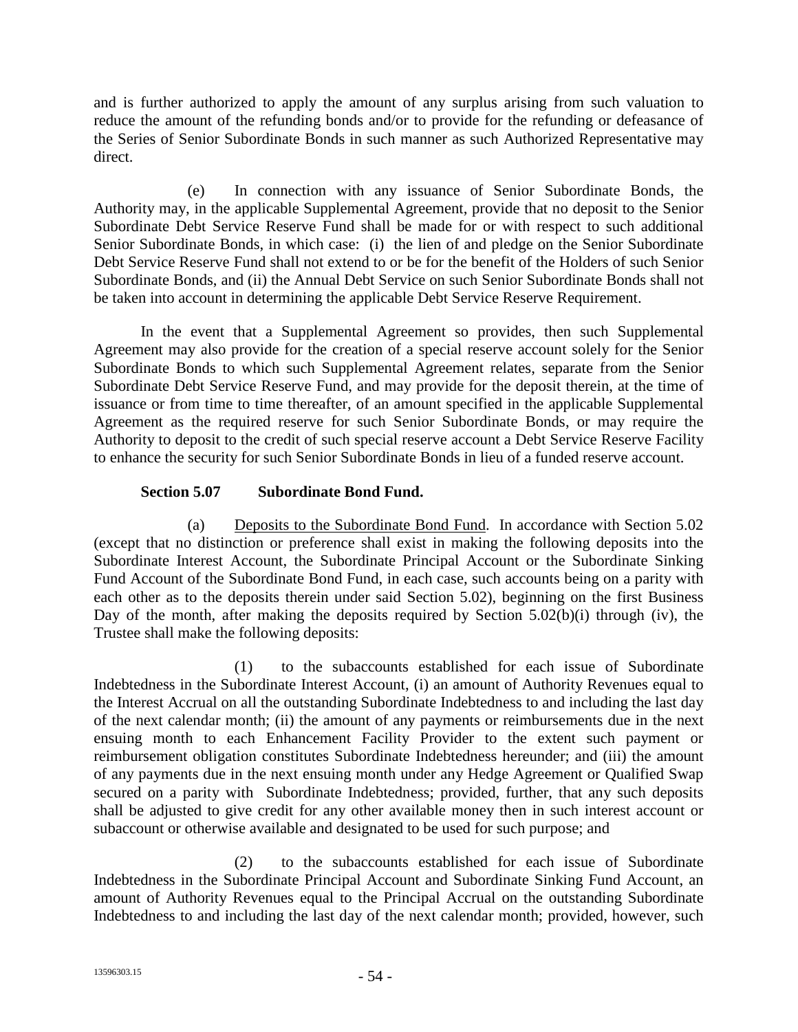and is further authorized to apply the amount of any surplus arising from such valuation to reduce the amount of the refunding bonds and/or to provide for the refunding or defeasance of the Series of Senior Subordinate Bonds in such manner as such Authorized Representative may direct.

(e) In connection with any issuance of Senior Subordinate Bonds, the Authority may, in the applicable Supplemental Agreement, provide that no deposit to the Senior Subordinate Debt Service Reserve Fund shall be made for or with respect to such additional Senior Subordinate Bonds, in which case: (i) the lien of and pledge on the Senior Subordinate Debt Service Reserve Fund shall not extend to or be for the benefit of the Holders of such Senior Subordinate Bonds, and (ii) the Annual Debt Service on such Senior Subordinate Bonds shall not be taken into account in determining the applicable Debt Service Reserve Requirement.

In the event that a Supplemental Agreement so provides, then such Supplemental Agreement may also provide for the creation of a special reserve account solely for the Senior Subordinate Bonds to which such Supplemental Agreement relates, separate from the Senior Subordinate Debt Service Reserve Fund, and may provide for the deposit therein, at the time of issuance or from time to time thereafter, of an amount specified in the applicable Supplemental Agreement as the required reserve for such Senior Subordinate Bonds, or may require the Authority to deposit to the credit of such special reserve account a Debt Service Reserve Facility to enhance the security for such Senior Subordinate Bonds in lieu of a funded reserve account.

**Section 5.07 Subordinate Bond Fund.**

(a) Deposits to the Subordinate Bond Fund. In accordance with Section 5.02 (except that no distinction or preference shall exist in making the following deposits into the Subordinate Interest Account, the Subordinate Principal Account or the Subordinate Sinking Fund Account of the Subordinate Bond Fund, in each case, such accounts being on a parity with each other as to the deposits therein under said Section 5.02), beginning on the first Business Day of the month, after making the deposits required by Section 5.02(b)(i) through (iv), the Trustee shall make the following deposits:

(1) to the subaccounts established for each issue of Subordinate Indebtedness in the Subordinate Interest Account, (i) an amount of Authority Revenues equal to the Interest Accrual on all the outstanding Subordinate Indebtedness to and including the last day of the next calendar month; (ii) the amount of any payments or reimbursements due in the next ensuing month to each Enhancement Facility Provider to the extent such payment or reimbursement obligation constitutes Subordinate Indebtedness hereunder; and (iii) the amount of any payments due in the next ensuing month under any Hedge Agreement or Qualified Swap secured on a parity with Subordinate Indebtedness; provided, further, that any such deposits shall be adjusted to give credit for any other available money then in such interest account or subaccount or otherwise available and designated to be used for such purpose; and

(2) to the subaccounts established for each issue of Subordinate Indebtedness in the Subordinate Principal Account and Subordinate Sinking Fund Account, an amount of Authority Revenues equal to the Principal Accrual on the outstanding Subordinate Indebtedness to and including the last day of the next calendar month; provided, however, such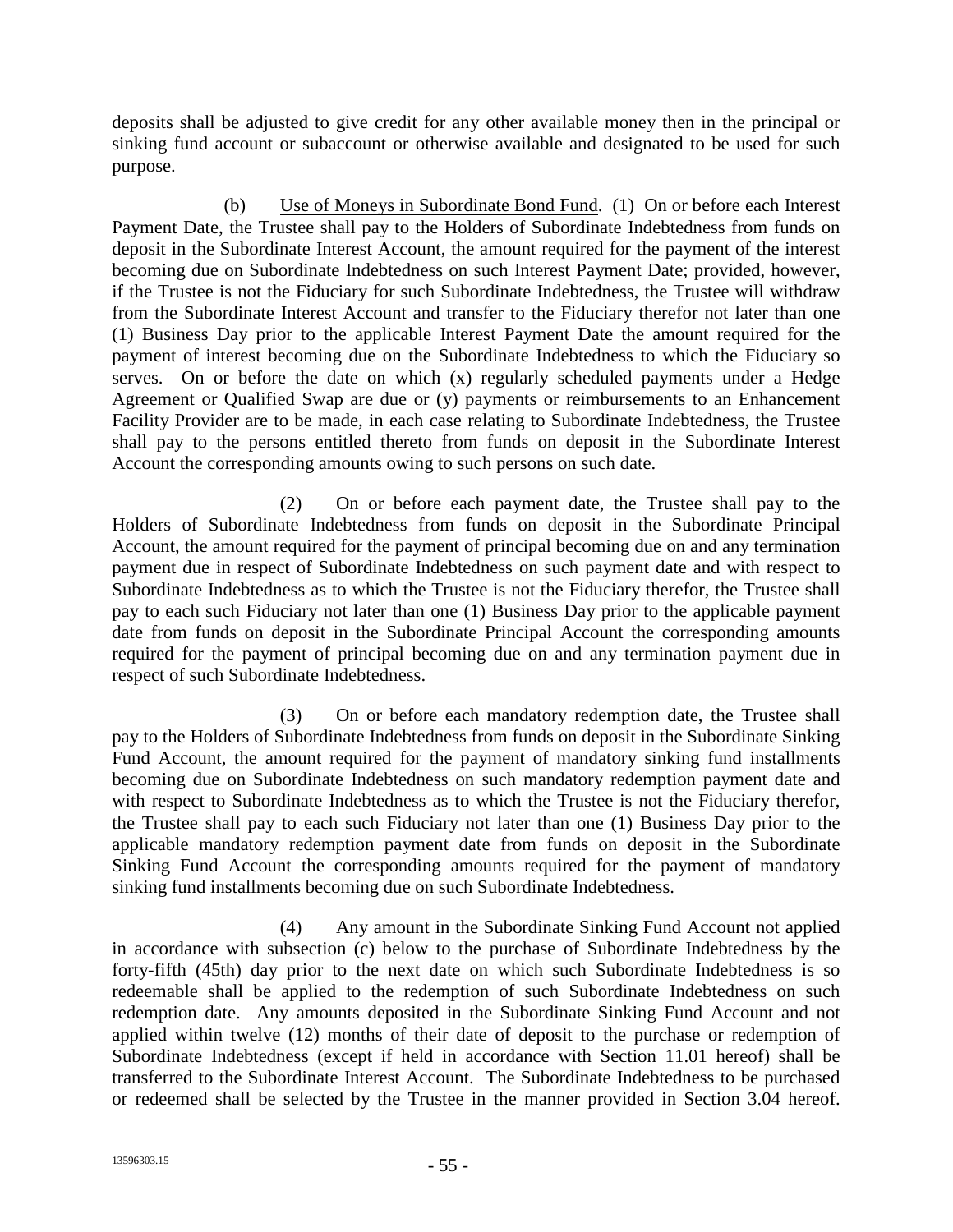deposits shall be adjusted to give credit for any other available money then in the principal or sinking fund account or subaccount or otherwise available and designated to be used for such purpose.

(b) Use of Moneys in Subordinate Bond Fund. (1) On or before each Interest Payment Date, the Trustee shall pay to the Holders of Subordinate Indebtedness from funds on deposit in the Subordinate Interest Account, the amount required for the payment of the interest becoming due on Subordinate Indebtedness on such Interest Payment Date; provided, however, if the Trustee is not the Fiduciary for such Subordinate Indebtedness, the Trustee will withdraw from the Subordinate Interest Account and transfer to the Fiduciary therefor not later than one (1) Business Day prior to the applicable Interest Payment Date the amount required for the payment of interest becoming due on the Subordinate Indebtedness to which the Fiduciary so serves. On or before the date on which (x) regularly scheduled payments under a Hedge Agreement or Qualified Swap are due or (y) payments or reimbursements to an Enhancement Facility Provider are to be made, in each case relating to Subordinate Indebtedness, the Trustee shall pay to the persons entitled thereto from funds on deposit in the Subordinate Interest Account the corresponding amounts owing to such persons on such date.

(2) On or before each payment date, the Trustee shall pay to the Holders of Subordinate Indebtedness from funds on deposit in the Subordinate Principal Account, the amount required for the payment of principal becoming due on and any termination payment due in respect of Subordinate Indebtedness on such payment date and with respect to Subordinate Indebtedness as to which the Trustee is not the Fiduciary therefor, the Trustee shall pay to each such Fiduciary not later than one (1) Business Day prior to the applicable payment date from funds on deposit in the Subordinate Principal Account the corresponding amounts required for the payment of principal becoming due on and any termination payment due in respect of such Subordinate Indebtedness.

(3) On or before each mandatory redemption date, the Trustee shall pay to the Holders of Subordinate Indebtedness from funds on deposit in the Subordinate Sinking Fund Account, the amount required for the payment of mandatory sinking fund installments becoming due on Subordinate Indebtedness on such mandatory redemption payment date and with respect to Subordinate Indebtedness as to which the Trustee is not the Fiduciary therefor, the Trustee shall pay to each such Fiduciary not later than one (1) Business Day prior to the applicable mandatory redemption payment date from funds on deposit in the Subordinate Sinking Fund Account the corresponding amounts required for the payment of mandatory sinking fund installments becoming due on such Subordinate Indebtedness.

(4) Any amount in the Subordinate Sinking Fund Account not applied in accordance with subsection (c) below to the purchase of Subordinate Indebtedness by the forty-fifth (45th) day prior to the next date on which such Subordinate Indebtedness is so redeemable shall be applied to the redemption of such Subordinate Indebtedness on such redemption date. Any amounts deposited in the Subordinate Sinking Fund Account and not applied within twelve (12) months of their date of deposit to the purchase or redemption of Subordinate Indebtedness (except if held in accordance with Section 11.01 hereof) shall be transferred to the Subordinate Interest Account. The Subordinate Indebtedness to be purchased or redeemed shall be selected by the Trustee in the manner provided in Section 3.04 hereof.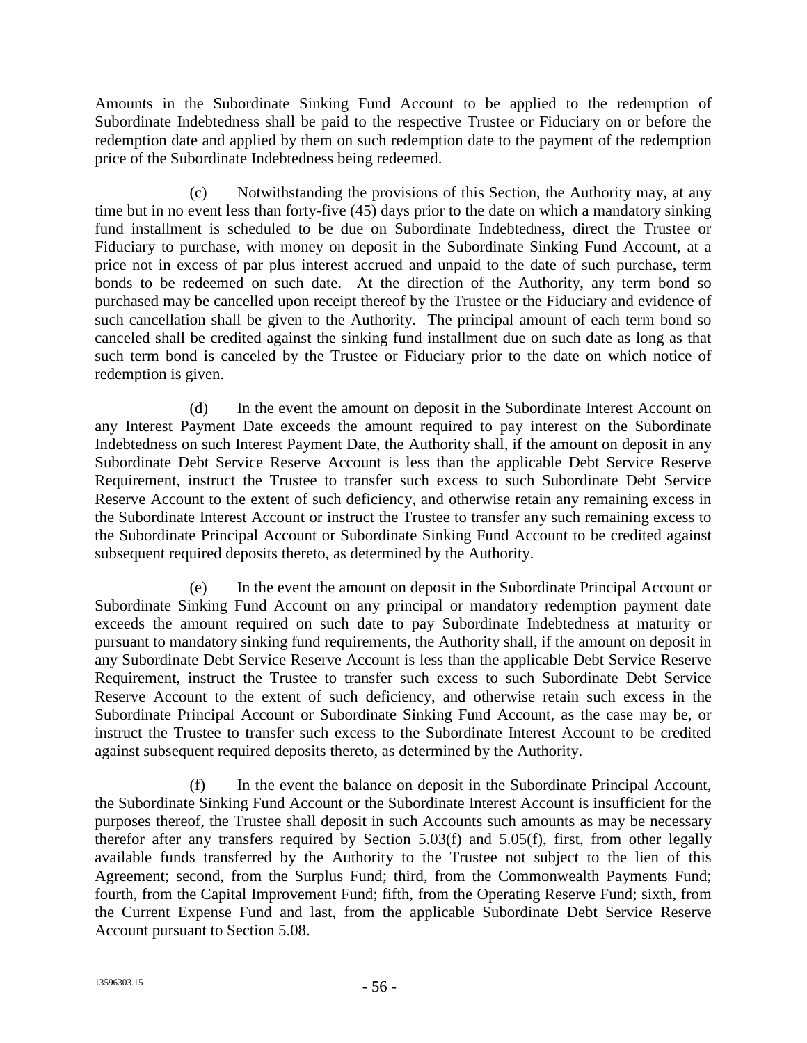Amounts in the Subordinate Sinking Fund Account to be applied to the redemption of Subordinate Indebtedness shall be paid to the respective Trustee or Fiduciary on or before the redemption date and applied by them on such redemption date to the payment of the redemption price of the Subordinate Indebtedness being redeemed.

(c) Notwithstanding the provisions of this Section, the Authority may, at any time but in no event less than forty-five (45) days prior to the date on which a mandatory sinking fund installment is scheduled to be due on Subordinate Indebtedness, direct the Trustee or Fiduciary to purchase, with money on deposit in the Subordinate Sinking Fund Account, at a price not in excess of par plus interest accrued and unpaid to the date of such purchase, term bonds to be redeemed on such date. At the direction of the Authority, any term bond so purchased may be cancelled upon receipt thereof by the Trustee or the Fiduciary and evidence of such cancellation shall be given to the Authority. The principal amount of each term bond so canceled shall be credited against the sinking fund installment due on such date as long as that such term bond is canceled by the Trustee or Fiduciary prior to the date on which notice of redemption is given.

(d) In the event the amount on deposit in the Subordinate Interest Account on any Interest Payment Date exceeds the amount required to pay interest on the Subordinate Indebtedness on such Interest Payment Date, the Authority shall, if the amount on deposit in any Subordinate Debt Service Reserve Account is less than the applicable Debt Service Reserve Requirement, instruct the Trustee to transfer such excess to such Subordinate Debt Service Reserve Account to the extent of such deficiency, and otherwise retain any remaining excess in the Subordinate Interest Account or instruct the Trustee to transfer any such remaining excess to the Subordinate Principal Account or Subordinate Sinking Fund Account to be credited against subsequent required deposits thereto, as determined by the Authority.

(e) In the event the amount on deposit in the Subordinate Principal Account or Subordinate Sinking Fund Account on any principal or mandatory redemption payment date exceeds the amount required on such date to pay Subordinate Indebtedness at maturity or pursuant to mandatory sinking fund requirements, the Authority shall, if the amount on deposit in any Subordinate Debt Service Reserve Account is less than the applicable Debt Service Reserve Requirement, instruct the Trustee to transfer such excess to such Subordinate Debt Service Reserve Account to the extent of such deficiency, and otherwise retain such excess in the Subordinate Principal Account or Subordinate Sinking Fund Account, as the case may be, or instruct the Trustee to transfer such excess to the Subordinate Interest Account to be credited against subsequent required deposits thereto, as determined by the Authority.

(f) In the event the balance on deposit in the Subordinate Principal Account, the Subordinate Sinking Fund Account or the Subordinate Interest Account is insufficient for the purposes thereof, the Trustee shall deposit in such Accounts such amounts as may be necessary therefor after any transfers required by Section 5.03(f) and 5.05(f), first, from other legally available funds transferred by the Authority to the Trustee not subject to the lien of this Agreement; second, from the Surplus Fund; third, from the Commonwealth Payments Fund; fourth, from the Capital Improvement Fund; fifth, from the Operating Reserve Fund; sixth, from the Current Expense Fund and last, from the applicable Subordinate Debt Service Reserve Account pursuant to Section 5.08.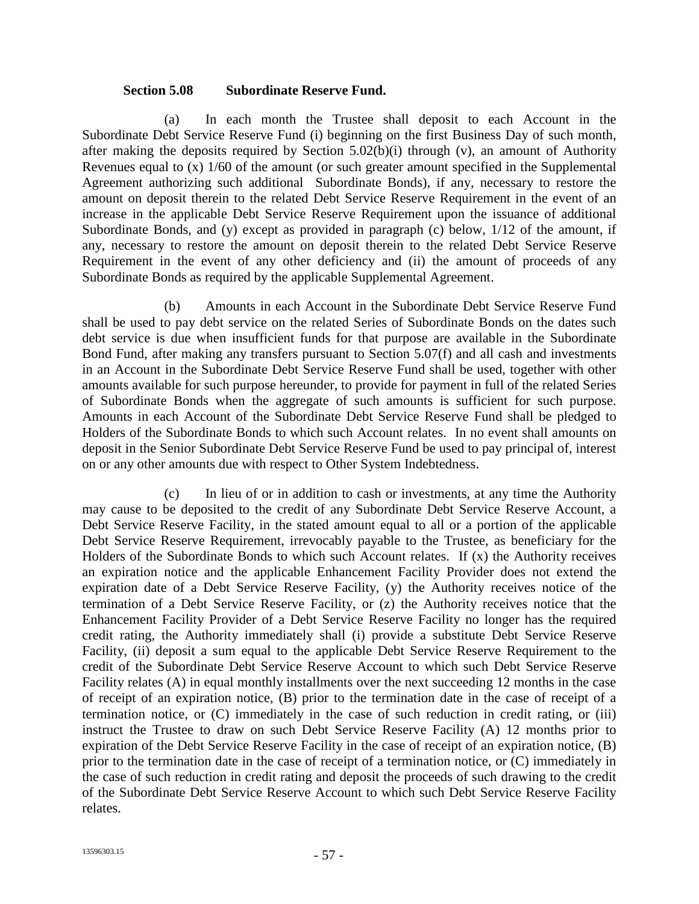**Section 5.08 Subordinate Reserve Fund.**

(a) In each month the Trustee shall deposit to each Account in the Subordinate Debt Service Reserve Fund (i) beginning on the first Business Day of such month, after making the deposits required by Section 5.02(b)(i) through (v), an amount of Authority Revenues equal to (x) 1/60 of the amount (or such greater amount specified in the Supplemental Agreement authorizing such additional Subordinate Bonds), if any, necessary to restore the amount on deposit therein to the related Debt Service Reserve Requirement in the event of an increase in the applicable Debt Service Reserve Requirement upon the issuance of additional Subordinate Bonds, and (y) except as provided in paragraph (c) below, 1/12 of the amount, if any, necessary to restore the amount on deposit therein to the related Debt Service Reserve Requirement in the event of any other deficiency and (ii) the amount of proceeds of any Subordinate Bonds as required by the applicable Supplemental Agreement.

(b) Amounts in each Account in the Subordinate Debt Service Reserve Fund shall be used to pay debt service on the related Series of Subordinate Bonds on the dates such debt service is due when insufficient funds for that purpose are available in the Subordinate Bond Fund, after making any transfers pursuant to Section 5.07(f) and all cash and investments in an Account in the Subordinate Debt Service Reserve Fund shall be used, together with other amounts available for such purpose hereunder, to provide for payment in full of the related Series of Subordinate Bonds when the aggregate of such amounts is sufficient for such purpose. Amounts in each Account of the Subordinate Debt Service Reserve Fund shall be pledged to Holders of the Subordinate Bonds to which such Account relates. In no event shall amounts on deposit in the Senior Subordinate Debt Service Reserve Fund be used to pay principal of, interest on or any other amounts due with respect to Other System Indebtedness.

(c) In lieu of or in addition to cash or investments, at any time the Authority may cause to be deposited to the credit of any Subordinate Debt Service Reserve Account, a Debt Service Reserve Facility, in the stated amount equal to all or a portion of the applicable Debt Service Reserve Requirement, irrevocably payable to the Trustee, as beneficiary for the Holders of the Subordinate Bonds to which such Account relates. If (x) the Authority receives an expiration notice and the applicable Enhancement Facility Provider does not extend the expiration date of a Debt Service Reserve Facility, (y) the Authority receives notice of the termination of a Debt Service Reserve Facility, or (z) the Authority receives notice that the Enhancement Facility Provider of a Debt Service Reserve Facility no longer has the required credit rating, the Authority immediately shall (i) provide a substitute Debt Service Reserve Facility, (ii) deposit a sum equal to the applicable Debt Service Reserve Requirement to the credit of the Subordinate Debt Service Reserve Account to which such Debt Service Reserve Facility relates (A) in equal monthly installments over the next succeeding 12 months in the case of receipt of an expiration notice, (B) prior to the termination date in the case of receipt of a termination notice, or (C) immediately in the case of such reduction in credit rating, or (iii) instruct the Trustee to draw on such Debt Service Reserve Facility (A) 12 months prior to expiration of the Debt Service Reserve Facility in the case of receipt of an expiration notice, (B) prior to the termination date in the case of receipt of a termination notice, or (C) immediately in the case of such reduction in credit rating and deposit the proceeds of such drawing to the credit of the Subordinate Debt Service Reserve Account to which such Debt Service Reserve Facility relates.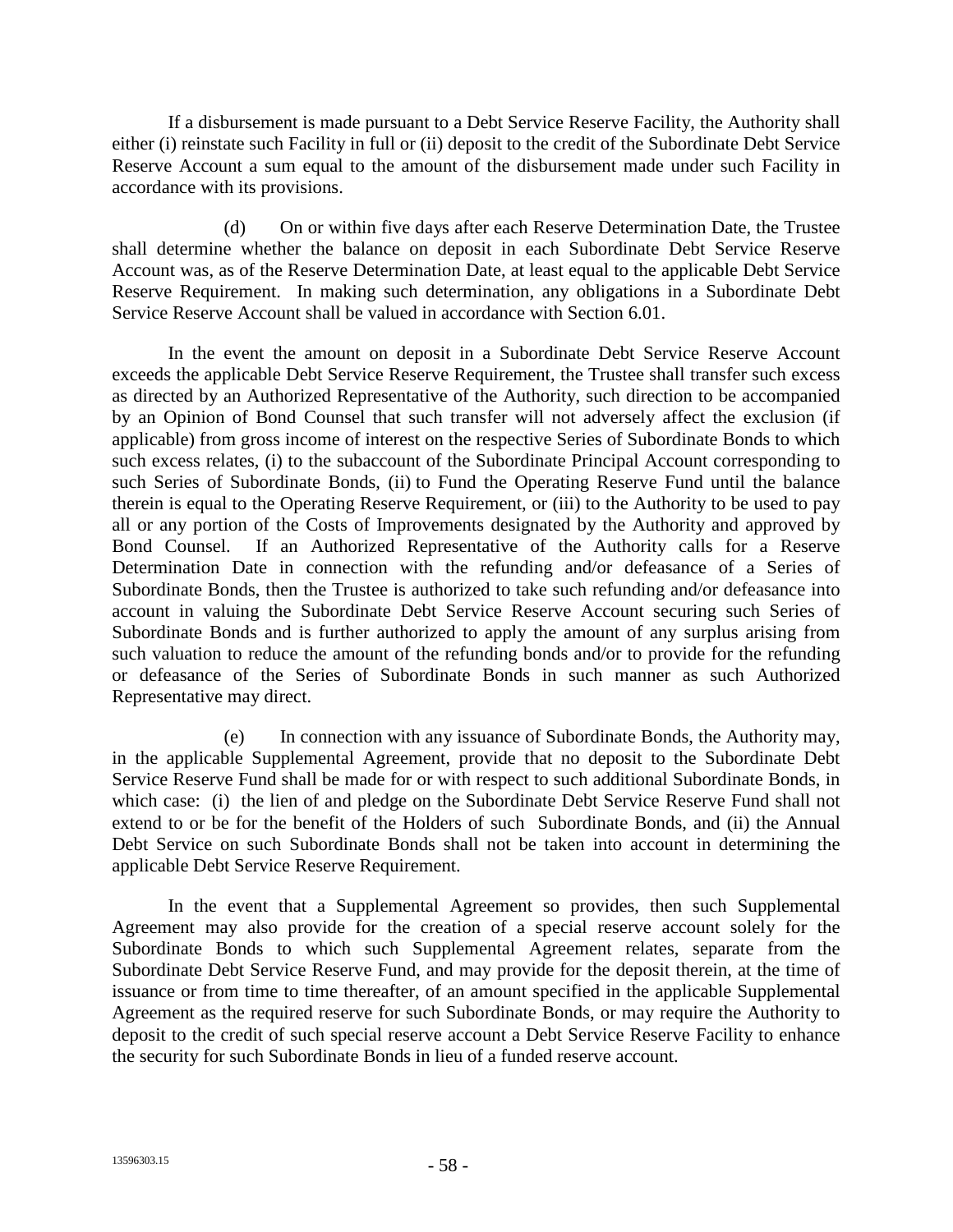If a disbursement is made pursuant to a Debt Service Reserve Facility, the Authority shall either (i) reinstate such Facility in full or (ii) deposit to the credit of the Subordinate Debt Service Reserve Account a sum equal to the amount of the disbursement made under such Facility in accordance with its provisions.

(d) On or within five days after each Reserve Determination Date, the Trustee shall determine whether the balance on deposit in each Subordinate Debt Service Reserve Account was, as of the Reserve Determination Date, at least equal to the applicable Debt Service Reserve Requirement. In making such determination, any obligations in a Subordinate Debt Service Reserve Account shall be valued in accordance with Section 6.01.

In the event the amount on deposit in a Subordinate Debt Service Reserve Account exceeds the applicable Debt Service Reserve Requirement, the Trustee shall transfer such excess as directed by an Authorized Representative of the Authority, such direction to be accompanied by an Opinion of Bond Counsel that such transfer will not adversely affect the exclusion (if applicable) from gross income of interest on the respective Series of Subordinate Bonds to which such excess relates, (i) to the subaccount of the Subordinate Principal Account corresponding to such Series of Subordinate Bonds, (ii) to Fund the Operating Reserve Fund until the balance therein is equal to the Operating Reserve Requirement, or (iii) to the Authority to be used to pay all or any portion of the Costs of Improvements designated by the Authority and approved by Bond Counsel. If an Authorized Representative of the Authority calls for a Reserve Determination Date in connection with the refunding and/or defeasance of a Series of Subordinate Bonds, then the Trustee is authorized to take such refunding and/or defeasance into account in valuing the Subordinate Debt Service Reserve Account securing such Series of Subordinate Bonds and is further authorized to apply the amount of any surplus arising from such valuation to reduce the amount of the refunding bonds and/or to provide for the refunding or defeasance of the Series of Subordinate Bonds in such manner as such Authorized Representative may direct.

(e) In connection with any issuance of Subordinate Bonds, the Authority may, in the applicable Supplemental Agreement, provide that no deposit to the Subordinate Debt Service Reserve Fund shall be made for or with respect to such additional Subordinate Bonds, in which case: (i) the lien of and pledge on the Subordinate Debt Service Reserve Fund shall not extend to or be for the benefit of the Holders of such Subordinate Bonds, and (ii) the Annual Debt Service on such Subordinate Bonds shall not be taken into account in determining the applicable Debt Service Reserve Requirement.

In the event that a Supplemental Agreement so provides, then such Supplemental Agreement may also provide for the creation of a special reserve account solely for the Subordinate Bonds to which such Supplemental Agreement relates, separate from the Subordinate Debt Service Reserve Fund, and may provide for the deposit therein, at the time of issuance or from time to time thereafter, of an amount specified in the applicable Supplemental Agreement as the required reserve for such Subordinate Bonds, or may require the Authority to deposit to the credit of such special reserve account a Debt Service Reserve Facility to enhance the security for such Subordinate Bonds in lieu of a funded reserve account.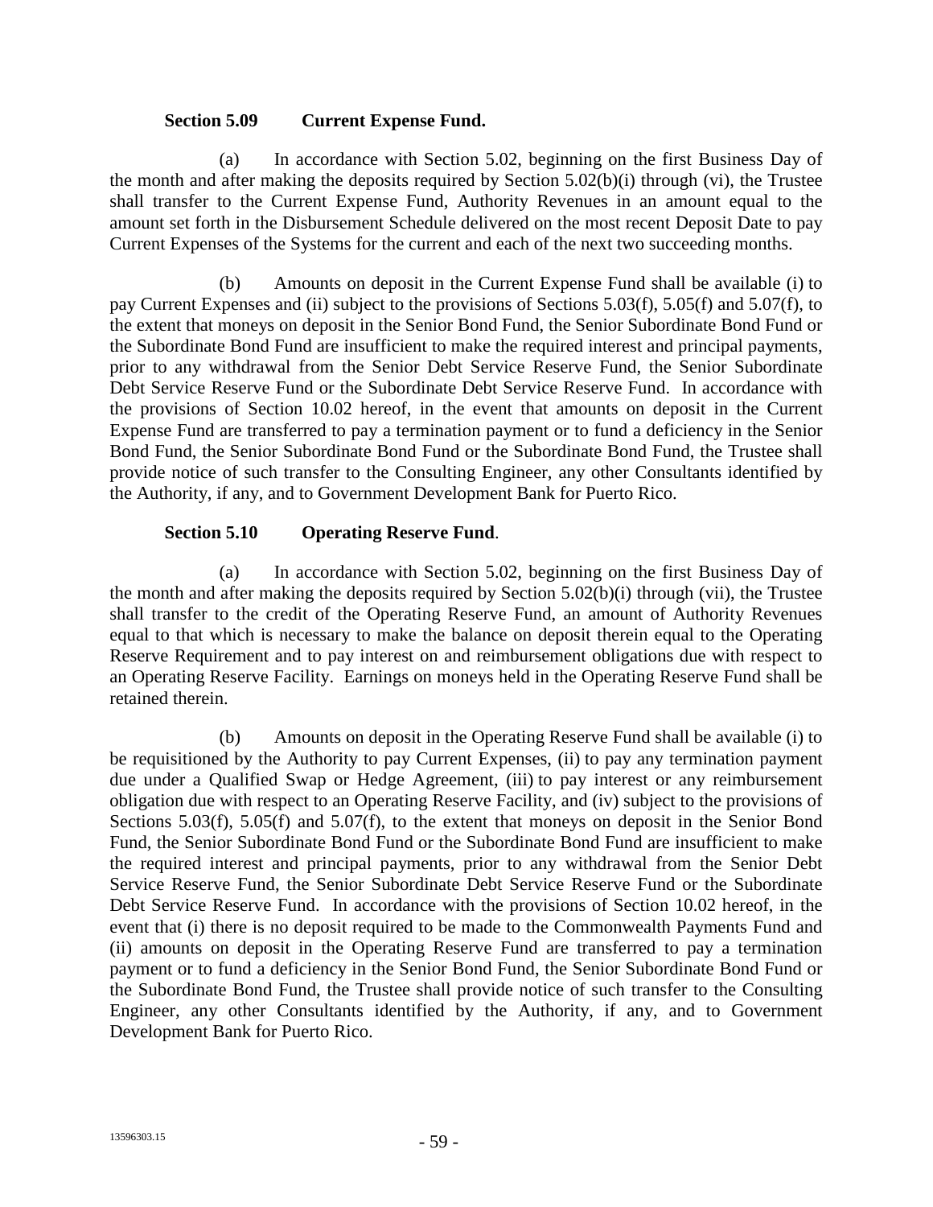### Section 5.09 Current Expense Fund.

(a) In accordance with Section 5.02, beginning on the first Business Day of the month and after making the deposits required by Section 5.02(b)(i) through (vi), the Trustee shall transfer to the Current Expense Fund, Authority Revenues in an amount equal to the amount set forth in the Disbursement Schedule delivered on the most recent Deposit Date to pay Current Expenses of the Systems for the current and each of the next two succeeding months.

(b) Amounts on deposit in the Current Expense Fund shall be available (i) to pay Current Expenses and (ii) subject to the provisions of Sections 5.03(f), 5.05(f) and 5.07(f), to the extent that moneys on deposit in the Senior Bond Fund, the Senior Subordinate Bond Fund or the Subordinate Bond Fund are insufficient to make the required interest and principal payments, prior to any withdrawal from the Senior Debt Service Reserve Fund, the Senior Subordinate Debt Service Reserve Fund or the Subordinate Debt Service Reserve Fund. In accordance with the provisions of Section 10.02 hereof, in the event that amounts on deposit in the Current Expense Fund are transferred to pay a termination payment or to fund a deficiency in the Senior Bond Fund, the Senior Subordinate Bond Fund or the Subordinate Bond Fund, the Trustee shall provide notice of such transfer to the Consulting Engineer, any other Consultants identified by the Authority, if any, and to Government Development Bank for Puerto Rico.

### Section 5.10 Operating Reserve Fund.

(a) In accordance with Section 5.02, beginning on the first Business Day of the month and after making the deposits required by Section 5.02(b)(i) through (vii), the Trustee shall transfer to the credit of the Operating Reserve Fund, an amount of Authority Revenues equal to that which is necessary to make the balance on deposit therein equal to the Operating Reserve Requirement and to pay interest on and reimbursement obligations due with respect to an Operating Reserve Facility. Earnings on moneys held in the Operating Reserve Fund shall be retained therein.

(b) Amounts on deposit in the Operating Reserve Fund shall be available (i) to be requisitioned by the Authority to pay Current Expenses, (ii) to pay any termination payment due under a Qualified Swap or Hedge Agreement, (iii) to pay interest or any reimbursement obligation due with respect to an Operating Reserve Facility, and (iv) subject to the provisions of Sections 5.03(f), 5.05(f) and 5.07(f), to the extent that moneys on deposit in the Senior Bond Fund, the Senior Subordinate Bond Fund or the Subordinate Bond Fund are insufficient to make the required interest and principal payments, prior to any withdrawal from the Senior Debt Service Reserve Fund, the Senior Subordinate Debt Service Reserve Fund or the Subordinate Debt Service Reserve Fund. In accordance with the provisions of Section 10.02 hereof, in the event that (i) there is no deposit required to be made to the Commonwealth Payments Fund and (ii) amounts on deposit in the Operating Reserve Fund are transferred to pay a termination payment or to fund a deficiency in the Senior Bond Fund, the Senior Subordinate Bond Fund or the Subordinate Bond Fund, the Trustee shall provide notice of such transfer to the Consulting Engineer, any other Consultants identified by the Authority, if any, and to Government Development Bank for Puerto Rico.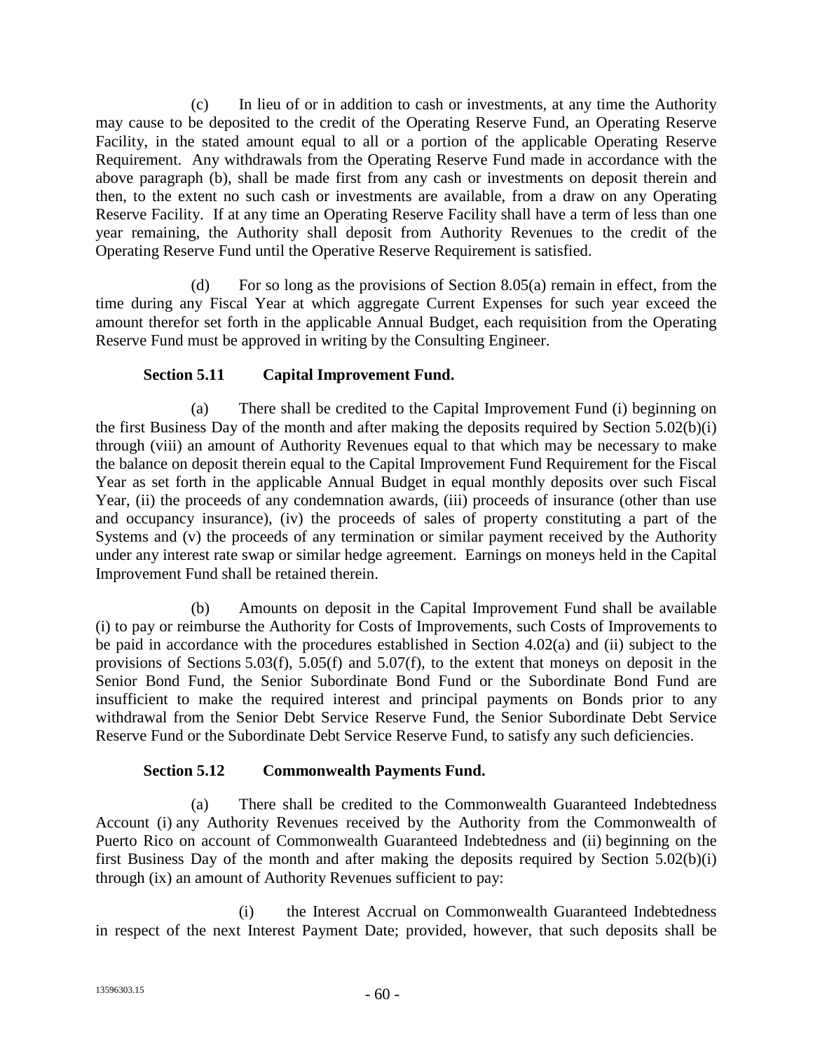(c) In lieu of or in addition to cash or investments, at any time the Authority may cause to be deposited to the credit of the Operating Reserve Fund, an Operating Reserve Facility, in the stated amount equal to all or a portion of the applicable Operating Reserve Requirement. Any withdrawals from the Operating Reserve Fund made in accordance with the above paragraph (b), shall be made first from any cash or investments on deposit therein and then, to the extent no such cash or investments are available, from a draw on any Operating Reserve Facility. If at any time an Operating Reserve Facility shall have a term of less than one year remaining, the Authority shall deposit from Authority Revenues to the credit of the Operating Reserve Fund until the Operative Reserve Requirement is satisfied.

(d) For so long as the provisions of Section 8.05(a) remain in effect, from the time during any Fiscal Year at which aggregate Current Expenses for such year exceed the amount therefor set forth in the applicable Annual Budget, each requisition from the Operating Reserve Fund must be approved in writing by the Consulting Engineer.

**Section 5.11 Capital Improvement Fund.**

(a) There shall be credited to the Capital Improvement Fund (i) beginning on the first Business Day of the month and after making the deposits required by Section 5.02(b)(i) through (viii) an amount of Authority Revenues equal to that which may be necessary to make the balance on deposit therein equal to the Capital Improvement Fund Requirement for the Fiscal Year as set forth in the applicable Annual Budget in equal monthly deposits over such Fiscal Year, (ii) the proceeds of any condemnation awards, (iii) proceeds of insurance (other than use and occupancy insurance), (iv) the proceeds of sales of property constituting a part of the Systems and (v) the proceeds of any termination or similar payment received by the Authority under any interest rate swap or similar hedge agreement. Earnings on moneys held in the Capital Improvement Fund shall be retained therein.

(b) Amounts on deposit in the Capital Improvement Fund shall be available (i) to pay or reimburse the Authority for Costs of Improvements, such Costs of Improvements to be paid in accordance with the procedures established in Section 4.02(a) and (ii) subject to the provisions of Sections 5.03(f), 5.05(f) and 5.07(f), to the extent that moneys on deposit in the Senior Bond Fund, the Senior Subordinate Bond Fund or the Subordinate Bond Fund are insufficient to make the required interest and principal payments on Bonds prior to any withdrawal from the Senior Debt Service Reserve Fund, the Senior Subordinate Debt Service Reserve Fund or the Subordinate Debt Service Reserve Fund, to satisfy any such deficiencies.

**Section 5.12 Commonwealth Payments Fund.**

(a) There shall be credited to the Commonwealth Guaranteed Indebtedness Account (i) any Authority Revenues received by the Authority from the Commonwealth of Puerto Rico on account of Commonwealth Guaranteed Indebtedness and (ii) beginning on the first Business Day of the month and after making the deposits required by Section 5.02(b)(i) through (ix) an amount of Authority Revenues sufficient to pay:

(i) the Interest Accrual on Commonwealth Guaranteed Indebtedness in respect of the next Interest Payment Date; provided, however, that such deposits shall be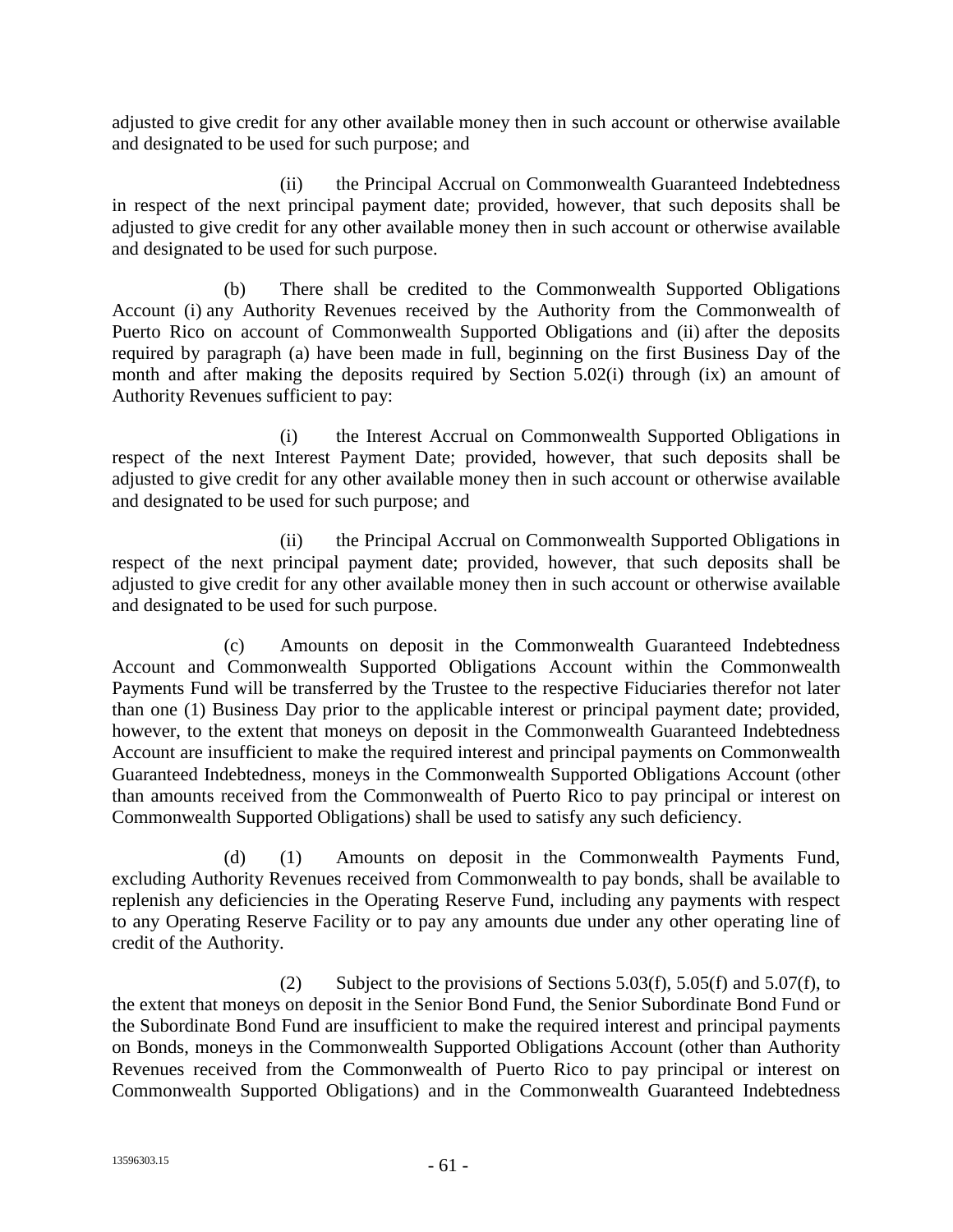adjusted to give credit for any other available money then in such account or otherwise available and designated to be used for such purpose; and

(ii) the Principal Accrual on Commonwealth Guaranteed Indebtedness in respect of the next principal payment date; provided, however, that such deposits shall be adjusted to give credit for any other available money then in such account or otherwise available and designated to be used for such purpose.

(b) There shall be credited to the Commonwealth Supported Obligations Account (i) any Authority Revenues received by the Authority from the Commonwealth of Puerto Rico on account of Commonwealth Supported Obligations and (ii) after the deposits required by paragraph (a) have been made in full, beginning on the first Business Day of the month and after making the deposits required by Section 5.02(i) through (ix) an amount of Authority Revenues sufficient to pay:

(i) the Interest Accrual on Commonwealth Supported Obligations in respect of the next Interest Payment Date; provided, however, that such deposits shall be adjusted to give credit for any other available money then in such account or otherwise available and designated to be used for such purpose; and

(ii) the Principal Accrual on Commonwealth Supported Obligations in respect of the next principal payment date; provided, however, that such deposits shall be adjusted to give credit for any other available money then in such account or otherwise available and designated to be used for such purpose.

(c) Amounts on deposit in the Commonwealth Guaranteed Indebtedness Account and Commonwealth Supported Obligations Account within the Commonwealth Payments Fund will be transferred by the Trustee to the respective Fiduciaries therefor not later than one (1) Business Day prior to the applicable interest or principal payment date; provided, however, to the extent that moneys on deposit in the Commonwealth Guaranteed Indebtedness Account are insufficient to make the required interest and principal payments on Commonwealth Guaranteed Indebtedness, moneys in the Commonwealth Supported Obligations Account (other than amounts received from the Commonwealth of Puerto Rico to pay principal or interest on Commonwealth Supported Obligations) shall be used to satisfy any such deficiency.

(d) (1) Amounts on deposit in the Commonwealth Payments Fund, excluding Authority Revenues received from Commonwealth to pay bonds, shall be available to replenish any deficiencies in the Operating Reserve Fund, including any payments with respect to any Operating Reserve Facility or to pay any amounts due under any other operating line of credit of the Authority.

(2) Subject to the provisions of Sections 5.03(f), 5.05(f) and 5.07(f), to the extent that moneys on deposit in the Senior Bond Fund, the Senior Subordinate Bond Fund or the Subordinate Bond Fund are insufficient to make the required interest and principal payments on Bonds, moneys in the Commonwealth Supported Obligations Account (other than Authority Revenues received from the Commonwealth of Puerto Rico to pay principal or interest on Commonwealth Supported Obligations) and in the Commonwealth Guaranteed Indebtedness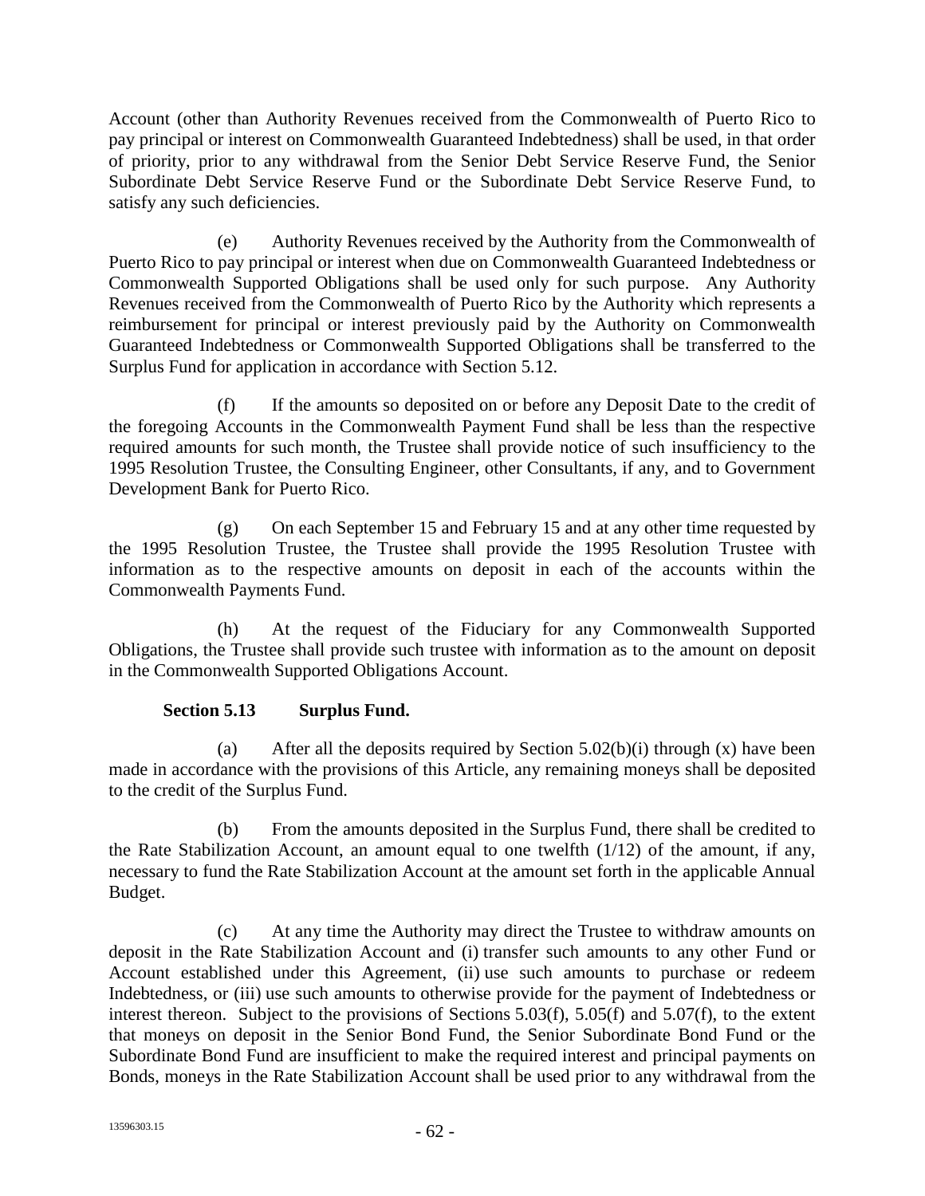Account (other than Authority Revenues received from the Commonwealth of Puerto Rico to pay principal or interest on Commonwealth Guaranteed Indebtedness) shall be used, in that order of priority, prior to any withdrawal from the Senior Debt Service Reserve Fund, the Senior Subordinate Debt Service Reserve Fund or the Subordinate Debt Service Reserve Fund, to satisfy any such deficiencies.

(e) Authority Revenues received by the Authority from the Commonwealth of Puerto Rico to pay principal or interest when due on Commonwealth Guaranteed Indebtedness or Commonwealth Supported Obligations shall be used only for such purpose. Any Authority Revenues received from the Commonwealth of Puerto Rico by the Authority which represents a reimbursement for principal or interest previously paid by the Authority on Commonwealth Guaranteed Indebtedness or Commonwealth Supported Obligations shall be transferred to the Surplus Fund for application in accordance with Section 5.12.

(f) If the amounts so deposited on or before any Deposit Date to the credit of the foregoing Accounts in the Commonwealth Payment Fund shall be less than the respective required amounts for such month, the Trustee shall provide notice of such insufficiency to the 1995 Resolution Trustee, the Consulting Engineer, other Consultants, if any, and to Government Development Bank for Puerto Rico.

(g) On each September 15 and February 15 and at any other time requested by the 1995 Resolution Trustee, the Trustee shall provide the 1995 Resolution Trustee with information as to the respective amounts on deposit in each of the accounts within the Commonwealth Payments Fund.

(h) At the request of the Fiduciary for any Commonwealth Supported Obligations, the Trustee shall provide such trustee with information as to the amount on deposit in the Commonwealth Supported Obligations Account.

**Section 5.13 Surplus Fund.**

(a) After all the deposits required by Section 5.02(b)(i) through (x) have been made in accordance with the provisions of this Article, any remaining moneys shall be deposited to the credit of the Surplus Fund.

(b) From the amounts deposited in the Surplus Fund, there shall be credited to the Rate Stabilization Account, an amount equal to one twelfth (1/12) of the amount, if any, necessary to fund the Rate Stabilization Account at the amount set forth in the applicable Annual Budget.

(c) At any time the Authority may direct the Trustee to withdraw amounts on deposit in the Rate Stabilization Account and (i) transfer such amounts to any other Fund or Account established under this Agreement, (ii) use such amounts to purchase or redeem Indebtedness, or (iii) use such amounts to otherwise provide for the payment of Indebtedness or interest thereon. Subject to the provisions of Sections 5.03(f), 5.05(f) and 5.07(f), to the extent that moneys on deposit in the Senior Bond Fund, the Senior Subordinate Bond Fund or the Subordinate Bond Fund are insufficient to make the required interest and principal payments on Bonds, moneys in the Rate Stabilization Account shall be used prior to any withdrawal from the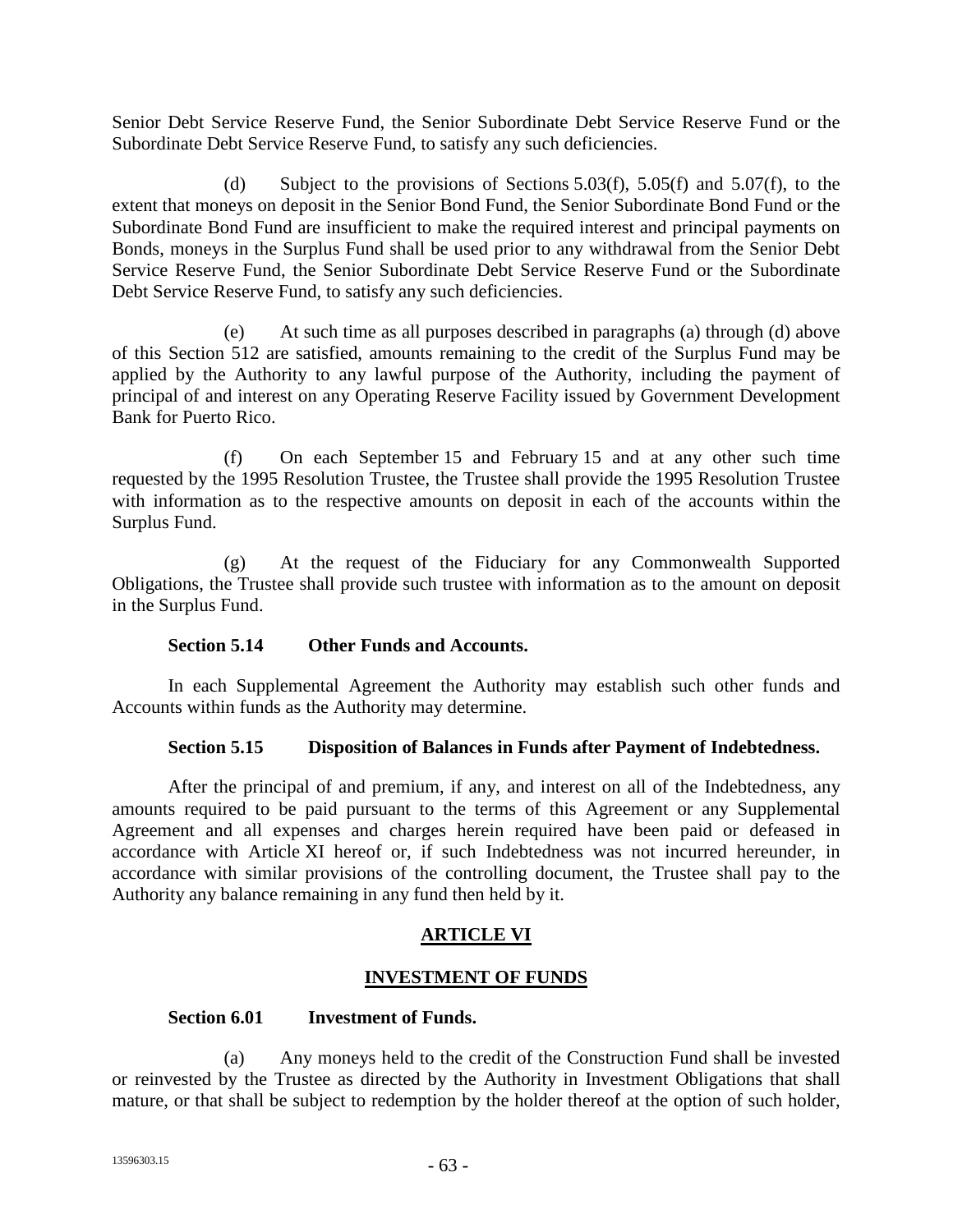Senior Debt Service Reserve Fund, the Senior Subordinate Debt Service Reserve Fund or the Subordinate Debt Service Reserve Fund, to satisfy any such deficiencies.

(d) Subject to the provisions of Sections 5.03(f), 5.05(f) and 5.07(f), to the extent that moneys on deposit in the Senior Bond Fund, the Senior Subordinate Bond Fund or the Subordinate Bond Fund are insufficient to make the required interest and principal payments on Bonds, moneys in the Surplus Fund shall be used prior to any withdrawal from the Senior Debt Service Reserve Fund, the Senior Subordinate Debt Service Reserve Fund or the Subordinate Debt Service Reserve Fund, to satisfy any such deficiencies.

(e) At such time as all purposes described in paragraphs (a) through (d) above of this Section 512 are satisfied, amounts remaining to the credit of the Surplus Fund may be applied by the Authority to any lawful purpose of the Authority, including the payment of principal of and interest on any Operating Reserve Facility issued by Government Development Bank for Puerto Rico.

(f) On each September 15 and February 15 and at any other such time requested by the 1995 Resolution Trustee, the Trustee shall provide the 1995 Resolution Trustee with information as to the respective amounts on deposit in each of the accounts within the Surplus Fund.

(g) At the request of the Fiduciary for any Commonwealth Supported Obligations, the Trustee shall provide such trustee with information as to the amount on deposit in the Surplus Fund.

**Section 5.14 Other Funds and Accounts.**

In each Supplemental Agreement the Authority may establish such other funds and Accounts within funds as the Authority may determine.

**Section 5.15 Disposition of Balances in Funds after Payment of Indebtedness.**

After the principal of and premium, if any, and interest on all of the Indebtedness, any amounts required to be paid pursuant to the terms of this Agreement or any Supplemental Agreement and all expenses and charges herein required have been paid or defeased in accordance with Article XI hereof or, if such Indebtedness was not incurred hereunder, in accordance with similar provisions of the controlling document, the Trustee shall pay to the Authority any balance remaining in any fund then held by it.

## ARTICLE VI

## INVESTMENT OF FUNDS

**Section 6.01 Investment of Funds.**

(a) Any moneys held to the credit of the Construction Fund shall be invested or reinvested by the Trustee as directed by the Authority in Investment Obligations that shall mature, or that shall be subject to redemption by the holder thereof at the option of such holder,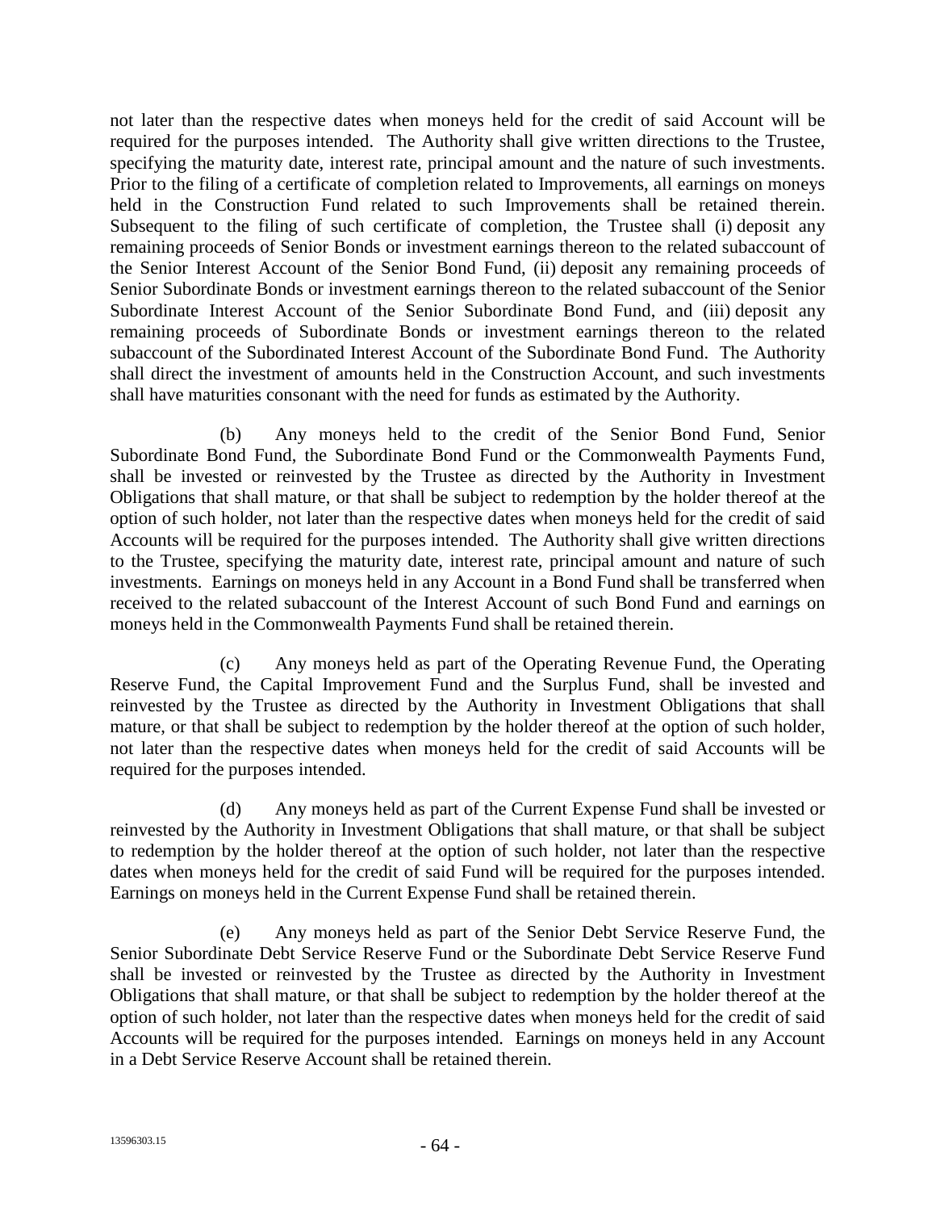not later than the respective dates when moneys held for the credit of said Account will be required for the purposes intended. The Authority shall give written directions to the Trustee, specifying the maturity date, interest rate, principal amount and the nature of such investments. Prior to the filing of a certificate of completion related to Improvements, all earnings on moneys held in the Construction Fund related to such Improvements shall be retained therein. Subsequent to the filing of such certificate of completion, the Trustee shall (i) deposit any remaining proceeds of Senior Bonds or investment earnings thereon to the related subaccount of the Senior Interest Account of the Senior Bond Fund, (ii) deposit any remaining proceeds of Senior Subordinate Bonds or investment earnings thereon to the related subaccount of the Senior Subordinate Interest Account of the Senior Subordinate Bond Fund, and (iii) deposit any remaining proceeds of Subordinate Bonds or investment earnings thereon to the related subaccount of the Subordinated Interest Account of the Subordinate Bond Fund. The Authority shall direct the investment of amounts held in the Construction Account, and such investments shall have maturities consonant with the need for funds as estimated by the Authority.

(b) Any moneys held to the credit of the Senior Bond Fund, Senior Subordinate Bond Fund, the Subordinate Bond Fund or the Commonwealth Payments Fund, shall be invested or reinvested by the Trustee as directed by the Authority in Investment Obligations that shall mature, or that shall be subject to redemption by the holder thereof at the option of such holder, not later than the respective dates when moneys held for the credit of said Accounts will be required for the purposes intended. The Authority shall give written directions to the Trustee, specifying the maturity date, interest rate, principal amount and nature of such investments. Earnings on moneys held in any Account in a Bond Fund shall be transferred when received to the related subaccount of the Interest Account of such Bond Fund and earnings on moneys held in the Commonwealth Payments Fund shall be retained therein.

(c) Any moneys held as part of the Operating Revenue Fund, the Operating Reserve Fund, the Capital Improvement Fund and the Surplus Fund, shall be invested and reinvested by the Trustee as directed by the Authority in Investment Obligations that shall mature, or that shall be subject to redemption by the holder thereof at the option of such holder, not later than the respective dates when moneys held for the credit of said Accounts will be required for the purposes intended.

(d) Any moneys held as part of the Current Expense Fund shall be invested or reinvested by the Authority in Investment Obligations that shall mature, or that shall be subject to redemption by the holder thereof at the option of such holder, not later than the respective dates when moneys held for the credit of said Fund will be required for the purposes intended. Earnings on moneys held in the Current Expense Fund shall be retained therein.

(e) Any moneys held as part of the Senior Debt Service Reserve Fund, the Senior Subordinate Debt Service Reserve Fund or the Subordinate Debt Service Reserve Fund shall be invested or reinvested by the Trustee as directed by the Authority in Investment Obligations that shall mature, or that shall be subject to redemption by the holder thereof at the option of such holder, not later than the respective dates when moneys held for the credit of said Accounts will be required for the purposes intended. Earnings on moneys held in any Account in a Debt Service Reserve Account shall be retained therein.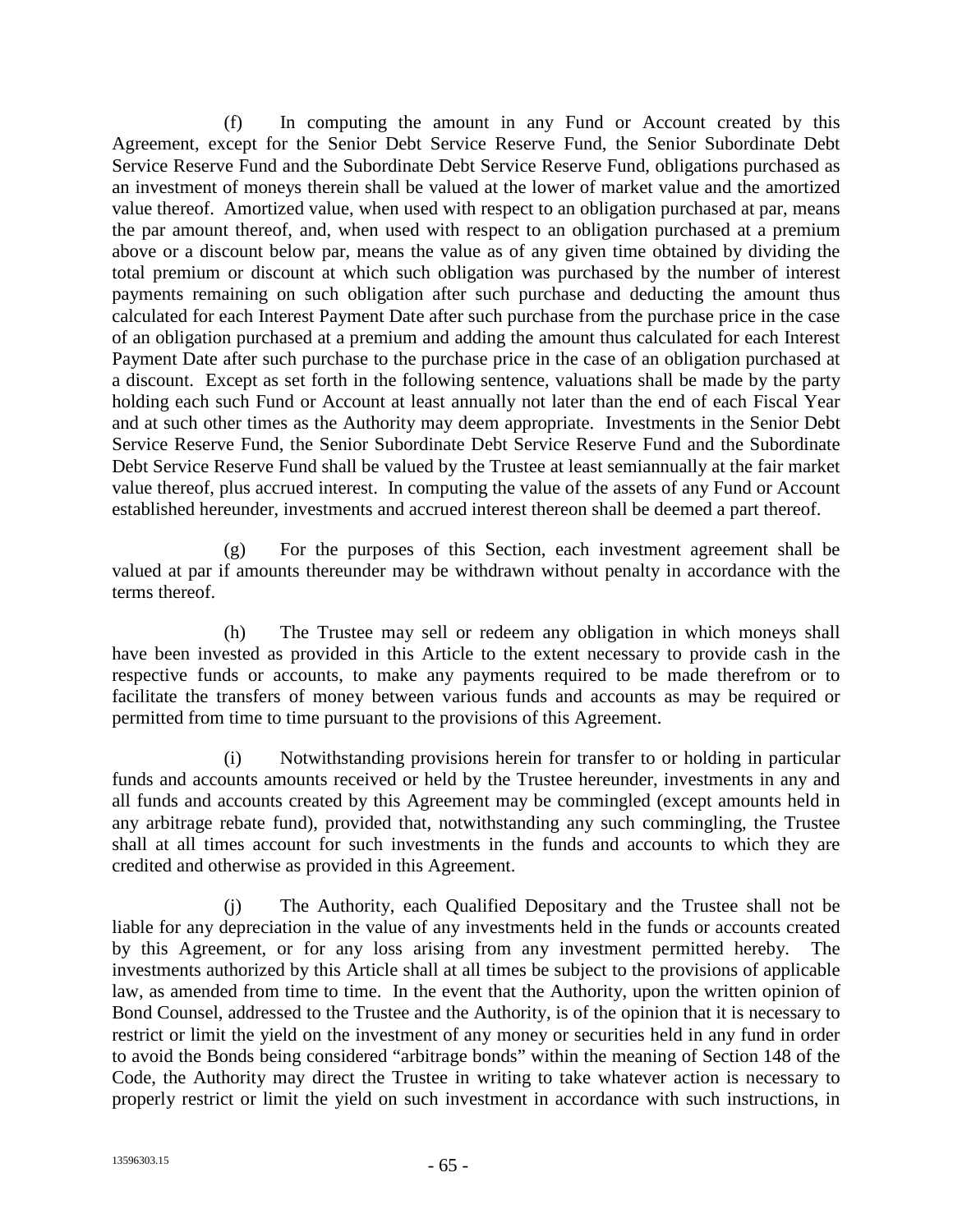(f) In computing the amount in any Fund or Account created by this Agreement, except for the Senior Debt Service Reserve Fund, the Senior Subordinate Debt Service Reserve Fund and the Subordinate Debt Service Reserve Fund, obligations purchased as an investment of moneys therein shall be valued at the lower of market value and the amortized value thereof. Amortized value, when used with respect to an obligation purchased at par, means the par amount thereof, and, when used with respect to an obligation purchased at a premium above or a discount below par, means the value as of any given time obtained by dividing the total premium or discount at which such obligation was purchased by the number of interest payments remaining on such obligation after such purchase and deducting the amount thus calculated for each Interest Payment Date after such purchase from the purchase price in the case of an obligation purchased at a premium and adding the amount thus calculated for each Interest Payment Date after such purchase to the purchase price in the case of an obligation purchased at a discount. Except as set forth in the following sentence, valuations shall be made by the party holding each such Fund or Account at least annually not later than the end of each Fiscal Year and at such other times as the Authority may deem appropriate. Investments in the Senior Debt Service Reserve Fund, the Senior Subordinate Debt Service Reserve Fund and the Subordinate Debt Service Reserve Fund shall be valued by the Trustee at least semiannually at the fair market value thereof, plus accrued interest. In computing the value of the assets of any Fund or Account established hereunder, investments and accrued interest thereon shall be deemed a part thereof.

(g) For the purposes of this Section, each investment agreement shall be valued at par if amounts thereunder may be withdrawn without penalty in accordance with the terms thereof.

(h) The Trustee may sell or redeem any obligation in which moneys shall have been invested as provided in this Article to the extent necessary to provide cash in the respective funds or accounts, to make any payments required to be made therefrom or to facilitate the transfers of money between various funds and accounts as may be required or permitted from time to time pursuant to the provisions of this Agreement.

(i) Notwithstanding provisions herein for transfer to or holding in particular funds and accounts amounts received or held by the Trustee hereunder, investments in any and all funds and accounts created by this Agreement may be commingled (except amounts held in any arbitrage rebate fund), provided that, notwithstanding any such commingling, the Trustee shall at all times account for such investments in the funds and accounts to which they are credited and otherwise as provided in this Agreement.

(j) The Authority, each Qualified Depositary and the Trustee shall not be liable for any depreciation in the value of any investments held in the funds or accounts created by this Agreement, or for any loss arising from any investment permitted hereby. The investments authorized by this Article shall at all times be subject to the provisions of applicable law, as amended from time to time. In the event that the Authority, upon the written opinion of Bond Counsel, addressed to the Trustee and the Authority, is of the opinion that it is necessary to restrict or limit the yield on the investment of any money or securities held in any fund in order to avoid the Bonds being considered "arbitrage bonds" within the meaning of Section 148 of the Code, the Authority may direct the Trustee in writing to take whatever action is necessary to properly restrict or limit the yield on such investment in accordance with such instructions, in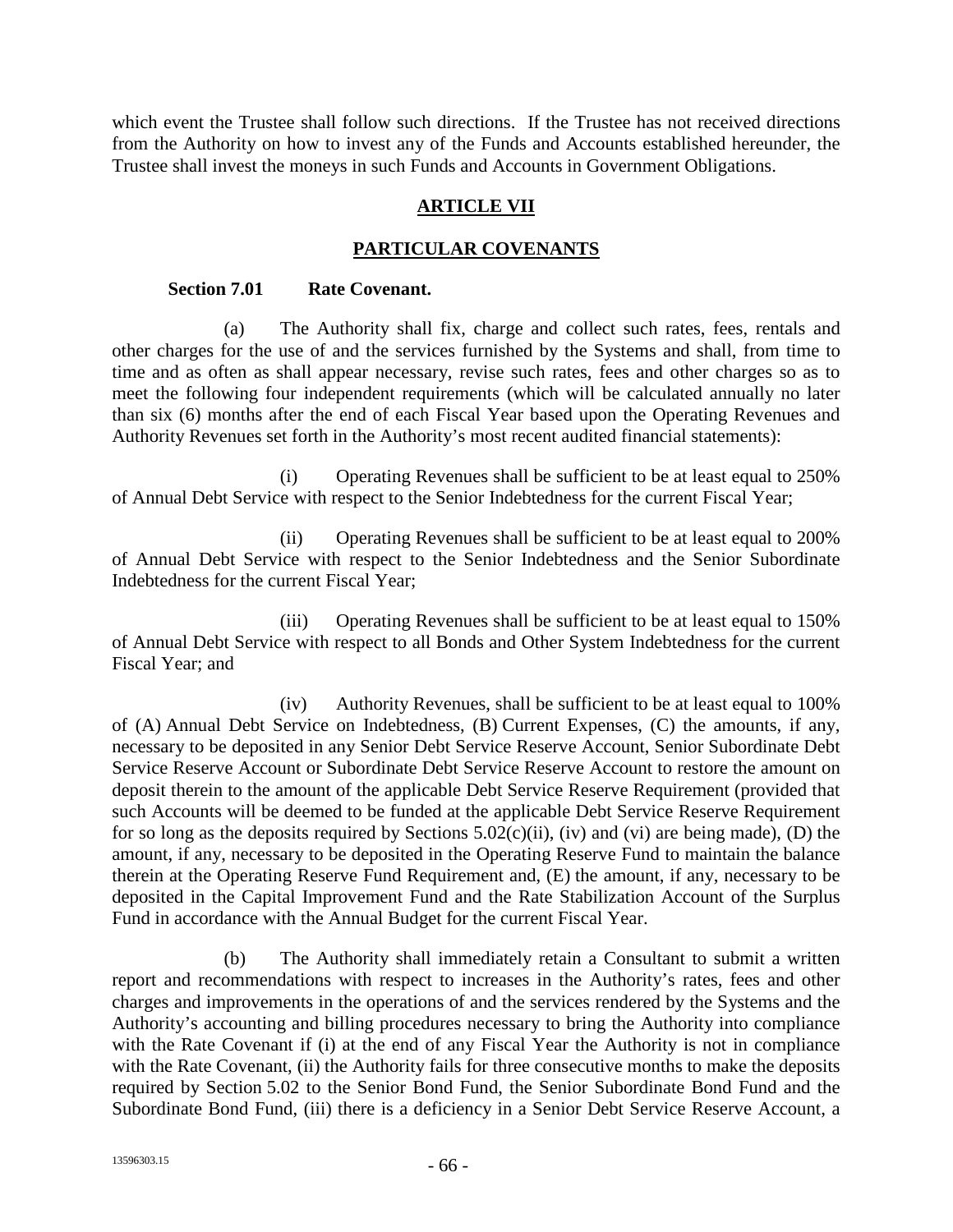which event the Trustee shall follow such directions. If the Trustee has not received directions from the Authority on how to invest any of the Funds and Accounts established hereunder, the Trustee shall invest the moneys in such Funds and Accounts in Government Obligations.

## ARTICLE VII

## PARTICULAR COVENANTS

**Section 7.01 Rate Covenant.**

(a) The Authority shall fix, charge and collect such rates, fees, rentals and other charges for the use of and the services furnished by the Systems and shall, from time to time and as often as shall appear necessary, revise such rates, fees and other charges so as to meet the following four independent requirements (which will be calculated annually no later than six (6) months after the end of each Fiscal Year based upon the Operating Revenues and Authority Revenues set forth in the Authority's most recent audited financial statements):

(i) Operating Revenues shall be sufficient to be at least equal to 250% of Annual Debt Service with respect to the Senior Indebtedness for the current Fiscal Year;

(ii) Operating Revenues shall be sufficient to be at least equal to 200% of Annual Debt Service with respect to the Senior Indebtedness and the Senior Subordinate Indebtedness for the current Fiscal Year;

(iii) Operating Revenues shall be sufficient to be at least equal to 150% of Annual Debt Service with respect to all Bonds and Other System Indebtedness for the current Fiscal Year; and

(iv) Authority Revenues, shall be sufficient to be at least equal to 100% of (A) Annual Debt Service on Indebtedness, (B) Current Expenses, (C) the amounts, if any, necessary to be deposited in any Senior Debt Service Reserve Account, Senior Subordinate Debt Service Reserve Account or Subordinate Debt Service Reserve Account to restore the amount on deposit therein to the amount of the applicable Debt Service Reserve Requirement (provided that such Accounts will be deemed to be funded at the applicable Debt Service Reserve Requirement for so long as the deposits required by Sections 5.02(c)(ii), (iv) and (vi) are being made), (D) the amount, if any, necessary to be deposited in the Operating Reserve Fund to maintain the balance therein at the Operating Reserve Fund Requirement and, (E) the amount, if any, necessary to be deposited in the Capital Improvement Fund and the Rate Stabilization Account of the Surplus Fund in accordance with the Annual Budget for the current Fiscal Year.

(b) The Authority shall immediately retain a Consultant to submit a written report and recommendations with respect to increases in the Authority's rates, fees and other charges and improvements in the operations of and the services rendered by the Systems and the Authority's accounting and billing procedures necessary to bring the Authority into compliance with the Rate Covenant if (i) at the end of any Fiscal Year the Authority is not in compliance with the Rate Covenant, (ii) the Authority fails for three consecutive months to make the deposits required by Section 5.02 to the Senior Bond Fund, the Senior Subordinate Bond Fund and the Subordinate Bond Fund, (iii) there is a deficiency in a Senior Debt Service Reserve Account, a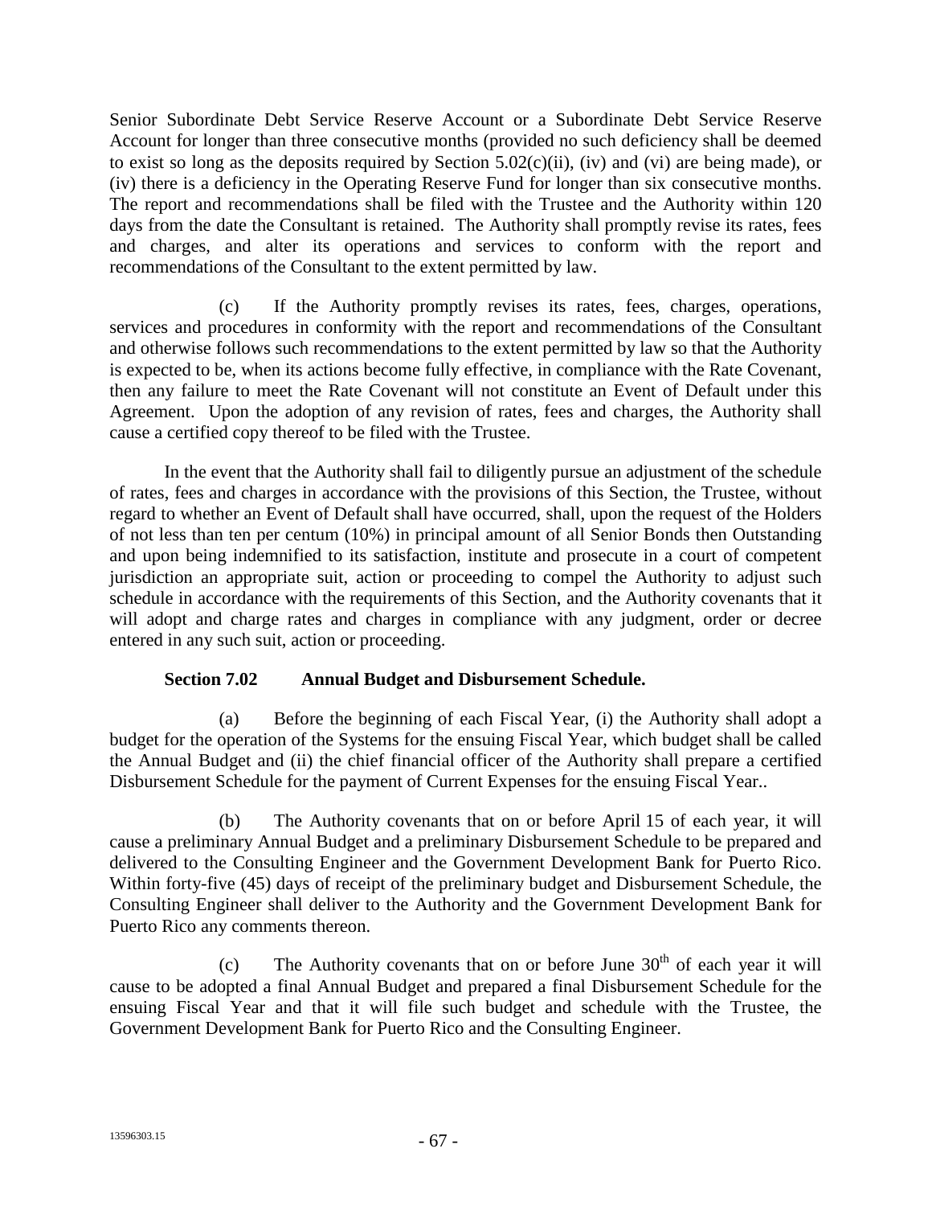Senior Subordinate Debt Service Reserve Account or a Subordinate Debt Service Reserve Account for longer than three consecutive months (provided no such deficiency shall be deemed to exist so long as the deposits required by Section 5.02(c)(ii), (iv) and (vi) are being made), or (iv) there is a deficiency in the Operating Reserve Fund for longer than six consecutive months. The report and recommendations shall be filed with the Trustee and the Authority within 120 days from the date the Consultant is retained. The Authority shall promptly revise its rates, fees and charges, and alter its operations and services to conform with the report and recommendations of the Consultant to the extent permitted by law.

(c) If the Authority promptly revises its rates, fees, charges, operations, services and procedures in conformity with the report and recommendations of the Consultant and otherwise follows such recommendations to the extent permitted by law so that the Authority is expected to be, when its actions become fully effective, in compliance with the Rate Covenant, then any failure to meet the Rate Covenant will not constitute an Event of Default under this Agreement. Upon the adoption of any revision of rates, fees and charges, the Authority shall cause a certified copy thereof to be filed with the Trustee.

In the event that the Authority shall fail to diligently pursue an adjustment of the schedule of rates, fees and charges in accordance with the provisions of this Section, the Trustee, without regard to whether an Event of Default shall have occurred, shall, upon the request of the Holders of not less than ten per centum (10%) in principal amount of all Senior Bonds then Outstanding and upon being indemnified to its satisfaction, institute and prosecute in a court of competent jurisdiction an appropriate suit, action or proceeding to compel the Authority to adjust such schedule in accordance with the requirements of this Section, and the Authority covenants that it will adopt and charge rates and charges in compliance with any judgment, order or decree entered in any such suit, action or proceeding.

**Section 7.02 Annual Budget and Disbursement Schedule.**

(a) Before the beginning of each Fiscal Year, (i) the Authority shall adopt a budget for the operation of the Systems for the ensuing Fiscal Year, which budget shall be called the Annual Budget and (ii) the chief financial officer of the Authority shall prepare a certified Disbursement Schedule for the payment of Current Expenses for the ensuing Fiscal Year..

(b) The Authority covenants that on or before April 15 of each year, it will cause a preliminary Annual Budget and a preliminary Disbursement Schedule to be prepared and delivered to the Consulting Engineer and the Government Development Bank for Puerto Rico. Within forty-five (45) days of receipt of the preliminary budget and Disbursement Schedule, the Consulting Engineer shall deliver to the Authority and the Government Development Bank for Puerto Rico any comments thereon.

(c) The Authority covenants that on or before June 30th of each year it will cause to be adopted a final Annual Budget and prepared a final Disbursement Schedule for the ensuing Fiscal Year and that it will file such budget and schedule with the Trustee, the Government Development Bank for Puerto Rico and the Consulting Engineer.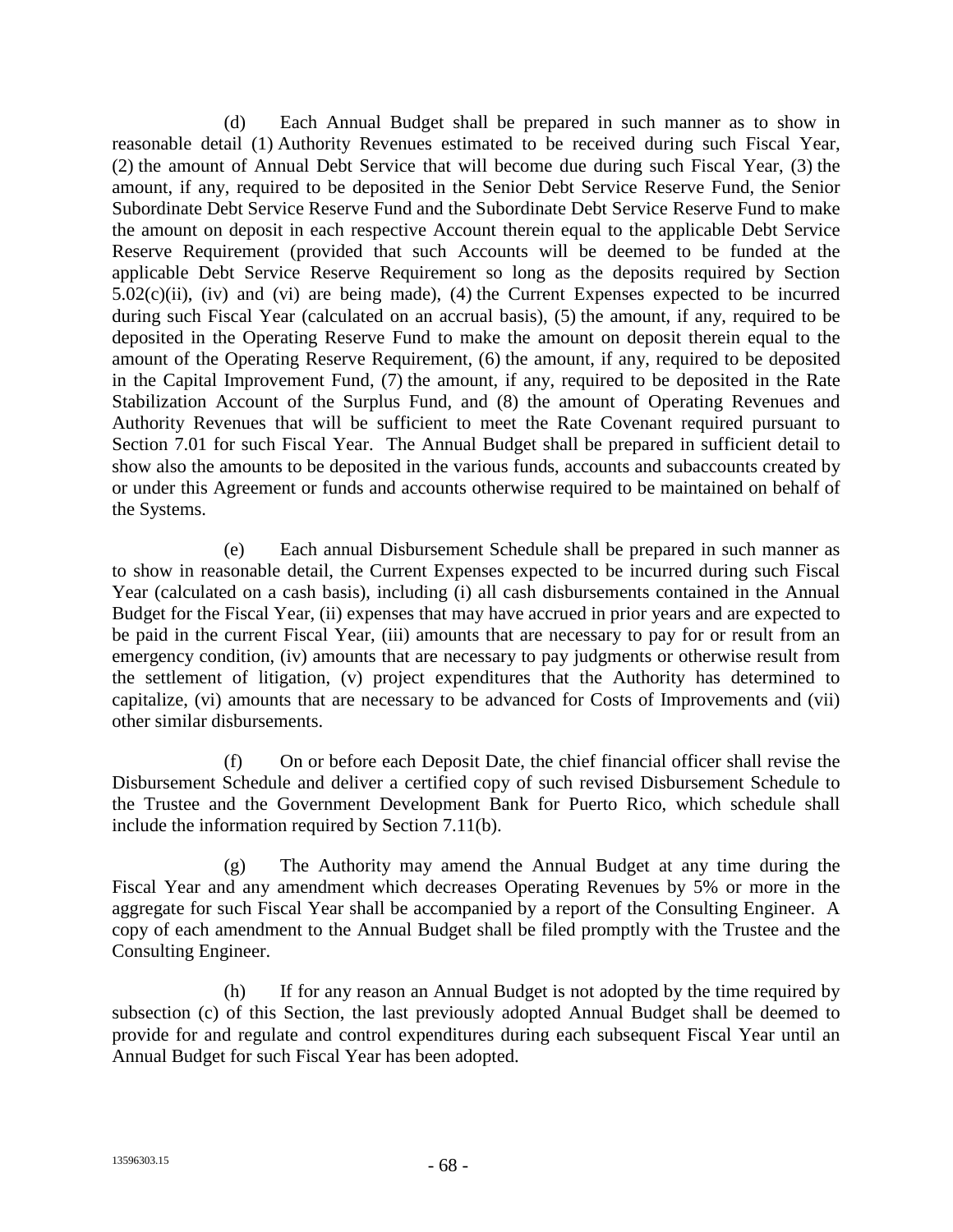(d) Each Annual Budget shall be prepared in such manner as to show in reasonable detail (1) Authority Revenues estimated to be received during such Fiscal Year, (2) the amount of Annual Debt Service that will become due during such Fiscal Year, (3) the amount, if any, required to be deposited in the Senior Debt Service Reserve Fund, the Senior Subordinate Debt Service Reserve Fund and the Subordinate Debt Service Reserve Fund to make the amount on deposit in each respective Account therein equal to the applicable Debt Service Reserve Requirement (provided that such Accounts will be deemed to be funded at the applicable Debt Service Reserve Requirement so long as the deposits required by Section 5.02(c)(ii), (iv) and (vi) are being made), (4) the Current Expenses expected to be incurred during such Fiscal Year (calculated on an accrual basis), (5) the amount, if any, required to be deposited in the Operating Reserve Fund to make the amount on deposit therein equal to the amount of the Operating Reserve Requirement, (6) the amount, if any, required to be deposited in the Capital Improvement Fund, (7) the amount, if any, required to be deposited in the Rate Stabilization Account of the Surplus Fund, and (8) the amount of Operating Revenues and Authority Revenues that will be sufficient to meet the Rate Covenant required pursuant to Section 7.01 for such Fiscal Year. The Annual Budget shall be prepared in sufficient detail to show also the amounts to be deposited in the various funds, accounts and subaccounts created by or under this Agreement or funds and accounts otherwise required to be maintained on behalf of the Systems.

(e) Each annual Disbursement Schedule shall be prepared in such manner as to show in reasonable detail, the Current Expenses expected to be incurred during such Fiscal Year (calculated on a cash basis), including (i) all cash disbursements contained in the Annual Budget for the Fiscal Year, (ii) expenses that may have accrued in prior years and are expected to be paid in the current Fiscal Year, (iii) amounts that are necessary to pay for or result from an emergency condition, (iv) amounts that are necessary to pay judgments or otherwise result from the settlement of litigation, (v) project expenditures that the Authority has determined to capitalize, (vi) amounts that are necessary to be advanced for Costs of Improvements and (vii) other similar disbursements.

(f) On or before each Deposit Date, the chief financial officer shall revise the Disbursement Schedule and deliver a certified copy of such revised Disbursement Schedule to the Trustee and the Government Development Bank for Puerto Rico, which schedule shall include the information required by Section 7.11(b).

(g) The Authority may amend the Annual Budget at any time during the Fiscal Year and any amendment which decreases Operating Revenues by 5% or more in the aggregate for such Fiscal Year shall be accompanied by a report of the Consulting Engineer. A copy of each amendment to the Annual Budget shall be filed promptly with the Trustee and the Consulting Engineer.

(h) If for any reason an Annual Budget is not adopted by the time required by subsection (c) of this Section, the last previously adopted Annual Budget shall be deemed to provide for and regulate and control expenditures during each subsequent Fiscal Year until an Annual Budget for such Fiscal Year has been adopted.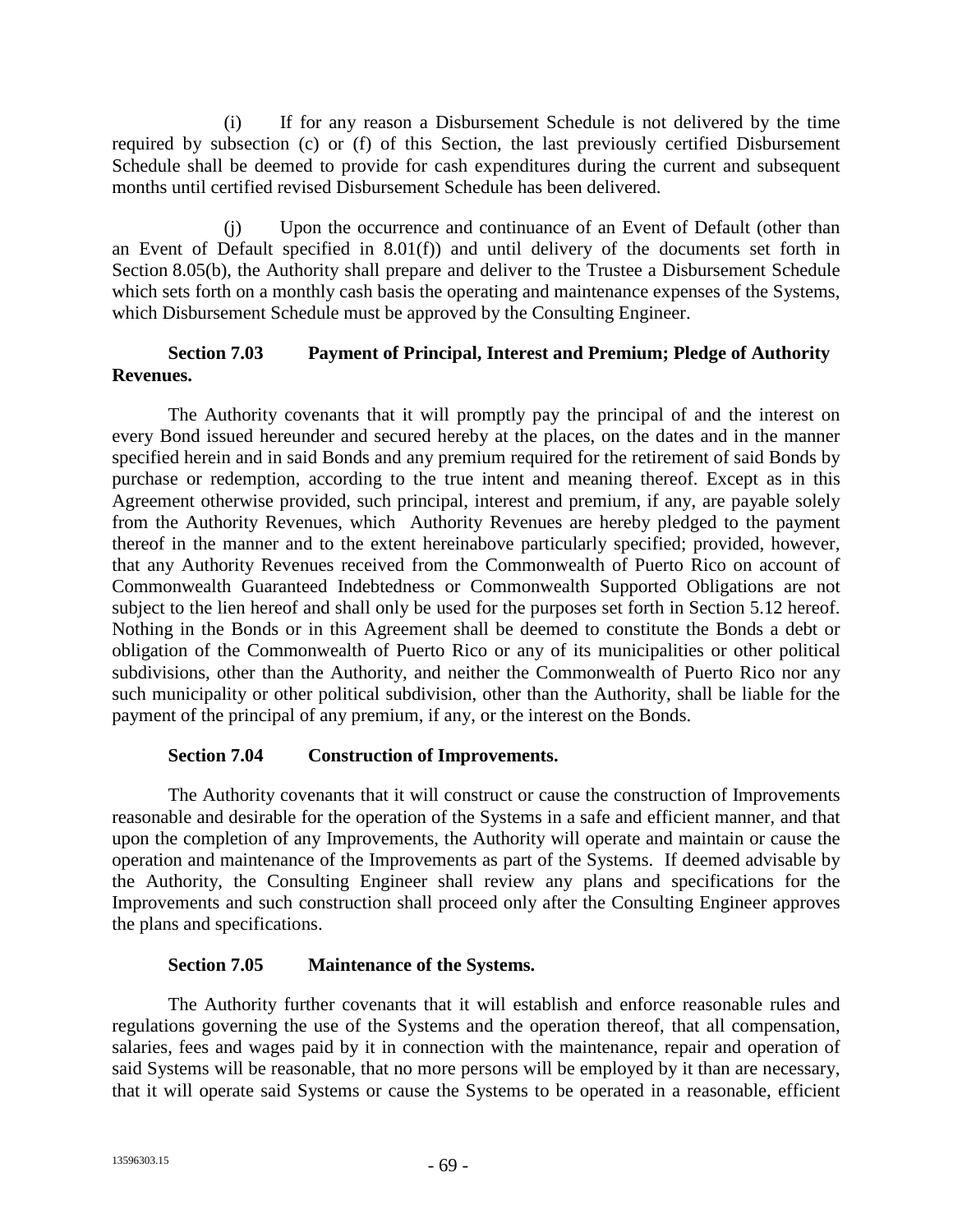(i) If for any reason a Disbursement Schedule is not delivered by the time required by subsection (c) or (f) of this Section, the last previously certified Disbursement Schedule shall be deemed to provide for cash expenditures during the current and subsequent months until certified revised Disbursement Schedule has been delivered.

(j) Upon the occurrence and continuance of an Event of Default (other than an Event of Default specified in 8.01(f)) and until delivery of the documents set forth in Section 8.05(b), the Authority shall prepare and deliver to the Trustee a Disbursement Schedule which sets forth on a monthly cash basis the operating and maintenance expenses of the Systems, which Disbursement Schedule must be approved by the Consulting Engineer.

### Section 7.03 Payment of Principal, Interest and Premium; Pledge of Authority Revenues.

The Authority covenants that it will promptly pay the principal of and the interest on every Bond issued hereunder and secured hereby at the places, on the dates and in the manner specified herein and in said Bonds and any premium required for the retirement of said Bonds by purchase or redemption, according to the true intent and meaning thereof. Except as in this Agreement otherwise provided, such principal, interest and premium, if any, are payable solely from the Authority Revenues, which Authority Revenues are hereby pledged to the payment thereof in the manner and to the extent hereinabove particularly specified; provided, however, that any Authority Revenues received from the Commonwealth of Puerto Rico on account of Commonwealth Guaranteed Indebtedness or Commonwealth Supported Obligations are not subject to the lien hereof and shall only be used for the purposes set forth in Section 5.12 hereof. Nothing in the Bonds or in this Agreement shall be deemed to constitute the Bonds a debt or obligation of the Commonwealth of Puerto Rico or any of its municipalities or other political subdivisions, other than the Authority, and neither the Commonwealth of Puerto Rico nor any such municipality or other political subdivision, other than the Authority, shall be liable for the payment of the principal of any premium, if any, or the interest on the Bonds.

### Section 7.04 Construction of Improvements.

The Authority covenants that it will construct or cause the construction of Improvements reasonable and desirable for the operation of the Systems in a safe and efficient manner, and that upon the completion of any Improvements, the Authority will operate and maintain or cause the operation and maintenance of the Improvements as part of the Systems. If deemed advisable by the Authority, the Consulting Engineer shall review any plans and specifications for the Improvements and such construction shall proceed only after the Consulting Engineer approves the plans and specifications.

### Section 7.05 Maintenance of the Systems.

The Authority further covenants that it will establish and enforce reasonable rules and regulations governing the use of the Systems and the operation thereof, that all compensation, salaries, fees and wages paid by it in connection with the maintenance, repair and operation of said Systems will be reasonable, that no more persons will be employed by it than are necessary, that it will operate said Systems or cause the Systems to be operated in a reasonable, efficient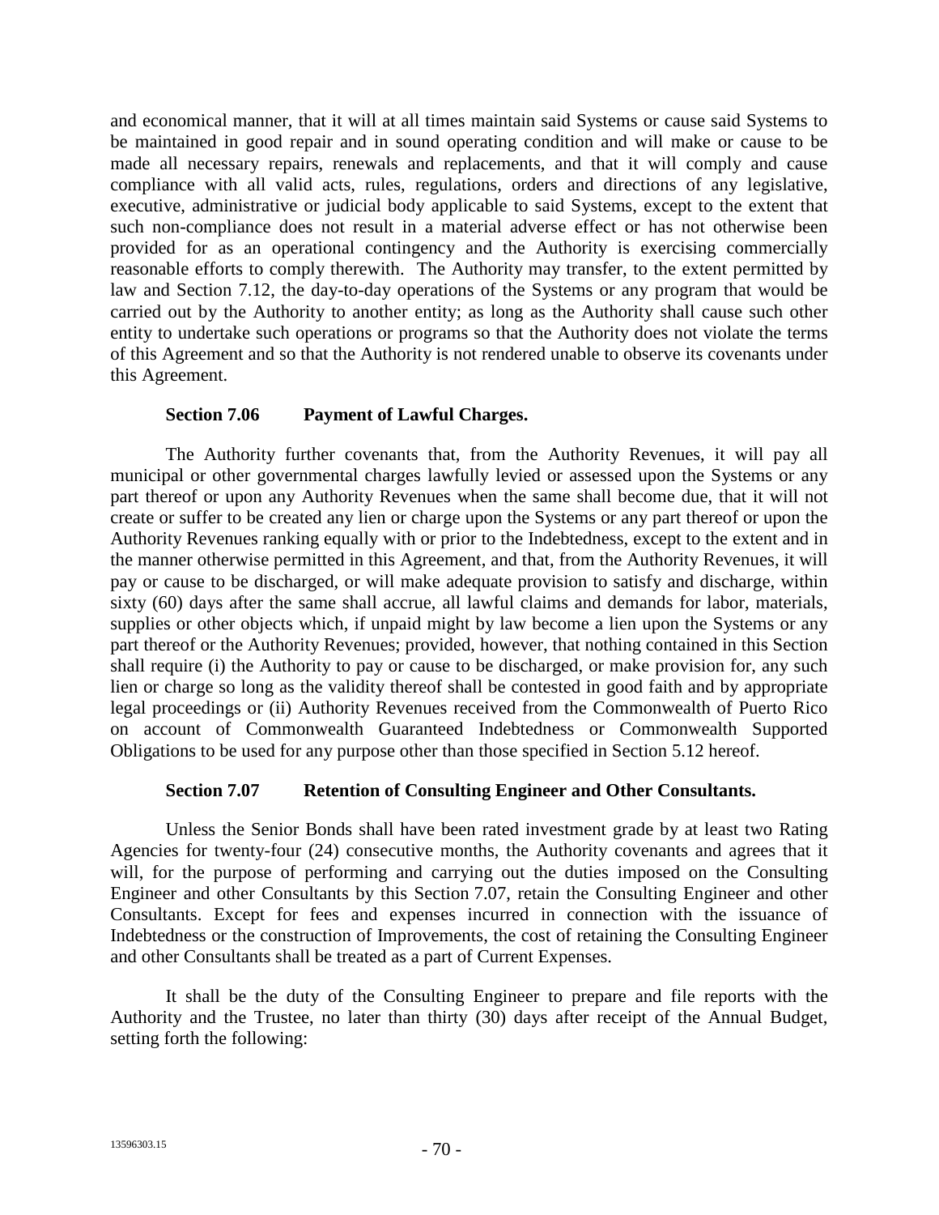and economical manner, that it will at all times maintain said Systems or cause said Systems to be maintained in good repair and in sound operating condition and will make or cause to be made all necessary repairs, renewals and replacements, and that it will comply and cause compliance with all valid acts, rules, regulations, orders and directions of any legislative, executive, administrative or judicial body applicable to said Systems, except to the extent that such non-compliance does not result in a material adverse effect or has not otherwise been provided for as an operational contingency and the Authority is exercising commercially reasonable efforts to comply therewith. The Authority may transfer, to the extent permitted by law and Section 7.12, the day-to-day operations of the Systems or any program that would be carried out by the Authority to another entity; as long as the Authority shall cause such other entity to undertake such operations or programs so that the Authority does not violate the terms of this Agreement and so that the Authority is not rendered unable to observe its covenants under this Agreement.

**Section 7.06 Payment of Lawful Charges.**

The Authority further covenants that, from the Authority Revenues, it will pay all municipal or other governmental charges lawfully levied or assessed upon the Systems or any part thereof or upon any Authority Revenues when the same shall become due, that it will not create or suffer to be created any lien or charge upon the Systems or any part thereof or upon the Authority Revenues ranking equally with or prior to the Indebtedness, except to the extent and in the manner otherwise permitted in this Agreement, and that, from the Authority Revenues, it will pay or cause to be discharged, or will make adequate provision to satisfy and discharge, within sixty (60) days after the same shall accrue, all lawful claims and demands for labor, materials, supplies or other objects which, if unpaid might by law become a lien upon the Systems or any part thereof or the Authority Revenues; provided, however, that nothing contained in this Section shall require (i) the Authority to pay or cause to be discharged, or make provision for, any such lien or charge so long as the validity thereof shall be contested in good faith and by appropriate legal proceedings or (ii) Authority Revenues received from the Commonwealth of Puerto Rico on account of Commonwealth Guaranteed Indebtedness or Commonwealth Supported Obligations to be used for any purpose other than those specified in Section 5.12 hereof.

**Section 7.07 Retention of Consulting Engineer and Other Consultants.**

Unless the Senior Bonds shall have been rated investment grade by at least two Rating Agencies for twenty-four (24) consecutive months, the Authority covenants and agrees that it will, for the purpose of performing and carrying out the duties imposed on the Consulting Engineer and other Consultants by this Section 7.07, retain the Consulting Engineer and other Consultants. Except for fees and expenses incurred in connection with the issuance of Indebtedness or the construction of Improvements, the cost of retaining the Consulting Engineer and other Consultants shall be treated as a part of Current Expenses.

It shall be the duty of the Consulting Engineer to prepare and file reports with the Authority and the Trustee, no later than thirty (30) days after receipt of the Annual Budget, setting forth the following: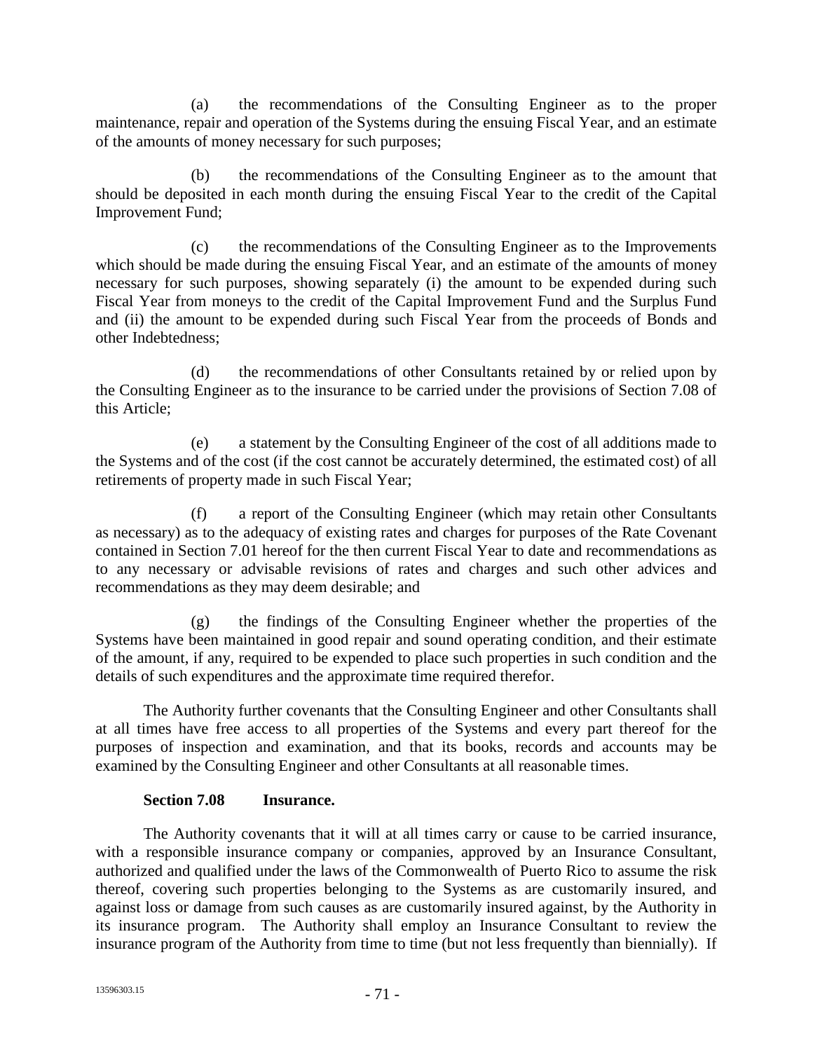(a) the recommendations of the Consulting Engineer as to the proper maintenance, repair and operation of the Systems during the ensuing Fiscal Year, and an estimate of the amounts of money necessary for such purposes;

(b) the recommendations of the Consulting Engineer as to the amount that should be deposited in each month during the ensuing Fiscal Year to the credit of the Capital Improvement Fund;

(c) the recommendations of the Consulting Engineer as to the Improvements which should be made during the ensuing Fiscal Year, and an estimate of the amounts of money necessary for such purposes, showing separately (i) the amount to be expended during such Fiscal Year from moneys to the credit of the Capital Improvement Fund and the Surplus Fund and (ii) the amount to be expended during such Fiscal Year from the proceeds of Bonds and other Indebtedness;

(d) the recommendations of other Consultants retained by or relied upon by the Consulting Engineer as to the insurance to be carried under the provisions of Section 7.08 of this Article;

(e) a statement by the Consulting Engineer of the cost of all additions made to the Systems and of the cost (if the cost cannot be accurately determined, the estimated cost) of all retirements of property made in such Fiscal Year;

(f) a report of the Consulting Engineer (which may retain other Consultants as necessary) as to the adequacy of existing rates and charges for purposes of the Rate Covenant contained in Section 7.01 hereof for the then current Fiscal Year to date and recommendations as to any necessary or advisable revisions of rates and charges and such other advices and recommendations as they may deem desirable; and

(g) the findings of the Consulting Engineer whether the properties of the Systems have been maintained in good repair and sound operating condition, and their estimate of the amount, if any, required to be expended to place such properties in such condition and the details of such expenditures and the approximate time required therefor.

The Authority further covenants that the Consulting Engineer and other Consultants shall at all times have free access to all properties of the Systems and every part thereof for the purposes of inspection and examination, and that its books, records and accounts may be examined by the Consulting Engineer and other Consultants at all reasonable times.

**Section 7.08 Insurance.**

The Authority covenants that it will at all times carry or cause to be carried insurance, with a responsible insurance company or companies, approved by an Insurance Consultant, authorized and qualified under the laws of the Commonwealth of Puerto Rico to assume the risk thereof, covering such properties belonging to the Systems as are customarily insured, and against loss or damage from such causes as are customarily insured against, by the Authority in its insurance program. The Authority shall employ an Insurance Consultant to review the insurance program of the Authority from time to time (but not less frequently than biennially). If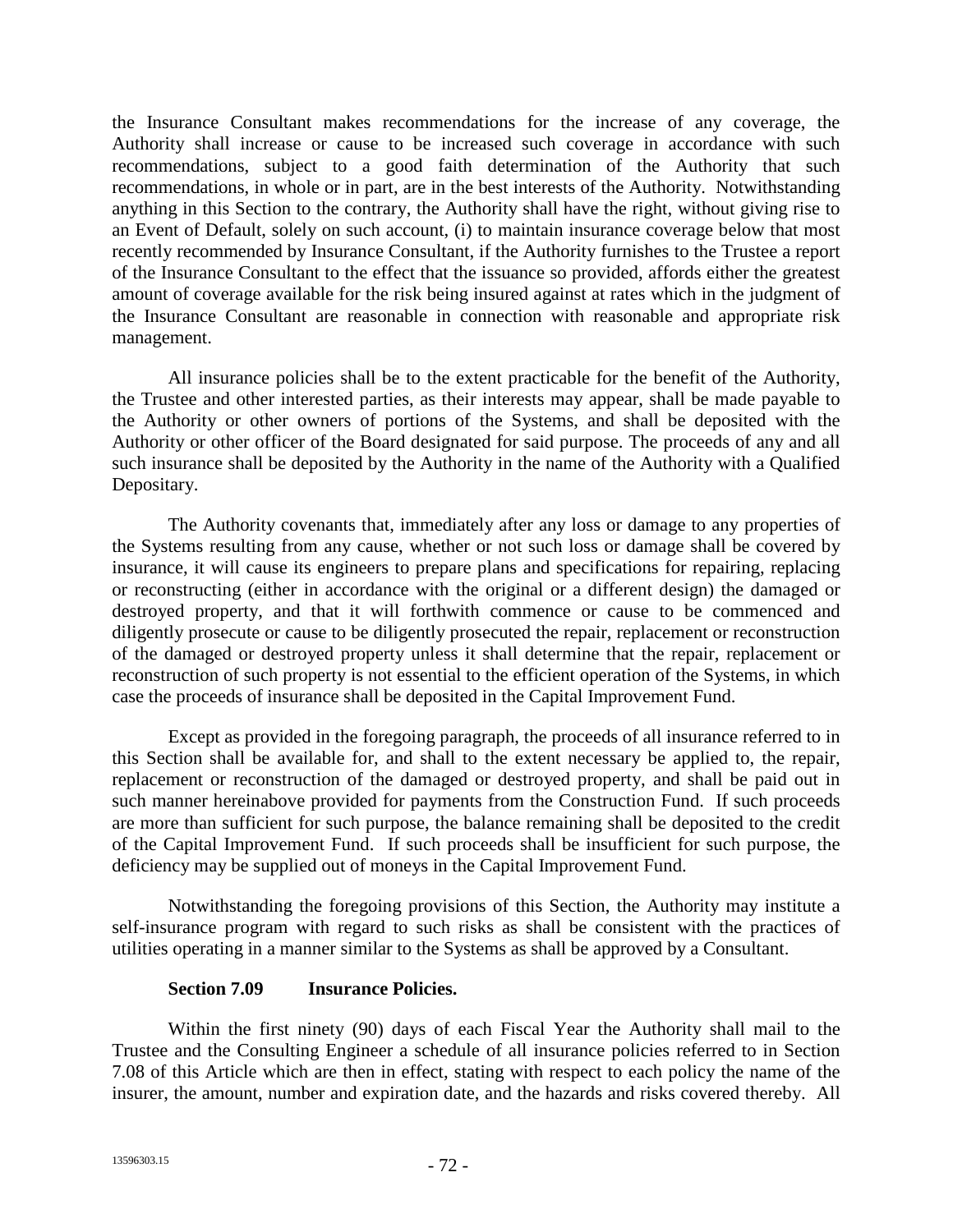the Insurance Consultant makes recommendations for the increase of any coverage, the Authority shall increase or cause to be increased such coverage in accordance with such recommendations, subject to a good faith determination of the Authority that such recommendations, in whole or in part, are in the best interests of the Authority. Notwithstanding anything in this Section to the contrary, the Authority shall have the right, without giving rise to an Event of Default, solely on such account, (i) to maintain insurance coverage below that most recently recommended by Insurance Consultant, if the Authority furnishes to the Trustee a report of the Insurance Consultant to the effect that the issuance so provided, affords either the greatest amount of coverage available for the risk being insured against at rates which in the judgment of the Insurance Consultant are reasonable in connection with reasonable and appropriate risk management.

All insurance policies shall be to the extent practicable for the benefit of the Authority, the Trustee and other interested parties, as their interests may appear, shall be made payable to the Authority or other owners of portions of the Systems, and shall be deposited with the Authority or other officer of the Board designated for said purpose. The proceeds of any and all such insurance shall be deposited by the Authority in the name of the Authority with a Qualified Depositary.

The Authority covenants that, immediately after any loss or damage to any properties of the Systems resulting from any cause, whether or not such loss or damage shall be covered by insurance, it will cause its engineers to prepare plans and specifications for repairing, replacing or reconstructing (either in accordance with the original or a different design) the damaged or destroyed property, and that it will forthwith commence or cause to be commenced and diligently prosecute or cause to be diligently prosecuted the repair, replacement or reconstruction of the damaged or destroyed property unless it shall determine that the repair, replacement or reconstruction of such property is not essential to the efficient operation of the Systems, in which case the proceeds of insurance shall be deposited in the Capital Improvement Fund.

Except as provided in the foregoing paragraph, the proceeds of all insurance referred to in this Section shall be available for, and shall to the extent necessary be applied to, the repair, replacement or reconstruction of the damaged or destroyed property, and shall be paid out in such manner hereinabove provided for payments from the Construction Fund. If such proceeds are more than sufficient for such purpose, the balance remaining shall be deposited to the credit of the Capital Improvement Fund. If such proceeds shall be insufficient for such purpose, the deficiency may be supplied out of moneys in the Capital Improvement Fund.

Notwithstanding the foregoing provisions of this Section, the Authority may institute a self-insurance program with regard to such risks as shall be consistent with the practices of utilities operating in a manner similar to the Systems as shall be approved by a Consultant.

**Section 7.09 Insurance Policies.**

Within the first ninety (90) days of each Fiscal Year the Authority shall mail to the Trustee and the Consulting Engineer a schedule of all insurance policies referred to in Section 7.08 of this Article which are then in effect, stating with respect to each policy the name of the insurer, the amount, number and expiration date, and the hazards and risks covered thereby. All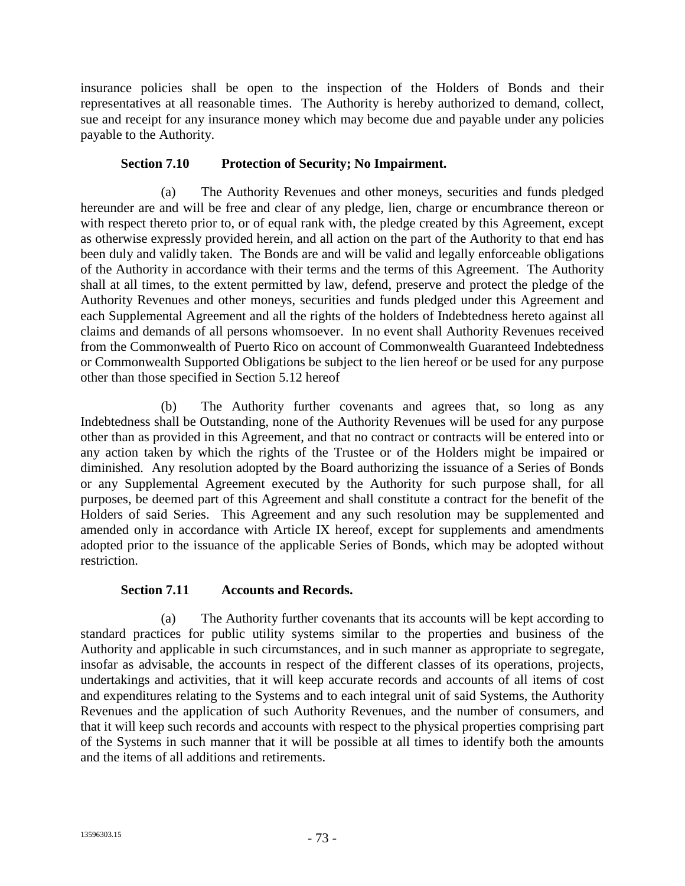insurance policies shall be open to the inspection of the Holders of Bonds and their representatives at all reasonable times. The Authority is hereby authorized to demand, collect, sue and receipt for any insurance money which may become due and payable under any policies payable to the Authority.

**Section 7.10 Protection of Security; No Impairment.**

(a) The Authority Revenues and other moneys, securities and funds pledged hereunder are and will be free and clear of any pledge, lien, charge or encumbrance thereon or with respect thereto prior to, or of equal rank with, the pledge created by this Agreement, except as otherwise expressly provided herein, and all action on the part of the Authority to that end has been duly and validly taken. The Bonds are and will be valid and legally enforceable obligations of the Authority in accordance with their terms and the terms of this Agreement. The Authority shall at all times, to the extent permitted by law, defend, preserve and protect the pledge of the Authority Revenues and other moneys, securities and funds pledged under this Agreement and each Supplemental Agreement and all the rights of the holders of Indebtedness hereto against all claims and demands of all persons whomsoever. In no event shall Authority Revenues received from the Commonwealth of Puerto Rico on account of Commonwealth Guaranteed Indebtedness or Commonwealth Supported Obligations be subject to the lien hereof or be used for any purpose other than those specified in Section 5.12 hereof

(b) The Authority further covenants and agrees that, so long as any Indebtedness shall be Outstanding, none of the Authority Revenues will be used for any purpose other than as provided in this Agreement, and that no contract or contracts will be entered into or any action taken by which the rights of the Trustee or of the Holders might be impaired or diminished. Any resolution adopted by the Board authorizing the issuance of a Series of Bonds or any Supplemental Agreement executed by the Authority for such purpose shall, for all purposes, be deemed part of this Agreement and shall constitute a contract for the benefit of the Holders of said Series. This Agreement and any such resolution may be supplemented and amended only in accordance with Article IX hereof, except for supplements and amendments adopted prior to the issuance of the applicable Series of Bonds, which may be adopted without restriction.

**Section 7.11 Accounts and Records.**

(a) The Authority further covenants that its accounts will be kept according to standard practices for public utility systems similar to the properties and business of the Authority and applicable in such circumstances, and in such manner as appropriate to segregate, insofar as advisable, the accounts in respect of the different classes of its operations, projects, undertakings and activities, that it will keep accurate records and accounts of all items of cost and expenditures relating to the Systems and to each integral unit of said Systems, the Authority Revenues and the application of such Authority Revenues, and the number of consumers, and that it will keep such records and accounts with respect to the physical properties comprising part of the Systems in such manner that it will be possible at all times to identify both the amounts and the items of all additions and retirements.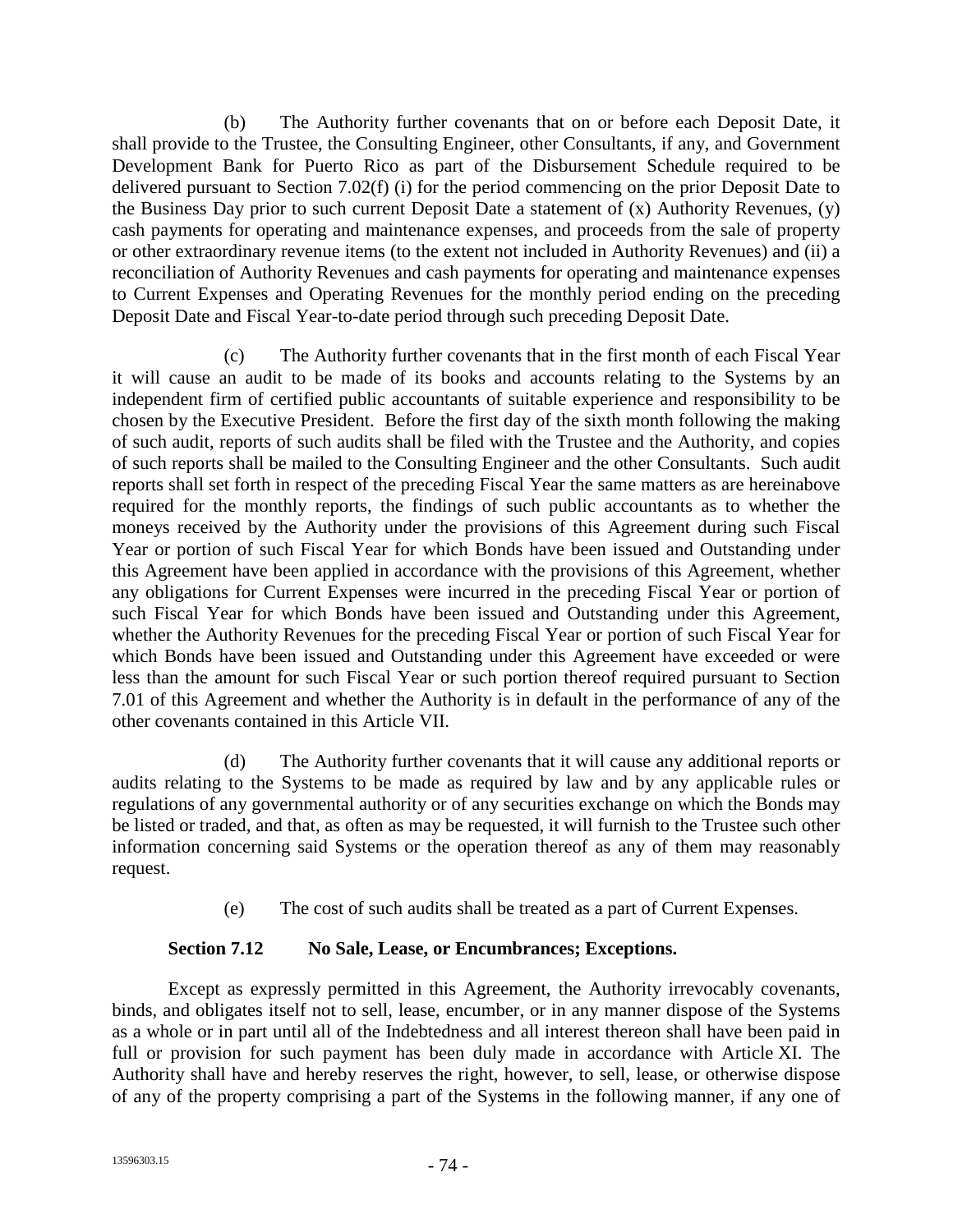(b) The Authority further covenants that on or before each Deposit Date, it shall provide to the Trustee, the Consulting Engineer, other Consultants, if any, and Government Development Bank for Puerto Rico as part of the Disbursement Schedule required to be delivered pursuant to Section 7.02(f) (i) for the period commencing on the prior Deposit Date to the Business Day prior to such current Deposit Date a statement of (x) Authority Revenues, (y) cash payments for operating and maintenance expenses, and proceeds from the sale of property or other extraordinary revenue items (to the extent not included in Authority Revenues) and (ii) a reconciliation of Authority Revenues and cash payments for operating and maintenance expenses to Current Expenses and Operating Revenues for the monthly period ending on the preceding Deposit Date and Fiscal Year-to-date period through such preceding Deposit Date.

(c) The Authority further covenants that in the first month of each Fiscal Year it will cause an audit to be made of its books and accounts relating to the Systems by an independent firm of certified public accountants of suitable experience and responsibility to be chosen by the Executive President. Before the first day of the sixth month following the making of such audit, reports of such audits shall be filed with the Trustee and the Authority, and copies of such reports shall be mailed to the Consulting Engineer and the other Consultants. Such audit reports shall set forth in respect of the preceding Fiscal Year the same matters as are hereinabove required for the monthly reports, the findings of such public accountants as to whether the moneys received by the Authority under the provisions of this Agreement during such Fiscal Year or portion of such Fiscal Year for which Bonds have been issued and Outstanding under this Agreement have been applied in accordance with the provisions of this Agreement, whether any obligations for Current Expenses were incurred in the preceding Fiscal Year or portion of such Fiscal Year for which Bonds have been issued and Outstanding under this Agreement, whether the Authority Revenues for the preceding Fiscal Year or portion of such Fiscal Year for which Bonds have been issued and Outstanding under this Agreement have exceeded or were less than the amount for such Fiscal Year or such portion thereof required pursuant to Section 7.01 of this Agreement and whether the Authority is in default in the performance of any of the other covenants contained in this Article VII.

(d) The Authority further covenants that it will cause any additional reports or audits relating to the Systems to be made as required by law and by any applicable rules or regulations of any governmental authority or of any securities exchange on which the Bonds may be listed or traded, and that, as often as may be requested, it will furnish to the Trustee such other information concerning said Systems or the operation thereof as any of them may reasonably request.

(e) The cost of such audits shall be treated as a part of Current Expenses.

### Section 7.12 No Sale, Lease, or Encumbrances; Exceptions.

Except as expressly permitted in this Agreement, the Authority irrevocably covenants, binds, and obligates itself not to sell, lease, encumber, or in any manner dispose of the Systems as a whole or in part until all of the Indebtedness and all interest thereon shall have been paid in full or provision for such payment has been duly made in accordance with Article XI. The Authority shall have and hereby reserves the right, however, to sell, lease, or otherwise dispose of any of the property comprising a part of the Systems in the following manner, if any one of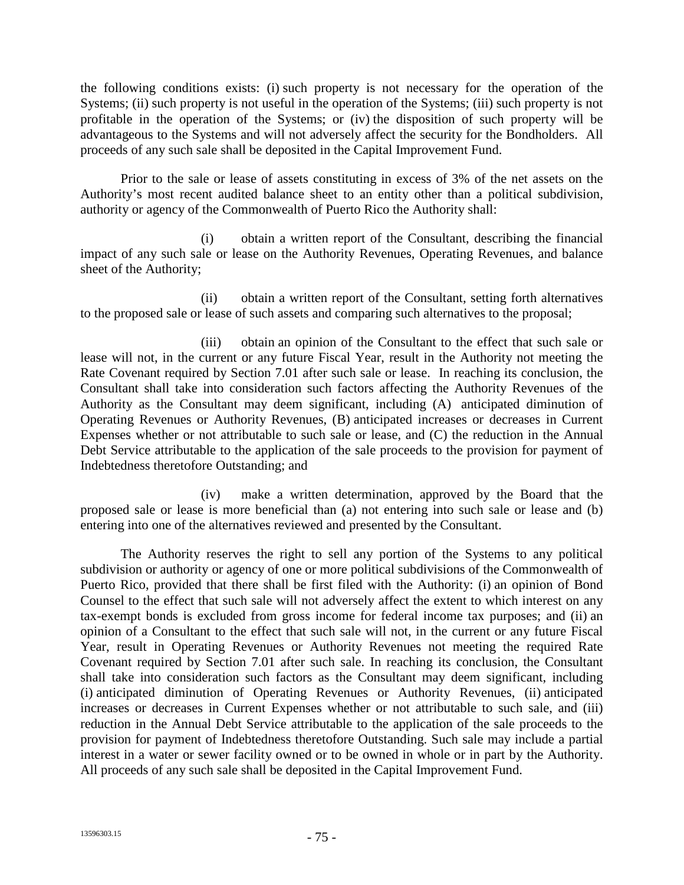the following conditions exists: (i) such property is not necessary for the operation of the Systems; (ii) such property is not useful in the operation of the Systems; (iii) such property is not profitable in the operation of the Systems; or (iv) the disposition of such property will be advantageous to the Systems and will not adversely affect the security for the Bondholders. All proceeds of any such sale shall be deposited in the Capital Improvement Fund.

Prior to the sale or lease of assets constituting in excess of 3% of the net assets on the Authority's most recent audited balance sheet to an entity other than a political subdivision, authority or agency of the Commonwealth of Puerto Rico the Authority shall:

(i) obtain a written report of the Consultant, describing the financial impact of any such sale or lease on the Authority Revenues, Operating Revenues, and balance sheet of the Authority;

(ii) obtain a written report of the Consultant, setting forth alternatives to the proposed sale or lease of such assets and comparing such alternatives to the proposal;

(iii) obtain an opinion of the Consultant to the effect that such sale or lease will not, in the current or any future Fiscal Year, result in the Authority not meeting the Rate Covenant required by Section 7.01 after such sale or lease. In reaching its conclusion, the Consultant shall take into consideration such factors affecting the Authority Revenues of the Authority as the Consultant may deem significant, including (A) anticipated diminution of Operating Revenues or Authority Revenues, (B) anticipated increases or decreases in Current Expenses whether or not attributable to such sale or lease, and (C) the reduction in the Annual Debt Service attributable to the application of the sale proceeds to the provision for payment of Indebtedness theretofore Outstanding; and

(iv) make a written determination, approved by the Board that the proposed sale or lease is more beneficial than (a) not entering into such sale or lease and (b) entering into one of the alternatives reviewed and presented by the Consultant.

The Authority reserves the right to sell any portion of the Systems to any political subdivision or authority or agency of one or more political subdivisions of the Commonwealth of Puerto Rico, provided that there shall be first filed with the Authority: (i) an opinion of Bond Counsel to the effect that such sale will not adversely affect the extent to which interest on any tax-exempt bonds is excluded from gross income for federal income tax purposes; and (ii) an opinion of a Consultant to the effect that such sale will not, in the current or any future Fiscal Year, result in Operating Revenues or Authority Revenues not meeting the required Rate Covenant required by Section 7.01 after such sale. In reaching its conclusion, the Consultant shall take into consideration such factors as the Consultant may deem significant, including (i) anticipated diminution of Operating Revenues or Authority Revenues, (ii) anticipated increases or decreases in Current Expenses whether or not attributable to such sale, and (iii) reduction in the Annual Debt Service attributable to the application of the sale proceeds to the provision for payment of Indebtedness theretofore Outstanding. Such sale may include a partial interest in a water or sewer facility owned or to be owned in whole or in part by the Authority. All proceeds of any such sale shall be deposited in the Capital Improvement Fund.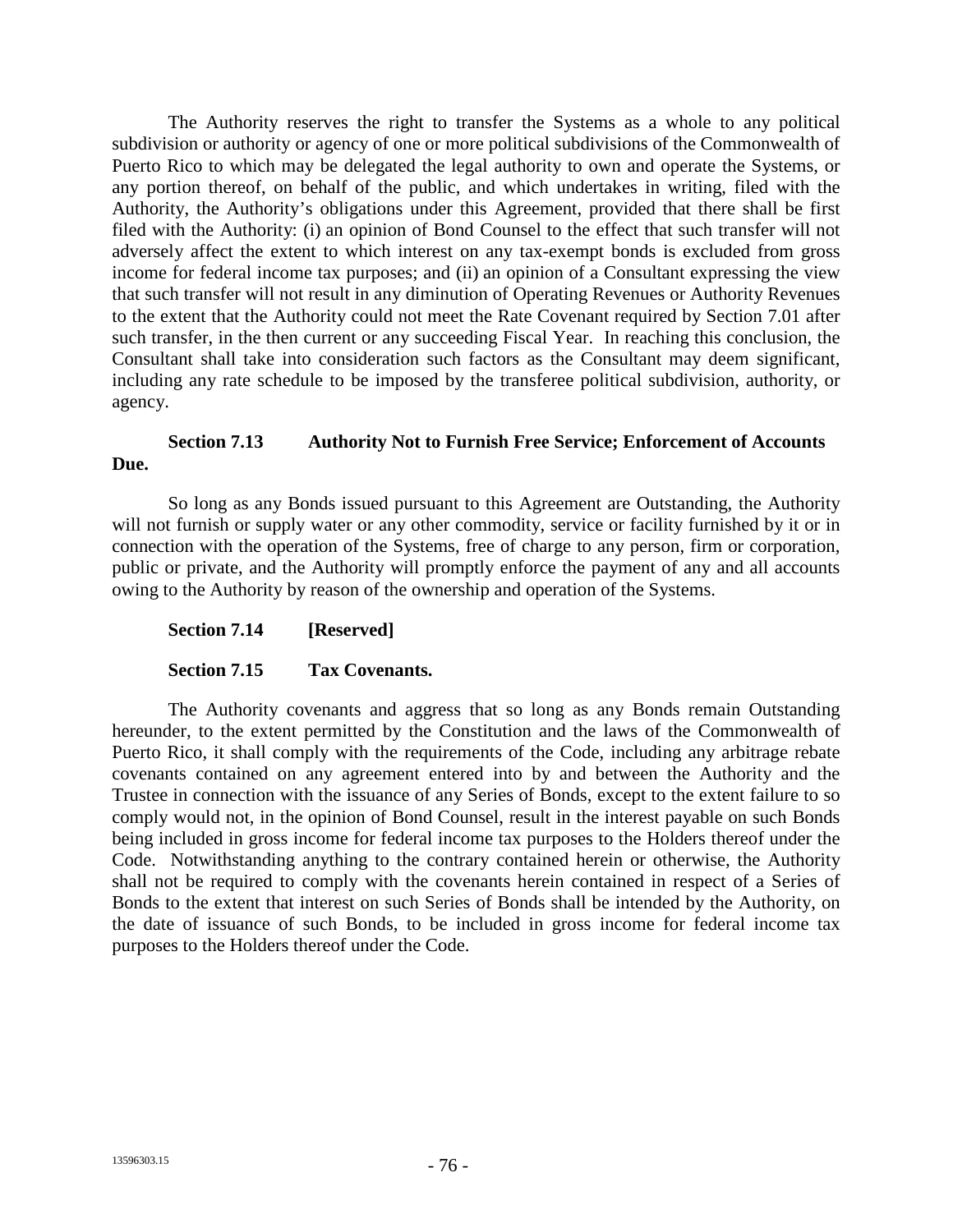The Authority reserves the right to transfer the Systems as a whole to any political subdivision or authority or agency of one or more political subdivisions of the Commonwealth of Puerto Rico to which may be delegated the legal authority to own and operate the Systems, or any portion thereof, on behalf of the public, and which undertakes in writing, filed with the Authority, the Authority's obligations under this Agreement, provided that there shall be first filed with the Authority: (i) an opinion of Bond Counsel to the effect that such transfer will not adversely affect the extent to which interest on any tax-exempt bonds is excluded from gross income for federal income tax purposes; and (ii) an opinion of a Consultant expressing the view that such transfer will not result in any diminution of Operating Revenues or Authority Revenues to the extent that the Authority could not meet the Rate Covenant required by Section 7.01 after such transfer, in the then current or any succeeding Fiscal Year. In reaching this conclusion, the Consultant shall take into consideration such factors as the Consultant may deem significant, including any rate schedule to be imposed by the transferee political subdivision, authority, or agency.

**Section 7.13 Authority Not to Furnish Free Service; Enforcement of Accounts Due.**

So long as any Bonds issued pursuant to this Agreement are Outstanding, the Authority will not furnish or supply water or any other commodity, service or facility furnished by it or in connection with the operation of the Systems, free of charge to any person, firm or corporation, public or private, and the Authority will promptly enforce the payment of any and all accounts owing to the Authority by reason of the ownership and operation of the Systems.

**Section 7.14 [Reserved]**

**Section 7.15 Tax Covenants.**

The Authority covenants and aggress that so long as any Bonds remain Outstanding hereunder, to the extent permitted by the Constitution and the laws of the Commonwealth of Puerto Rico, it shall comply with the requirements of the Code, including any arbitrage rebate covenants contained on any agreement entered into by and between the Authority and the Trustee in connection with the issuance of any Series of Bonds, except to the extent failure to so comply would not, in the opinion of Bond Counsel, result in the interest payable on such Bonds being included in gross income for federal income tax purposes to the Holders thereof under the Code. Notwithstanding anything to the contrary contained herein or otherwise, the Authority shall not be required to comply with the covenants herein contained in respect of a Series of Bonds to the extent that interest on such Series of Bonds shall be intended by the Authority, on the date of issuance of such Bonds, to be included in gross income for federal income tax purposes to the Holders thereof under the Code.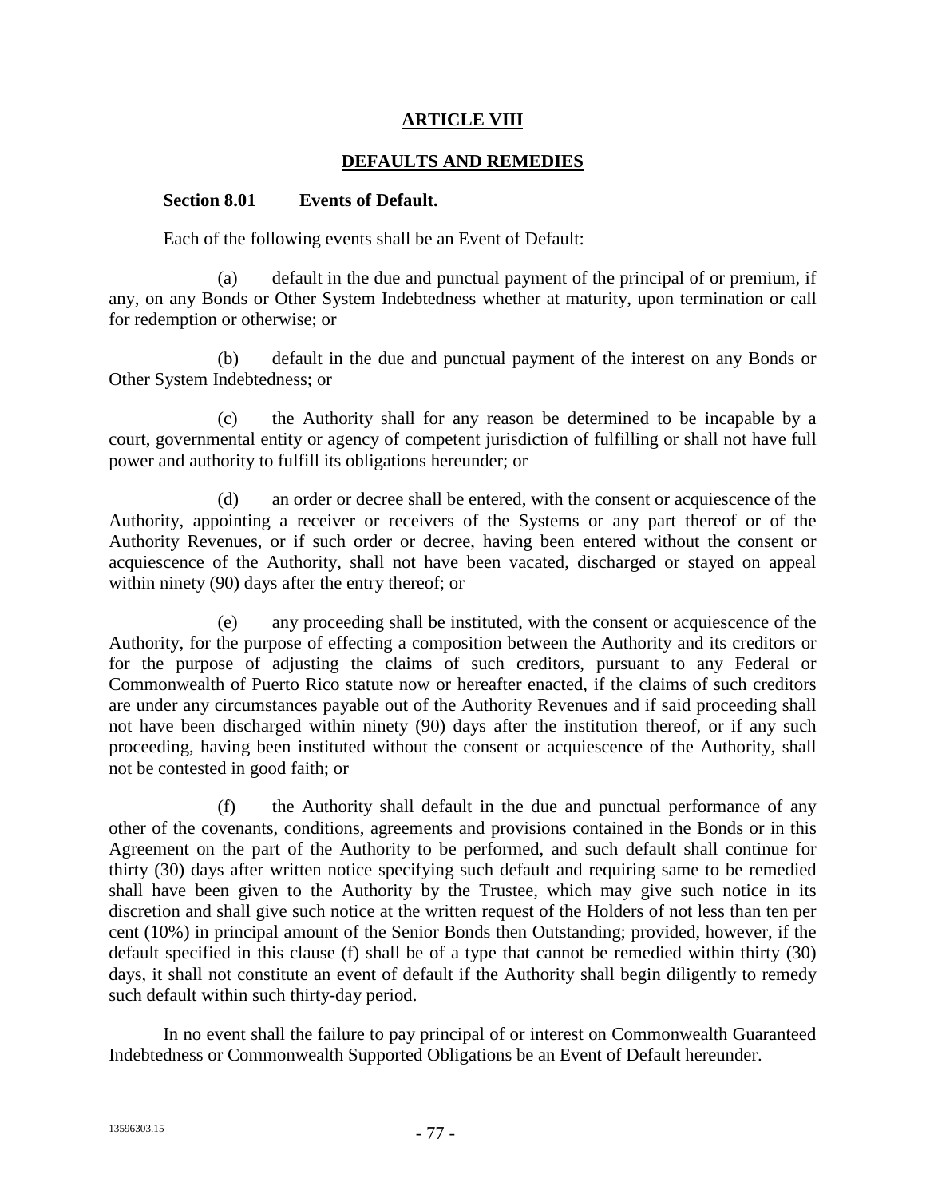# ARTICLE VIII

## DEFAULTS AND REMEDIES

### Section 8.01 Events of Default.

Each of the following events shall be an Event of Default:

(a) default in the due and punctual payment of the principal of or premium, if any, on any Bonds or Other System Indebtedness whether at maturity, upon termination or call for redemption or otherwise; or

(b) default in the due and punctual payment of the interest on any Bonds or Other System Indebtedness; or

(c) the Authority shall for any reason be determined to be incapable by a court, governmental entity or agency of competent jurisdiction of fulfilling or shall not have full power and authority to fulfill its obligations hereunder; or

(d) an order or decree shall be entered, with the consent or acquiescence of the Authority, appointing a receiver or receivers of the Systems or any part thereof or of the Authority Revenues, or if such order or decree, having been entered without the consent or acquiescence of the Authority, shall not have been vacated, discharged or stayed on appeal within ninety (90) days after the entry thereof; or

(e) any proceeding shall be instituted, with the consent or acquiescence of the Authority, for the purpose of effecting a composition between the Authority and its creditors or for the purpose of adjusting the claims of such creditors, pursuant to any Federal or Commonwealth of Puerto Rico statute now or hereafter enacted, if the claims of such creditors are under any circumstances payable out of the Authority Revenues and if said proceeding shall not have been discharged within ninety (90) days after the institution thereof, or if any such proceeding, having been instituted without the consent or acquiescence of the Authority, shall not be contested in good faith; or

(f) the Authority shall default in the due and punctual performance of any other of the covenants, conditions, agreements and provisions contained in the Bonds or in this Agreement on the part of the Authority to be performed, and such default shall continue for thirty (30) days after written notice specifying such default and requiring same to be remedied shall have been given to the Authority by the Trustee, which may give such notice in its discretion and shall give such notice at the written request of the Holders of not less than ten per cent (10%) in principal amount of the Senior Bonds then Outstanding; provided, however, if the default specified in this clause (f) shall be of a type that cannot be remedied within thirty (30) days, it shall not constitute an event of default if the Authority shall begin diligently to remedy such default within such thirty-day period.

In no event shall the failure to pay principal of or interest on Commonwealth Guaranteed Indebtedness or Commonwealth Supported Obligations be an Event of Default hereunder.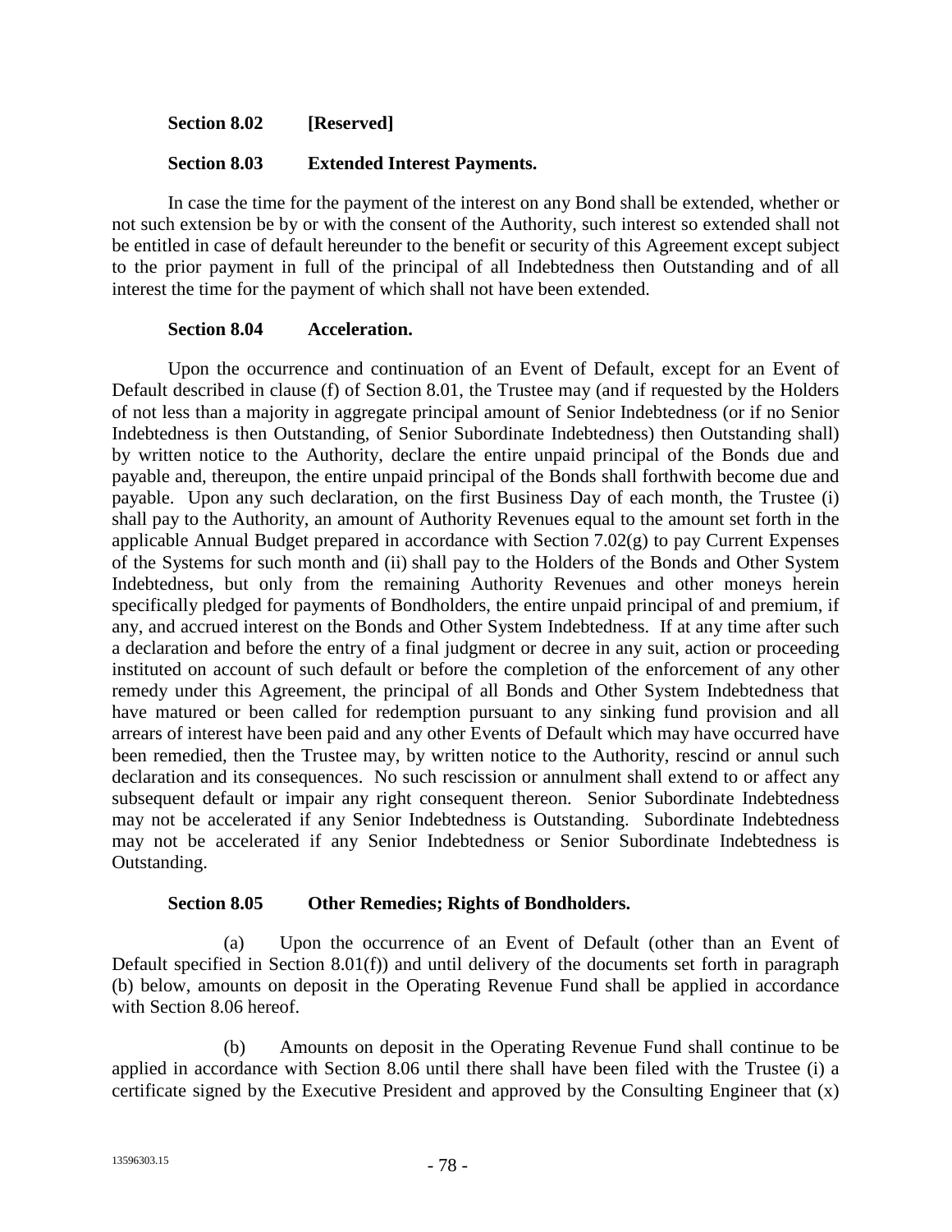**Section 8.02 [Reserved]**

**Section 8.03 Extended Interest Payments.**

In case the time for the payment of the interest on any Bond shall be extended, whether or not such extension be by or with the consent of the Authority, such interest so extended shall not be entitled in case of default hereunder to the benefit or security of this Agreement except subject to the prior payment in full of the principal of all Indebtedness then Outstanding and of all interest the time for the payment of which shall not have been extended.

**Section 8.04 Acceleration.**

Upon the occurrence and continuation of an Event of Default, except for an Event of Default described in clause (f) of Section 8.01, the Trustee may (and if requested by the Holders of not less than a majority in aggregate principal amount of Senior Indebtedness (or if no Senior Indebtedness is then Outstanding, of Senior Subordinate Indebtedness) then Outstanding shall) by written notice to the Authority, declare the entire unpaid principal of the Bonds due and payable and, thereupon, the entire unpaid principal of the Bonds shall forthwith become due and payable. Upon any such declaration, on the first Business Day of each month, the Trustee (i) shall pay to the Authority, an amount of Authority Revenues equal to the amount set forth in the applicable Annual Budget prepared in accordance with Section 7.02(g) to pay Current Expenses of the Systems for such month and (ii) shall pay to the Holders of the Bonds and Other System Indebtedness, but only from the remaining Authority Revenues and other moneys herein specifically pledged for payments of Bondholders, the entire unpaid principal of and premium, if any, and accrued interest on the Bonds and Other System Indebtedness. If at any time after such a declaration and before the entry of a final judgment or decree in any suit, action or proceeding instituted on account of such default or before the completion of the enforcement of any other remedy under this Agreement, the principal of all Bonds and Other System Indebtedness that have matured or been called for redemption pursuant to any sinking fund provision and all arrears of interest have been paid and any other Events of Default which may have occurred have been remedied, then the Trustee may, by written notice to the Authority, rescind or annul such declaration and its consequences. No such rescission or annulment shall extend to or affect any subsequent default or impair any right consequent thereon. Senior Subordinate Indebtedness may not be accelerated if any Senior Indebtedness is Outstanding. Subordinate Indebtedness may not be accelerated if any Senior Indebtedness or Senior Subordinate Indebtedness is Outstanding.

**Section 8.05 Other Remedies; Rights of Bondholders.**

(a) Upon the occurrence of an Event of Default (other than an Event of Default specified in Section 8.01(f)) and until delivery of the documents set forth in paragraph (b) below, amounts on deposit in the Operating Revenue Fund shall be applied in accordance with Section 8.06 hereof.

(b) Amounts on deposit in the Operating Revenue Fund shall continue to be applied in accordance with Section 8.06 until there shall have been filed with the Trustee (i) a certificate signed by the Executive President and approved by the Consulting Engineer that (x)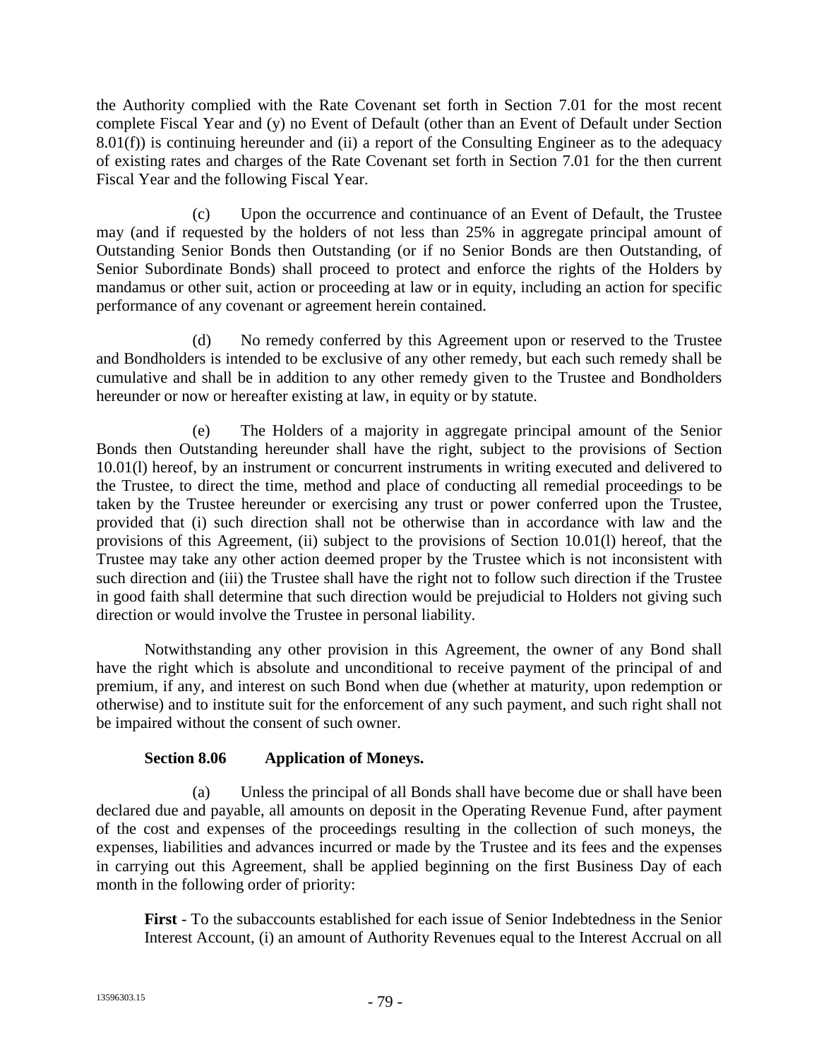the Authority complied with the Rate Covenant set forth in Section 7.01 for the most recent complete Fiscal Year and (y) no Event of Default (other than an Event of Default under Section 8.01(f)) is continuing hereunder and (ii) a report of the Consulting Engineer as to the adequacy of existing rates and charges of the Rate Covenant set forth in Section 7.01 for the then current Fiscal Year and the following Fiscal Year.

(c) Upon the occurrence and continuance of an Event of Default, the Trustee may (and if requested by the holders of not less than 25% in aggregate principal amount of Outstanding Senior Bonds then Outstanding (or if no Senior Bonds are then Outstanding, of Senior Subordinate Bonds) shall proceed to protect and enforce the rights of the Holders by mandamus or other suit, action or proceeding at law or in equity, including an action for specific performance of any covenant or agreement herein contained.

(d) No remedy conferred by this Agreement upon or reserved to the Trustee and Bondholders is intended to be exclusive of any other remedy, but each such remedy shall be cumulative and shall be in addition to any other remedy given to the Trustee and Bondholders hereunder or now or hereafter existing at law, in equity or by statute.

(e) The Holders of a majority in aggregate principal amount of the Senior Bonds then Outstanding hereunder shall have the right, subject to the provisions of Section 10.01(l) hereof, by an instrument or concurrent instruments in writing executed and delivered to the Trustee, to direct the time, method and place of conducting all remedial proceedings to be taken by the Trustee hereunder or exercising any trust or power conferred upon the Trustee, provided that (i) such direction shall not be otherwise than in accordance with law and the provisions of this Agreement, (ii) subject to the provisions of Section 10.01(l) hereof, that the Trustee may take any other action deemed proper by the Trustee which is not inconsistent with such direction and (iii) the Trustee shall have the right not to follow such direction if the Trustee in good faith shall determine that such direction would be prejudicial to Holders not giving such direction or would involve the Trustee in personal liability.

Notwithstanding any other provision in this Agreement, the owner of any Bond shall have the right which is absolute and unconditional to receive payment of the principal of and premium, if any, and interest on such Bond when due (whether at maturity, upon redemption or otherwise) and to institute suit for the enforcement of any such payment, and such right shall not be impaired without the consent of such owner.

**Section 8.06 Application of Moneys.**

(a) Unless the principal of all Bonds shall have become due or shall have been declared due and payable, all amounts on deposit in the Operating Revenue Fund, after payment of the cost and expenses of the proceedings resulting in the collection of such moneys, the expenses, liabilities and advances incurred or made by the Trustee and its fees and the expenses in carrying out this Agreement, shall be applied beginning on the first Business Day of each month in the following order of priority:

**First** - To the subaccounts established for each issue of Senior Indebtedness in the Senior Interest Account, (i) an amount of Authority Revenues equal to the Interest Accrual on all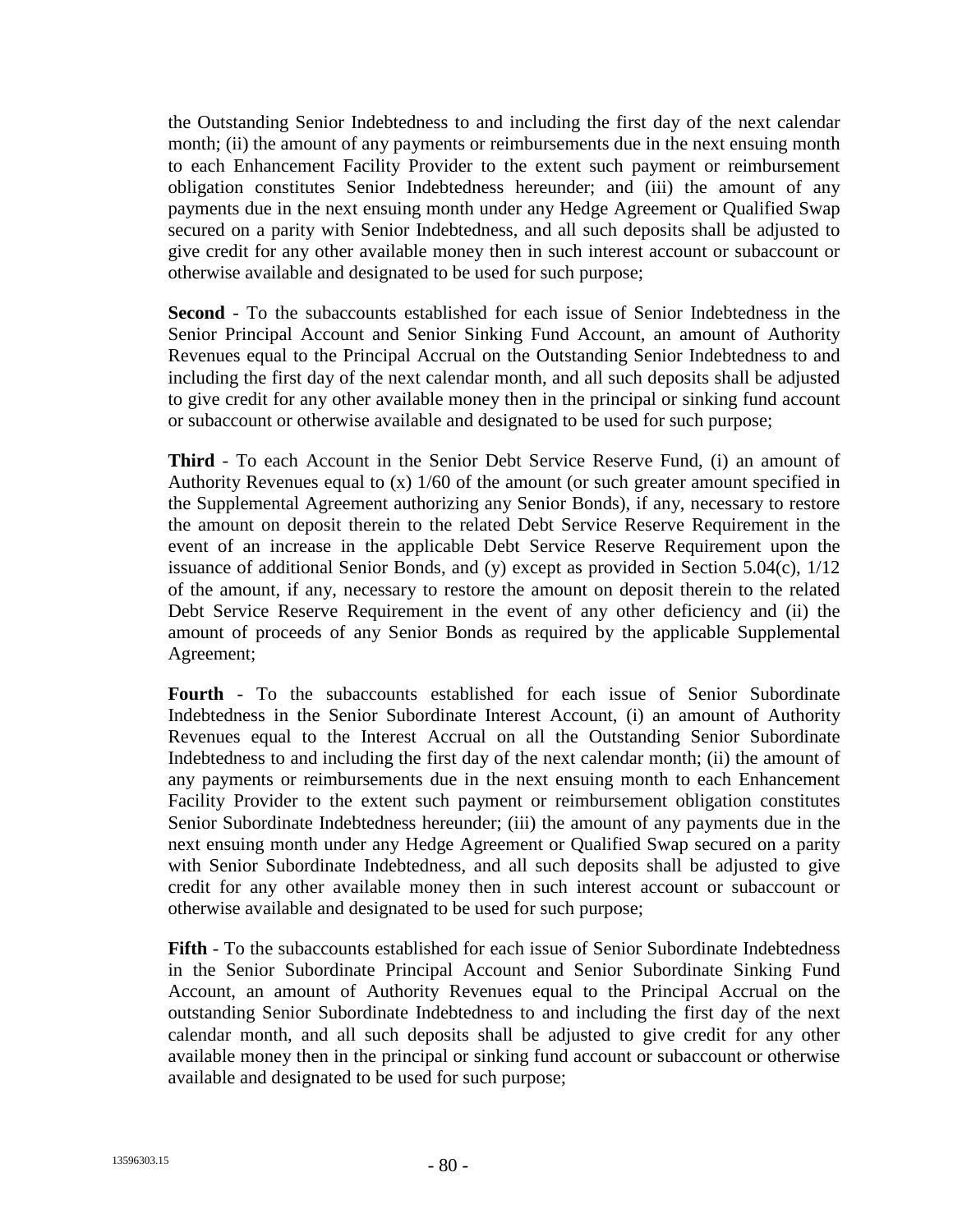the Outstanding Senior Indebtedness to and including the first day of the next calendar month; (ii) the amount of any payments or reimbursements due in the next ensuing month to each Enhancement Facility Provider to the extent such payment or reimbursement obligation constitutes Senior Indebtedness hereunder; and (iii) the amount of any payments due in the next ensuing month under any Hedge Agreement or Qualified Swap secured on a parity with Senior Indebtedness, and all such deposits shall be adjusted to give credit for any other available money then in such interest account or subaccount or otherwise available and designated to be used for such purpose;

**Second** - To the subaccounts established for each issue of Senior Indebtedness in the Senior Principal Account and Senior Sinking Fund Account, an amount of Authority Revenues equal to the Principal Accrual on the Outstanding Senior Indebtedness to and including the first day of the next calendar month, and all such deposits shall be adjusted to give credit for any other available money then in the principal or sinking fund account or subaccount or otherwise available and designated to be used for such purpose;

**Third** - To each Account in the Senior Debt Service Reserve Fund, (i) an amount of Authority Revenues equal to (x) 1/60 of the amount (or such greater amount specified in the Supplemental Agreement authorizing any Senior Bonds), if any, necessary to restore the amount on deposit therein to the related Debt Service Reserve Requirement in the event of an increase in the applicable Debt Service Reserve Requirement upon the issuance of additional Senior Bonds, and (y) except as provided in Section 5.04(c), 1/12 of the amount, if any, necessary to restore the amount on deposit therein to the related Debt Service Reserve Requirement in the event of any other deficiency and (ii) the amount of proceeds of any Senior Bonds as required by the applicable Supplemental Agreement;

**Fourth** - To the subaccounts established for each issue of Senior Subordinate Indebtedness in the Senior Subordinate Interest Account, (i) an amount of Authority Revenues equal to the Interest Accrual on all the Outstanding Senior Subordinate Indebtedness to and including the first day of the next calendar month; (ii) the amount of any payments or reimbursements due in the next ensuing month to each Enhancement Facility Provider to the extent such payment or reimbursement obligation constitutes Senior Subordinate Indebtedness hereunder; (iii) the amount of any payments due in the next ensuing month under any Hedge Agreement or Qualified Swap secured on a parity with Senior Subordinate Indebtedness, and all such deposits shall be adjusted to give credit for any other available money then in such interest account or subaccount or otherwise available and designated to be used for such purpose;

**Fifth** - To the subaccounts established for each issue of Senior Subordinate Indebtedness in the Senior Subordinate Principal Account and Senior Subordinate Sinking Fund Account, an amount of Authority Revenues equal to the Principal Accrual on the outstanding Senior Subordinate Indebtedness to and including the first day of the next calendar month, and all such deposits shall be adjusted to give credit for any other available money then in the principal or sinking fund account or subaccount or otherwise available and designated to be used for such purpose;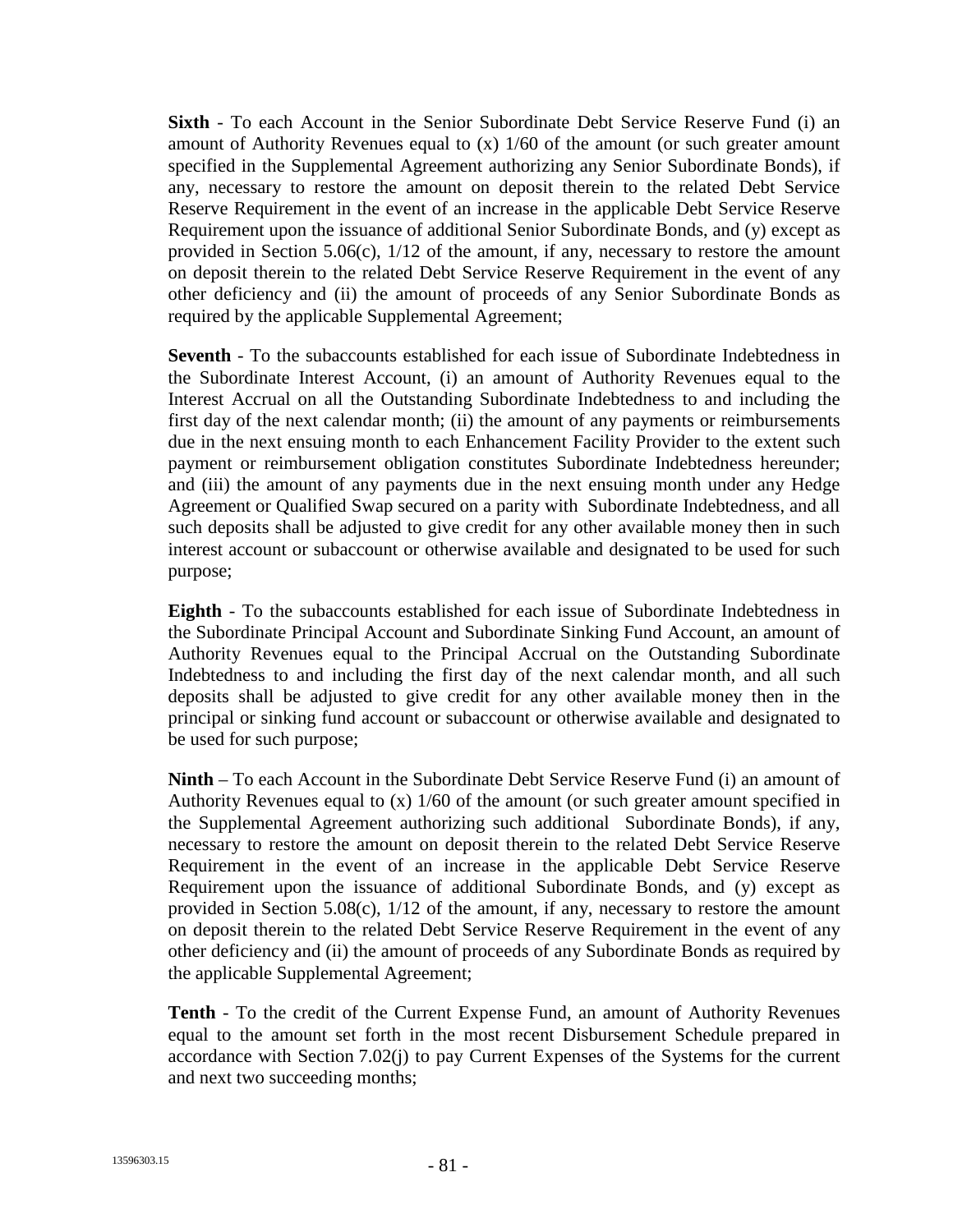**Sixth** - To each Account in the Senior Subordinate Debt Service Reserve Fund (i) an amount of Authority Revenues equal to (x) 1/60 of the amount (or such greater amount specified in the Supplemental Agreement authorizing any Senior Subordinate Bonds), if any, necessary to restore the amount on deposit therein to the related Debt Service Reserve Requirement in the event of an increase in the applicable Debt Service Reserve Requirement upon the issuance of additional Senior Subordinate Bonds, and (y) except as provided in Section 5.06(c), 1/12 of the amount, if any, necessary to restore the amount on deposit therein to the related Debt Service Reserve Requirement in the event of any other deficiency and (ii) the amount of proceeds of any Senior Subordinate Bonds as required by the applicable Supplemental Agreement;

**Seventh** - To the subaccounts established for each issue of Subordinate Indebtedness in the Subordinate Interest Account, (i) an amount of Authority Revenues equal to the Interest Accrual on all the Outstanding Subordinate Indebtedness to and including the first day of the next calendar month; (ii) the amount of any payments or reimbursements due in the next ensuing month to each Enhancement Facility Provider to the extent such payment or reimbursement obligation constitutes Subordinate Indebtedness hereunder; and (iii) the amount of any payments due in the next ensuing month under any Hedge Agreement or Qualified Swap secured on a parity with Subordinate Indebtedness, and all such deposits shall be adjusted to give credit for any other available money then in such interest account or subaccount or otherwise available and designated to be used for such purpose;

**Eighth** - To the subaccounts established for each issue of Subordinate Indebtedness in the Subordinate Principal Account and Subordinate Sinking Fund Account, an amount of Authority Revenues equal to the Principal Accrual on the Outstanding Subordinate Indebtedness to and including the first day of the next calendar month, and all such deposits shall be adjusted to give credit for any other available money then in the principal or sinking fund account or subaccount or otherwise available and designated to be used for such purpose;

**Ninth** – To each Account in the Subordinate Debt Service Reserve Fund (i) an amount of Authority Revenues equal to (x) 1/60 of the amount (or such greater amount specified in the Supplemental Agreement authorizing such additional Subordinate Bonds), if any, necessary to restore the amount on deposit therein to the related Debt Service Reserve Requirement in the event of an increase in the applicable Debt Service Reserve Requirement upon the issuance of additional Subordinate Bonds, and (y) except as provided in Section 5.08(c), 1/12 of the amount, if any, necessary to restore the amount on deposit therein to the related Debt Service Reserve Requirement in the event of any other deficiency and (ii) the amount of proceeds of any Subordinate Bonds as required by the applicable Supplemental Agreement;

**Tenth** - To the credit of the Current Expense Fund, an amount of Authority Revenues equal to the amount set forth in the most recent Disbursement Schedule prepared in accordance with Section 7.02(j) to pay Current Expenses of the Systems for the current and next two succeeding months;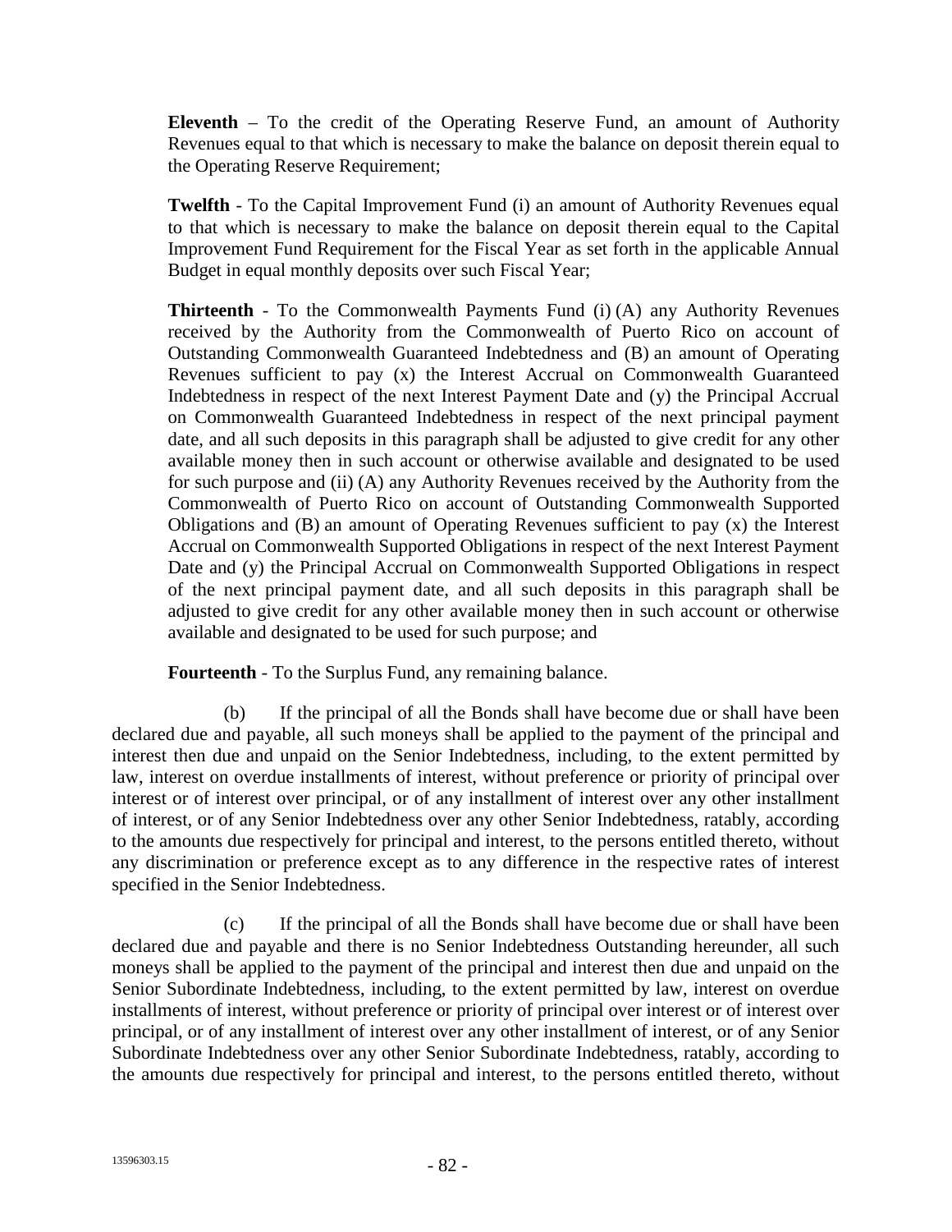**Eleventh** – To the credit of the Operating Reserve Fund, an amount of Authority Revenues equal to that which is necessary to make the balance on deposit therein equal to the Operating Reserve Requirement;

**Twelfth** - To the Capital Improvement Fund (i) an amount of Authority Revenues equal to that which is necessary to make the balance on deposit therein equal to the Capital Improvement Fund Requirement for the Fiscal Year as set forth in the applicable Annual Budget in equal monthly deposits over such Fiscal Year;

**Thirteenth** - To the Commonwealth Payments Fund (i) (A) any Authority Revenues received by the Authority from the Commonwealth of Puerto Rico on account of Outstanding Commonwealth Guaranteed Indebtedness and (B) an amount of Operating Revenues sufficient to pay (x) the Interest Accrual on Commonwealth Guaranteed Indebtedness in respect of the next Interest Payment Date and (y) the Principal Accrual on Commonwealth Guaranteed Indebtedness in respect of the next principal payment date, and all such deposits in this paragraph shall be adjusted to give credit for any other available money then in such account or otherwise available and designated to be used for such purpose and (ii) (A) any Authority Revenues received by the Authority from the Commonwealth of Puerto Rico on account of Outstanding Commonwealth Supported Obligations and (B) an amount of Operating Revenues sufficient to pay (x) the Interest Accrual on Commonwealth Supported Obligations in respect of the next Interest Payment Date and (y) the Principal Accrual on Commonwealth Supported Obligations in respect of the next principal payment date, and all such deposits in this paragraph shall be adjusted to give credit for any other available money then in such account or otherwise available and designated to be used for such purpose; and

**Fourteenth** - To the Surplus Fund, any remaining balance.

(b) If the principal of all the Bonds shall have become due or shall have been declared due and payable, all such moneys shall be applied to the payment of the principal and interest then due and unpaid on the Senior Indebtedness, including, to the extent permitted by law, interest on overdue installments of interest, without preference or priority of principal over interest or of interest over principal, or of any installment of interest over any other installment of interest, or of any Senior Indebtedness over any other Senior Indebtedness, ratably, according to the amounts due respectively for principal and interest, to the persons entitled thereto, without any discrimination or preference except as to any difference in the respective rates of interest specified in the Senior Indebtedness.

(c) If the principal of all the Bonds shall have become due or shall have been declared due and payable and there is no Senior Indebtedness Outstanding hereunder, all such moneys shall be applied to the payment of the principal and interest then due and unpaid on the Senior Subordinate Indebtedness, including, to the extent permitted by law, interest on overdue installments of interest, without preference or priority of principal over interest or of interest over principal, or of any installment of interest over any other installment of interest, or of any Senior Subordinate Indebtedness over any other Senior Subordinate Indebtedness, ratably, according to the amounts due respectively for principal and interest, to the persons entitled thereto, without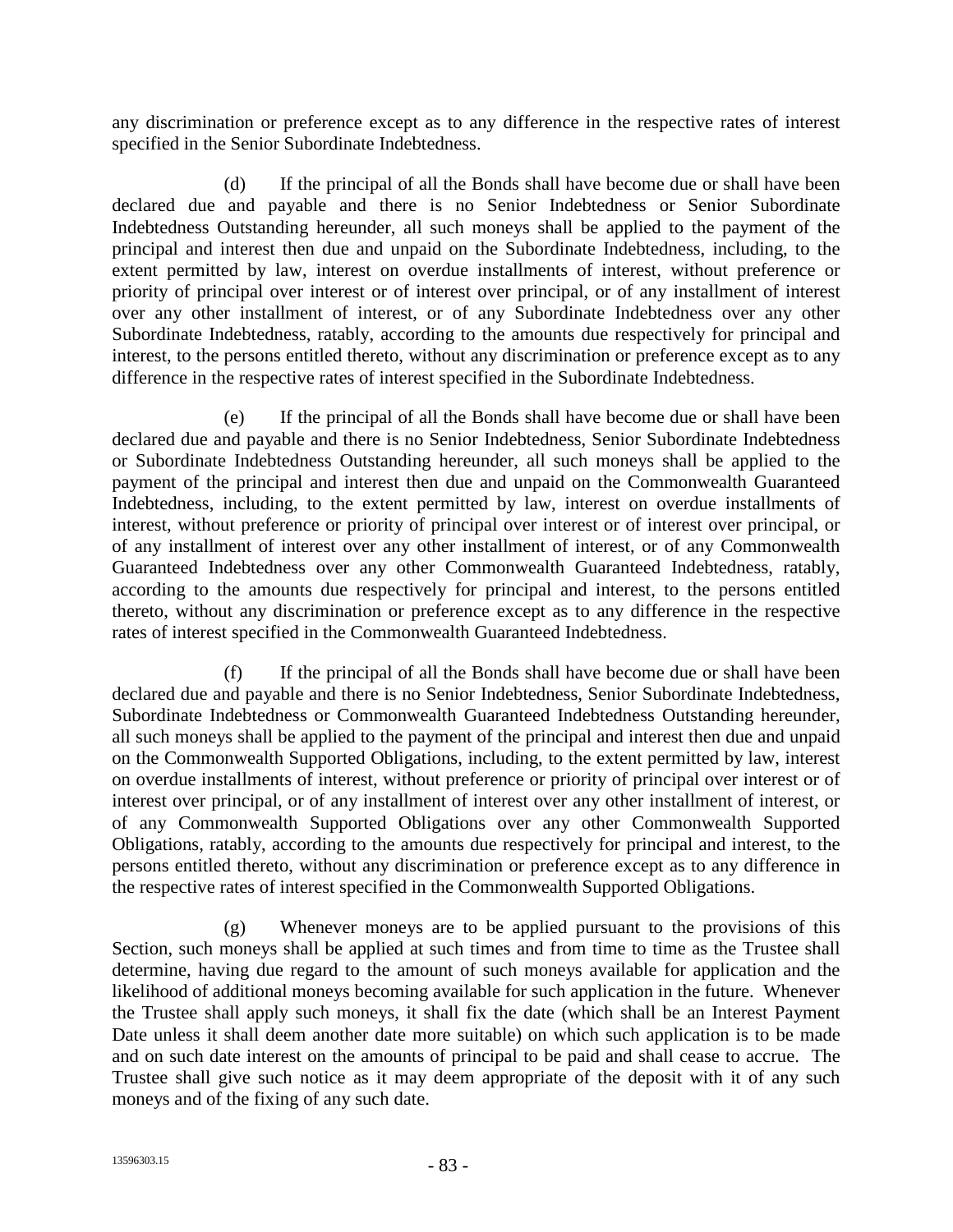any discrimination or preference except as to any difference in the respective rates of interest specified in the Senior Subordinate Indebtedness.

(d) If the principal of all the Bonds shall have become due or shall have been declared due and payable and there is no Senior Indebtedness or Senior Subordinate Indebtedness Outstanding hereunder, all such moneys shall be applied to the payment of the principal and interest then due and unpaid on the Subordinate Indebtedness, including, to the extent permitted by law, interest on overdue installments of interest, without preference or priority of principal over interest or of interest over principal, or of any installment of interest over any other installment of interest, or of any Subordinate Indebtedness over any other Subordinate Indebtedness, ratably, according to the amounts due respectively for principal and interest, to the persons entitled thereto, without any discrimination or preference except as to any difference in the respective rates of interest specified in the Subordinate Indebtedness.

(e) If the principal of all the Bonds shall have become due or shall have been declared due and payable and there is no Senior Indebtedness, Senior Subordinate Indebtedness or Subordinate Indebtedness Outstanding hereunder, all such moneys shall be applied to the payment of the principal and interest then due and unpaid on the Commonwealth Guaranteed Indebtedness, including, to the extent permitted by law, interest on overdue installments of interest, without preference or priority of principal over interest or of interest over principal, or of any installment of interest over any other installment of interest, or of any Commonwealth Guaranteed Indebtedness over any other Commonwealth Guaranteed Indebtedness, ratably, according to the amounts due respectively for principal and interest, to the persons entitled thereto, without any discrimination or preference except as to any difference in the respective rates of interest specified in the Commonwealth Guaranteed Indebtedness.

(f) If the principal of all the Bonds shall have become due or shall have been declared due and payable and there is no Senior Indebtedness, Senior Subordinate Indebtedness, Subordinate Indebtedness or Commonwealth Guaranteed Indebtedness Outstanding hereunder, all such moneys shall be applied to the payment of the principal and interest then due and unpaid on the Commonwealth Supported Obligations, including, to the extent permitted by law, interest on overdue installments of interest, without preference or priority of principal over interest or of interest over principal, or of any installment of interest over any other installment of interest, or of any Commonwealth Supported Obligations over any other Commonwealth Supported Obligations, ratably, according to the amounts due respectively for principal and interest, to the persons entitled thereto, without any discrimination or preference except as to any difference in the respective rates of interest specified in the Commonwealth Supported Obligations.

(g) Whenever moneys are to be applied pursuant to the provisions of this Section, such moneys shall be applied at such times and from time to time as the Trustee shall determine, having due regard to the amount of such moneys available for application and the likelihood of additional moneys becoming available for such application in the future. Whenever the Trustee shall apply such moneys, it shall fix the date (which shall be an Interest Payment Date unless it shall deem another date more suitable) on which such application is to be made and on such date interest on the amounts of principal to be paid and shall cease to accrue. The Trustee shall give such notice as it may deem appropriate of the deposit with it of any such moneys and of the fixing of any such date.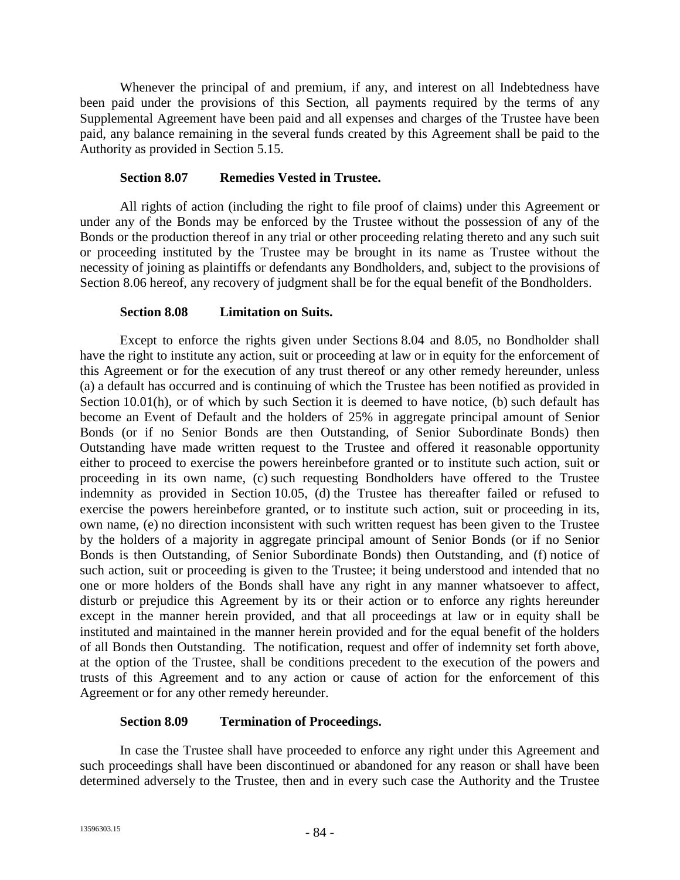Whenever the principal of and premium, if any, and interest on all Indebtedness have been paid under the provisions of this Section, all payments required by the terms of any Supplemental Agreement have been paid and all expenses and charges of the Trustee have been paid, any balance remaining in the several funds created by this Agreement shall be paid to the Authority as provided in Section 5.15.

### Section 8.07 Remedies Vested in Trustee.

All rights of action (including the right to file proof of claims) under this Agreement or under any of the Bonds may be enforced by the Trustee without the possession of any of the Bonds or the production thereof in any trial or other proceeding relating thereto and any such suit or proceeding instituted by the Trustee may be brought in its name as Trustee without the necessity of joining as plaintiffs or defendants any Bondholders, and, subject to the provisions of Section 8.06 hereof, any recovery of judgment shall be for the equal benefit of the Bondholders.

### Section 8.08 Limitation on Suits.

Except to enforce the rights given under Sections 8.04 and 8.05, no Bondholder shall have the right to institute any action, suit or proceeding at law or in equity for the enforcement of this Agreement or for the execution of any trust thereof or any other remedy hereunder, unless (a) a default has occurred and is continuing of which the Trustee has been notified as provided in Section 10.01(h), or of which by such Section it is deemed to have notice, (b) such default has become an Event of Default and the holders of 25% in aggregate principal amount of Senior Bonds (or if no Senior Bonds are then Outstanding, of Senior Subordinate Bonds) then Outstanding have made written request to the Trustee and offered it reasonable opportunity either to proceed to exercise the powers hereinbefore granted or to institute such action, suit or proceeding in its own name, (c) such requesting Bondholders have offered to the Trustee indemnity as provided in Section 10.05, (d) the Trustee has thereafter failed or refused to exercise the powers hereinbefore granted, or to institute such action, suit or proceeding in its, own name, (e) no direction inconsistent with such written request has been given to the Trustee by the holders of a majority in aggregate principal amount of Senior Bonds (or if no Senior Bonds is then Outstanding, of Senior Subordinate Bonds) then Outstanding, and (f) notice of such action, suit or proceeding is given to the Trustee; it being understood and intended that no one or more holders of the Bonds shall have any right in any manner whatsoever to affect, disturb or prejudice this Agreement by its or their action or to enforce any rights hereunder except in the manner herein provided, and that all proceedings at law or in equity shall be instituted and maintained in the manner herein provided and for the equal benefit of the holders of all Bonds then Outstanding. The notification, request and offer of indemnity set forth above, at the option of the Trustee, shall be conditions precedent to the execution of the powers and trusts of this Agreement and to any action or cause of action for the enforcement of this Agreement or for any other remedy hereunder.

### Section 8.09 Termination of Proceedings.

In case the Trustee shall have proceeded to enforce any right under this Agreement and such proceedings shall have been discontinued or abandoned for any reason or shall have been determined adversely to the Trustee, then and in every such case the Authority and the Trustee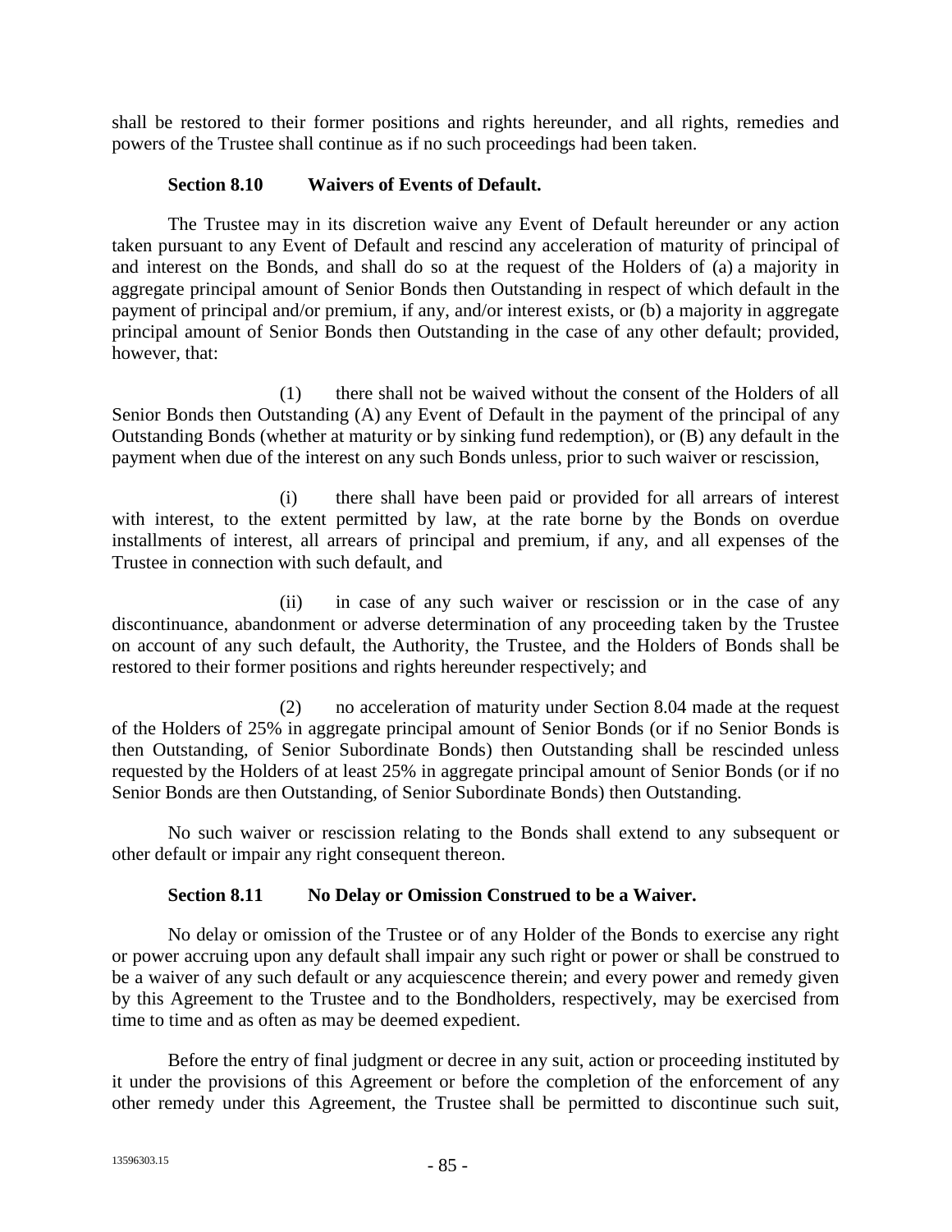shall be restored to their former positions and rights hereunder, and all rights, remedies and powers of the Trustee shall continue as if no such proceedings had been taken.

### Section 8.10 Waivers of Events of Default.

The Trustee may in its discretion waive any Event of Default hereunder or any action taken pursuant to any Event of Default and rescind any acceleration of maturity of principal of and interest on the Bonds, and shall do so at the request of the Holders of (a) a majority in aggregate principal amount of Senior Bonds then Outstanding in respect of which default in the payment of principal and/or premium, if any, and/or interest exists, or (b) a majority in aggregate principal amount of Senior Bonds then Outstanding in the case of any other default; provided, however, that:

(1) there shall not be waived without the consent of the Holders of all Senior Bonds then Outstanding (A) any Event of Default in the payment of the principal of any Outstanding Bonds (whether at maturity or by sinking fund redemption), or (B) any default in the payment when due of the interest on any such Bonds unless, prior to such waiver or rescission,

(i) there shall have been paid or provided for all arrears of interest with interest, to the extent permitted by law, at the rate borne by the Bonds on overdue installments of interest, all arrears of principal and premium, if any, and all expenses of the Trustee in connection with such default, and

(ii) in case of any such waiver or rescission or in the case of any discontinuance, abandonment or adverse determination of any proceeding taken by the Trustee on account of any such default, the Authority, the Trustee, and the Holders of Bonds shall be restored to their former positions and rights hereunder respectively; and

(2) no acceleration of maturity under Section 8.04 made at the request of the Holders of 25% in aggregate principal amount of Senior Bonds (or if no Senior Bonds is then Outstanding, of Senior Subordinate Bonds) then Outstanding shall be rescinded unless requested by the Holders of at least 25% in aggregate principal amount of Senior Bonds (or if no Senior Bonds are then Outstanding, of Senior Subordinate Bonds) then Outstanding.

No such waiver or rescission relating to the Bonds shall extend to any subsequent or other default or impair any right consequent thereon.

### Section 8.11 No Delay or Omission Construed to be a Waiver.

No delay or omission of the Trustee or of any Holder of the Bonds to exercise any right or power accruing upon any default shall impair any such right or power or shall be construed to be a waiver of any such default or any acquiescence therein; and every power and remedy given by this Agreement to the Trustee and to the Bondholders, respectively, may be exercised from time to time and as often as may be deemed expedient.

Before the entry of final judgment or decree in any suit, action or proceeding instituted by it under the provisions of this Agreement or before the completion of the enforcement of any other remedy under this Agreement, the Trustee shall be permitted to discontinue such suit,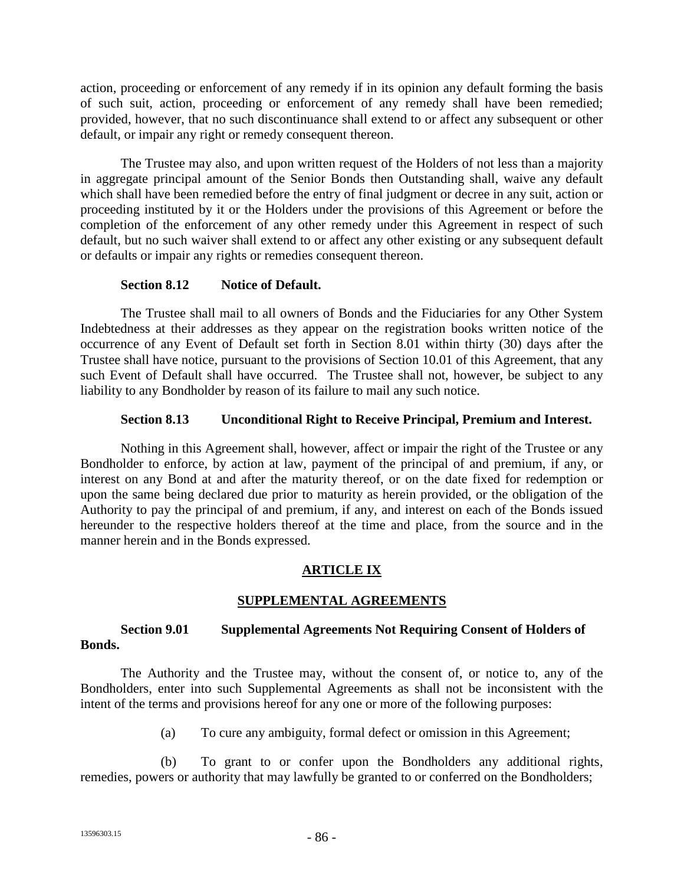action, proceeding or enforcement of any remedy if in its opinion any default forming the basis of such suit, action, proceeding or enforcement of any remedy shall have been remedied; provided, however, that no such discontinuance shall extend to or affect any subsequent or other default, or impair any right or remedy consequent thereon.

The Trustee may also, and upon written request of the Holders of not less than a majority in aggregate principal amount of the Senior Bonds then Outstanding shall, waive any default which shall have been remedied before the entry of final judgment or decree in any suit, action or proceeding instituted by it or the Holders under the provisions of this Agreement or before the completion of the enforcement of any other remedy under this Agreement in respect of such default, but no such waiver shall extend to or affect any other existing or any subsequent default or defaults or impair any rights or remedies consequent thereon.

**Section 8.12 Notice of Default.**

The Trustee shall mail to all owners of Bonds and the Fiduciaries for any Other System Indebtedness at their addresses as they appear on the registration books written notice of the occurrence of any Event of Default set forth in Section 8.01 within thirty (30) days after the Trustee shall have notice, pursuant to the provisions of Section 10.01 of this Agreement, that any such Event of Default shall have occurred. The Trustee shall not, however, be subject to any liability to any Bondholder by reason of its failure to mail any such notice.

**Section 8.13 Unconditional Right to Receive Principal, Premium and Interest.**

Nothing in this Agreement shall, however, affect or impair the right of the Trustee or any Bondholder to enforce, by action at law, payment of the principal of and premium, if any, or interest on any Bond at and after the maturity thereof, or on the date fixed for redemption or upon the same being declared due prior to maturity as herein provided, or the obligation of the Authority to pay the principal of and premium, if any, and interest on each of the Bonds issued hereunder to the respective holders thereof at the time and place, from the source and in the manner herein and in the Bonds expressed.

## ARTICLE IX

## SUPPLEMENTAL AGREEMENTS

**Section 9.01 Supplemental Agreements Not Requiring Consent of Holders of Bonds.**

The Authority and the Trustee may, without the consent of, or notice to, any of the Bondholders, enter into such Supplemental Agreements as shall not be inconsistent with the intent of the terms and provisions hereof for any one or more of the following purposes:

(a) To cure any ambiguity, formal defect or omission in this Agreement;

(b) To grant to or confer upon the Bondholders any additional rights, remedies, powers or authority that may lawfully be granted to or conferred on the Bondholders;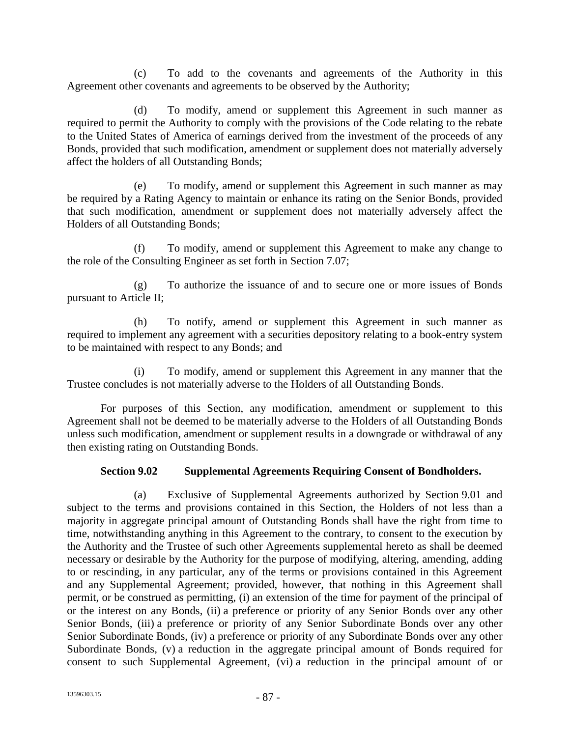(c) To add to the covenants and agreements of the Authority in this Agreement other covenants and agreements to be observed by the Authority;

(d) To modify, amend or supplement this Agreement in such manner as required to permit the Authority to comply with the provisions of the Code relating to the rebate to the United States of America of earnings derived from the investment of the proceeds of any Bonds, provided that such modification, amendment or supplement does not materially adversely affect the holders of all Outstanding Bonds;

(e) To modify, amend or supplement this Agreement in such manner as may be required by a Rating Agency to maintain or enhance its rating on the Senior Bonds, provided that such modification, amendment or supplement does not materially adversely affect the Holders of all Outstanding Bonds;

(f) To modify, amend or supplement this Agreement to make any change to the role of the Consulting Engineer as set forth in Section 7.07;

(g) To authorize the issuance of and to secure one or more issues of Bonds pursuant to Article II;

(h) To notify, amend or supplement this Agreement in such manner as required to implement any agreement with a securities depository relating to a book-entry system to be maintained with respect to any Bonds; and

(i) To modify, amend or supplement this Agreement in any manner that the Trustee concludes is not materially adverse to the Holders of all Outstanding Bonds.

For purposes of this Section, any modification, amendment or supplement to this Agreement shall not be deemed to be materially adverse to the Holders of all Outstanding Bonds unless such modification, amendment or supplement results in a downgrade or withdrawal of any then existing rating on Outstanding Bonds.

**Section 9.02 Supplemental Agreements Requiring Consent of Bondholders.**

(a) Exclusive of Supplemental Agreements authorized by Section 9.01 and subject to the terms and provisions contained in this Section, the Holders of not less than a majority in aggregate principal amount of Outstanding Bonds shall have the right from time to time, notwithstanding anything in this Agreement to the contrary, to consent to the execution by the Authority and the Trustee of such other Agreements supplemental hereto as shall be deemed necessary or desirable by the Authority for the purpose of modifying, altering, amending, adding to or rescinding, in any particular, any of the terms or provisions contained in this Agreement and any Supplemental Agreement; provided, however, that nothing in this Agreement shall permit, or be construed as permitting, (i) an extension of the time for payment of the principal of or the interest on any Bonds, (ii) a preference or priority of any Senior Bonds over any other Senior Bonds, (iii) a preference or priority of any Senior Subordinate Bonds over any other Senior Subordinate Bonds, (iv) a preference or priority of any Subordinate Bonds over any other Subordinate Bonds, (v) a reduction in the aggregate principal amount of Bonds required for consent to such Supplemental Agreement, (vi) a reduction in the principal amount of or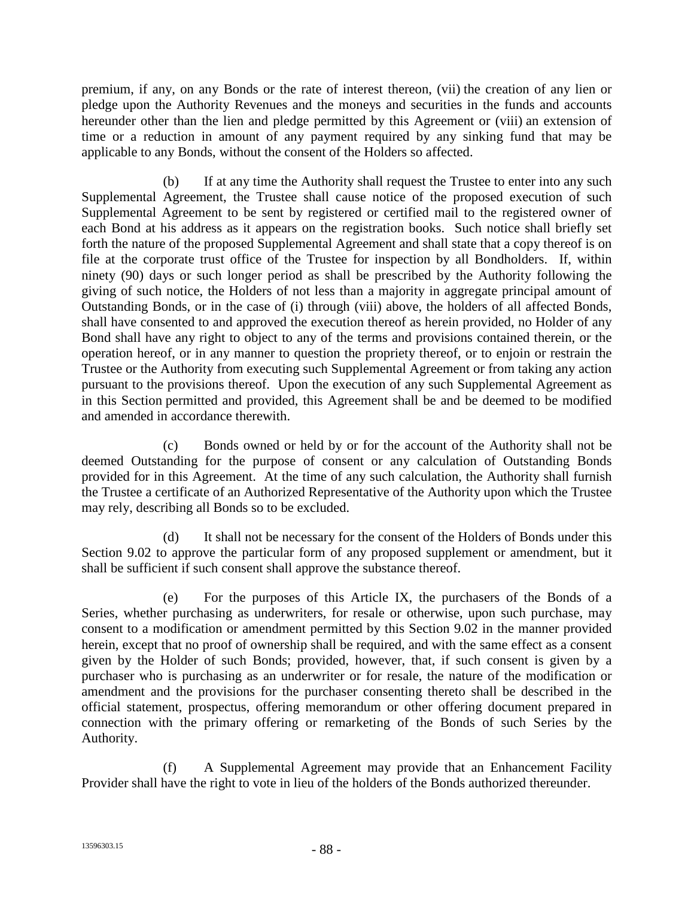premium, if any, on any Bonds or the rate of interest thereon, (vii) the creation of any lien or pledge upon the Authority Revenues and the moneys and securities in the funds and accounts hereunder other than the lien and pledge permitted by this Agreement or (viii) an extension of time or a reduction in amount of any payment required by any sinking fund that may be applicable to any Bonds, without the consent of the Holders so affected.

(b) If at any time the Authority shall request the Trustee to enter into any such Supplemental Agreement, the Trustee shall cause notice of the proposed execution of such Supplemental Agreement to be sent by registered or certified mail to the registered owner of each Bond at his address as it appears on the registration books. Such notice shall briefly set forth the nature of the proposed Supplemental Agreement and shall state that a copy thereof is on file at the corporate trust office of the Trustee for inspection by all Bondholders. If, within ninety (90) days or such longer period as shall be prescribed by the Authority following the giving of such notice, the Holders of not less than a majority in aggregate principal amount of Outstanding Bonds, or in the case of (i) through (viii) above, the holders of all affected Bonds, shall have consented to and approved the execution thereof as herein provided, no Holder of any Bond shall have any right to object to any of the terms and provisions contained therein, or the operation hereof, or in any manner to question the propriety thereof, or to enjoin or restrain the Trustee or the Authority from executing such Supplemental Agreement or from taking any action pursuant to the provisions thereof. Upon the execution of any such Supplemental Agreement as in this Section permitted and provided, this Agreement shall be and be deemed to be modified and amended in accordance therewith.

(c) Bonds owned or held by or for the account of the Authority shall not be deemed Outstanding for the purpose of consent or any calculation of Outstanding Bonds provided for in this Agreement. At the time of any such calculation, the Authority shall furnish the Trustee a certificate of an Authorized Representative of the Authority upon which the Trustee may rely, describing all Bonds so to be excluded.

(d) It shall not be necessary for the consent of the Holders of Bonds under this Section 9.02 to approve the particular form of any proposed supplement or amendment, but it shall be sufficient if such consent shall approve the substance thereof.

(e) For the purposes of this Article IX, the purchasers of the Bonds of a Series, whether purchasing as underwriters, for resale or otherwise, upon such purchase, may consent to a modification or amendment permitted by this Section 9.02 in the manner provided herein, except that no proof of ownership shall be required, and with the same effect as a consent given by the Holder of such Bonds; provided, however, that, if such consent is given by a purchaser who is purchasing as an underwriter or for resale, the nature of the modification or amendment and the provisions for the purchaser consenting thereto shall be described in the official statement, prospectus, offering memorandum or other offering document prepared in connection with the primary offering or remarketing of the Bonds of such Series by the Authority.

(f) A Supplemental Agreement may provide that an Enhancement Facility Provider shall have the right to vote in lieu of the holders of the Bonds authorized thereunder.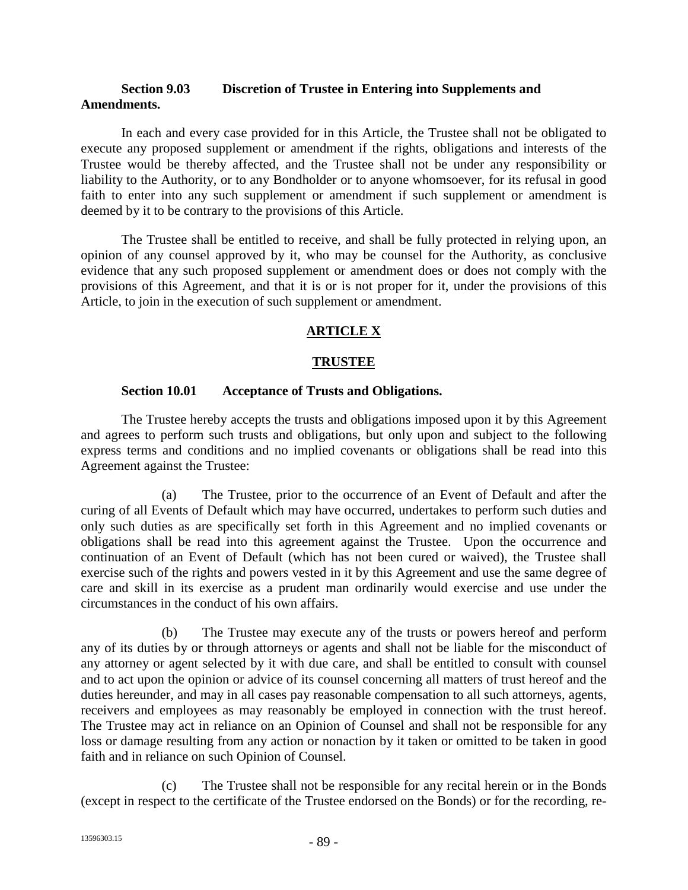**Section 9.03 Discretion of Trustee in Entering into Supplements and Amendments.**

In each and every case provided for in this Article, the Trustee shall not be obligated to execute any proposed supplement or amendment if the rights, obligations and interests of the Trustee would be thereby affected, and the Trustee shall not be under any responsibility or liability to the Authority, or to any Bondholder or to anyone whomsoever, for its refusal in good faith to enter into any such supplement or amendment if such supplement or amendment is deemed by it to be contrary to the provisions of this Article.

The Trustee shall be entitled to receive, and shall be fully protected in relying upon, an opinion of any counsel approved by it, who may be counsel for the Authority, as conclusive evidence that any such proposed supplement or amendment does or does not comply with the provisions of this Agreement, and that it is or is not proper for it, under the provisions of this Article, to join in the execution of such supplement or amendment.

## ARTICLE X

## TRUSTEE

**Section 10.01 Acceptance of Trusts and Obligations.**

The Trustee hereby accepts the trusts and obligations imposed upon it by this Agreement and agrees to perform such trusts and obligations, but only upon and subject to the following express terms and conditions and no implied covenants or obligations shall be read into this Agreement against the Trustee:

(a) The Trustee, prior to the occurrence of an Event of Default and after the curing of all Events of Default which may have occurred, undertakes to perform such duties and only such duties as are specifically set forth in this Agreement and no implied covenants or obligations shall be read into this agreement against the Trustee. Upon the occurrence and continuation of an Event of Default (which has not been cured or waived), the Trustee shall exercise such of the rights and powers vested in it by this Agreement and use the same degree of care and skill in its exercise as a prudent man ordinarily would exercise and use under the circumstances in the conduct of his own affairs.

(b) The Trustee may execute any of the trusts or powers hereof and perform any of its duties by or through attorneys or agents and shall not be liable for the misconduct of any attorney or agent selected by it with due care, and shall be entitled to consult with counsel and to act upon the opinion or advice of its counsel concerning all matters of trust hereof and the duties hereunder, and may in all cases pay reasonable compensation to all such attorneys, agents, receivers and employees as may reasonably be employed in connection with the trust hereof. The Trustee may act in reliance on an Opinion of Counsel and shall not be responsible for any loss or damage resulting from any action or nonaction by it taken or omitted to be taken in good faith and in reliance on such Opinion of Counsel.

(c) The Trustee shall not be responsible for any recital herein or in the Bonds (except in respect to the certificate of the Trustee endorsed on the Bonds) or for the recording, re-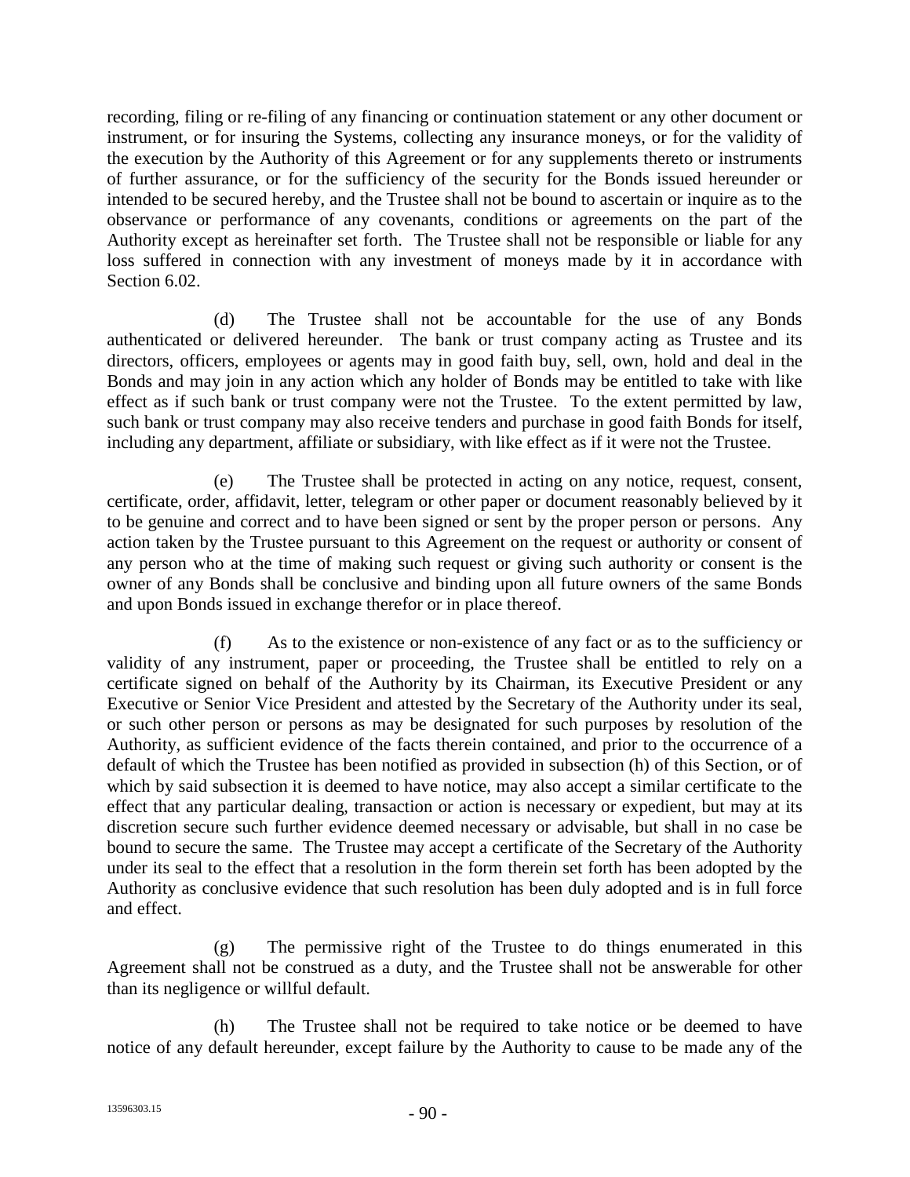recording, filing or re-filing of any financing or continuation statement or any other document or instrument, or for insuring the Systems, collecting any insurance moneys, or for the validity of the execution by the Authority of this Agreement or for any supplements thereto or instruments of further assurance, or for the sufficiency of the security for the Bonds issued hereunder or intended to be secured hereby, and the Trustee shall not be bound to ascertain or inquire as to the observance or performance of any covenants, conditions or agreements on the part of the Authority except as hereinafter set forth. The Trustee shall not be responsible or liable for any loss suffered in connection with any investment of moneys made by it in accordance with Section 6.02.

(d) The Trustee shall not be accountable for the use of any Bonds authenticated or delivered hereunder. The bank or trust company acting as Trustee and its directors, officers, employees or agents may in good faith buy, sell, own, hold and deal in the Bonds and may join in any action which any holder of Bonds may be entitled to take with like effect as if such bank or trust company were not the Trustee. To the extent permitted by law, such bank or trust company may also receive tenders and purchase in good faith Bonds for itself, including any department, affiliate or subsidiary, with like effect as if it were not the Trustee.

(e) The Trustee shall be protected in acting on any notice, request, consent, certificate, order, affidavit, letter, telegram or other paper or document reasonably believed by it to be genuine and correct and to have been signed or sent by the proper person or persons. Any action taken by the Trustee pursuant to this Agreement on the request or authority or consent of any person who at the time of making such request or giving such authority or consent is the owner of any Bonds shall be conclusive and binding upon all future owners of the same Bonds and upon Bonds issued in exchange therefor or in place thereof.

(f) As to the existence or non-existence of any fact or as to the sufficiency or validity of any instrument, paper or proceeding, the Trustee shall be entitled to rely on a certificate signed on behalf of the Authority by its Chairman, its Executive President or any Executive or Senior Vice President and attested by the Secretary of the Authority under its seal, or such other person or persons as may be designated for such purposes by resolution of the Authority, as sufficient evidence of the facts therein contained, and prior to the occurrence of a default of which the Trustee has been notified as provided in subsection (h) of this Section, or of which by said subsection it is deemed to have notice, may also accept a similar certificate to the effect that any particular dealing, transaction or action is necessary or expedient, but may at its discretion secure such further evidence deemed necessary or advisable, but shall in no case be bound to secure the same. The Trustee may accept a certificate of the Secretary of the Authority under its seal to the effect that a resolution in the form therein set forth has been adopted by the Authority as conclusive evidence that such resolution has been duly adopted and is in full force and effect.

(g) The permissive right of the Trustee to do things enumerated in this Agreement shall not be construed as a duty, and the Trustee shall not be answerable for other than its negligence or willful default.

(h) The Trustee shall not be required to take notice or be deemed to have notice of any default hereunder, except failure by the Authority to cause to be made any of the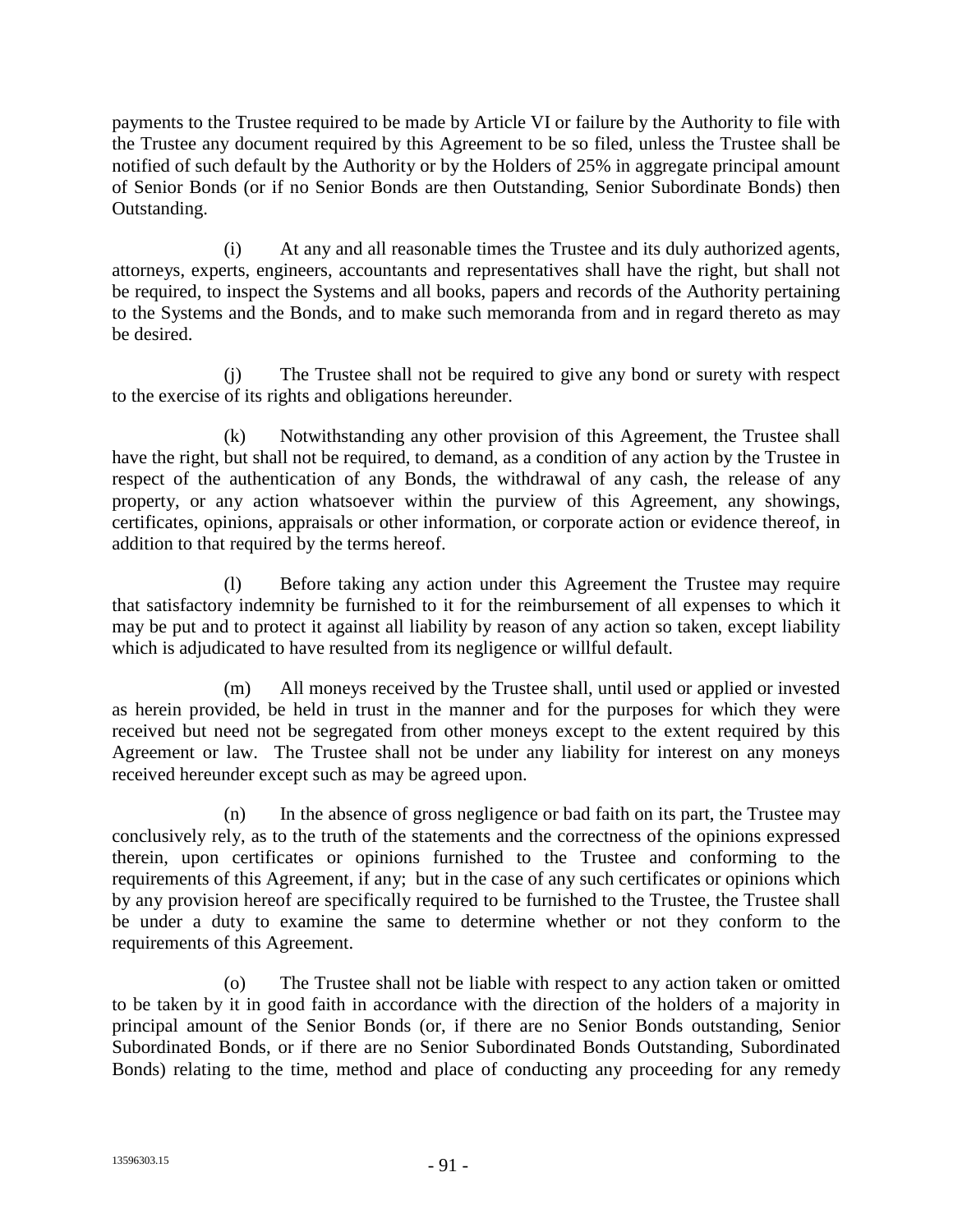payments to the Trustee required to be made by Article VI or failure by the Authority to file with the Trustee any document required by this Agreement to be so filed, unless the Trustee shall be notified of such default by the Authority or by the Holders of 25% in aggregate principal amount of Senior Bonds (or if no Senior Bonds are then Outstanding, Senior Subordinate Bonds) then Outstanding.

(i) At any and all reasonable times the Trustee and its duly authorized agents, attorneys, experts, engineers, accountants and representatives shall have the right, but shall not be required, to inspect the Systems and all books, papers and records of the Authority pertaining to the Systems and the Bonds, and to make such memoranda from and in regard thereto as may be desired.

(j) The Trustee shall not be required to give any bond or surety with respect to the exercise of its rights and obligations hereunder.

(k) Notwithstanding any other provision of this Agreement, the Trustee shall have the right, but shall not be required, to demand, as a condition of any action by the Trustee in respect of the authentication of any Bonds, the withdrawal of any cash, the release of any property, or any action whatsoever within the purview of this Agreement, any showings, certificates, opinions, appraisals or other information, or corporate action or evidence thereof, in addition to that required by the terms hereof.

(l) Before taking any action under this Agreement the Trustee may require that satisfactory indemnity be furnished to it for the reimbursement of all expenses to which it may be put and to protect it against all liability by reason of any action so taken, except liability which is adjudicated to have resulted from its negligence or willful default.

(m) All moneys received by the Trustee shall, until used or applied or invested as herein provided, be held in trust in the manner and for the purposes for which they were received but need not be segregated from other moneys except to the extent required by this Agreement or law. The Trustee shall not be under any liability for interest on any moneys received hereunder except such as may be agreed upon.

(n) In the absence of gross negligence or bad faith on its part, the Trustee may conclusively rely, as to the truth of the statements and the correctness of the opinions expressed therein, upon certificates or opinions furnished to the Trustee and conforming to the requirements of this Agreement, if any; but in the case of any such certificates or opinions which by any provision hereof are specifically required to be furnished to the Trustee, the Trustee shall be under a duty to examine the same to determine whether or not they conform to the requirements of this Agreement.

(o) The Trustee shall not be liable with respect to any action taken or omitted to be taken by it in good faith in accordance with the direction of the holders of a majority in principal amount of the Senior Bonds (or, if there are no Senior Bonds outstanding, Senior Subordinated Bonds, or if there are no Senior Subordinated Bonds Outstanding, Subordinated Bonds) relating to the time, method and place of conducting any proceeding for any remedy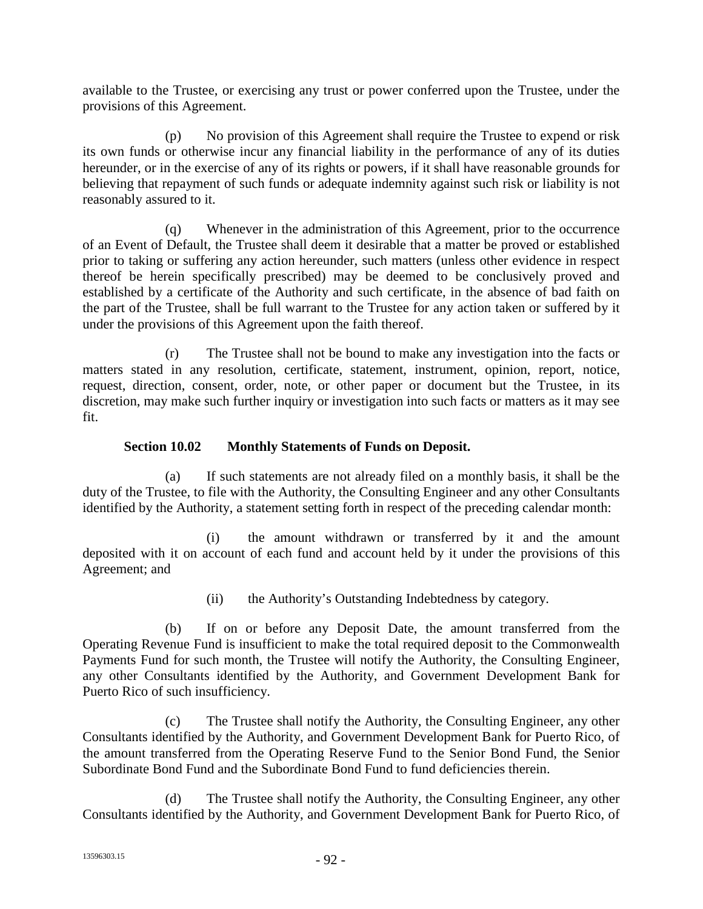available to the Trustee, or exercising any trust or power conferred upon the Trustee, under the provisions of this Agreement.

(p) No provision of this Agreement shall require the Trustee to expend or risk its own funds or otherwise incur any financial liability in the performance of any of its duties hereunder, or in the exercise of any of its rights or powers, if it shall have reasonable grounds for believing that repayment of such funds or adequate indemnity against such risk or liability is not reasonably assured to it.

(q) Whenever in the administration of this Agreement, prior to the occurrence of an Event of Default, the Trustee shall deem it desirable that a matter be proved or established prior to taking or suffering any action hereunder, such matters (unless other evidence in respect thereof be herein specifically prescribed) may be deemed to be conclusively proved and established by a certificate of the Authority and such certificate, in the absence of bad faith on the part of the Trustee, shall be full warrant to the Trustee for any action taken or suffered by it under the provisions of this Agreement upon the faith thereof.

(r) The Trustee shall not be bound to make any investigation into the facts or matters stated in any resolution, certificate, statement, instrument, opinion, report, notice, request, direction, consent, order, note, or other paper or document but the Trustee, in its discretion, may make such further inquiry or investigation into such facts or matters as it may see fit.

**Section 10.02 Monthly Statements of Funds on Deposit.**

(a) If such statements are not already filed on a monthly basis, it shall be the duty of the Trustee, to file with the Authority, the Consulting Engineer and any other Consultants identified by the Authority, a statement setting forth in respect of the preceding calendar month:

(i) the amount withdrawn or transferred by it and the amount deposited with it on account of each fund and account held by it under the provisions of this Agreement; and

(ii) the Authority's Outstanding Indebtedness by category.

(b) If on or before any Deposit Date, the amount transferred from the Operating Revenue Fund is insufficient to make the total required deposit to the Commonwealth Payments Fund for such month, the Trustee will notify the Authority, the Consulting Engineer, any other Consultants identified by the Authority, and Government Development Bank for Puerto Rico of such insufficiency.

(c) The Trustee shall notify the Authority, the Consulting Engineer, any other Consultants identified by the Authority, and Government Development Bank for Puerto Rico, of the amount transferred from the Operating Reserve Fund to the Senior Bond Fund, the Senior Subordinate Bond Fund and the Subordinate Bond Fund to fund deficiencies therein.

(d) The Trustee shall notify the Authority, the Consulting Engineer, any other Consultants identified by the Authority, and Government Development Bank for Puerto Rico, of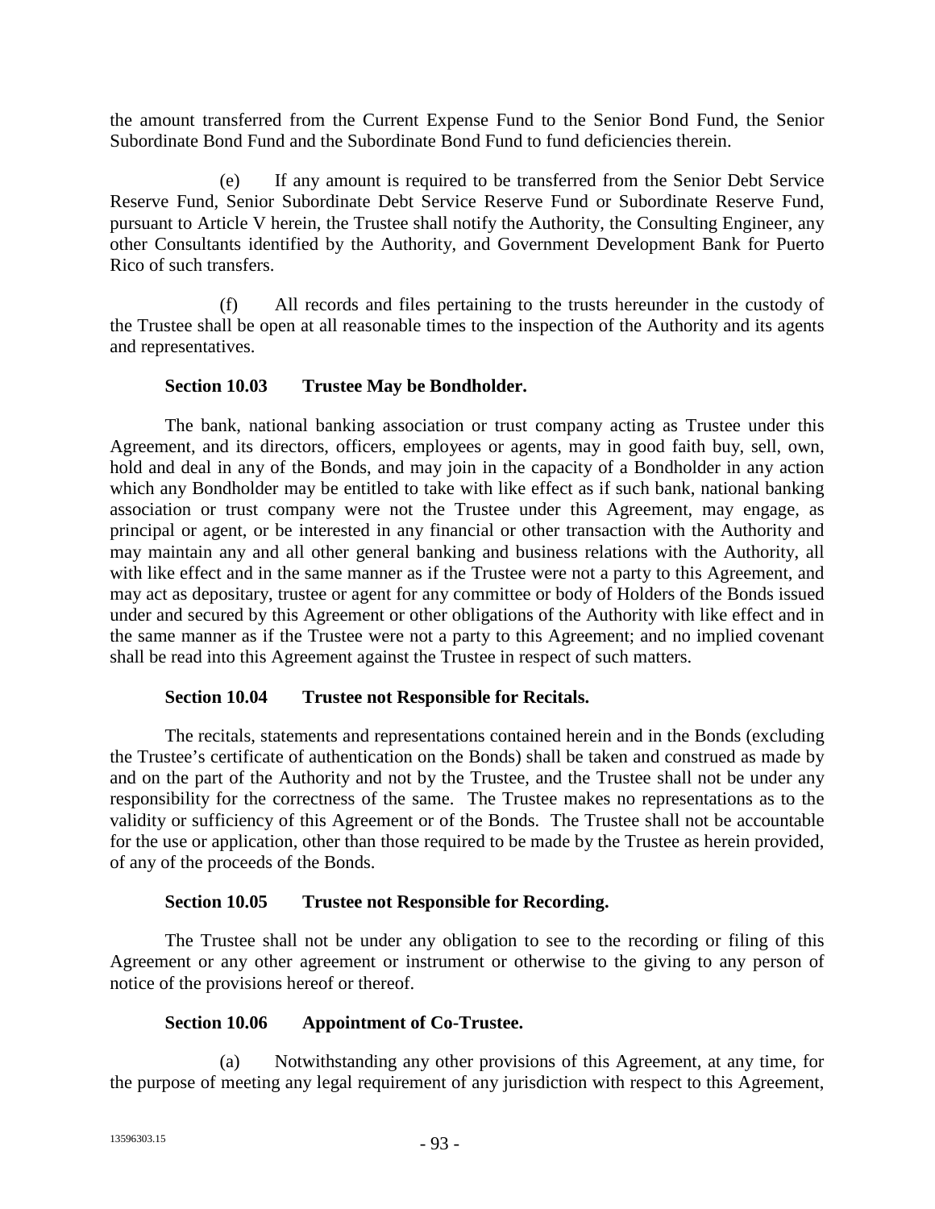the amount transferred from the Current Expense Fund to the Senior Bond Fund, the Senior Subordinate Bond Fund and the Subordinate Bond Fund to fund deficiencies therein.

(e) If any amount is required to be transferred from the Senior Debt Service Reserve Fund, Senior Subordinate Debt Service Reserve Fund or Subordinate Reserve Fund, pursuant to Article V herein, the Trustee shall notify the Authority, the Consulting Engineer, any other Consultants identified by the Authority, and Government Development Bank for Puerto Rico of such transfers.

(f) All records and files pertaining to the trusts hereunder in the custody of the Trustee shall be open at all reasonable times to the inspection of the Authority and its agents and representatives.

**Section 10.03 Trustee May be Bondholder.**

The bank, national banking association or trust company acting as Trustee under this Agreement, and its directors, officers, employees or agents, may in good faith buy, sell, own, hold and deal in any of the Bonds, and may join in the capacity of a Bondholder in any action which any Bondholder may be entitled to take with like effect as if such bank, national banking association or trust company were not the Trustee under this Agreement, may engage, as principal or agent, or be interested in any financial or other transaction with the Authority and may maintain any and all other general banking and business relations with the Authority, all with like effect and in the same manner as if the Trustee were not a party to this Agreement, and may act as depositary, trustee or agent for any committee or body of Holders of the Bonds issued under and secured by this Agreement or other obligations of the Authority with like effect and in the same manner as if the Trustee were not a party to this Agreement; and no implied covenant shall be read into this Agreement against the Trustee in respect of such matters.

**Section 10.04 Trustee not Responsible for Recitals.**

The recitals, statements and representations contained herein and in the Bonds (excluding the Trustee's certificate of authentication on the Bonds) shall be taken and construed as made by and on the part of the Authority and not by the Trustee, and the Trustee shall not be under any responsibility for the correctness of the same. The Trustee makes no representations as to the validity or sufficiency of this Agreement or of the Bonds. The Trustee shall not be accountable for the use or application, other than those required to be made by the Trustee as herein provided, of any of the proceeds of the Bonds.

**Section 10.05 Trustee not Responsible for Recording.**

The Trustee shall not be under any obligation to see to the recording or filing of this Agreement or any other agreement or instrument or otherwise to the giving to any person of notice of the provisions hereof or thereof.

**Section 10.06 Appointment of Co-Trustee.**

(a) Notwithstanding any other provisions of this Agreement, at any time, for the purpose of meeting any legal requirement of any jurisdiction with respect to this Agreement,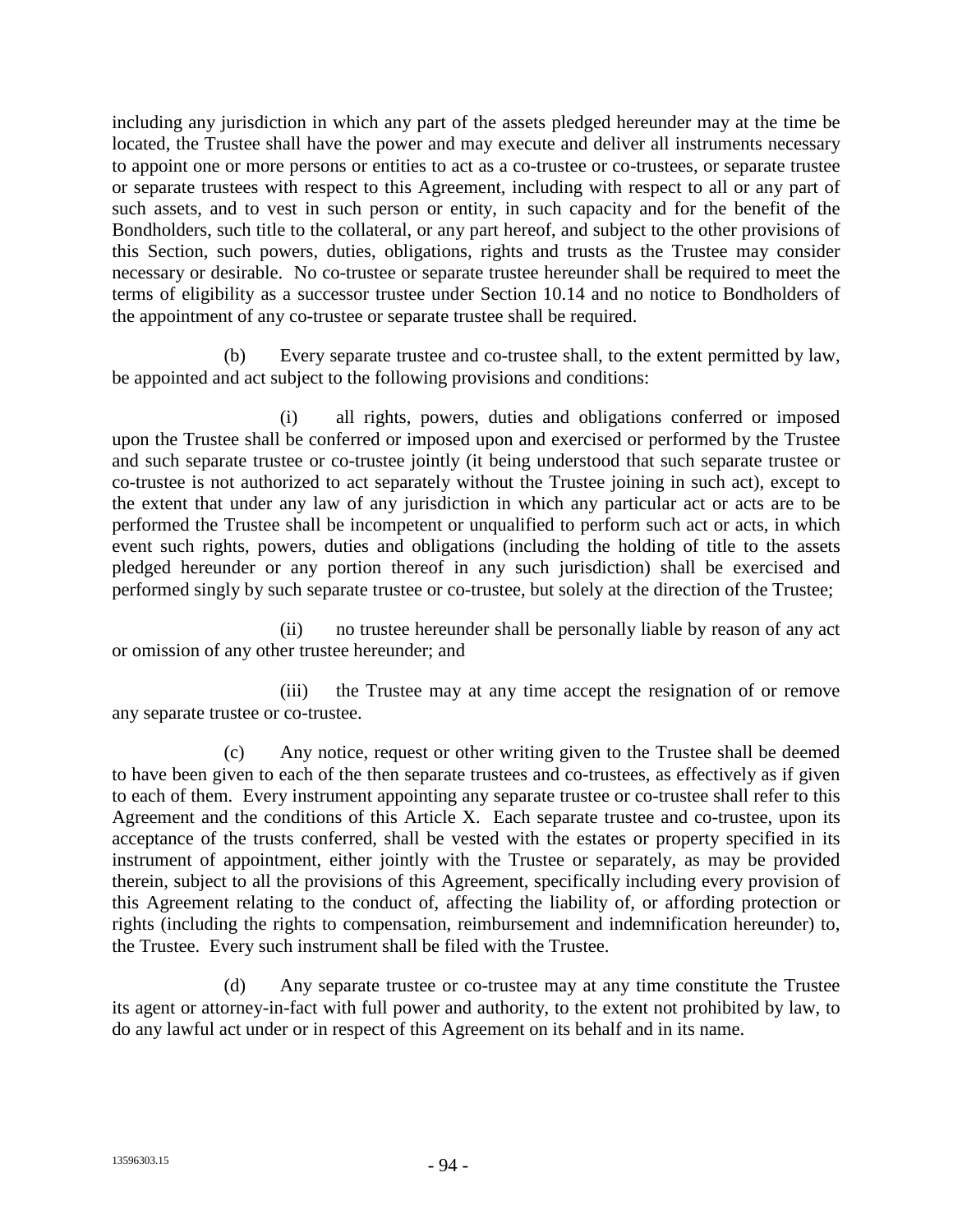including any jurisdiction in which any part of the assets pledged hereunder may at the time be located, the Trustee shall have the power and may execute and deliver all instruments necessary to appoint one or more persons or entities to act as a co-trustee or co-trustees, or separate trustee or separate trustees with respect to this Agreement, including with respect to all or any part of such assets, and to vest in such person or entity, in such capacity and for the benefit of the Bondholders, such title to the collateral, or any part hereof, and subject to the other provisions of this Section, such powers, duties, obligations, rights and trusts as the Trustee may consider necessary or desirable. No co-trustee or separate trustee hereunder shall be required to meet the terms of eligibility as a successor trustee under Section 10.14 and no notice to Bondholders of the appointment of any co-trustee or separate trustee shall be required.

(b) Every separate trustee and co-trustee shall, to the extent permitted by law, be appointed and act subject to the following provisions and conditions:

(i) all rights, powers, duties and obligations conferred or imposed upon the Trustee shall be conferred or imposed upon and exercised or performed by the Trustee and such separate trustee or co-trustee jointly (it being understood that such separate trustee or co-trustee is not authorized to act separately without the Trustee joining in such act), except to the extent that under any law of any jurisdiction in which any particular act or acts are to be performed the Trustee shall be incompetent or unqualified to perform such act or acts, in which event such rights, powers, duties and obligations (including the holding of title to the assets pledged hereunder or any portion thereof in any such jurisdiction) shall be exercised and performed singly by such separate trustee or co-trustee, but solely at the direction of the Trustee;

(ii) no trustee hereunder shall be personally liable by reason of any act or omission of any other trustee hereunder; and

(iii) the Trustee may at any time accept the resignation of or remove any separate trustee or co-trustee.

(c) Any notice, request or other writing given to the Trustee shall be deemed to have been given to each of the then separate trustees and co-trustees, as effectively as if given to each of them. Every instrument appointing any separate trustee or co-trustee shall refer to this Agreement and the conditions of this Article X. Each separate trustee and co-trustee, upon its acceptance of the trusts conferred, shall be vested with the estates or property specified in its instrument of appointment, either jointly with the Trustee or separately, as may be provided therein, subject to all the provisions of this Agreement, specifically including every provision of this Agreement relating to the conduct of, affecting the liability of, or affording protection or rights (including the rights to compensation, reimbursement and indemnification hereunder) to, the Trustee. Every such instrument shall be filed with the Trustee.

(d) Any separate trustee or co-trustee may at any time constitute the Trustee its agent or attorney-in-fact with full power and authority, to the extent not prohibited by law, to do any lawful act under or in respect of this Agreement on its behalf and in its name.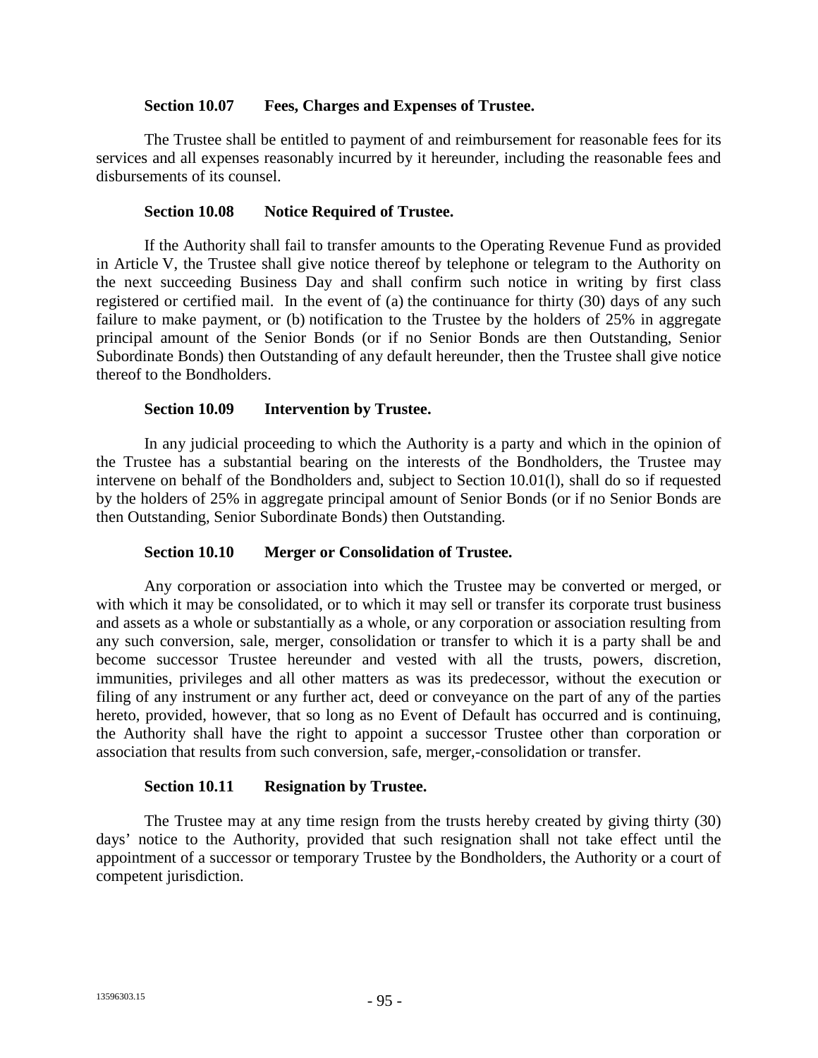### Section 10.07 Fees, Charges and Expenses of Trustee.

The Trustee shall be entitled to payment of and reimbursement for reasonable fees for its services and all expenses reasonably incurred by it hereunder, including the reasonable fees and disbursements of its counsel.

### Section 10.08 Notice Required of Trustee.

If the Authority shall fail to transfer amounts to the Operating Revenue Fund as provided in Article V, the Trustee shall give notice thereof by telephone or telegram to the Authority on the next succeeding Business Day and shall confirm such notice in writing by first class registered or certified mail. In the event of (a) the continuance for thirty (30) days of any such failure to make payment, or (b) notification to the Trustee by the holders of 25% in aggregate principal amount of the Senior Bonds (or if no Senior Bonds are then Outstanding, Senior Subordinate Bonds) then Outstanding of any default hereunder, then the Trustee shall give notice thereof to the Bondholders.

### Section 10.09 Intervention by Trustee.

In any judicial proceeding to which the Authority is a party and which in the opinion of the Trustee has a substantial bearing on the interests of the Bondholders, the Trustee may intervene on behalf of the Bondholders and, subject to Section 10.01(l), shall do so if requested by the holders of 25% in aggregate principal amount of Senior Bonds (or if no Senior Bonds are then Outstanding, Senior Subordinate Bonds) then Outstanding.

### Section 10.10 Merger or Consolidation of Trustee.

Any corporation or association into which the Trustee may be converted or merged, or with which it may be consolidated, or to which it may sell or transfer its corporate trust business and assets as a whole or substantially as a whole, or any corporation or association resulting from any such conversion, sale, merger, consolidation or transfer to which it is a party shall be and become successor Trustee hereunder and vested with all the trusts, powers, discretion, immunities, privileges and all other matters as was its predecessor, without the execution or filing of any instrument or any further act, deed or conveyance on the part of any of the parties hereto, provided, however, that so long as no Event of Default has occurred and is continuing, the Authority shall have the right to appoint a successor Trustee other than corporation or association that results from such conversion, safe, merger,-consolidation or transfer.

### Section 10.11 Resignation by Trustee.

The Trustee may at any time resign from the trusts hereby created by giving thirty (30) days' notice to the Authority, provided that such resignation shall not take effect until the appointment of a successor or temporary Trustee by the Bondholders, the Authority or a court of competent jurisdiction.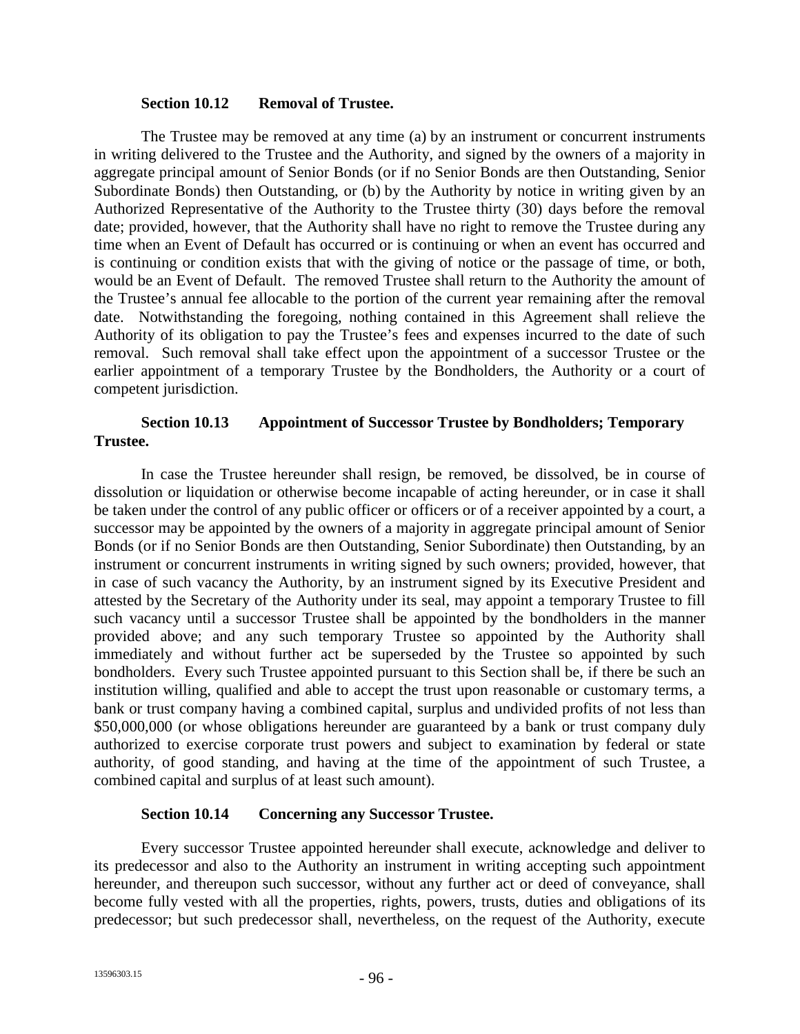### Section 10.12 Removal of Trustee.

The Trustee may be removed at any time (a) by an instrument or concurrent instruments in writing delivered to the Trustee and the Authority, and signed by the owners of a majority in aggregate principal amount of Senior Bonds (or if no Senior Bonds are then Outstanding, Senior Subordinate Bonds) then Outstanding, or (b) by the Authority by notice in writing given by an Authorized Representative of the Authority to the Trustee thirty (30) days before the removal date; provided, however, that the Authority shall have no right to remove the Trustee during any time when an Event of Default has occurred or is continuing or when an event has occurred and is continuing or condition exists that with the giving of notice or the passage of time, or both, would be an Event of Default. The removed Trustee shall return to the Authority the amount of the Trustee's annual fee allocable to the portion of the current year remaining after the removal date. Notwithstanding the foregoing, nothing contained in this Agreement shall relieve the Authority of its obligation to pay the Trustee's fees and expenses incurred to the date of such removal. Such removal shall take effect upon the appointment of a successor Trustee or the earlier appointment of a temporary Trustee by the Bondholders, the Authority or a court of competent jurisdiction.

### Section 10.13 Appointment of Successor Trustee by Bondholders; Temporary Trustee.

In case the Trustee hereunder shall resign, be removed, be dissolved, be in course of dissolution or liquidation or otherwise become incapable of acting hereunder, or in case it shall be taken under the control of any public officer or officers or of a receiver appointed by a court, a successor may be appointed by the owners of a majority in aggregate principal amount of Senior Bonds (or if no Senior Bonds are then Outstanding, Senior Subordinate) then Outstanding, by an instrument or concurrent instruments in writing signed by such owners; provided, however, that in case of such vacancy the Authority, by an instrument signed by its Executive President and attested by the Secretary of the Authority under its seal, may appoint a temporary Trustee to fill such vacancy until a successor Trustee shall be appointed by the bondholders in the manner provided above; and any such temporary Trustee so appointed by the Authority shall immediately and without further act be superseded by the Trustee so appointed by such bondholders. Every such Trustee appointed pursuant to this Section shall be, if there be such an institution willing, qualified and able to accept the trust upon reasonable or customary terms, a bank or trust company having a combined capital, surplus and undivided profits of not less than $50,000,000 (or whose obligations hereunder are guaranteed by a bank or trust company duly authorized to exercise corporate trust powers and subject to examination by federal or state authority, of good standing, and having at the time of the appointment of such Trustee, a combined capital and surplus of at least such amount).

### Section 10.14 Concerning any Successor Trustee.

Every successor Trustee appointed hereunder shall execute, acknowledge and deliver to its predecessor and also to the Authority an instrument in writing accepting such appointment hereunder, and thereupon such successor, without any further act or deed of conveyance, shall become fully vested with all the properties, rights, powers, trusts, duties and obligations of its predecessor; but such predecessor shall, nevertheless, on the request of the Authority, execute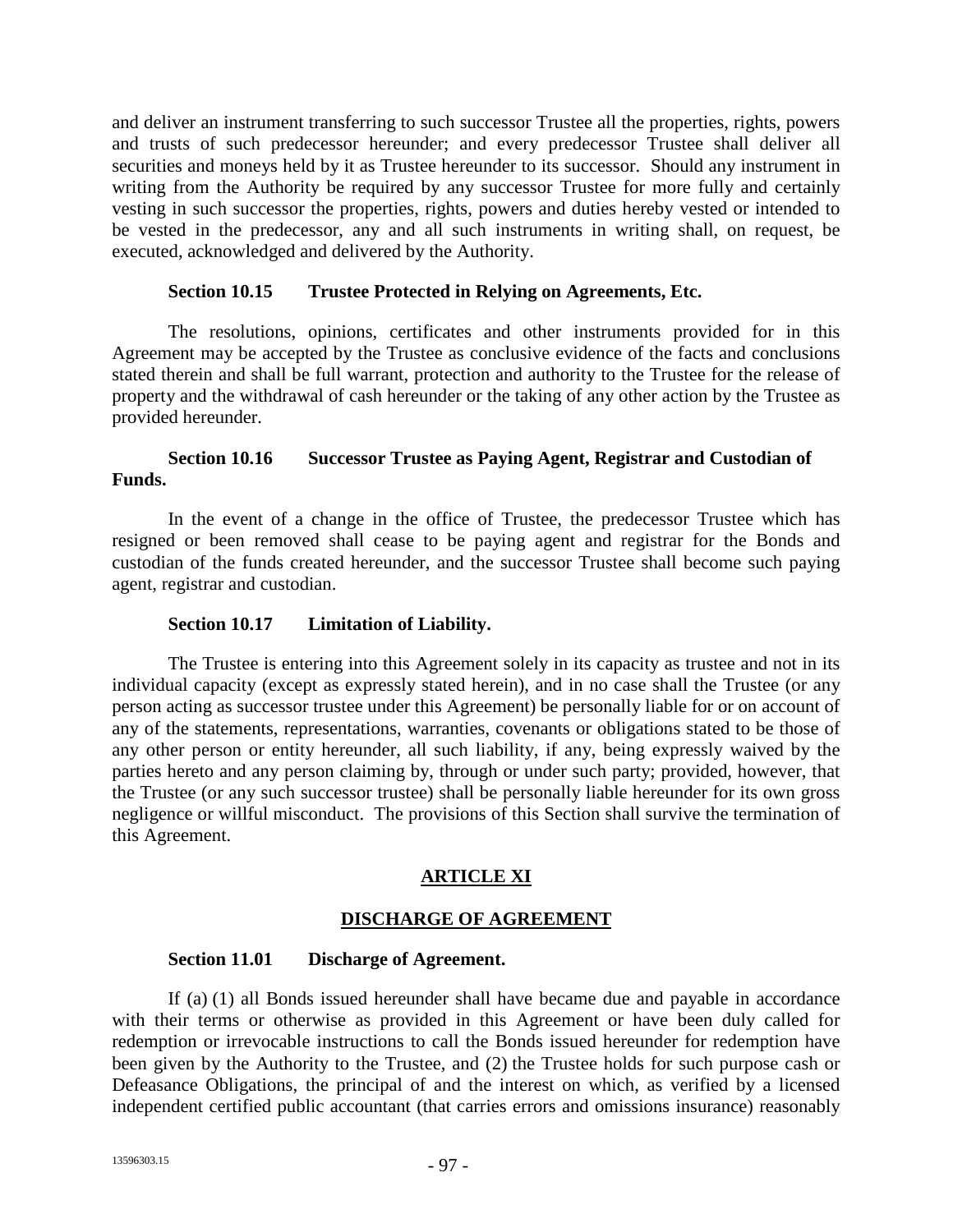and deliver an instrument transferring to such successor Trustee all the properties, rights, powers and trusts of such predecessor hereunder; and every predecessor Trustee shall deliver all securities and moneys held by it as Trustee hereunder to its successor. Should any instrument in writing from the Authority be required by any successor Trustee for more fully and certainly vesting in such successor the properties, rights, powers and duties hereby vested or intended to be vested in the predecessor, any and all such instruments in writing shall, on request, be executed, acknowledged and delivered by the Authority.

**Section 10.15 Trustee Protected in Relying on Agreements, Etc.**

The resolutions, opinions, certificates and other instruments provided for in this Agreement may be accepted by the Trustee as conclusive evidence of the facts and conclusions stated therein and shall be full warrant, protection and authority to the Trustee for the release of property and the withdrawal of cash hereunder or the taking of any other action by the Trustee as provided hereunder.

**Section 10.16 Successor Trustee as Paying Agent, Registrar and Custodian of Funds.**

In the event of a change in the office of Trustee, the predecessor Trustee which has resigned or been removed shall cease to be paying agent and registrar for the Bonds and custodian of the funds created hereunder, and the successor Trustee shall become such paying agent, registrar and custodian.

**Section 10.17 Limitation of Liability.**

The Trustee is entering into this Agreement solely in its capacity as trustee and not in its individual capacity (except as expressly stated herein), and in no case shall the Trustee (or any person acting as successor trustee under this Agreement) be personally liable for or on account of any of the statements, representations, warranties, covenants or obligations stated to be those of any other person or entity hereunder, all such liability, if any, being expressly waived by the parties hereto and any person claiming by, through or under such party; provided, however, that the Trustee (or any such successor trustee) shall be personally liable hereunder for its own gross negligence or willful misconduct. The provisions of this Section shall survive the termination of this Agreement.

## ARTICLE XI

## DISCHARGE OF AGREEMENT

**Section 11.01 Discharge of Agreement.**

If (a) (1) all Bonds issued hereunder shall have became due and payable in accordance with their terms or otherwise as provided in this Agreement or have been duly called for redemption or irrevocable instructions to call the Bonds issued hereunder for redemption have been given by the Authority to the Trustee, and (2) the Trustee holds for such purpose cash or Defeasance Obligations, the principal of and the interest on which, as verified by a licensed independent certified public accountant (that carries errors and omissions insurance) reasonably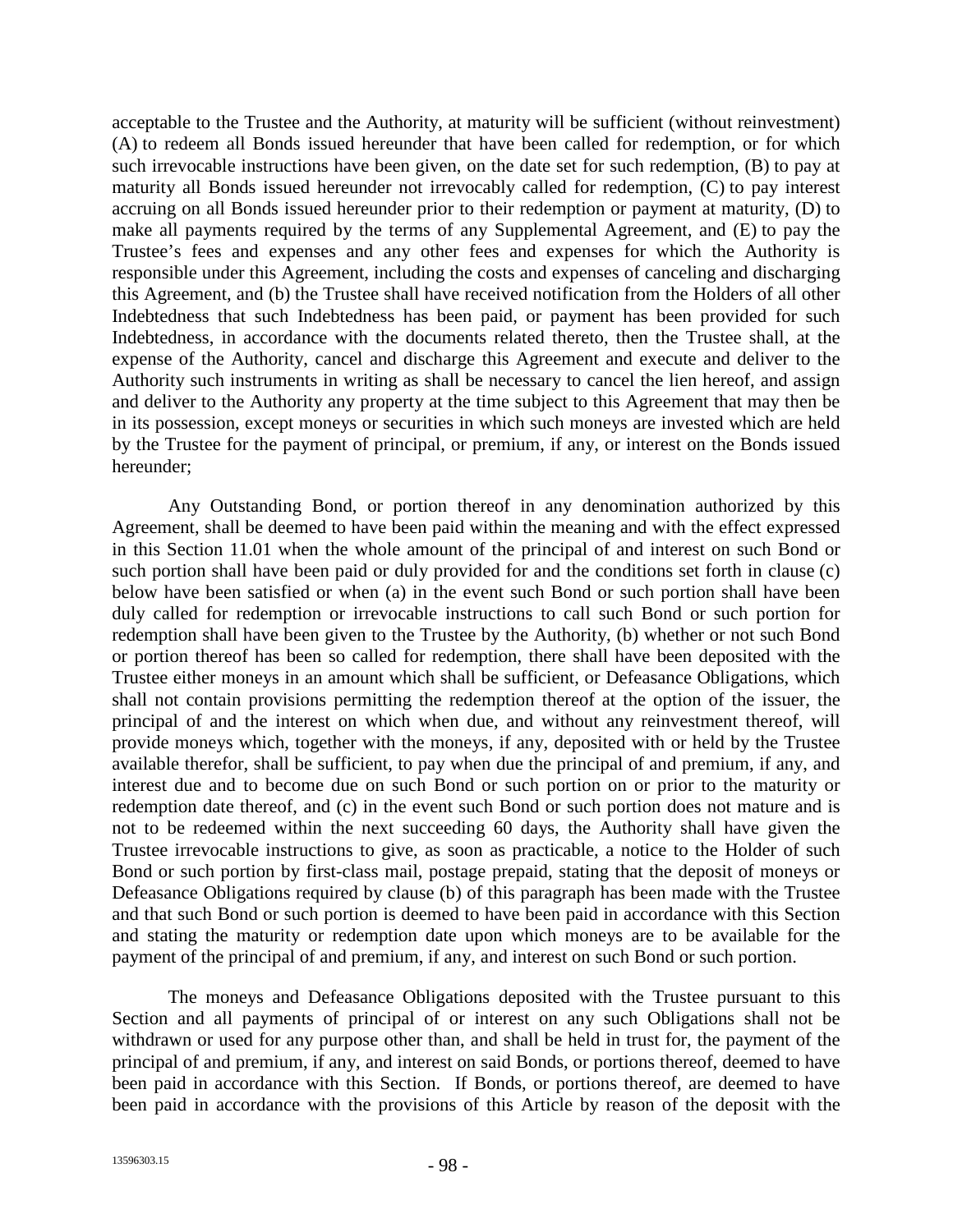acceptable to the Trustee and the Authority, at maturity will be sufficient (without reinvestment) (A) to redeem all Bonds issued hereunder that have been called for redemption, or for which such irrevocable instructions have been given, on the date set for such redemption, (B) to pay at maturity all Bonds issued hereunder not irrevocably called for redemption, (C) to pay interest accruing on all Bonds issued hereunder prior to their redemption or payment at maturity, (D) to make all payments required by the terms of any Supplemental Agreement, and (E) to pay the Trustee's fees and expenses and any other fees and expenses for which the Authority is responsible under this Agreement, including the costs and expenses of canceling and discharging this Agreement, and (b) the Trustee shall have received notification from the Holders of all other Indebtedness that such Indebtedness has been paid, or payment has been provided for such Indebtedness, in accordance with the documents related thereto, then the Trustee shall, at the expense of the Authority, cancel and discharge this Agreement and execute and deliver to the Authority such instruments in writing as shall be necessary to cancel the lien hereof, and assign and deliver to the Authority any property at the time subject to this Agreement that may then be in its possession, except moneys or securities in which such moneys are invested which are held by the Trustee for the payment of principal, or premium, if any, or interest on the Bonds issued hereunder;

Any Outstanding Bond, or portion thereof in any denomination authorized by this Agreement, shall be deemed to have been paid within the meaning and with the effect expressed in this Section 11.01 when the whole amount of the principal of and interest on such Bond or such portion shall have been paid or duly provided for and the conditions set forth in clause (c) below have been satisfied or when (a) in the event such Bond or such portion shall have been duly called for redemption or irrevocable instructions to call such Bond or such portion for redemption shall have been given to the Trustee by the Authority, (b) whether or not such Bond or portion thereof has been so called for redemption, there shall have been deposited with the Trustee either moneys in an amount which shall be sufficient, or Defeasance Obligations, which shall not contain provisions permitting the redemption thereof at the option of the issuer, the principal of and the interest on which when due, and without any reinvestment thereof, will provide moneys which, together with the moneys, if any, deposited with or held by the Trustee available therefor, shall be sufficient, to pay when due the principal of and premium, if any, and interest due and to become due on such Bond or such portion on or prior to the maturity or redemption date thereof, and (c) in the event such Bond or such portion does not mature and is not to be redeemed within the next succeeding 60 days, the Authority shall have given the Trustee irrevocable instructions to give, as soon as practicable, a notice to the Holder of such Bond or such portion by first-class mail, postage prepaid, stating that the deposit of moneys or Defeasance Obligations required by clause (b) of this paragraph has been made with the Trustee and that such Bond or such portion is deemed to have been paid in accordance with this Section and stating the maturity or redemption date upon which moneys are to be available for the payment of the principal of and premium, if any, and interest on such Bond or such portion.

The moneys and Defeasance Obligations deposited with the Trustee pursuant to this Section and all payments of principal of or interest on any such Obligations shall not be withdrawn or used for any purpose other than, and shall be held in trust for, the payment of the principal of and premium, if any, and interest on said Bonds, or portions thereof, deemed to have been paid in accordance with this Section. If Bonds, or portions thereof, are deemed to have been paid in accordance with the provisions of this Article by reason of the deposit with the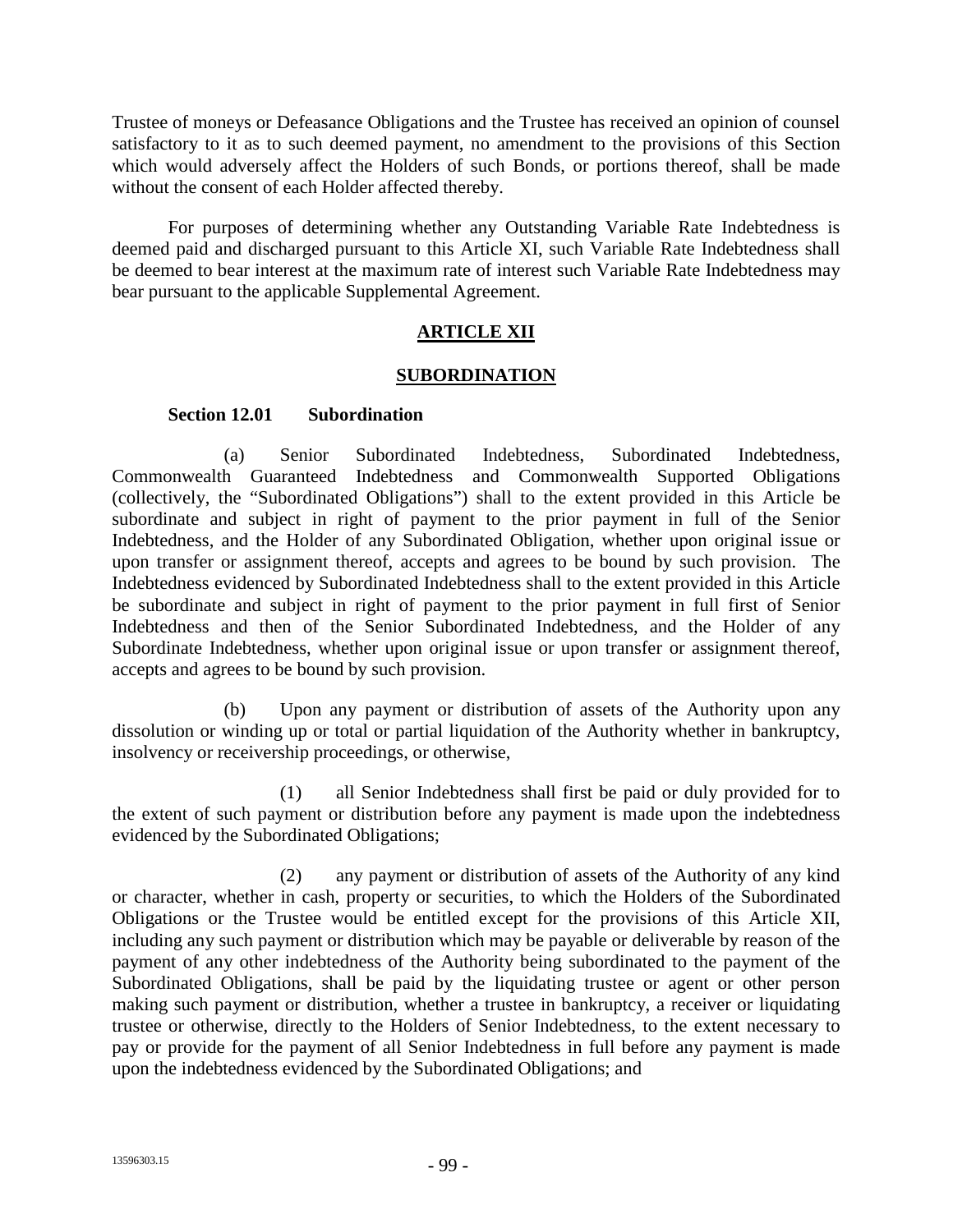Trustee of moneys or Defeasance Obligations and the Trustee has received an opinion of counsel satisfactory to it as to such deemed payment, no amendment to the provisions of this Section which would adversely affect the Holders of such Bonds, or portions thereof, shall be made without the consent of each Holder affected thereby.

For purposes of determining whether any Outstanding Variable Rate Indebtedness is deemed paid and discharged pursuant to this Article XI, such Variable Rate Indebtedness shall be deemed to bear interest at the maximum rate of interest such Variable Rate Indebtedness may bear pursuant to the applicable Supplemental Agreement.

## ARTICLE XII

## SUBORDINATION

### Section 12.01 Subordination

(a) Senior Subordinated Indebtedness, Subordinated Indebtedness, Commonwealth Guaranteed Indebtedness and Commonwealth Supported Obligations (collectively, the "Subordinated Obligations") shall to the extent provided in this Article be subordinate and subject in right of payment to the prior payment in full of the Senior Indebtedness, and the Holder of any Subordinated Obligation, whether upon original issue or upon transfer or assignment thereof, accepts and agrees to be bound by such provision. The Indebtedness evidenced by Subordinated Indebtedness shall to the extent provided in this Article be subordinate and subject in right of payment to the prior payment in full first of Senior Indebtedness and then of the Senior Subordinated Indebtedness, and the Holder of any Subordinate Indebtedness, whether upon original issue or upon transfer or assignment thereof, accepts and agrees to be bound by such provision.

(b) Upon any payment or distribution of assets of the Authority upon any dissolution or winding up or total or partial liquidation of the Authority whether in bankruptcy, insolvency or receivership proceedings, or otherwise,

(1) all Senior Indebtedness shall first be paid or duly provided for to the extent of such payment or distribution before any payment is made upon the indebtedness evidenced by the Subordinated Obligations;

(2) any payment or distribution of assets of the Authority of any kind or character, whether in cash, property or securities, to which the Holders of the Subordinated Obligations or the Trustee would be entitled except for the provisions of this Article XII, including any such payment or distribution which may be payable or deliverable by reason of the payment of any other indebtedness of the Authority being subordinated to the payment of the Subordinated Obligations, shall be paid by the liquidating trustee or agent or other person making such payment or distribution, whether a trustee in bankruptcy, a receiver or liquidating trustee or otherwise, directly to the Holders of Senior Indebtedness, to the extent necessary to pay or provide for the payment of all Senior Indebtedness in full before any payment is made upon the indebtedness evidenced by the Subordinated Obligations; and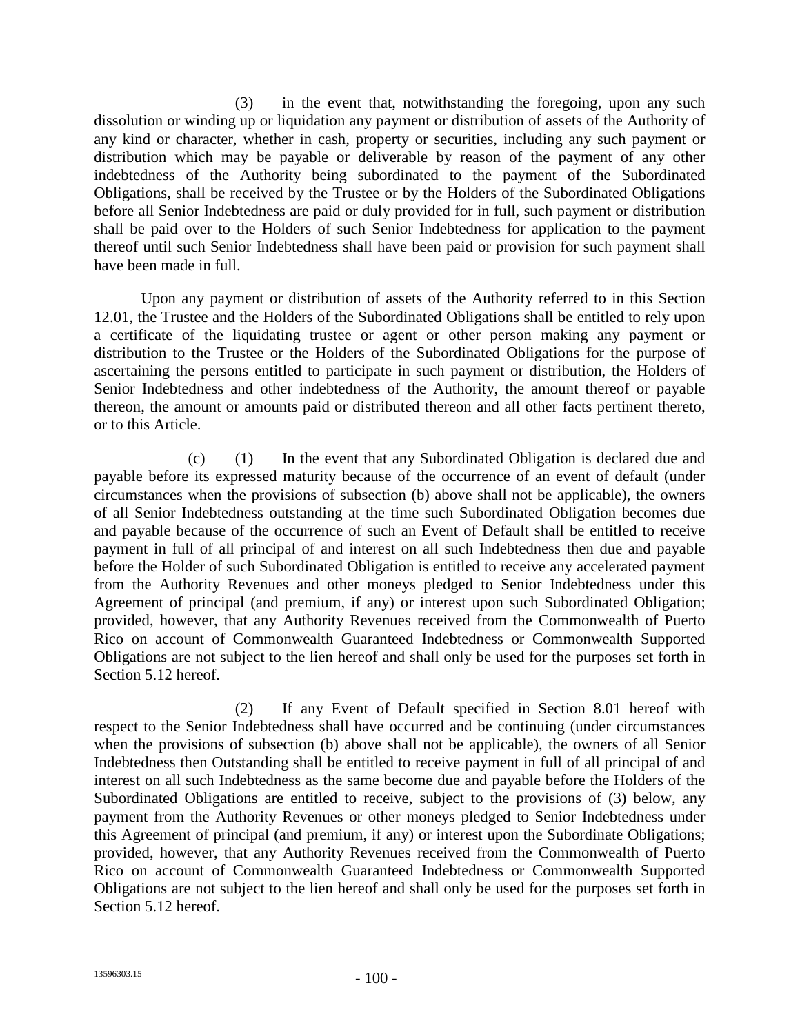(3) in the event that, notwithstanding the foregoing, upon any such dissolution or winding up or liquidation any payment or distribution of assets of the Authority of any kind or character, whether in cash, property or securities, including any such payment or distribution which may be payable or deliverable by reason of the payment of any other indebtedness of the Authority being subordinated to the payment of the Subordinated Obligations, shall be received by the Trustee or by the Holders of the Subordinated Obligations before all Senior Indebtedness are paid or duly provided for in full, such payment or distribution shall be paid over to the Holders of such Senior Indebtedness for application to the payment thereof until such Senior Indebtedness shall have been paid or provision for such payment shall have been made in full.

Upon any payment or distribution of assets of the Authority referred to in this Section 12.01, the Trustee and the Holders of the Subordinated Obligations shall be entitled to rely upon a certificate of the liquidating trustee or agent or other person making any payment or distribution to the Trustee or the Holders of the Subordinated Obligations for the purpose of ascertaining the persons entitled to participate in such payment or distribution, the Holders of Senior Indebtedness and other indebtedness of the Authority, the amount thereof or payable thereon, the amount or amounts paid or distributed thereon and all other facts pertinent thereto, or to this Article.

(c) (1) In the event that any Subordinated Obligation is declared due and payable before its expressed maturity because of the occurrence of an event of default (under circumstances when the provisions of subsection (b) above shall not be applicable), the owners of all Senior Indebtedness outstanding at the time such Subordinated Obligation becomes due and payable because of the occurrence of such an Event of Default shall be entitled to receive payment in full of all principal of and interest on all such Indebtedness then due and payable before the Holder of such Subordinated Obligation is entitled to receive any accelerated payment from the Authority Revenues and other moneys pledged to Senior Indebtedness under this Agreement of principal (and premium, if any) or interest upon such Subordinated Obligation; provided, however, that any Authority Revenues received from the Commonwealth of Puerto Rico on account of Commonwealth Guaranteed Indebtedness or Commonwealth Supported Obligations are not subject to the lien hereof and shall only be used for the purposes set forth in Section 5.12 hereof.

(2) If any Event of Default specified in Section 8.01 hereof with respect to the Senior Indebtedness shall have occurred and be continuing (under circumstances when the provisions of subsection (b) above shall not be applicable), the owners of all Senior Indebtedness then Outstanding shall be entitled to receive payment in full of all principal of and interest on all such Indebtedness as the same become due and payable before the Holders of the Subordinated Obligations are entitled to receive, subject to the provisions of (3) below, any payment from the Authority Revenues or other moneys pledged to Senior Indebtedness under this Agreement of principal (and premium, if any) or interest upon the Subordinate Obligations; provided, however, that any Authority Revenues received from the Commonwealth of Puerto Rico on account of Commonwealth Guaranteed Indebtedness or Commonwealth Supported Obligations are not subject to the lien hereof and shall only be used for the purposes set forth in Section 5.12 hereof.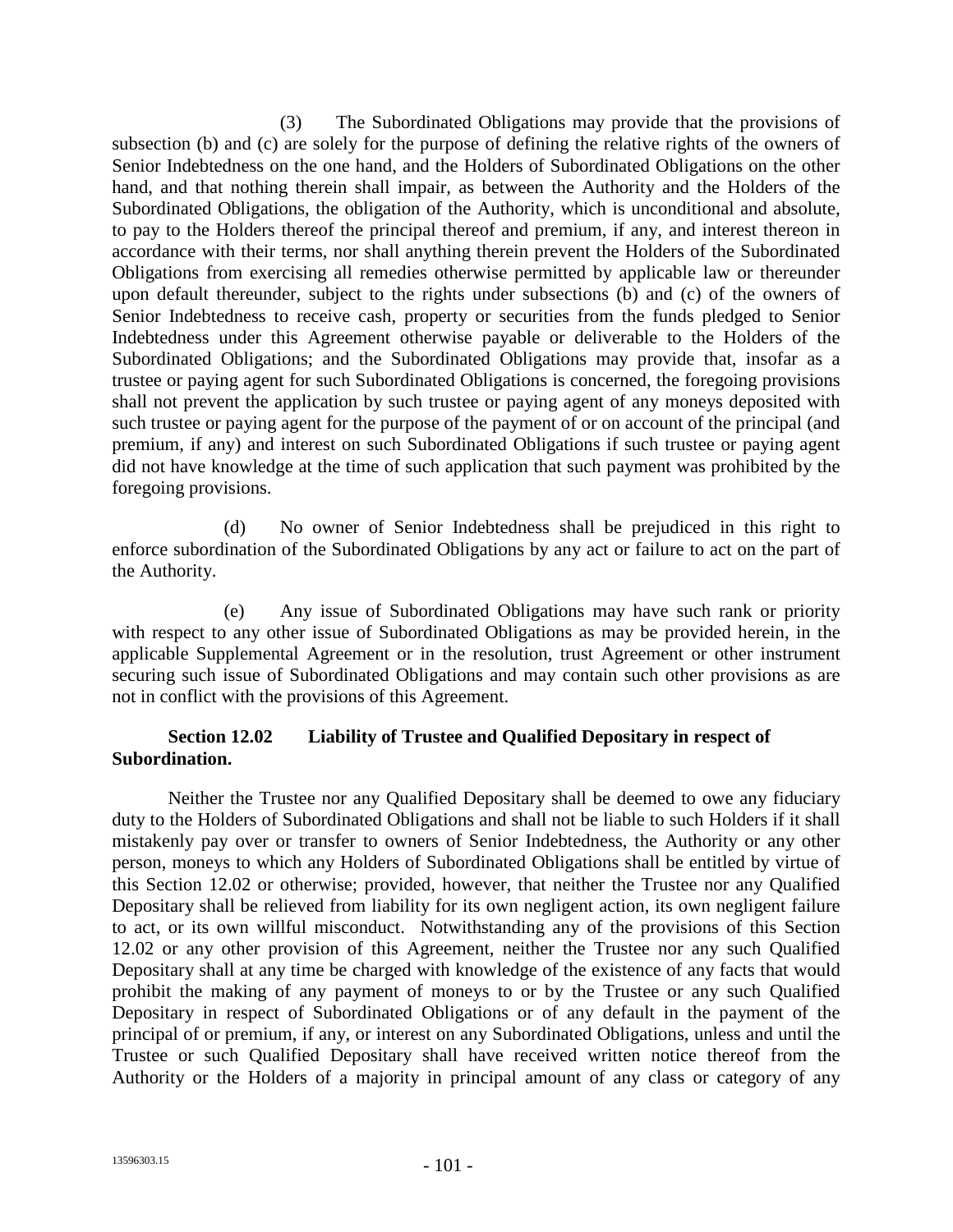(3) The Subordinated Obligations may provide that the provisions of subsection (b) and (c) are solely for the purpose of defining the relative rights of the owners of Senior Indebtedness on the one hand, and the Holders of Subordinated Obligations on the other hand, and that nothing therein shall impair, as between the Authority and the Holders of the Subordinated Obligations, the obligation of the Authority, which is unconditional and absolute, to pay to the Holders thereof the principal thereof and premium, if any, and interest thereon in accordance with their terms, nor shall anything therein prevent the Holders of the Subordinated Obligations from exercising all remedies otherwise permitted by applicable law or thereunder upon default thereunder, subject to the rights under subsections (b) and (c) of the owners of Senior Indebtedness to receive cash, property or securities from the funds pledged to Senior Indebtedness under this Agreement otherwise payable or deliverable to the Holders of the Subordinated Obligations; and the Subordinated Obligations may provide that, insofar as a trustee or paying agent for such Subordinated Obligations is concerned, the foregoing provisions shall not prevent the application by such trustee or paying agent of any moneys deposited with such trustee or paying agent for the purpose of the payment of or on account of the principal (and premium, if any) and interest on such Subordinated Obligations if such trustee or paying agent did not have knowledge at the time of such application that such payment was prohibited by the foregoing provisions.

(d) No owner of Senior Indebtedness shall be prejudiced in this right to enforce subordination of the Subordinated Obligations by any act or failure to act on the part of the Authority.

(e) Any issue of Subordinated Obligations may have such rank or priority with respect to any other issue of Subordinated Obligations as may be provided herein, in the applicable Supplemental Agreement or in the resolution, trust Agreement or other instrument securing such issue of Subordinated Obligations and may contain such other provisions as are not in conflict with the provisions of this Agreement.

**Section 12.02 Liability of Trustee and Qualified Depositary in respect of Subordination.**

Neither the Trustee nor any Qualified Depositary shall be deemed to owe any fiduciary duty to the Holders of Subordinated Obligations and shall not be liable to such Holders if it shall mistakenly pay over or transfer to owners of Senior Indebtedness, the Authority or any other person, moneys to which any Holders of Subordinated Obligations shall be entitled by virtue of this Section 12.02 or otherwise; provided, however, that neither the Trustee nor any Qualified Depositary shall be relieved from liability for its own negligent action, its own negligent failure to act, or its own willful misconduct. Notwithstanding any of the provisions of this Section 12.02 or any other provision of this Agreement, neither the Trustee nor any such Qualified Depositary shall at any time be charged with knowledge of the existence of any facts that would prohibit the making of any payment of moneys to or by the Trustee or any such Qualified Depositary in respect of Subordinated Obligations or of any default in the payment of the principal of or premium, if any, or interest on any Subordinated Obligations, unless and until the Trustee or such Qualified Depositary shall have received written notice thereof from the Authority or the Holders of a majority in principal amount of any class or category of any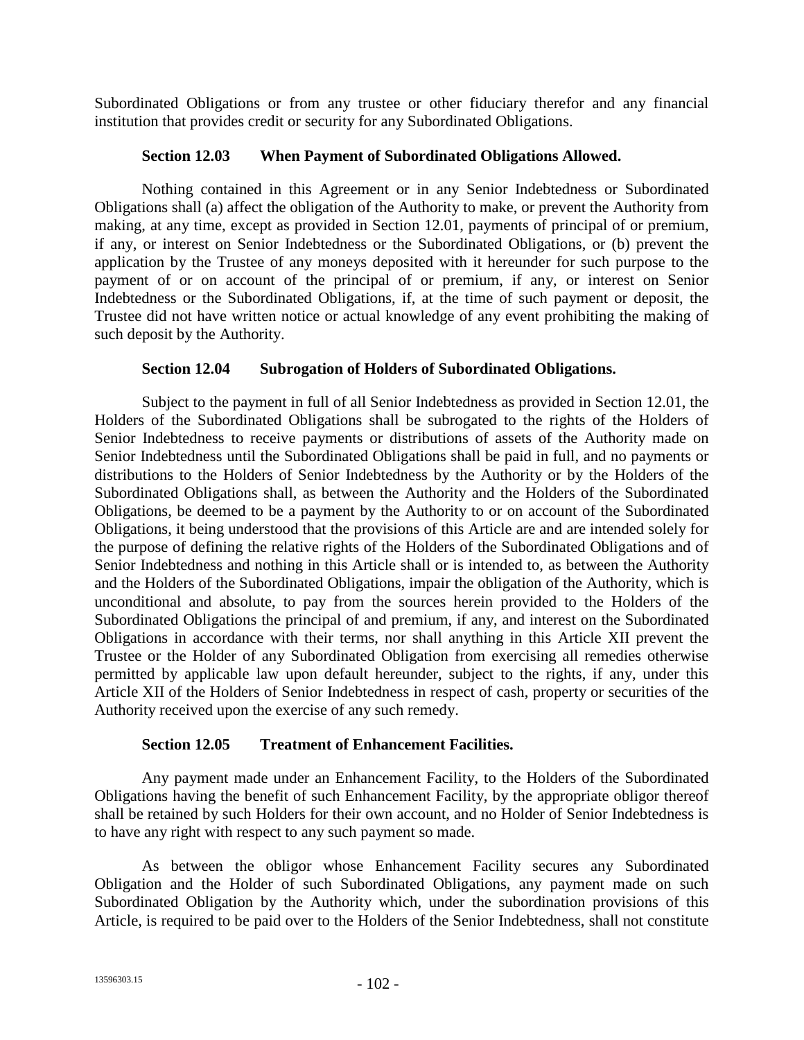Subordinated Obligations or from any trustee or other fiduciary therefor and any financial institution that provides credit or security for any Subordinated Obligations.

### Section 12.03 When Payment of Subordinated Obligations Allowed.

Nothing contained in this Agreement or in any Senior Indebtedness or Subordinated Obligations shall (a) affect the obligation of the Authority to make, or prevent the Authority from making, at any time, except as provided in Section 12.01, payments of principal of or premium, if any, or interest on Senior Indebtedness or the Subordinated Obligations, or (b) prevent the application by the Trustee of any moneys deposited with it hereunder for such purpose to the payment of or on account of the principal of or premium, if any, or interest on Senior Indebtedness or the Subordinated Obligations, if, at the time of such payment or deposit, the Trustee did not have written notice or actual knowledge of any event prohibiting the making of such deposit by the Authority.

### Section 12.04 Subrogation of Holders of Subordinated Obligations.

Subject to the payment in full of all Senior Indebtedness as provided in Section 12.01, the Holders of the Subordinated Obligations shall be subrogated to the rights of the Holders of Senior Indebtedness to receive payments or distributions of assets of the Authority made on Senior Indebtedness until the Subordinated Obligations shall be paid in full, and no payments or distributions to the Holders of Senior Indebtedness by the Authority or by the Holders of the Subordinated Obligations shall, as between the Authority and the Holders of the Subordinated Obligations, be deemed to be a payment by the Authority to or on account of the Subordinated Obligations, it being understood that the provisions of this Article are and are intended solely for the purpose of defining the relative rights of the Holders of the Subordinated Obligations and of Senior Indebtedness and nothing in this Article shall or is intended to, as between the Authority and the Holders of the Subordinated Obligations, impair the obligation of the Authority, which is unconditional and absolute, to pay from the sources herein provided to the Holders of the Subordinated Obligations the principal of and premium, if any, and interest on the Subordinated Obligations in accordance with their terms, nor shall anything in this Article XII prevent the Trustee or the Holder of any Subordinated Obligation from exercising all remedies otherwise permitted by applicable law upon default hereunder, subject to the rights, if any, under this Article XII of the Holders of Senior Indebtedness in respect of cash, property or securities of the Authority received upon the exercise of any such remedy.

### Section 12.05 Treatment of Enhancement Facilities.

Any payment made under an Enhancement Facility, to the Holders of the Subordinated Obligations having the benefit of such Enhancement Facility, by the appropriate obligor thereof shall be retained by such Holders for their own account, and no Holder of Senior Indebtedness is to have any right with respect to any such payment so made.

As between the obligor whose Enhancement Facility secures any Subordinated Obligation and the Holder of such Subordinated Obligations, any payment made on such Subordinated Obligation by the Authority which, under the subordination provisions of this Article, is required to be paid over to the Holders of the Senior Indebtedness, shall not constitute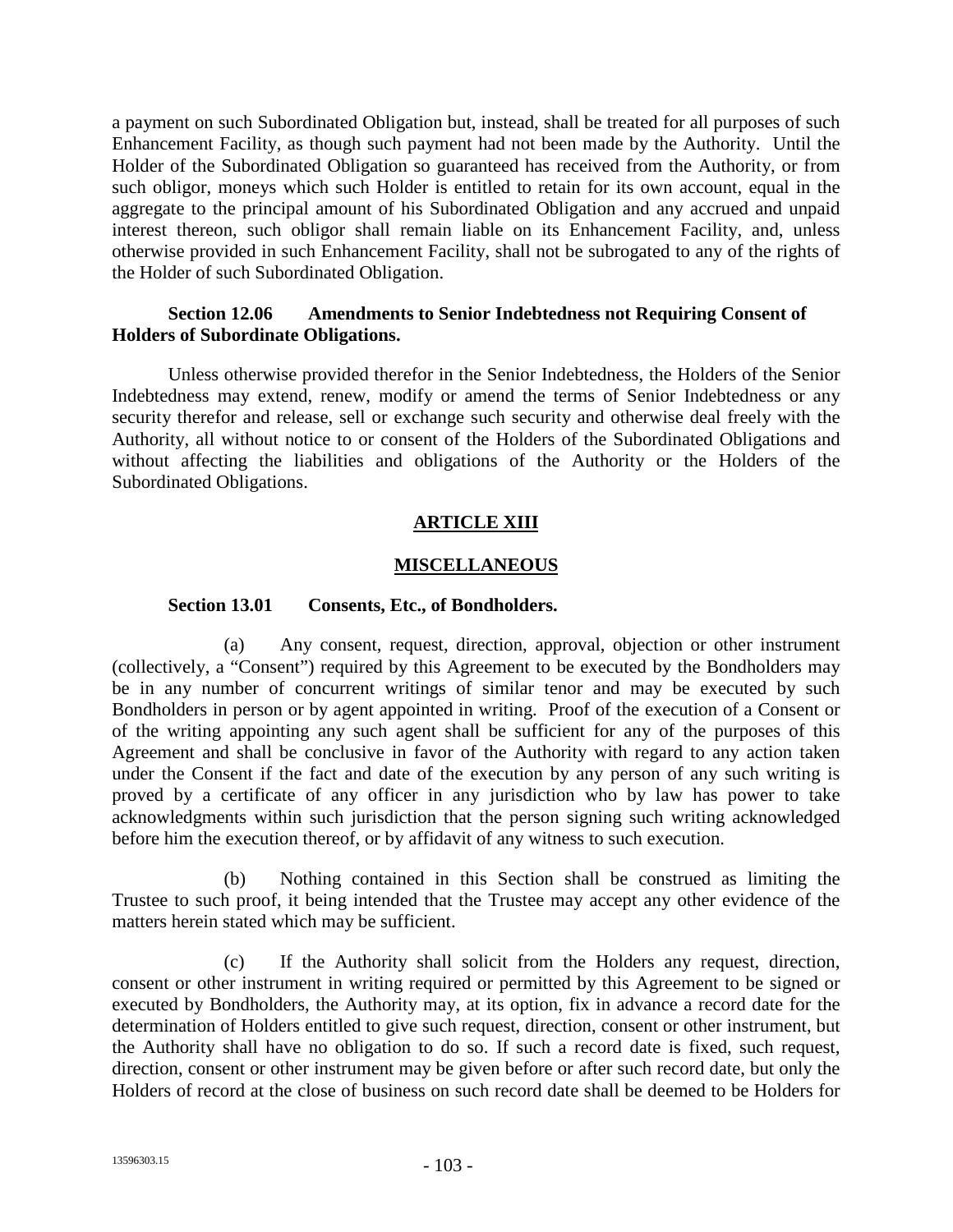a payment on such Subordinated Obligation but, instead, shall be treated for all purposes of such Enhancement Facility, as though such payment had not been made by the Authority. Until the Holder of the Subordinated Obligation so guaranteed has received from the Authority, or from such obligor, moneys which such Holder is entitled to retain for its own account, equal in the aggregate to the principal amount of his Subordinated Obligation and any accrued and unpaid interest thereon, such obligor shall remain liable on its Enhancement Facility, and, unless otherwise provided in such Enhancement Facility, shall not be subrogated to any of the rights of the Holder of such Subordinated Obligation.

**Section 12.06 Amendments to Senior Indebtedness not Requiring Consent of Holders of Subordinate Obligations.**

Unless otherwise provided therefor in the Senior Indebtedness, the Holders of the Senior Indebtedness may extend, renew, modify or amend the terms of Senior Indebtedness or any security therefor and release, sell or exchange such security and otherwise deal freely with the Authority, all without notice to or consent of the Holders of the Subordinated Obligations and without affecting the liabilities and obligations of the Authority or the Holders of the Subordinated Obligations.

## ARTICLE XIII

## MISCELLANEOUS

**Section 13.01 Consents, Etc., of Bondholders.**

(a) Any consent, request, direction, approval, objection or other instrument (collectively, a "Consent") required by this Agreement to be executed by the Bondholders may be in any number of concurrent writings of similar tenor and may be executed by such Bondholders in person or by agent appointed in writing. Proof of the execution of a Consent or of the writing appointing any such agent shall be sufficient for any of the purposes of this Agreement and shall be conclusive in favor of the Authority with regard to any action taken under the Consent if the fact and date of the execution by any person of any such writing is proved by a certificate of any officer in any jurisdiction who by law has power to take acknowledgments within such jurisdiction that the person signing such writing acknowledged before him the execution thereof, or by affidavit of any witness to such execution.

(b) Nothing contained in this Section shall be construed as limiting the Trustee to such proof, it being intended that the Trustee may accept any other evidence of the matters herein stated which may be sufficient.

(c) If the Authority shall solicit from the Holders any request, direction, consent or other instrument in writing required or permitted by this Agreement to be signed or executed by Bondholders, the Authority may, at its option, fix in advance a record date for the determination of Holders entitled to give such request, direction, consent or other instrument, but the Authority shall have no obligation to do so. If such a record date is fixed, such request, direction, consent or other instrument may be given before or after such record date, but only the Holders of record at the close of business on such record date shall be deemed to be Holders for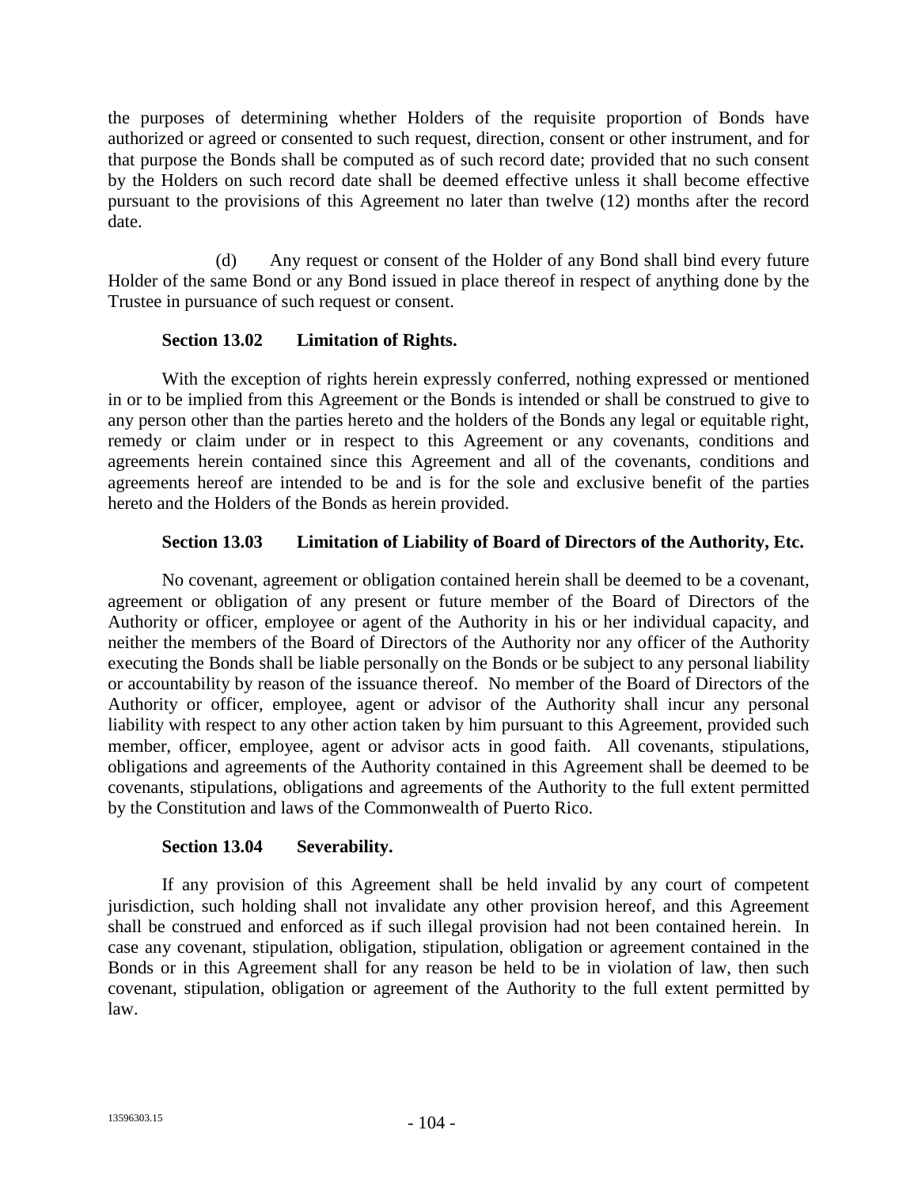the purposes of determining whether Holders of the requisite proportion of Bonds have authorized or agreed or consented to such request, direction, consent or other instrument, and for that purpose the Bonds shall be computed as of such record date; provided that no such consent by the Holders on such record date shall be deemed effective unless it shall become effective pursuant to the provisions of this Agreement no later than twelve (12) months after the record date.

(d) Any request or consent of the Holder of any Bond shall bind every future Holder of the same Bond or any Bond issued in place thereof in respect of anything done by the Trustee in pursuance of such request or consent.

**Section 13.02 Limitation of Rights.**

With the exception of rights herein expressly conferred, nothing expressed or mentioned in or to be implied from this Agreement or the Bonds is intended or shall be construed to give to any person other than the parties hereto and the holders of the Bonds any legal or equitable right, remedy or claim under or in respect to this Agreement or any covenants, conditions and agreements herein contained since this Agreement and all of the covenants, conditions and agreements hereof are intended to be and is for the sole and exclusive benefit of the parties hereto and the Holders of the Bonds as herein provided.

**Section 13.03 Limitation of Liability of Board of Directors of the Authority, Etc.**

No covenant, agreement or obligation contained herein shall be deemed to be a covenant, agreement or obligation of any present or future member of the Board of Directors of the Authority or officer, employee or agent of the Authority in his or her individual capacity, and neither the members of the Board of Directors of the Authority nor any officer of the Authority executing the Bonds shall be liable personally on the Bonds or be subject to any personal liability or accountability by reason of the issuance thereof. No member of the Board of Directors of the Authority or officer, employee, agent or advisor of the Authority shall incur any personal liability with respect to any other action taken by him pursuant to this Agreement, provided such member, officer, employee, agent or advisor acts in good faith. All covenants, stipulations, obligations and agreements of the Authority contained in this Agreement shall be deemed to be covenants, stipulations, obligations and agreements of the Authority to the full extent permitted by the Constitution and laws of the Commonwealth of Puerto Rico.

**Section 13.04 Severability.**

If any provision of this Agreement shall be held invalid by any court of competent jurisdiction, such holding shall not invalidate any other provision hereof, and this Agreement shall be construed and enforced as if such illegal provision had not been contained herein. In case any covenant, stipulation, obligation, stipulation, obligation or agreement contained in the Bonds or in this Agreement shall for any reason be held to be in violation of law, then such covenant, stipulation, obligation or agreement of the Authority to the full extent permitted by law.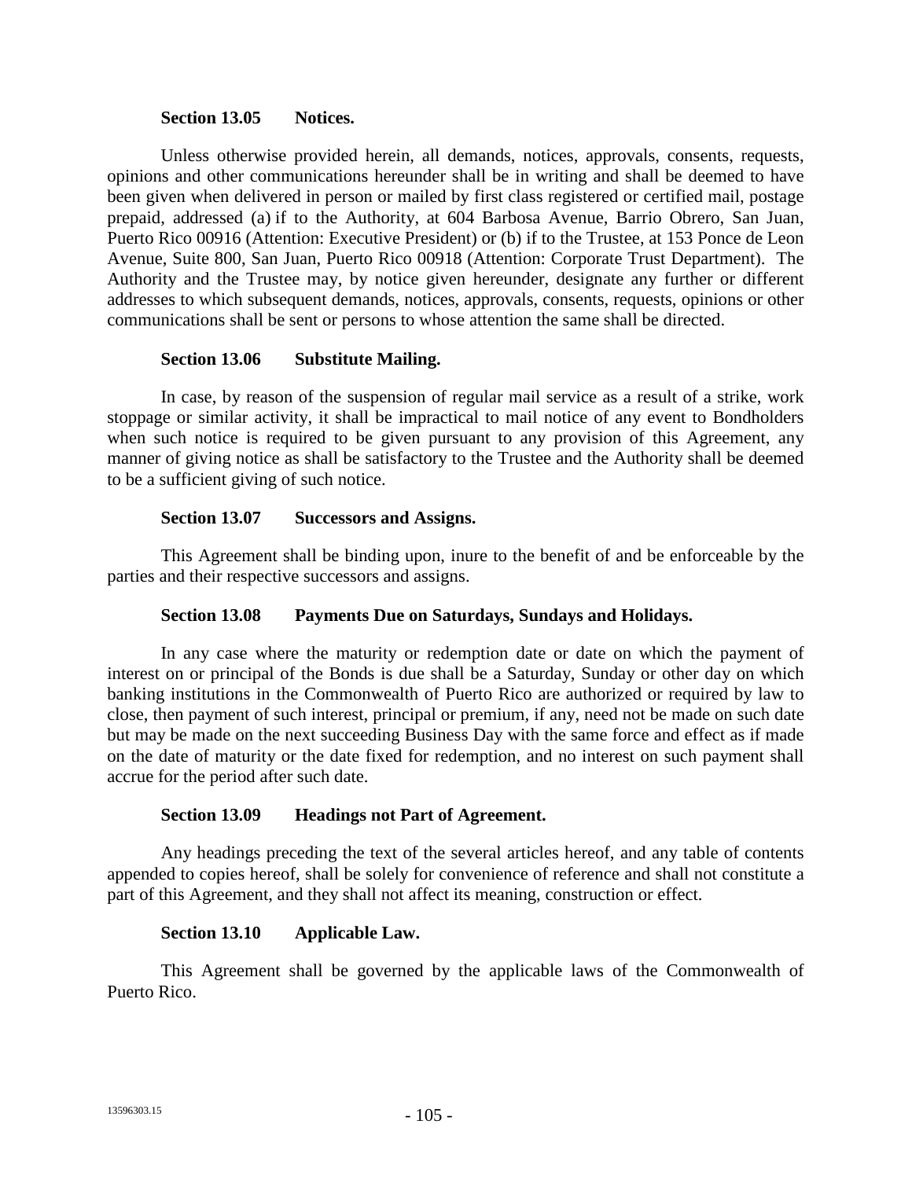### Section 13.05 Notices.

Unless otherwise provided herein, all demands, notices, approvals, consents, requests, opinions and other communications hereunder shall be in writing and shall be deemed to have been given when delivered in person or mailed by first class registered or certified mail, postage prepaid, addressed (a) if to the Authority, at 604 Barbosa Avenue, Barrio Obrero, San Juan, Puerto Rico 00916 (Attention: Executive President) or (b) if to the Trustee, at 153 Ponce de Leon Avenue, Suite 800, San Juan, Puerto Rico 00918 (Attention: Corporate Trust Department). The Authority and the Trustee may, by notice given hereunder, designate any further or different addresses to which subsequent demands, notices, approvals, consents, requests, opinions or other communications shall be sent or persons to whose attention the same shall be directed.

### Section 13.06 Substitute Mailing.

In case, by reason of the suspension of regular mail service as a result of a strike, work stoppage or similar activity, it shall be impractical to mail notice of any event to Bondholders when such notice is required to be given pursuant to any provision of this Agreement, any manner of giving notice as shall be satisfactory to the Trustee and the Authority shall be deemed to be a sufficient giving of such notice.

### Section 13.07 Successors and Assigns.

This Agreement shall be binding upon, inure to the benefit of and be enforceable by the parties and their respective successors and assigns.

### Section 13.08 Payments Due on Saturdays, Sundays and Holidays.

In any case where the maturity or redemption date or date on which the payment of interest on or principal of the Bonds is due shall be a Saturday, Sunday or other day on which banking institutions in the Commonwealth of Puerto Rico are authorized or required by law to close, then payment of such interest, principal or premium, if any, need not be made on such date but may be made on the next succeeding Business Day with the same force and effect as if made on the date of maturity or the date fixed for redemption, and no interest on such payment shall accrue for the period after such date.

### Section 13.09 Headings not Part of Agreement.

Any headings preceding the text of the several articles hereof, and any table of contents appended to copies hereof, shall be solely for convenience of reference and shall not constitute a part of this Agreement, and they shall not affect its meaning, construction or effect.

### Section 13.10 Applicable Law.

This Agreement shall be governed by the applicable laws of the Commonwealth of Puerto Rico.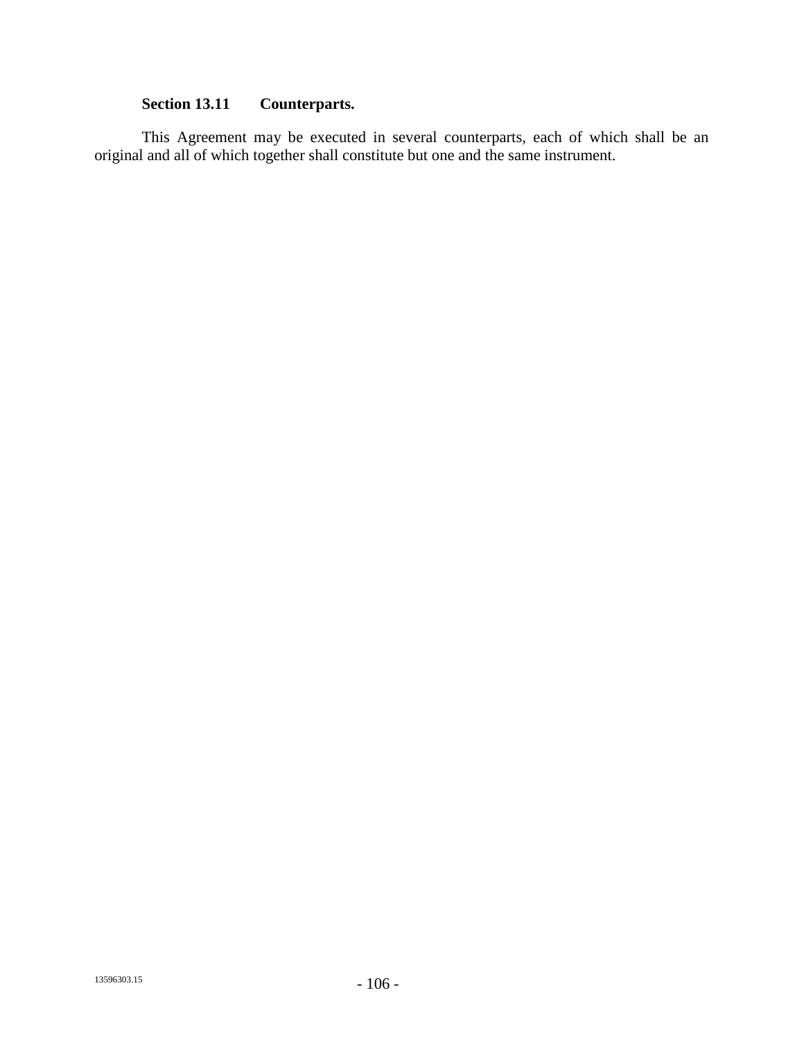**Section 13.11 Counterparts.**

This Agreement may be executed in several counterparts, each of which shall be an original and all of which together shall constitute but one and the same instrument.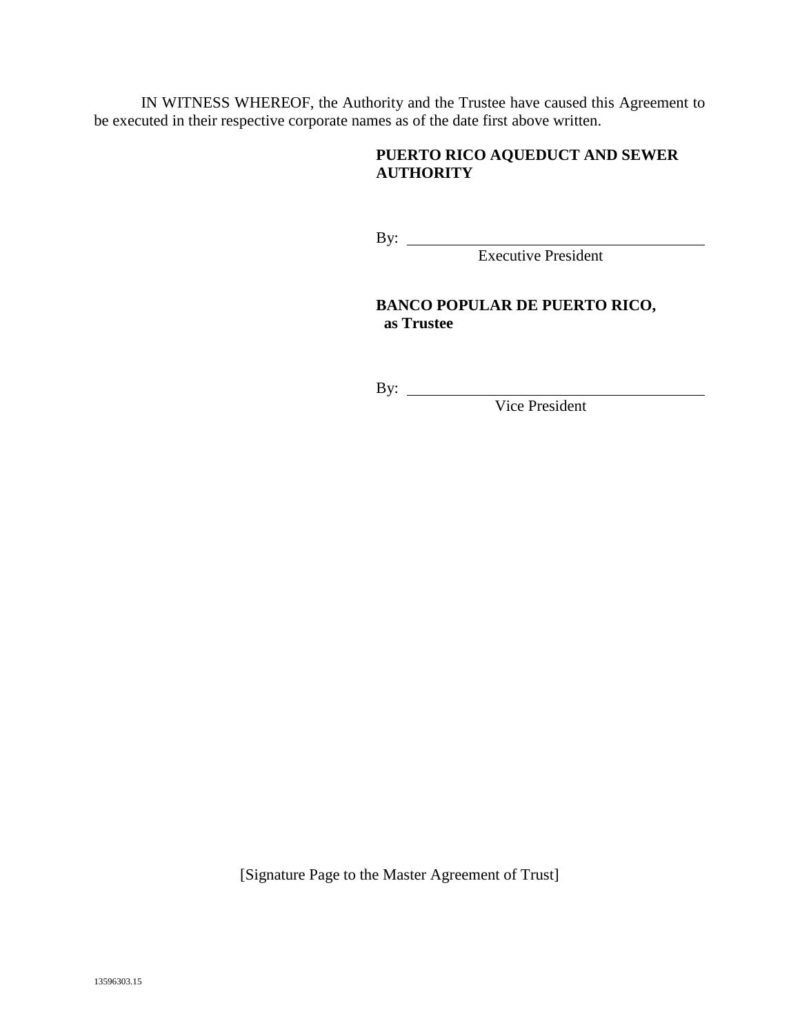IN WITNESS WHEREOF, the Authority and the Trustee have caused this Agreement to be executed in their respective corporate names as of the date first above written.

**PUERTO RICO AQUEDUCT AND SEWER AUTHORITY**

By: \_\_\_\_\_\_\_\_\_\_\_\_\_\_\_\_\_\_\_\_\_\_\_\_\_\_\_\_\_\_\_\_\_\_\_\_
Executive President

**BANCO POPULAR DE PUERTO RICO, as Trustee**

By: \_\_\_\_\_\_\_\_\_\_\_\_\_\_\_\_\_\_\_\_\_\_\_\_\_\_\_\_\_\_\_\_\_\_\_\_
Vice President

[Signature Page to the Master Agreement of Trust]

13596303.15